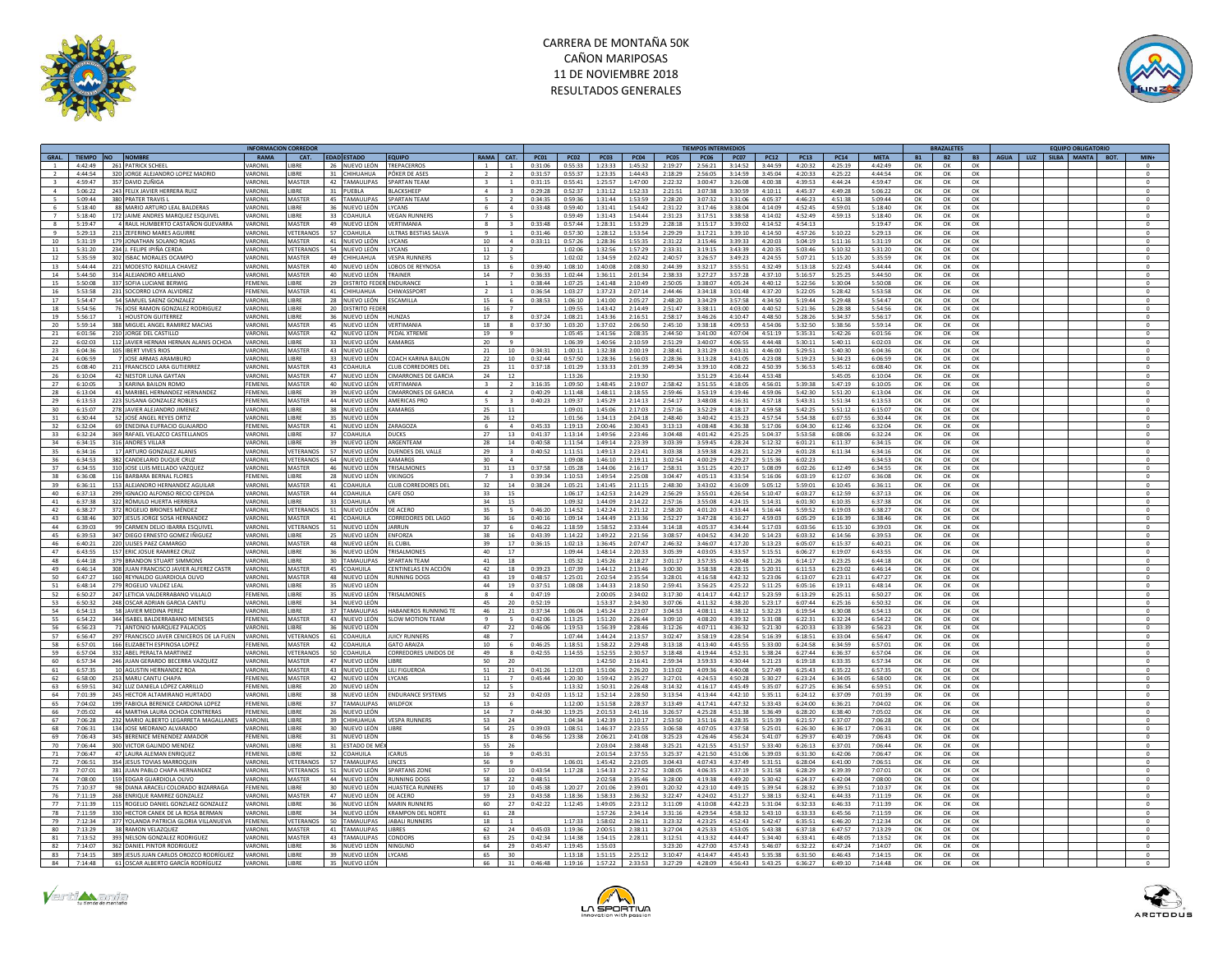# CARRERA DE MONTAÑA 50K
## CAÑON MARIPOSAS
## 11 DE NOVIEMBRE 2018
## RESULTADOS GENERALES

| GRAL. | TIEMPO | NO | NOMBRE | RAMA | CAT. | EDAD | ESTADO | EQUIPO | RAMA | CAT. | PC01 | PC02 | PC03 | PC04 | PC05 | PC06 | PC07 | PC12 | PC13 | PC14 | META | B1 | B2 | B3 | AGUA | LUZ | SILBA | MANTA | BOT. | MIN+ |
|---|---|---|---|---|---|---|---|---|---|---|---|---|---|---|---|---|---|---|---|---|---|---|---|---|---|---|---|---|---|---|
| | | | INFORMACION CORREDOR | | | | | | | | TIEMPOS INTERMEDIOS | | | | | | | | | | | BRAZALETES | | | EQUIPO OBLIGATORIO | | | | | |
| 1 | 4:42:49 | 261 | PATRICK SCHEEL | VARONIL | LIBRE | 26 | NUEVO LEÓN | TREPACERROS | 1 | 1 | 0:31:06 | 0:55:33 | 1:23:33 | 1:45:32 | 2:19:27 | 2:56:21 | 3:14:52 | 3:44:59 | 4:20:32 | 4:25:19 | 4:42:49 | OK | OK | OK | | | | | | 0 |
| 2 | 4:44:54 | 320 | JORGE ALEJANDRO LOPEZ MADRID | VARONIL | LIBRE | 31 | CHIHUAHUA | PÓKER DE ASES | 2 | 2 | 0:31:57 | 0:55:37 | 1:23:35 | 1:44:43 | 2:18:29 | 2:56:05 | 3:14:59 | 3:45:04 | 4:20:33 | 4:25:22 | 4:44:54 | OK | OK | OK | | | | | | 0 |
| 3 | 4:59:47 | 357 | DAVID ZUÑIGA | VARONIL | MASTER | 42 | TAMAULIPAS | SPARTAN TEAM | 3 | 1 | 0:31:15 | 0:55:41 | 1:25:57 | 1:47:00 | 2:22:32 | 3:00:47 | 3:26:08 | 4:00:38 | 4:39:53 | 4:44:24 | 4:59:47 | OK | OK | OK | | | | | | 0 |
| 4 | 5:06:22 | 243 | FELIX JAVIER HERRERA RUIZ | VARONIL | LIBRE | 31 | PUEBLA | BLACKSHEEP | 4 | 3 | 0:29:28 | 0:52:37 | 1:31:12 | 1:52:33 | 2:21:51 | 3:07:38 | 3:30:59 | 4:10:11 | 4:45:37 | 4:49:28 | 5:06:22 | OK | OK | OK | | | | | | 0 |
| 5 | 5:09:44 | 380 | PRATER TRAVIS L | VARONIL | MASTER | 45 | TAMAULIPAS | SPARTAN TEAM | 5 | 2 | 0:34:35 | 0:59:36 | 1:31:44 | 1:53:59 | 2:28:20 | 3:07:32 | 3:31:06 | 4:05:37 | 4:46:23 | 4:51:38 | 5:09:44 | OK | OK | OK | | | | | | 0 |
| 6 | 5:18:40 | 88 | MARIO ARTURO LEAL BALDERAS | VARONIL | LIBRE | 36 | NUEVO LEÓN | LYCANS | 6 | 4 | 0:33:48 | 0:59:40 | 1:31:41 | 1:54:42 | 2:31:22 | 3:17:46 | 3:38:04 | 4:14:09 | 4:52:45 | 4:59:01 | 5:18:40 | OK | OK | OK | | | | | | 0 |
| 7 | 5:18:40 | 172 | JAIME ANDRES MARQUEZ ESQUIVEL | VARONIL | LIBRE | 33 | COAHUILA | VEGAN RUNNERS | 7 | 5 | | 0:59:49 | 1:31:43 | 1:54:44 | 2:31:23 | 3:17:51 | 3:38:58 | 4:14:02 | 4:52:49 | 4:59:13 | 5:18:40 | OK | OK | OK | | | | | | 0 |
| 8 | 5:19:47 | 4 | RAUL HUMBERTO CASTAÑON GUEVARRA | VARONIL | MASTER | 49 | NUEVO LEÓN | VERTIMANIA | 8 | 3 | 0:33:48 | 0:57:44 | 1:28:31 | 1:53:29 | 2:28:18 | 3:15:17 | 3:39:02 | 4:14:52 | 4:54:13 | | 5:19:47 | OK | OK | OK | | | | | | 0 |
| 9 | 5:29:13 | 213 | ZEFERINO MARES AGUIRRE | VARONIL | VETERANOS | 57 | COAHUILA | ULTRAS BESTIAS SALVA | 9 | 1 | 0:31:46 | 0:57:30 | 1:28:12 | 1:53:54 | 2:29:29 | 3:17:21 | 3:39:10 | 4:14:50 | 4:57:26 | 5:10:22 | 5:29:13 | OK | OK | OK | | | | | | 0 |
| 10 | 5:31:19 | 179 | JONATHAN SOLANO ROJAS | VARONIL | MASTER | 41 | NUEVO LEÓN | LYCANS | 10 | 4 | 0:33:11 | 0:57:26 | 1:28:36 | 1:55:35 | 2:31:22 | 3:15:46 | 3:39:33 | 4:20:03 | 5:04:19 | 5:11:16 | 5:31:19 | OK | OK | OK | | | | | | 0 |
| 11 | 5:31:20 | 234 | J. FELIPE IPIÑA CERDA | VARONIL | VETERANOS | 54 | NUEVO LEÓN | LYCANS | 11 | 2 | | 1:02:06 | 1:32:56 | 1:57:29 | 2:33:31 | 3:19:15 | 3:43:39 | 4:20:35 | 5:03:46 | 5:10:32 | 5:31:20 | OK | OK | OK | | | | | | 0 |
| 12 | 5:35:59 | 302 | ISBAC MORALES OCAMPO | VARONIL | MASTER | 49 | CHIHUAHUA | VESPA RUNNERS | 12 | 5 | | 1:02:02 | 1:34:59 | 2:02:42 | 2:40:57 | 3:26:57 | 3:49:23 | 4:24:55 | 5:07:21 | 5:15:20 | 5:35:59 | OK | OK | OK | | | | | | 0 |
| 13 | 5:44:44 | 221 | MODESTO RADILLA CHAVEZ | VARONIL | MASTER | 40 | NUEVO LEÓN | LOBOS DE REYNOSA | 13 | 6 | 0:39:40 | 1:08:10 | 1:40:08 | 2:08:30 | 2:44:39 | 3:32:17 | 3:55:51 | 4:32:49 | 5:13:18 | 5:22:43 | 5:44:44 | OK | OK | OK | | | | | | 0 |
| 14 | 5:44:50 | 314 | ALEJANDRO ARELLANO | VARONIL | MASTER | 40 | NUEVO LEÓN | TRAINER | 14 | 7 | 0:36:33 | 1:02:44 | 1:36:11 | 2:01:34 | 2:38:33 | 3:27:27 | 3:57:28 | 4:37:10 | 5:16:57 | 5:25:25 | 5:44:50 | OK | OK | OK | | | | | | 0 |
| 15 | 5:50:08 | 337 | SOFIA LUCIANE BERWIG | FEMENIL | LIBRE | 29 | DISTRITO FEDER | ENDURANCE | 1 | 1 | 0:38:44 | 1:07:25 | 1:41:48 | 2:10:49 | 2:50:05 | 3:38:07 | 4:05:24 | 4:40:12 | 5:22:56 | 5:30:04 | 5:50:08 | OK | OK | OK | | | | | | 0 |
| 16 | 5:53:58 | 231 | SOCORRO LOYA ALVIDREZ | FEMENIL | MASTER | 41 | CHIHUAHUA | CHIWASSPORT | 2 | 1 | 0:36:54 | 1:03:27 | 1:37:23 | 2:07:14 | 2:44:46 | 3:34:18 | 3:01:48 | 4:37:20 | 5:22:05 | 5:28:42 | 5:53:58 | OK | OK | OK | | | | | | 0 |
| 17 | 5:54:47 | 54 | SAMUEL SAENZ GONZALEZ | VARONIL | LIBRE | 28 | NUEVO LEÓN | ESCAMILLA | 15 | 6 | 0:38:53 | 1:06:10 | 1:41:00 | 2:05:27 | 2:48:20 | 3:34:29 | 3:57:58 | 4:34:50 | 5:19:44 | 5:29:48 | 5:54:47 | OK | OK | OK | | | | | | 0 |
| 18 | 5:54:56 | 76 | JOSE RAMON GONZALEZ RODRIGUEZ | VARONIL | LIBRE | 20 | DISTRITO FEDER | | 16 | 7 | | 1:09:55 | 1:43:42 | 2:14:49 | 2:51:47 | 3:38:11 | 4:03:00 | 4:40:52 | 5:21:36 | 5:28:38 | 5:54:56 | OK | OK | OK | | | | | | 0 |
| 19 | 5:56:17 | 1 | HOUSTON GUITERREZ | VARONIL | LIBRE | 36 | NUEVO LEÓN | HUNZAS | 17 | 8 | 0:37:24 | 1:08:21 | 1:43:36 | 2:16:51 | 2:58:17 | 3:46:26 | 4:10:47 | 4:48:50 | 5:28:26 | 5:34:37 | 5:56:17 | OK | OK | OK | | | | | | 0 |
| 20 | 5:59:14 | 388 | MIGUEL ANGEL RAMIREZ MACIAS | VARONIL | MASTER | 45 | NUEVO LEÓN | VERTIMANIA | 18 | 8 | 0:37:30 | 1:03:20 | 1:37:02 | 2:06:50 | 2:45:10 | 3:38:18 | 4:09:53 | 4:54:06 | 5:32:50 | 5:38:56 | 5:59:14 | OK | OK | OK | | | | | | 0 |
| 21 | 6:01:56 | 210 | JORGE DEL CASTILLO | VARONIL | MASTER | 42 | NUEVO LEÓN | PEDAL XTREME | 19 | 9 | | 1:05:45 | 1:41:56 | 2:08:35 | 2:44:50 | 3:41:00 | 4:07:04 | 4:51:19 | 5:35:31 | 5:42:26 | 6:01:56 | OK | OK | OK | | | | | | 0 |
| 22 | 6:02:03 | 112 | JAVIER HERNAN HERNAN ALANIS OCHOA | VARONIL | LIBRE | 33 | NUEVO LEÓN | KAMARGS | 20 | 9 | | 1:06:39 | 1:40:56 | 2:10:59 | 2:51:29 | 3:40:07 | 4:06:55 | 4:44:48 | 5:30:11 | 5:40:11 | 6:02:03 | OK | OK | OK | | | | | | 0 |
| 23 | 6:04:36 | 105 | IBERT VIVES RIOS | VARONIL | MASTER | 43 | NUEVO LEÓN | | 21 | 10 | 0:34:31 | 1:00:11 | 1:32:38 | 2:00:19 | 2:38:41 | 3:31:29 | 4:03:31 | 4:46:00 | 5:29:51 | 5:40:30 | 6:04:36 | OK | OK | OK | | | | | | 0 |
| 24 | 6:06:59 | 7 | JOSE ARMAS ARAMBURO | VARONIL | LIBRE | 33 | NUEVO LEÓN | COACH KARINA BAILON | 22 | 10 | 0:32:44 | 0:57:50 | 1:28:36 | 1:56:03 | 2:28:36 | 3:13:28 | 3:41:05 | 4:23:08 | 5:19:23 | 5:34:23 | 6:06:59 | OK | OK | OK | | | | | | 0 |
| 25 | 6:08:40 | 211 | FRANCISCO LARA GUTIERREZ | VARONIL | MASTER | 43 | COAHUILA | CLUB CORREDORES DEL | 23 | 11 | 0:37:18 | 1:01:29 | 1:33:33 | 2:01:39 | 2:49:34 | 3:39:10 | 4:08:22 | 4:50:39 | 5:36:53 | 5:45:12 | 6:08:40 | OK | OK | OK | | | | | | 0 |
| 26 | 6:10:04 | 42 | NESTOR LUNA GAYTAN | VARONIL | MASTER | 47 | NUEVO LEÓN | CIMARRONES DE GARCIA | 24 | 12 | | 1:13:26 | | 2:19:30 | | 3:51:29 | 4:16:44 | 4:53:48 | | 5:45:05 | 6:10:04 | OK | OK | OK | | | | | | 0 |
| 27 | 6:10:05 | 3 | KARINA BAILON ROMO | FEMENIL | MASTER | 40 | NUEVO LEÓN | VERTIMANIA | 3 | 2 | 3:16:35 | 1:09:50 | 1:48:45 | 2:19:07 | 2:58:42 | 3:51:55 | 4:18:05 | 4:56:01 | 5:39:38 | 5:47:19 | 6:10:05 | OK | OK | OK | | | | | | 0 |
| 28 | 6:13:04 | 41 | MARIBEL HERNANDEZ HERNANDEZ | FEMENIL | LIBRE | 39 | NUEVO LEÓN | CIMARRONES DE GARCIA | 4 | 2 | 0:40:29 | 1:11:48 | 1:48:11 | 2:18:55 | 2:59:46 | 3:53:19 | 4:19:46 | 4:59:06 | 5:42:30 | 5:51:20 | 6:13:04 | OK | OK | OK | | | | | | 0 |
| 29 | 6:13:53 | 223 | SUSANA GONZALEZ ROBLES | FEMENIL | MASTER | 44 | NUEVO LEÓN | AMERICAS PRO | 5 | 3 | 0:40:23 | 1:09:37 | 1:45:29 | 2:14:13 | 2:54:27 | 3:48:08 | 4:16:31 | 4:57:18 | 5:43:31 | 5:51:34 | 6:13:53 | OK | OK | OK | | | | | | 0 |
| 30 | 6:15:07 | 278 | JAVIER ALEJANDRO JIMENEZ | VARONIL | LIBRE | 38 | NUEVO LEÓN | KAMARGS | 25 | 11 | | 1:09:01 | 1:45:06 | 2:17:03 | 2:57:16 | 3:52:29 | 4:18:17 | 4:59:58 | 5:42:25 | 5:51:12 | 6:15:07 | OK | OK | OK | | | | | | 0 |
| 31 | 6:30:44 | 52 | JOSÉ ANGEL REYES ORTIZ | VARONIL | LIBRE | 35 | NUEVO LEÓN | | 26 | 12 | | 1:01:56 | 1:34:13 | 2:04:18 | 2:48:40 | 3:40:42 | 4:15:23 | 4:57:54 | 5:54:38 | 6:07:55 | 6:30:44 | OK | OK | OK | | | | | | 0 |
| 32 | 6:32:04 | 69 | ENEDINA EUFRACIO GUAJARDO | FEMENIL | MASTER | 41 | NUEVO LEÓN | ZARAGOZA | 6 | 4 | 0:45:33 | 1:19:13 | 2:00:46 | 2:30:43 | 3:13:13 | 4:08:48 | 4:36:38 | 5:17:06 | 6:04:30 | 6:12:46 | 6:32:04 | OK | OK | OK | | | | | | 0 |
| 33 | 6:32:24 | 369 | RAFAEL VELAZCO CASTELLANOS | VARONIL | LIBRE | 37 | COAHUILA | DUCKS | 27 | 13 | 0:41:37 | 1:13:14 | 1:49:56 | 2:23:46 | 3:04:48 | 4:01:42 | 4:25:25 | 5:04:37 | 5:53:58 | 6:08:06 | 6:32:24 | OK | OK | OK | | | | | | 0 |
| 34 | 6:34:15 | 316 | ANDRES VILLAR | VARONIL | LIBRE | 39 | NUEVO LEÓN | ARGENTEAM | 28 | 14 | 0:40:58 | 1:11:54 | 1:49:14 | 2:23:39 | 3:03:39 | 3:59:45 | 4:28:24 | 5:12:32 | 6:01:21 | 6:11:37 | 6:34:15 | OK | OK | OK | | | | | | 0 |
| 35 | 6:34:16 | 17 | ARTURO GONZALEZ ALANIS | VARONIL | VETERANOS | 57 | NUEVO LEÓN | DUENDES DEL VALLE | 29 | 3 | 0:40:52 | 1:11:51 | 1:49:13 | 2:23:41 | 3:03:38 | 3:59:38 | 4:28:21 | 5:12:29 | 6:01:28 | 6:11:34 | 6:34:16 | OK | OK | OK | | | | | | 0 |
| 36 | 6:34:53 | 382 | CANDELARIO DUQUE CRUZ | VARONIL | VETERANOS | 64 | NUEVO LEÓN | KAMARGS | 30 | 4 | | 1:09:08 | 1:46:10 | 2:19:11 | 3:02:54 | 4:00:29 | 4:29:27 | 5:15:36 | 6:02:23 | | 6:34:53 | OK | OK | OK | | | | | | 0 |
| 37 | 6:34:55 | 310 | JOSE LUIS MELLADO VAZQUEZ | VARONIL | MASTER | 46 | NUEVO LEÓN | TRISALMONES | 31 | 13 | 0:37:58 | 1:05:28 | 1:44:06 | 2:16:17 | 2:58:31 | 3:51:25 | 4:20:17 | 5:08:09 | 6:02:26 | 6:12:49 | 6:34:55 | OK | OK | OK | | | | | | 0 |
| 38 | 6:36:08 | 116 | BARBARA BERNAL FLORES | FEMENIL | LIBRE | 28 | NUEVO LEÓN | VIKINGOS | 7 | 3 | 0:39:34 | 1:10:53 | 1:49:54 | 2:25:08 | 3:04:47 | 4:05:13 | 4:33:54 | 5:16:06 | 6:03:19 | 6:12:07 | 6:36:08 | OK | OK | OK | | | | | | 0 |
| 39 | 6:36:11 | 153 | ALEJANDRO HERNANDEZ AGUILAR | VARONIL | MASTER | 41 | COAHUILA | CLUB CORREDORES DEL | 32 | 14 | 0:38:24 | 1:05:21 | 1:41:45 | 2:11:15 | 2:48:30 | 3:43:02 | 4:16:09 | 5:05:12 | 5:59:01 | 6:10:45 | 6:36:11 | OK | OK | OK | | | | | | 0 |
| 40 | 6:37:13 | 299 | IGNACIO ALFONSO RECIO CEPEDA | VARONIL | MASTER | 44 | COAHUILA | CAFE OSO | 33 | 15 | | 1:06:17 | 1:42:53 | 2:14:29 | 2:56:29 | 3:55:01 | 4:26:54 | 5:10:47 | 6:03:27 | 6:12:59 | 6:37:13 | OK | OK | OK | | | | | | 0 |
| 41 | 6:37:38 | 322 | RÓMULO HUERTA HERRERA | VARONIL | LIBRE | 33 | COAHUILA | VR | 34 | 15 | | 1:09:32 | 1:44:09 | 2:14:22 | 2:57:16 | 3:55:08 | 4:24:15 | 5:14:31 | 6:01:30 | 6:10:35 | 6:37:38 | OK | OK | OK | | | | | | 0 |
| 42 | 6:38:27 | 372 | ROGELIO BRIONES MÉNDEZ | VARONIL | VETERANOS | 51 | NUEVO LEÓN | DE ACERO | 35 | 5 | 0:46:20 | 1:14:52 | 1:42:24 | 2:21:12 | 2:58:20 | 4:01:20 | 4:33:44 | 5:16:44 | 5:59:52 | 6:19:03 | 6:38:27 | OK | OK | OK | | | | | | 0 |
| 43 | 6:38:46 | 307 | JESUS JORGE SOSA HERNANDEZ | VARONIL | MASTER | 41 | COAHUILA | CORREDORES DEL LAGO | 36 | 16 | 0:40:16 | 1:09:14 | 1:44:49 | 2:13:36 | 2:52:27 | 3:47:28 | 4:16:27 | 4:59:03 | 6:05:29 | 6:16:39 | 6:38:46 | OK | OK | OK | | | | | | 0 |
| 44 | 6:39:03 | 99 | CARMEN DELIO IBARRA ESQUIVEL | VARONIL | VETERANOS | 51 | NUEVO LEÓN | JARRUN | 37 | 6 | 0:46:22 | 1:18:59 | 1:58:52 | 2:33:44 | 3:14:18 | 4:05:37 | 4:34:44 | 5:17:03 | 6:03:56 | 6:15:10 | 6:39:03 | OK | OK | OK | | | | | | 0 |
| 45 | 6:39:53 | 347 | DIEGO ERNESTO GOMEZ ÍÑIGUEZ | VARONIL | LIBRE | 25 | NUEVO LEÓN | ENFORZA | 38 | 16 | 0:43:39 | 1:14:22 | 1:49:22 | 2:21:56 | 3:08:57 | 4:04:52 | 4:34:20 | 5:14:23 | 6:03:32 | 6:14:56 | 6:39:53 | OK | OK | OK | | | | | | 0 |
| 46 | 6:40:21 | 220 | ULISES PAEZ CAMARGO | VARONIL | MASTER | 48 | NUEVO LEÓN | EL CUBIL | 39 | 17 | 0:36:15 | 1:02:13 | 1:36:45 | 2:07:47 | 2:46:32 | 3:46:07 | 4:17:20 | 5:13:23 | 6:05:07 | 6:15:37 | 6:40:21 | OK | OK | OK | | | | | | 0 |
| 47 | 6:43:55 | 157 | ERIC JOSUE RAMIREZ CRUZ | VARONIL | LIBRE | 36 | NUEVO LEÓN | TRISALMONES | 40 | 17 | | 1:09:44 | 1:48:14 | 2:20:33 | 3:05:39 | 4:03:05 | 4:33:57 | 5:15:51 | 6:06:27 | 6:19:07 | 6:43:55 | OK | OK | OK | | | | | | 0 |
| 48 | 6:44:18 | 379 | BRANDON STUART SIMMONS | VARONIL | LIBRE | 30 | TAMAULIPAS | SPARTAN TEAM | 41 | 18 | | 1:05:32 | 1:45:26 | 2:18:27 | 3:01:17 | 3:57:35 | 4:30:48 | 5:21:26 | 6:14:17 | 6:23:25 | 6:44:18 | OK | OK | OK | | | | | | 0 |
| 49 | 6:46:14 | 308 | JUAN FRANCISCO JAVIER ALFEREZ CASTR | VARONIL | MASTER | 45 | COAHUILA | CENTINELAS EN ACCIÓN | 42 | 18 | 0:39:23 | 1:07:39 | 1:44:12 | 2:13:46 | 3:00:30 | 3:58:38 | 4:28:15 | 5:20:31 | 6:11:53 | 6:23:02 | 6:46:14 | OK | OK | OK | | | | | | 0 |
| 50 | 6:47:27 | 160 | REYNALDO GUARDIOLA OLIVO | VARONIL | MASTER | 48 | NUEVO LEÓN | RUNNING DOGS | 43 | 19 | 0:48:57 | 1:25:01 | 2:02:54 | 2:35:54 | 3:28:01 | 4:16:58 | 4:42:32 | 5:23:06 | 6:13:07 | 6:23:11 | 6:47:27 | OK | OK | OK | | | | | | 0 |
| 51 | 6:48:14 | 279 | ROGELIO VALDEZ LEAL | VARONIL | LIBRE | 35 | NUEVO LEÓN | | 44 | 19 | 0:37:51 | 1:08:08 | 1:44:33 | 2:18:50 | 2:59:41 | 3:56:25 | 4:25:22 | 5:11:25 | 6:05:16 | 6:19:11 | 6:48:14 | OK | OK | OK | | | | | | 0 |
| 52 | 6:50:27 | 247 | LETICIA VALDERRABANO VILLALO | FEMENIL | LIBRE | 35 | NUEVO LEÓN | TRISALMONES | 8 | 4 | 0:47:19 | | 2:00:05 | 2:34:02 | 3:17:30 | 4:14:17 | 4:42:17 | 5:23:59 | 6:13:29 | 6:25:11 | 6:50:27 | OK | OK | OK | | | | | | 0 |
| 53 | 6:50:32 | 248 | OSCAR ADRIAN GARCIA CANTU | VARONIL | LIBRE | 34 | NUEVO LEÓN | | 45 | 20 | 0:52:19 | | 1:53:37 | 2:34:30 | 3:07:06 | 4:11:32 | 4:38:20 | 5:23:17 | 6:07:44 | 6:25:16 | 6:50:32 | OK | OK | OK | | | | | | 0 |
| 54 | 6:54:13 | 58 | JAVIER MEDINA PEREZ | VARONIL | LIBRE | 37 | TAMAULIPAS | HABANEROS RUNNING TE | 46 | 21 | 0:37:34 | 1:06:04 | 1:45:24 | 2:23:07 | 3:04:53 | 4:08:11 | 4:38:12 | 5:32:23 | 6:19:54 | 6:30:08 | 6:54:13 | OK | OK | OK | | | | | | 0 |
| 55 | 6:54:22 | 344 | ISABEL BALDERRABANO MENESES | FEMENIL | MASTER | 43 | NUEVO LEÓN | SLOW MOTION TEAM | 9 | 5 | 0:42:06 | 1:13:25 | 1:51:20 | 2:26:44 | 3:09:10 | 4:08:20 | 4:39:32 | 5:31:08 | 6:22:31 | 6:32:24 | 6:54:22 | OK | OK | OK | | | | | | 0 |
| 56 | 6:56:23 | 71 | ANTONIO MARQUEZ PALACIOS | VARONIL | LIBRE | 36 | NUEVO LEÓN | | 47 | 22 | 0:46:06 | 1:19:53 | 1:56:39 | 2:28:46 | 3:12:26 | 4:07:11 | 4:36:32 | 5:21:30 | 6:20:33 | 6:33:39 | 6:56:23 | OK | OK | OK | | | | | | 0 |
| 57 | 6:56:47 | 297 | FRANCISCO JAVIER CENICEROS DE LA FUEN | VARONIL | VETERANOS | 61 | COAHUILA | JUICY RUNNERS | 48 | 7 | | 1:07:44 | 1:44:24 | 2:13:57 | 3:02:47 | 3:58:19 | 4:28:54 | 5:16:39 | 6:18:51 | 6:33:04 | 6:56:47 | OK | OK | OK | | | | | | 0 |
| 58 | 6:57:01 | 166 | ELIZABETH ESPINOSA LOPEZ | FEMENIL | MASTER | 42 | COAHUILA | GATO ARAIZA | 10 | 6 | 0:46:25 | 1:18:51 | 1:58:22 | 2:29:48 | 3:13:18 | 4:13:40 | 4:45:55 | 5:33:00 | 6:24:58 | 6:34:59 | 6:57:01 | OK | OK | OK | | | | | | 0 |
| 59 | 6:57:04 | 332 | ABEL PERALTA MARTINEZ | VARONIL | VETERANOS | 50 | COAHUILA | CORREDORES UNIDOS DE | 49 | 8 | 0:42:55 | 1:14:55 | 1:52:55 | 2:30:57 | 3:18:48 | 4:19:44 | 4:52:31 | 5:38:24 | 6:27:44 | 6:36:37 | 6:57:04 | OK | OK | OK | | | | | | 0 |
| 60 | 6:57:34 | 246 | JUAN GERARDO BECERRA VAZQUEZ | VARONIL | MASTER | 47 | NUEVO LEÓN | LIBRE | 50 | 20 | | | 1:42:50 | 2:16:41 | 2:59:34 | 3:59:33 | 4:30:44 | 5:21:23 | 6:19:18 | 6:33:35 | 6:57:34 | OK | OK | OK | | | | | | 0 |
| 61 | 6:57:35 | 10 | AGUSTIN HERNANDEZ ROA | VARONIL | MASTER | 43 | NUEVO LEÓN | LILI FIGUEROA | 51 | 21 | 0:41:26 | 1:12:03 | 1:51:06 | 2:26:20 | 3:13:02 | 4:09:36 | 4:40:08 | 5:27:49 | 6:25:43 | 6:35:22 | 6:57:35 | OK | OK | OK | | | | | | 0 |
| 62 | 6:58:00 | 253 | MARU CANTU CHAPA | FEMENIL | MASTER | 42 | NUEVO LEÓN | LYCANS | 11 | 7 | 0:45:44 | 1:20:30 | 1:59:42 | 2:35:27 | 3:27:01 | 4:24:53 | 4:50:28 | 5:30:27 | 6:23:24 | 6:34:05 | 6:58:00 | OK | OK | OK | | | | | | 0 |
| 63 | 6:59:51 | 342 | LUZ DANIELA LÓPEZ CARRILLO | FEMENIL | LIBRE | 28 | NUEVO LEÓN | | 12 | 5 | | 1:13:32 | 1:50:31 | 2:26:48 | 3:14:32 | 4:16:17 | 4:45:49 | 5:35:07 | 6:27:25 | 6:36:54 | 6:59:51 | OK | OK | OK | | | | | | 0 |
| 64 | 7:01:39 | 245 | HECTOR ALTAMIRANO HURTADO | VARONIL | LIBRE | 38 | NUEVO LEÓN | ENDURANCE SYSTEMS | 52 | 23 | 0:42:03 | 1:15:12 | 1:52:14 | 2:28:50 | 3:13:54 | 4:13:44 | 4:42:10 | 5:35:11 | 6:24:12 | 6:37:09 | 7:01:39 | OK | OK | OK | | | | | | 0 |
| 65 | 7:04:02 | 199 | FABIOLA BERENICE CARDONA LOPEZ | FEMENIL | LIBRE | 37 | TAMAULIPAS | WILDFOX | 13 | 6 | | 1:12:00 | 1:51:58 | 2:28:37 | 3:13:49 | 4:17:41 | 4:47:32 | 5:33:43 | 6:24:00 | 6:36:21 | 7:04:02 | OK | OK | OK | | | | | | 0 |
| 66 | 7:05:02 | 44 | MARTHA LAURA OCHOA CONTRERAS | FEMENIL | LIBRE | 26 | NUEVO LEÓN | | 14 | 7 | 0:44:30 | 1:19:25 | 2:01:53 | 2:41:16 | 3:26:57 | 4:25:28 | 4:51:38 | 5:36:49 | 6:28:20 | 6:38:40 | 7:05:02 | OK | OK | OK | | | | | | 0 |
| 67 | 7:06:28 | 232 | MARIO ALBERTO LEGARRETA MAGALLANES | VARONIL | LIBRE | 39 | CHIHUAHUA | VESPA RUNNERS | 53 | 24 | | 1:04:34 | 1:42:39 | 2:10:17 | 2:53:50 | 3:51:16 | 4:28:35 | 5:15:39 | 6:21:57 | 6:37:07 | 7:06:28 | OK | OK | OK | | | | | | 0 |
| 68 | 7:06:31 | 134 | JOSE MEDRANO ALVARADO | VARONIL | LIBRE | 30 | NUEVO LEÓN | LIBRE | 54 | 25 | 0:39:03 | 1:08:51 | 1:46:37 | 2:23:55 | 3:06:58 | 4:07:05 | 4:37:58 | 5:25:01 | 6:26:30 | 6:36:17 | 7:06:31 | OK | OK | OK | | | | | | 0 |
| 69 | 7:06:43 | 345 | BERENICE MENENDEZ AMADOR | FEMENIL | LIBRE | 31 | NUEVO LEÓN | | 15 | 8 | 0:46:56 | 1:23:38 | 2:06:21 | 2:41:08 | 3:25:23 | 4:26:46 | 4:56:24 | 5:41:07 | 6:29:37 | 6:40:19 | 7:06:43 | OK | OK | OK | | | | | | 0 |
| 70 | 7:06:44 | 300 | VICTOR GALINDO MENDEZ | VARONIL | LIBRE | 31 | ESTADO DE MÉX | | 55 | 26 | | | 2:03:04 | 2:38:48 | 3:25:21 | 4:21:55 | 4:51:57 | 5:33:40 | 6:26:13 | 6:37:01 | 7:06:44 | OK | OK | OK | | | | | | 0 |
| 71 | 7:06:47 | 47 | LAURA ALEMAN ENRIQUEZ | FEMENIL | LIBRE | 32 | COAHUILA | ICARUS | 16 | 9 | 0:45:31 | | 2:01:54 | 2:37:55 | 3:25:37 | 4:21:50 | 4:51:06 | 5:39:03 | 6:31:30 | 6:42:06 | 7:06:47 | OK | OK | OK | | | | | | 0 |
| 72 | 7:06:51 | 354 | JESUS TOVIAS MARROQUIN | VARONIL | VETERANOS | 57 | TAMAULIPAS | LINCES | 56 | 9 | | 1:06:01 | 1:45:42 | 2:23:05 | 3:04:43 | 4:07:43 | 4:37:49 | 5:31:51 | 6:28:04 | 6:41:00 | 7:06:51 | OK | OK | OK | | | | | | 0 |
| 73 | 7:07:01 | 381 | JUAN PABLO CHAPA HERNANDEZ | VARONIL | VETERANOS | 51 | NUEVO LEÓN | SPARTANS ZONE | 57 | 10 | 0:43:54 | 1:17:28 | 1:54:33 | 2:27:52 | 3:08:05 | 4:06:35 | 4:37:19 | 5:31:58 | 6:28:29 | 6:39:39 | 7:07:01 | OK | OK | OK | | | | | | 0 |
| 74 | 7:08:00 | 159 | EDGAR GUARDIOLA OLIVO | VARONIL | MASTER | 44 | NUEVO LEÓN | RUNNING DOGS | 58 | 22 | 0:48:51 | | 2:02:58 | 2:35:46 | 3:28:00 | 4:19:38 | 4:49:20 | 5:30:42 | 6:24:37 | 6:42:04 | 7:08:00 | OK | OK | OK | | | | | | 0 |
| 75 | 7:10:37 | 98 | DIANA ARACELI COLORADO BIZARRAGA | FEMENIL | LIBRE | 30 | NUEVO LEÓN | HUASTECA RUNNERS | 17 | 10 | 0:45:38 | 1:20:27 | 2:01:06 | 2:39:01 | 3:20:32 | 4:23:10 | 4:49:15 | 5:39:54 | 6:28:32 | 6:39:51 | 7:10:37 | OK | OK | OK | | | | | | 0 |
| 76 | 7:11:19 | 268 | ENRIQUE RAMIREZ GONZALEZ | VARONIL | MASTER | 47 | NUEVO LEÓN | DE ACERO | 59 | 23 | 0:43:58 | 1:18:36 | 1:58:33 | 2:36:32 | 3:22:47 | 4:24:02 | 4:51:27 | 5:38:13 | 6:32:41 | 6:44:33 | 7:11:19 | OK | OK | OK | | | | | | 0 |
| 77 | 7:11:39 | 115 | ROGELIO DANIEL GONZLAEZ GONZALEZ | VARONIL | LIBRE | 36 | NUEVO LEÓN | MARIN RUNNERS | 60 | 27 | 0:42:22 | 1:12:45 | 1:49:05 | 2:23:12 | 3:11:09 | 4:10:08 | 4:42:23 | 5:31:04 | 6:32:33 | 6:46:33 | 7:11:39 | OK | OK | OK | | | | | | 0 |
| 78 | 7:11:59 | 330 | HECTOR CANEK DE LA ROSA BERMAN | VARONIL | LIBRE | 34 | NUEVO LEÓN | KRAMPON DEL NORTE | 61 | 28 | | | 1:57:26 | 2:34:14 | 3:31:16 | 4:29:54 | 4:58:32 | 5:43:10 | 6:33:33 | 6:45:56 | 7:11:59 | OK | OK | OK | | | | | | 0 |
| 79 | 7:12:34 | 377 | YOLANDA PATRICIA GLORIA VILLANUEVA | FEMENIL | VETERANOS | 50 | TAMAULIPAS | JABALI RUNNERS | 18 | 1 | | 1:17:33 | 1:58:02 | 2:36:11 | 3:23:32 | 4:23:25 | 4:52:43 | 5:42:47 | 6:35:51 | 6:46:20 | 7:12:34 | OK | OK | OK | | | | | | 0 |
| 80 | 7:13:29 | 38 | RAMON VELAZQUEZ | VARONIL | MASTER | 41 | TAMAULIPAS | LIBRES | 62 | 24 | 0:45:03 | 1:19:36 | 2:00:51 | 2:38:11 | 3:27:04 | 4:25:33 | 4:53:05 | 5:43:38 | 6:37:18 | 6:47:57 | 7:13:29 | OK | OK | OK | | | | | | 0 |
| 81 | 7:13:52 | 393 | NELSON GONZALEZ RODRIGUEZ | VARONIL | MASTER | 43 | TAMAULIPAS | CONDORS | 63 | 25 | 0:42:34 | 1:14:38 | 1:54:15 | 2:28:11 | 3:13:32 | 4:44:47 | 5:34:40 | 6:33:41 | 6:48:05 | | 7:13:52 | OK | OK | OK | | | | | | 0 |
| 82 | 7:14:07 | 362 | DANIEL PINTOR RODRIGUEZ | VARONIL | LIBRE | 36 | NUEVO LEÓN | NINGUNO | 64 | 29 | 0:45:47 | 1:19:45 | 1:55:03 | | 3:23:20 | 4:27:00 | 4:57:43 | 5:46:07 | 6:32:22 | 6:47:24 | 7:14:07 | OK | OK | OK | | | | | | 0 |
| 83 | 7:14:15 | 389 | JESUS JUAN CARLOS OROZCO RODRÍGUEZ | VARONIL | LIBRE | 35 | NUEVO LEÓN | LYCANS | 65 | 30 | | 1:13:18 | 1:51:15 | 2:25:12 | 3:10:47 | 4:14:47 | 4:45:43 | 5:35:38 | 6:31:50 | 6:46:43 | 7:14:15 | OK | OK | OK | | | | | | 0 |
| 84 | 7:14:48 | 61 | OSCAR ALBERTO GARCÍA RODRÍGUEZ | VARONIL | LIBRE | 35 | NUEVO LEÓN | | 66 | 31 | 0:46:48 | 1:19:16 | 1:57:22 | 2:33:53 | 3:27:29 | 4:28:09 | 4:56:43 | 5:43:25 | 6:36:27 | 6:49:10 | 7:14:48 | OK | OK | OK | | | | | | 0 |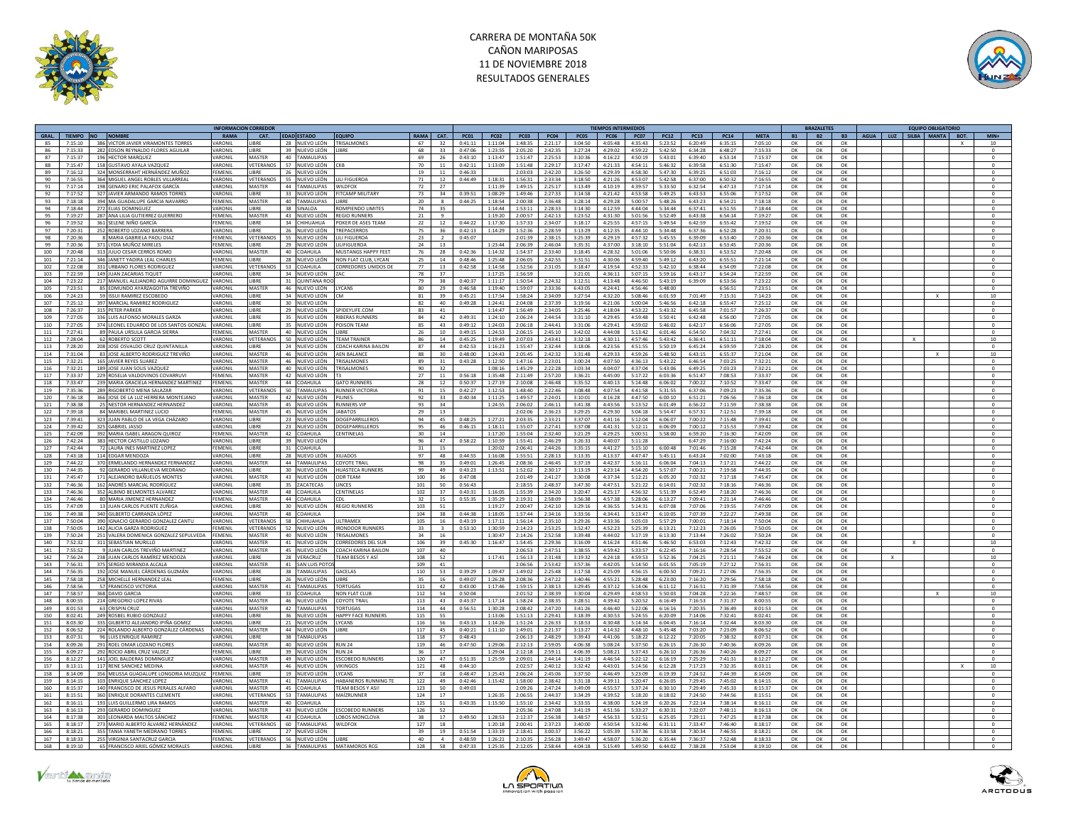# CARRERA DE MONTAÑA 50K
## CAÑON MARIPOSAS
## 11 DE NOVIEMBRE 2018
## RESULTADOS GENERALES

| GRAL. | TIEMPO | NO | NOMBRE | RAMA | CAT. | EDAD | ESTADO | EQUIPO | RAMA | CAT. | PC01 | PC02 | PC03 | PC04 | PC05 | PC06 | PC07 | PC12 | PC13 | PC14 | META | B1 | B2 | B3 | AGUA | LUZ | SILBA | MANTA | BOT. | MIN+ |
|---|---|---|---|---|---|---|---|---|---|---|---|---|---|---|---|---|---|---|---|---|---|---|---|---|---|---|---|---|---|---|
| 85 | 7:15:10 | 386 | VICTOR JAVIER VIRAMONTES TORRES | VARONIL | LIBRE | 28 | NUEVO LEÓN | TRISALMONES | 67 | 32 | 0:41:11 | 1:11:04 | 1:48:35 | 2:21:17 | 3:04:50 | 4:05:48 | 4:35:43 | 5:23:52 | 6:20:49 | 6:35:15 | 7:05:10 | OK | OK | OK | | | | | X | 10 |
| 86 | 7:15:33 | 282 | EDSON REYNALDO FLORES AGUILAR | VARONIL | LIBRE | 39 | NUEVO LEÓN | LIBRE | 68 | 33 | 0:47:06 | 1:23:55 | 2:05:20 | 2:42:35 | 3:27:24 | 4:29:02 | 4:59:22 | 5:42:50 | 6:34:28 | 6:48:27 | 7:15:33 | OK | OK | OK | | | | | | 0 |
| 87 | 7:15:37 | 196 | HECTOR MARQUEZ | VARONIL | MASTER | 40 | TAMAULIPAS | | 69 | 26 | 0:43:10 | 1:13:47 | 1:51:47 | 2:25:53 | 3:10:36 | 4:16:22 | 4:50:19 | 5:43:01 | 6:39:40 | 6:53:14 | 7:15:37 | OK | OK | OK | | | | | | 0 |
| 88 | 7:15:47 | 158 | GUSTAVO AYALA VAZQUEZ | VARONIL | VETERANOS | 57 | NUEVO LEÓN | CKB | 70 | 11 | 0:42:11 | 1:13:09 | 1:51:48 | 2:29:17 | 3:17:47 | 4:21:33 | 4:54:11 | 5:46:32 | 6:39:58 | 6:51:30 | 7:15:47 | OK | OK | OK | | | | | | 0 |
| 89 | 7:16:12 | 324 | MONSERRAHT HERNÁNDEZ MUÑOZ | FEMENIL | LIBRE | 26 | NUEVO LEÓN | | 19 | 11 | 0:46:33 | | 2:03:03 | 2:42:20 | 3:26:50 | 4:29:39 | 4:58:30 | 5:47:30 | 6:39:25 | 6:51:03 | 7:16:12 | OK | OK | OK | | | | | | 0 |
| 90 | 7:16:55 | 364 | MIGUEL ANGEL ROBLES VILLARREAL | VARONIL | VETERANOS | 55 | NUEVO LEÓN | LILI FIGUEROA | 71 | 12 | 0:44:49 | 1:18:31 | 1:56:31 | 2:33:34 | 3:18:50 | 4:21:26 | 4:53:07 | 5:42:58 | 6:37:00 | 6:50:32 | 7:16:55 | OK | OK | OK | | | | | | 0 |
| 91 | 7:17:14 | 198 | GENARO ERIC PALAFOX GARCÍA | VARONIL | MASTER | 44 | TAMAULIPAS | WILDFOX | 72 | 27 | | 1:11:39 | 1:49:15 | 2:25:17 | 3:13:49 | 4:10:19 | 4:39:57 | 5:33:50 | 6:32:54 | 6:47:13 | 7:17:14 | OK | OK | OK | | | | | | 0 |
| 92 | 7:17:52 | 327 | JAVIER ARMANDO RAMOS TORRES | VARONIL | LIBRE | 33 | NUEVO LEÓN | FITCAMP MILITARY | 73 | 34 | 0:39:51 | 1:08:29 | 1:49:46 | 2:27:33 | 3:14:58 | 4:21:42 | 4:53:58 | 5:49:25 | 6:43:53 | 6:55:06 | 7:17:52 | OK | OK | OK | | | | | | 0 |
| 93 | 7:18:18 | 394 | MA GUADALUPE GARCIA NAVARRO | FEMENIL | MASTER | 40 | TAMAULIPAS | LIBRE | 20 | 8 | 0:44:25 | 1:18:54 | 2:00:38 | 2:36:48 | 3:28:14 | 4:29:28 | 5:00:57 | 5:48:26 | 6:43:23 | 6:54:21 | 7:18:18 | OK | OK | OK | | | | | | 0 |
| 94 | 7:18:44 | 272 | ELIAS DOMINGUEZ | VARONIL | LIBRE | 38 | SINALOA | ROMPIENDO LIMITES | 74 | 35 | | 1:14:44 | 1:53:11 | 2:28:33 | 3:14:30 | 4:12:59 | 4:44:04 | 5:34:44 | 6:37:41 | 6:51:55 | 7:18:44 | OK | OK | OK | | | | | | 0 |
| 95 | 7:19:27 | 287 | ANA LILIA GUTIERREZ GUERRERO | FEMENIL | MASTER | 43 | NUEVO LEÓN | REGIO RUNNERS | 21 | 9 | | 1:19:20 | 2:00:57 | 2:42:13 | 3:23:52 | 4:31:30 | 5:01:56 | 5:52:49 | 6:43:38 | 6:54:14 | 7:19:27 | OK | OK | OK | | | | | | 0 |
| 96 | 7:19:52 | 361 | SELENE NIÑO GARCÍA | FEMENIL | LIBRE | 34 | CHIHUAHUA | POKER DE ASES TEAM | 22 | 12 | 0:44:22 | 1:17:30 | 1:57:33 | 2:34:07 | 3:18:17 | 4:25:55 | 4:57:15 | 5:49:54 | 6:42:59 | 6:55:42 | 7:19:52 | OK | OK | OK | | | | | | 0 |
| 97 | 7:20:31 | 252 | ROBERTO LOZANO BARRERA | VARONIL | LIBRE | 26 | NUEVO LEÓN | TREPACERROS | 75 | 36 | 0:42:13 | 1:14:29 | 1:52:36 | 2:28:59 | 3:13:29 | 4:12:35 | 4:44:10 | 5:34:48 | 6:37:36 | 6:52:28 | 7:20:31 | OK | OK | OK | | | | | | 0 |
| 98 | 7:20:36 | 8 | MARIA GABRIELA PAOLI DIAZ | FEMENIL | VETERANOS | 55 | NUEVO LEÓN | LILI FIGUEROA | 23 | 2 | 0:45:07 | | 2:01:39 | 2:38:15 | 3:25:39 | 4:29:19 | 4:57:32 | 5:45:55 | 6:39:09 | 6:53:40 | 7:20:36 | OK | OK | OK | | | | | | 0 |
| 99 | 7:20:36 | 371 | LYDIA MUÑOZ MIRELES | FEMENIL | LIBRE | 29 | NUEVO LEÓN | LILIFIGUEROA | 24 | 13 | | 1:23:44 | 2:06:39 | 2:46:04 | 3:35:31 | 4:37:00 | 5:18:10 | 5:51:04 | 6:42:13 | 6:53:45 | 7:20:36 | OK | OK | OK | | | | | | 0 |
| 100 | 7:20:48 | 313 | JULIO CESAR CERROS ROMO | VARONIL | MASTER | 40 | COAHUILA | MUSTANGS HAPPY FEET | 76 | 28 | 0:42:36 | 1:14:32 | 1:54:37 | 2:33:40 | 3:18:45 | 4:28:32 | 5:01:06 | 5:50:06 | 6:38:31 | 6:53:52 | 7:20:48 | OK | OK | OK | | | | | | 0 |
| 101 | 7:21:14 | 346 | JANETT YADIRA LEAL CHARLES | FEMENIL | LIBRE | 28 | NUEVO LEÓN | NON FLAT CLUB, LYCAN | 25 | 14 | 0:48:46 | 1:25:48 | 2:06:05 | 2:42:55 | 3:31:51 | 4:30:06 | 4:59:40 | 5:49:12 | 6:43:20 | 6:55:51 | 7:21:14 | OK | OK | OK | | | | | | 0 |
| 102 | 7:22:08 | 331 | URBANO FLORES RODRIGUEZ | VARONIL | VETERANOS | 53 | COAHUILA | CORREDORES UNIDOS DE | 77 | 13 | 0:42:58 | 1:14:58 | 1:52:56 | 2:31:05 | 3:18:47 | 4:19:54 | 4:52:33 | 5:42:10 | 6:38:44 | 6:54:09 | 7:22:08 | OK | OK | OK | | | | | | 0 |
| 103 | 7:22:59 | 149 | JUAN ZACARIAS TIQUET | VARONIL | LIBRE | 34 | NUEVO LEÓN | ZAC | 78 | 37 | | 1:17:25 | 1:56:59 | | 3:21:01 | 4:36:11 | 5:07:15 | 5:59:16 | 6:43:17 | 6:54:24 | 7:22:59 | OK | OK | OK | | | | | | 0 |
| 104 | 7:23:22 | 217 | MANUEL ALEJANDRO AGUIRRE DOMINGUEZ | VARONIL | LIBRE | 31 | QUINTANA ROO | | 79 | 38 | 0:40:37 | 1:11:17 | 1:50:54 | 2:24:32 | 3:12:51 | 4:13:48 | 4:46:50 | 5:43:19 | 6:39:09 | 6:53:56 | 7:23:22 | OK | OK | OK | | | | | | 0 |
| 105 | 7:23:51 | 85 | EDMUNDO AYARZAGOITIA TREVIÑO | VARONIL | MASTER | 46 | NUEVO LEÓN | LYCANS | 80 | 29 | 0:46:58 | 1:19:40 | 1:59:07 | 2:33:36 | 6:43:05 | 4:24:41 | 4:56:46 | 5:48:00 | | 6:56:51 | 7:23:51 | OK | OK | OK | | | | | | 0 |
| 106 | 7:24:23 | 59 | ISSUI RAMIREZ ESCOBEDO | VARONIL | LIBRE | 34 | NUEVO LEÓN | CM | 81 | 39 | 0:45:21 | 1:17:54 | 1:58:24 | 2:34:09 | 3:27:54 | 4:32:20 | 5:08:46 | 6:01:59 | 7:01:49 | 7:15:31 | 7:14:23 | OK | OK | OK | | | | X | | 10 |
| 107 | 7:25:12 | 397 | MARCIAL RAMIREZ RODRIGUEZ | VARONIL | LIBRE | 30 | NUEVO LEÓN | | 82 | 40 | 0:49:28 | 1:24:41 | 2:04:08 | 2:37:39 | 3:19:56 | 4:21:06 | 5:00:04 | 5:46:56 | 6:42:18 | 6:55:47 | 7:25:12 | OK | OK | OK | | | | | | 0 |
| 108 | 7:26:37 | 315 | PETER PARKER | VARONIL | LIBRE | 29 | NUEVO LEÓN | SPIDEYLIFE.COM | 83 | 41 | | 1:14:47 | 1:56:49 | 2:34:05 | 3:25:46 | 4:18:04 | 4:53:22 | 5:43:32 | 6:45:58 | 7:01:57 | 7:26:37 | OK | OK | OK | | | | | | 0 |
| 109 | 7:27:05 | 336 | LUIS ALFONSO MORALES GARZA | VARONIL | LIBRE | 35 | NUEVO LEÓN | RIBERAS RUNNERS | 84 | 42 | 0:49:31 | 1:24:10 | 2:06:24 | 2:44:54 | 3:31:10 | 4:29:45 | 4:59:48 | 5:50:41 | 6:42:48 | 6:56:00 | 7:27:05 | OK | OK | OK | | | | | | 0 |
| 110 | 7:27:05 | 374 | LEONEL EDUARDO DE LOS SANTOS GONZÁL | VARONIL | LIBRE | 35 | NUEVO LEÓN | POISON TEAM | 85 | 43 | 0:49:12 | 1:24:03 | 2:06:18 | 2:44:41 | 3:31:06 | 4:29:41 | 4:59:02 | 5:46:02 | 6:42:17 | 6:56:06 | 7:27:05 | OK | OK | OK | | | | | | 0 |
| 111 | 7:27:41 | 89 | PAULA URSULA GARCIA SIERRA | FEMENIL | MASTER | 40 | NUEVO LEÓN | LIBRE | 26 | 10 | 0:49:15 | 1:24:53 | 2:06:15 | 2:45:10 | 3:42:02 | 4:44:08 | 5:13:42 | 6:01:46 | 6:54:50 | 7:04:32 | 7:27:41 | OK | OK | OK | | | | | | 0 |
| 112 | 7:28:04 | 62 | ROBERTO SCOTT | VARONIL | VETERANOS | 50 | NUEVO LEÓN | TEAM TRAINER | 86 | 14 | 0:45:25 | 1:19:49 | 2:07:03 | 2:43:41 | 3:32:18 | 4:30:11 | 4:57:46 | 5:43:42 | 6:36:41 | 6:51:11 | 7:18:04 | OK | OK | OK | | | X | | | 10 |
| 113 | 7:28:20 | 208 | JOSE OSVALDO CRUZ QUINTANILLA | VARONIL | LIBRE | 24 | NUEVO LEÓN | COACH KARINA BAILON | 87 | 44 | 0:42:53 | 1:16:23 | 1:55:47 | 2:32:44 | 3:18:06 | 4:23:56 | 4:55:55 | 5:50:19 | 6:45:24 | 6:59:59 | 7:28:20 | OK | OK | OK | | | | | | 0 |
| 114 | 7:31:04 | 83 | JOSE ALBERTO RODRIGUEZ TREVIÑO | VARONIL | MASTER | 46 | NUEVO LEÓN | AEN BALANCE | 88 | 30 | 0:48:00 | 1:24:43 | 2:05:45 | 2:42:32 | 3:31:48 | 4:29:33 | 4:59:26 | 5:48:50 | 6:43:15 | 6:55:37 | 7:21:04 | OK | OK | OK | | | | X | | 10 |
| 115 | 7:32:21 | 165 | JAVIER REYES SUAREZ | VARONIL | MASTER | 46 | NUEVO LEÓN | TRISALMONES | 89 | 31 | 0:43:28 | 1:12:50 | 1:47:16 | 2:23:01 | 3:00:24 | 4:07:50 | 4:36:13 | 5:43:22 | 6:46:54 | 7:03:25 | 7:32:21 | OK | OK | OK | | | | | | 0 |
| 116 | 7:32:21 | 189 | JOSE JUAN SOLIS VAZQUEZ | VARONIL | MASTER | 40 | NUEVO LEÓN | TRISALMONES | 90 | 32 | | 1:08:16 | 1:45:29 | 2:22:28 | 3:03:34 | 4:04:07 | 4:37:04 | 5:43:06 | 6:49:25 | 7:03:23 | 7:32:21 | OK | OK | OK | | | | | | 0 |
| 117 | 7:33:37 | 229 | ROSELIA VALDOVINOS COVARRUVI | FEMENIL | MASTER | 42 | NUEVO LEÓN | T3 | 27 | 11 | 0:56:18 | 1:35:48 | 2:11:49 | 2:57:20 | 3:36:21 | 4:45:00 | 5:17:22 | 6:03:36 | 6:51:47 | 7:08:53 | 7:33:37 | OK | OK | OK | | | | | | 0 |
| 118 | 7:33:47 | 239 | MARIA GRACIELA HERNANDEZ MARTINEZ | FEMENIL | MASTER | 44 | COAHUILA | GATO RUNNERS | 28 | 12 | 0:50:37 | 1:27:19 | 2:10:08 | 2:46:48 | 3:35:52 | 4:40:13 | 5:14:48 | 6:06:02 | 7:00:22 | 7:10:52 | 7:33:47 | OK | OK | OK | | | | | | 0 |
| 119 | 7:35:36 | 289 | RIGOBERTO MENA SALAZAR | VARONIL | VETERANOS | 50 | TAMAULIPAS | RUNNER VICTORIA | 91 | 15 | 0:42:27 | 1:12:53 | 1:48:40 | 2:22:46 | 3:08:48 | 4:07:54 | 4:41:58 | 5:31:55 | 6:37:06 | 7:09:23 | 7:35:36 | OK | OK | OK | | | | | | 0 |
| 120 | 7:36:18 | 366 | JOSE DE LA LUZ HERRERA MONTEJANO | VARONIL | MASTER | 42 | NUEVO LEÓN | PILINES | 92 | 33 | 0:40:34 | 1:11:25 | 1:49:57 | 2:24:01 | 3:10:01 | 4:16:28 | 4:47:50 | 6:00:10 | 6:51:21 | 7:06:56 | 7:36:18 | OK | OK | OK | | | | | | 0 |
| 121 | 7:38:38 | 25 | NESTOR HERNANDEZ HERNANDEZ | VARONIL | MASTER | 45 | NUEVO LEÓN | RUNNERS VIP | 93 | 34 | | 1:24:55 | 2:06:02 | 2:46:11 | 3:41:38 | 4:43:56 | 5:13:52 | 6:01:49 | 6:56:22 | 7:11:59 | 7:38:38 | OK | OK | OK | | | | | | 0 |
| 122 | 7:39:18 | 84 | MARIBEL MARTINEZ LUCIO | FEMENIL | MASTER | 45 | NUEVO LEÓN | JABATOS | 29 | 13 | | | 2:02:06 | 2:36:23 | 3:29:25 | 4:29:30 | 5:04:18 | 5:54:47 | 6:57:31 | 7:12:51 | 7:39:18 | OK | OK | OK | | | | | | 0 |
| 123 | 7:39:41 | 323 | JUAN PABLO DE LA VEGA CHÁZARO | VARONIL | LIBRE | 23 | NUEVO LEÓN | DOGEPARRILLEROS | 94 | 45 | 0:48:25 | 1:27:21 | 2:03:35 | 2:33:21 | 3:37:07 | 4:41:16 | 5:12:04 | 6:06:07 | 7:00:22 | 7:15:48 | 7:39:41 | OK | OK | OK | | | | | | 0 |
| 124 | 7:39:42 | 325 | GABRIEL JASSO | VARONIL | LIBRE | 23 | NUEVO LEÓN | DOGEPARRILLEROS | 95 | 46 | 0:46:15 | 1:18:11 | 1:55:07 | 2:27:41 | 3:37:08 | 4:41:31 | 5:12:11 | 6:06:09 | 7:00:12 | 7:15:53 | 7:39:42 | OK | OK | OK | | | | | | 0 |
| 125 | 7:42:09 | 392 | MARIA ISABEL ARAGON QUIROZ | FEMENIL | MASTER | 42 | COAHUILA | CENTINELAS | 30 | 14 | | 1:17:20 | 1:55:04 | 2:32:40 | 3:21:29 | 4:29:25 | 5:00:51 | 5:58:00 | 6:59:20 | 7:16:30 | 7:42:09 | OK | OK | OK | | | | | | 0 |
| 126 | 7:42:24 | 383 | HECTOR CASTILLO LOZANO | VARONIL | LIBRE | 39 | NUEVO LEÓN | | 96 | 47 | 0:58:22 | 1:10:59 | 1:55:41 | 2:46:29 | 3:26:33 | 4:40:07 | 5:11:28 | | 6:47:29 | 7:16:00 | 7:42:24 | OK | OK | OK | | | | | | 0 |
| 127 | 7:42:44 | 72 | LAURA INES MARTINEZ LOPEZ | FEMENIL | LIBRE | 31 | COAHUILA | | 31 | 15 | | 1:20:02 | 2:06:41 | 2:44:26 | 3:35:15 | 4:41:27 | 5:15:10 | 6:00:48 | 7:01:46 | 7:15:28 | 7:42:44 | OK | OK | OK | | | | | | 0 |
| 128 | 7:43:18 | 114 | EDGAR MENDOZA | VARONIL | LIBRE | 28 | NUEVO LEÓN | XILIADOS | 97 | 48 | 0:44:55 | 1:16:08 | 1:55:51 | 2:28:13 | 3:13:35 | 4:13:37 | 4:47:47 | 5:45:11 | 6:43:24 | 7:02:00 | 7:43:18 | OK | OK | OK | | | | | | 0 |
| 129 | 7:44:22 | 370 | ERMELANDO HERNANDEZ FERNANDEZ | VARONIL | MASTER | 44 | TAMAULIPAS | COYOTE TRAIL | 98 | 35 | 0:49:01 | 1:26:45 | 2:08:36 | 2:46:45 | 3:37:19 | 4:42:37 | 5:16:11 | 6:06:04 | 7:04:13 | 7:17:21 | 7:44:22 | OK | OK | OK | | | | | | 0 |
| 130 | 7:44:35 | 92 | GERARDO VILLANUEVA MEDRANO | VARONIL | LIBRE | 30 | NUEVO LEÓN | HUASTECA RUNNERS | 99 | 49 | 0:43:23 | 1:13:51 | 1:52:02 | 2:30:17 | 3:13:19 | 4:23:14 | 4:54:20 | 5:57:07 | 7:00:21 | 7:19:58 | 7:44:35 | OK | OK | OK | | | | | | 0 |
| 131 | 7:45:47 | 171 | ALEJANDRO BAÑUELOS MONTES | VARONIL | MASTER | 43 | NUEVO LEÓN | ODR TEAM | 100 | 36 | 0:47:08 | | 2:01:49 | 2:41:27 | 3:30:08 | 4:37:34 | 5:12:21 | 6:05:20 | 7:02:32 | 7:17:18 | 7:45:47 | OK | OK | OK | | | | | | 0 |
| 132 | 7:46:36 | 162 | ANDRÉS MARCIAL RODRÍGUEZ | VARONIL | LIBRE | 35 | ZACATECAS | LINCES | 101 | 50 | 0:56:43 | | 2:18:55 | 2:48:37 | 3:47:30 | 4:47:51 | 5:21:22 | 6:14:01 | 7:02:32 | 7:18:16 | 7:46:36 | OK | OK | OK | | | | | | 0 |
| 133 | 7:46:36 | 352 | ALBINO BELMONTES ALVAREZ | VARONIL | MASTER | 48 | COAHUILA | CENTINELAS | 102 | 37 | 0:43:31 | 1:16:05 | 1:55:39 | 2:34:20 | 3:20:47 | 4:25:17 | 4:56:32 | 5:51:39 | 6:52:49 | 7:18:20 | 7:46:36 | OK | OK | OK | | | | | | 0 |
| 134 | 7:46:46 | 80 | MARIA JIMENEZ HERNANDEZ | FEMENIL | MASTER | 44 | COAHUILA | CDL | 32 | 15 | 0:55:35 | 1:35:29 | 2:19:31 | 2:58:09 | 3:56:38 | 4:57:38 | 5:28:06 | 6:13:27 | 7:09:41 | 7:21:14 | 7:46:46 | OK | OK | OK | | | | | | 0 |
| 135 | 7:47:09 | 13 | JUAN CARLOS PUENTE ZUÑIGA | VARONIL | LIBRE | 30 | NUEVO LEÓN | REGIO RUNNERS | 103 | 51 | | 1:19:27 | 2:00:47 | 2:42:10 | 3:29:16 | 4:36:55 | 5:14:31 | 6:07:08 | 7:07:06 | 7:19:55 | 7:47:09 | OK | OK | OK | | | | | | 0 |
| 136 | 7:49:38 | 340 | GILBERTO CARRANZA LÓPEZ | VARONIL | MASTER | 48 | COAHUILA | | 104 | 38 | 0:44:38 | 1:18:05 | 1:57:44 | 2:34:16 | 3:33:56 | 4:34:41 | 5:13:47 | 6:10:05 | 7:07:39 | 7:22:27 | 7:49:38 | OK | OK | OK | | | | | | 0 |
| 137 | 7:50:04 | 390 | IGNACIO GERARDO GONZALEZ CANTU | VARONIL | VETERANOS | 58 | CHIHUAHUA | ULTRAMEX | 105 | 16 | 0:43:19 | 1:17:11 | 1:56:14 | 2:35:10 | 3:29:26 | 4:33:36 | 5:05:03 | 5:57:29 | 7:00:01 | 7:18:14 | 7:50:04 | OK | OK | OK | | | | | | 0 |
| 138 | 7:50:05 | 142 | ALICIA GARZA RODRIGUEZ | FEMENIL | VETERANOS | 52 | NUEVO LEÓN | IRONDOOR RUNNERS | 33 | 3 | 0:53:10 | 1:30:59 | 2:14:23 | 2:53:25 | 3:52:47 | 4:52:23 | 5:25:39 | 6:13:21 | 7:12:23 | 7:26:05 | 7:50:05 | OK | OK | OK | | | | | | 0 |
| 139 | 7:50:24 | 251 | VALERA DOMENICA GONZALEZ SEPULVEDA | FEMENIL | MASTER | 40 | NUEVO LEÓN | TRISALMONES | 34 | 16 | | 1:30:47 | 2:14:26 | 2:52:58 | 3:39:48 | 4:44:02 | 5:17:19 | 6:13:30 | 7:13:44 | 7:26:02 | 7:50:24 | OK | OK | OK | | | | | | 0 |
| 140 | 7:52:32 | 311 | SEBASTIAN MURILLO | VARONIL | MASTER | 41 | NUEVO LEÓN | CORREDORES DEL SUR | 106 | 39 | 0:45:30 | 1:16:47 | 1:54:45 | 2:29:36 | 3:16:09 | 4:16:24 | 4:51:46 | 5:46:50 | 6:53:03 | 7:12:43 | 7:42:32 | OK | OK | OK | | | X | | | 10 |
| 141 | 7:55:52 | 9 | JUAN CARLOS TREVIÑO MARTINEZ | VARONIL | MASTER | 45 | NUEVO LEÓN | COACH KARINA BAILON | 107 | 40 | | | 2:06:53 | 2:47:51 | 3:38:55 | 4:59:42 | 5:33:57 | 6:22:45 | 7:16:16 | 7:28:54 | 7:55:52 | OK | OK | OK | | | | | | 0 |
| 142 | 7:56:24 | 238 | JUAN CARLOS RAMÍREZ MENDOZA | VARONIL | LIBRE | 28 | VERACRUZ | TEAM BESOS Y ASÍ | 108 | 52 | | 1:17:41 | 1:56:13 | 2:31:48 | 3:19:32 | 4:24:18 | 4:59:53 | 5:52:36 | 7:04:25 | 7:21:11 | 7:46:24 | OK | OK | OK | | X | | | | 10 |
| 143 | 7:56:31 | 375 | SERGIO MIRANDA ALCALA | VARONIL | MASTER | 41 | SAN LUIS POTOSÍ | | 109 | 41 | | | 2:06:56 | 2:53:42 | 3:57:36 | 4:42:05 | 5:14:50 | 6:01:55 | 7:05:19 | 7:27:12 | 7:56:31 | OK | OK | OK | | | | | | 0 |
| 144 | 7:56:35 | 192 | JOSE MANUEL CÁRDENAS GUZMÁN | VARONIL | LIBRE | 38 | TAMAULIPAS | GACELAS | 110 | 53 | 0:39:29 | 1:09:47 | 1:49:02 | 2:25:48 | 3:17:58 | 4:25:09 | 4:56:15 | 6:00:50 | 7:09:21 | 7:27:06 | 7:56:35 | OK | OK | OK | | | | | | 0 |
| 145 | 7:58:18 | 258 | MICHELLE HERNANDEZ LEAL | FEMENIL | LIBRE | 26 | NUEVO LEÓN | LIBRE | 35 | 16 | 0:49:07 | 1:26:28 | 2:08:36 | 2:47:22 | 3:40:46 | 4:55:21 | 5:28:48 | 6:23:00 | 7:16:20 | 7:29:56 | 7:58:18 | OK | OK | OK | | | | | | 0 |
| 146 | 7:58:56 | 57 | FRANCISCO VICTORIA | VARONIL | MASTER | 41 | TAMAULIPAS | TORTUGAS | 111 | 42 | 0:43:00 | 1:17:46 | 1:59:15 | 2:38:13 | 3:29:45 | 4:37:12 | 5:14:06 | 6:11:12 | 7:16:51 | 7:31:39 | 7:58:56 | OK | OK | OK | | | | | | 0 |
| 147 | 7:58:57 | 368 | DAVID GARCIA | VARONIL | LIBRE | 33 | COAHUILA | NON FLAT CLUB | 112 | 54 | 0:50:04 | | 2:01:52 | 2:38:39 | 3:30:04 | 4:29:49 | 4:58:53 | 5:50:03 | 7:04:28 | 7:22:16 | 7:48:57 | OK | OK | OK | | | | X | | 10 |
| 148 | 8:00:55 | 214 | GREGORIO LOPEZ RIVAS | VARONIL | MASTER | 46 | NUEVO LEÓN | COYOTE TRAIL | 113 | 43 | 0:43:37 | 1:17:14 | 1:58:24 | 2:38:35 | 3:28:51 | 4:39:42 | 5:20:52 | 6:16:49 | 7:16:53 | 7:31:37 | 8:00:55 | OK | OK | OK | | | | | | 0 |
| 149 | 8:01:53 | 63 | CRISPIN CRUZ | VARONIL | MASTER | 42 | TAMAULIPAS | TORTUGAS | 114 | 44 | 0:56:51 | 1:30:28 | 2:08:42 | 2:47:20 | 3:41:26 | 4:46:40 | 5:22:06 | 6:16:16 | 7:20:35 | 7:36:49 | 8:01:53 | OK | OK | OK | | | | | | 0 |
| 150 | 8:02:41 | 249 | ROSBEL RUBIO GONZALEZ | VARONIL | LIBRE | 36 | NUEVO LEÓN | HAPPY FACE RUNNERS | 115 | 55 | | 1:13:06 | 1:51:13 | 2:29:41 | 3:18:39 | 4:30:53 | 5:24:55 | 6:20:09 | 7:14:06 | 7:32:41 | 8:02:41 | OK | OK | OK | | | | | | 0 |
| 151 | 8:03:30 | 335 | GILBERTO ALEJANDRO IPIÑA GOMEZ | VARONIL | LIBRE | 21 | NUEVO LEÓN | LYCANS | 116 | 56 | 0:43:13 | 1:14:26 | 1:51:24 | 2:26:33 | 3:18:53 | 4:30:48 | 5:14:34 | 6:04:45 | 7:16:14 | 7:32:44 | 8:03:30 | OK | OK | OK | | | | | | 0 |
| 152 | 8:06:52 | 224 | ROLANDO ALBERTO GONZÁLEZ CÁRDENAS | VARONIL | MASTER | 44 | NUEVO LEÓN | LIBRE | 117 | 45 | 0:40:21 | 1:11:10 | 1:49:01 | 2:21:37 | 3:13:27 | 4:14:32 | 4:48:10 | 5:45:48 | 7:03:20 | 7:23:09 | 8:06:52 | OK | OK | OK | | | | | | 0 |
| 153 | 8:07:31 | 96 | LUIS ENRIQUE RAMIREZ | VARONIL | LIBRE | 38 | TAMAULIPAS | | 118 | 57 | 0:48:43 | | 2:06:13 | 2:48:29 | 3:39:43 | 4:41:06 | 5:18:22 | 6:12:22 | 7:20:05 | 7:38:32 | 8:07:31 | OK | OK | OK | | | | | | 0 |
| 154 | 8:09:26 | 291 | ROEL OMAR LOZANO FLORES | VARONIL | MASTER | 40 | NUEVO LEÓN | RUN 24 | 119 | 46 | 0:47:50 | 1:29:06 | 2:12:13 | 2:59:05 | 4:06:38 | 5:08:24 | 5:37:50 | 6:26:15 | 7:26:30 | 7:40:36 | 8:09:26 | OK | OK | OK | | | | | | 0 |
| 155 | 8:09:27 | 292 | ROCIO ABRIL CRUZ VALDEZ | FEMENIL | LIBRE | 39 | NUEVO LEÓN | RUN 24 | 36 | 17 | | 1:29:04 | 2:12:18 | 2:59:11 | 4:06:39 | 5:08:21 | 5:37:43 | 6:26:10 | 7:26:36 | 7:40:26 | 8:09:27 | OK | OK | OK | | | | | | 0 |
| 156 | 8:12:17 | 141 | JOEL BALDERAS DOMINGUEZ | VARONIL | MASTER | 49 | NUEVO LEÓN | ESCOBEDO RUNNERS | 120 | 47 | 0:51:35 | 1:25:59 | 2:09:01 | 2:44:14 | 3:41:19 | 4:46:54 | 5:22:12 | 6:16:19 | 7:25:29 | 7:41:31 | 8:12:17 | OK | OK | OK | | | | | | 0 |
| 157 | 8:13:11 | 117 | RENE SANCHEZ MEDINA | VARONIL | MASTER | 46 | NUEVO LEÓN | VIKINGOS | 121 | 48 | 0:44:10 | | 2:02:57 | 2:40:12 | 3:32:42 | 4:43:01 | 5:14:56 | 6:12:28 | 7:17:23 | 7:32:35 | 8:03:11 | OK | OK | OK | | | | | X | 10 |
| 158 | 8:14:09 | 356 | MELISSA GUADALUPE LONGORIA MUZQUIZ | FEMENIL | LIBRE | 19 | NUEVO LEÓN | LYCANS | 37 | 18 | 0:48:47 | 1:25:43 | 2:06:24 | 2:45:06 | 3:37:50 | 4:46:49 | 5:23:09 | 6:19:39 | 7:24:52 | 7:44:39 | 8:14:09 | OK | OK | OK | | | | | | 0 |
| 159 | 8:14:15 | 103 | ENRIQUE SÁNCHEZ LOPEZ | VARONIL | MASTER | 41 | TAMAULIPAS | HABANEROS RUNNING TE | 122 | 49 | 0:42:46 | 1:15:42 | 1:58:00 | 2:38:42 | 3:31:18 | 4:39:11 | 5:20:47 | 6:26:05 | 7:29:45 | 7:45:02 | 8:14:15 | OK | OK | OK | | | | | | 0 |
| 160 | 8:15:37 | 140 | FRANCISCO DE JESUS PERALES ALFARO | VARONIL | MASTER | 45 | COAHUILA | TEAM BESOS Y ASI! | 123 | 50 | 0:49:03 | | 2:09:26 | 2:47:24 | 3:49:09 | 4:55:57 | 5:37:24 | 6:30:10 | 7:29:49 | 7:45:33 | 8:15:37 | OK | OK | OK | | | | | | 0 |
| 161 | 8:15:51 | 360 | ENRIQUE DORANTES CLEMENTE | VARONIL | VETERANOS | 53 | TAMAULIPAS | MAÍZRUNNER | 124 | 17 | | 1:26:35 | 2:06:55 | 2:44:37 | 3:34:29 | 4:39:52 | 5:18:20 | 6:18:02 | 7:24:50 | 7:44:56 | 8:15:51 | OK | OK | OK | | | | | | 0 |
| 162 | 8:16:11 | 193 | LUIS GUILLERMO LIRA RAMOS | VARONIL | MASTER | 40 | COAHUILA | | 125 | 51 | 0:43:35 | 1:15:50 | 1:55:10 | 2:34:42 | 3:33:55 | 4:38:00 | 5:24:19 | 6:20:26 | 7:22:14 | 7:38:14 | 8:16:11 | OK | OK | OK | | | | | | 0 |
| 163 | 8:16:13 | 293 | GERARDO DOMINGUEZ | VARONIL | MASTER | 43 | NUEVO LEÓN | ESCOBEDO RUNNERS | 126 | 52 | | | 2:05:36 | 2:47:08 | 3:41:19 | 4:51:56 | 5:33:27 | 6:30:31 | 7:32:07 | 7:48:11 | 8:16:13 | OK | OK | OK | | | | | | 0 |
| 164 | 8:17:38 | 303 | LEONARDA MALTOS SÁNCHEZ | FEMENIL | MASTER | 43 | COAHUILA | LOBOS MONCLOVA | 38 | 17 | 0:49:50 | 1:28:53 | 2:12:37 | 2:56:38 | 3:48:57 | 4:56:33 | 5:32:51 | 6:25:05 | 7:29:11 | 7:47:25 | 8:17:38 | OK | OK | OK | | | | | | 0 |
| 165 | 8:18:17 | 273 | MARIO ALBERTO ÁLVAREZ HERNÁNDEZ | VARONIL | VETERANOS | 60 | TAMAULIPAS | WILDFOX | 127 | 18 | | 1:20:18 | 2:00:41 | 2:37:23 | 3:40:00 | 4:50:54 | 5:32:46 | 6:31:11 | 7:33:47 | 7:46:40 | 8:18:17 | OK | OK | OK | | | | | | 0 |
| 166 | 8:18:21 | 355 | TANIA YANETH MEDRANO TORRES | FEMENIL | LIBRE | 27 | NUEVO LEÓN | | 39 | 19 | 0:51:54 | 1:33:19 | 2:18:41 | 3:00:37 | 3:56:22 | 5:05:39 | 5:37:36 | 6:33:58 | 7:30:34 | 7:46:55 | 8:18:21 | OK | OK | OK | | | | | | 0 |
| 167 | 8:18:33 | 255 | VIRGINIA SANTACRUZ GARCIA | FEMENIL | VETERANOS | 56 | NUEVO LEÓN | LIBRE | 40 | 4 | 0:48:59 | 1:26:21 | 2:10:35 | 2:56:28 | 3:49:47 | 4:58:07 | 5:36:20 | 6:35:44 | 7:36:37 | 7:52:48 | 8:18:33 | OK | OK | OK | | | | | | 0 |
| 168 | 8:19:10 | 65 | FRANCISCO ARIEL GÓMEZ MORALES | VARONIL | LIBRE | 36 | TAMAULIPAS | MATAMOROS RCG | 128 | 58 | 0:47:33 | 1:25:35 | 2:12:05 | 2:58:44 | 4:04:18 | 5:15:49 | 5:49:50 | 6:44:02 | 7:38:28 | 7:53:04 | 8:19:10 | OK | OK | OK | | | | | | 0 |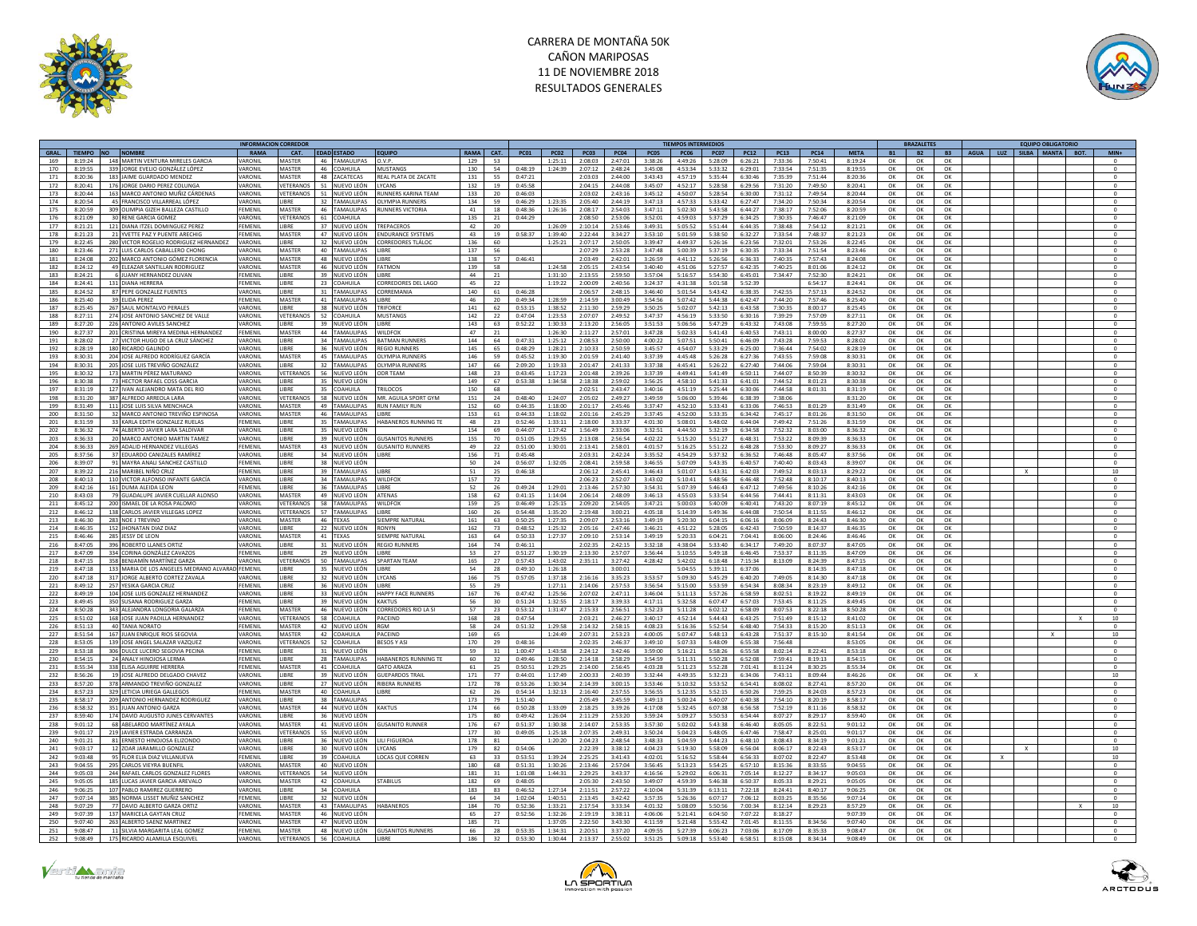# CARRERA DE MONTAÑA 50K
## CAÑON MARIPOSAS
## 11 DE NOVIEMBRE 2018
## RESULTADOS GENERALES

| INFORMACION CORREDOR | | | | | | | | | | TIEMPOS INTERMEDIOS | | | | | | | | | | | | | | | BRAZALETES | | | EQUIPO OBLIGATORIO | | | | | | |
|---|---|---|---|---|---|---|---|---|---|---|---|---|---|---|---|---|---|---|---|---|---|---|---|---|---|---|---|---|---|---|---|---|---|---|
| GRAL. | TIEMPO | NO | NOMBRE | RAMA | CAT. | EDAD | ESTADO | EQUIPO | RAMA | CAT. | PC01 | PC02 | PC03 | PC04 | PC05 | PC06 | PC07 | PC12 | PC13 | PC14 | META | B1 | B2 | B3 | AGUA | LUZ | SILBA | MANTA | BOT. | MIN+ | | | | |
| 169 | 8:19:24 | 148 | MARTIN VENTURA MIRELES GARCIA | VARONIL | MASTER | 46 | TAMAULIPAS | O.V.P. | 129 | 53 | | 1:25:11 | 2:08:03 | 2:47:01 | 3:38:26 | 4:49:26 | 5:28:09 | 6:26:21 | 7:33:36 | 7:50:41 | 8:19:24 | OK | OK | OK | | | | | | 0 | | | | |
| 170 | 8:19:55 | 339 | JORGE EVELIO GONZÁLEZ LÓPEZ | VARONIL | MASTER | 46 | COAHUILA | MUSTANGS | 130 | 54 | 0:48:19 | 1:24:39 | 2:07:12 | 2:48:24 | 3:45:08 | 4:53:34 | 5:33:32 | 6:29:01 | 7:33:54 | 7:51:35 | 8:19:55 | OK | OK | OK | | | | | | 0 | | | | |
| 171 | 8:20:36 | 183 | JAIME GUARDADO MENDEZ | VARONIL | MASTER | 48 | ZACATECAS | REAL PLATA DE ZACATE | 131 | 55 | 0:47:21 | | 2:03:03 | 2:44:00 | 3:43:43 | 4:57:19 | 5:35:44 | 6:30:46 | 7:35:39 | 7:51:44 | 8:20:36 | OK | OK | OK | | | | | | 0 | | | | |
| 172 | 8:20:41 | 176 | JORGE DARIO PEREZ COLUNGA | VARONIL | VETERANOS | 51 | NUEVO LEÓN | LYCANS | 132 | 19 | 0:45:58 | | 2:04:15 | 2:44:08 | 3:45:07 | 4:52:17 | 5:28:58 | 6:29:56 | 7:31:20 | 7:49:50 | 8:20:41 | OK | OK | OK | | | | | | 0 | | | | |
| 173 | 8:20:44 | 163 | MARCO ANTONIO MUÑIZ CÁRDENAS | VARONIL | VETERANOS | 51 | NUEVO LEÓN | RUNNERS KARINA TEAM | 133 | 20 | 0:46:03 | | 2:03:02 | 2:43:16 | 3:45:12 | 4:50:07 | 5:28:54 | 6:30:00 | 7:31:12 | 7:49:54 | 8:20:44 | OK | OK | OK | | | | | | 0 | | | | |
| 174 | 8:20:54 | 45 | FRANCISCO VILLARREAL LÓPEZ | VARONIL | LIBRE | 32 | TAMAULIPAS | OLYMPIA RUNNERS | 134 | 59 | 0:46:29 | 1:23:35 | 2:05:40 | 2:44:19 | 3:47:13 | 4:57:33 | 5:33:42 | 6:27:47 | 7:34:20 | 7:50:34 | 8:20:54 | OK | OK | OK | | | | | | 0 | | | | |
| 175 | 8:20:59 | 309 | OLIMPIA GIZEH BALLEZA CASTILLO | FEMENIL | MASTER | 46 | TAMAULIPAS | RUNNERS VICTORIA | 41 | 18 | 0:48:36 | 1:26:16 | 2:08:17 | 2:54:03 | 3:47:11 | 5:02:30 | 5:43:58 | 6:44:27 | 7:38:17 | 7:52:06 | 8:20:59 | OK | OK | OK | | | | | | 0 | | | | |
| 176 | 8:21:09 | 30 | RENE GARCIA GOMEZ | VARONIL | VETERANOS | 61 | COAHUILA | | 135 | 21 | 0:44:29 | | 2:08:50 | 2:53:06 | 3:52:01 | 4:59:03 | 5:37:29 | 6:34:25 | 7:30:35 | 7:46:47 | 8:21:09 | OK | OK | OK | | | | | | 0 | | | | |
| 177 | 8:21:21 | 121 | DIANA ITZEL DOMINGUEZ PEREZ | FEMENIL | LIBRE | 37 | NUEVO LEÓN | TREPACEROS | 42 | 20 | | 1:26:09 | 2:10:14 | 2:53:46 | 3:49:31 | 5:05:52 | 5:51:44 | 6:44:35 | 7:38:48 | 7:54:12 | 8:21:21 | OK | OK | OK | | | | | | 0 | | | | |
| 178 | 8:21:23 | 21 | YVETTE PAZ Y PUENTE ARECHIG | FEMENIL | MASTER | 47 | NUEVO LEÓN | ENDURANCE SYSTEMS | 43 | 19 | 0:58:37 | 1:39:40 | 2:22:44 | 3:04:27 | 3:53:10 | 5:01:59 | 5:38:50 | 6:32:27 | 7:33:54 | 7:48:37 | 8:21:23 | OK | OK | OK | | | | | | 0 | | | | |
| 179 | 8:22:45 | 280 | VICTOR ROGELIO RODRIGUEZ HERNANDEZ | VARONIL | LIBRE | 32 | NUEVO LEÓN | CORREDORES TLÁLOC | 136 | 60 | | 1:25:21 | 2:07:17 | 2:50:05 | 3:39:47 | 4:49:37 | 5:26:16 | 6:23:56 | 7:32:01 | 7:53:26 | 8:22:45 | OK | OK | OK | | | | | | 0 | | | | |
| 180 | 8:23:46 | 271 | LUIS CARLOS CABALLERO CHONG | VARONIL | MASTER | 40 | TAMAULIPAS | LIBRE | 137 | 56 | | | 2:07:29 | 2:53:28 | 3:47:48 | 5:00:39 | 5:37:19 | 6:30:35 | 7:33:34 | 7:51:54 | 8:23:46 | OK | OK | OK | | | | | | 0 | | | | |
| 181 | 8:24:08 | 202 | MARCO ANTONIO GÓMEZ FLORENCIA | VARONIL | MASTER | 48 | NUEVO LEÓN | LIBRE | 138 | 57 | 0:46:41 | | 2:03:49 | 2:42:01 | 3:26:59 | 4:41:12 | 5:26:56 | 6:36:33 | 7:40:35 | 7:57:43 | 8:24:08 | OK | OK | OK | | | | | | 0 | | | | |
| 182 | 8:24:12 | 49 | ELEAZAR SANTILLAN RODRIGUEZ | VARONIL | MASTER | 46 | NUEVO LEÓN | FATMON | 139 | 58 | | 1:24:58 | 2:05:15 | 2:43:54 | 3:40:40 | 4:51:06 | 5:27:57 | 6:42:35 | 7:40:25 | 8:01:06 | 8:24:12 | OK | OK | OK | | | | | | 0 | | | | |
| 183 | 8:24:21 | 6 | JUANY HERNANDEZ OLIVAN | FEMENIL | LIBRE | 39 | NUEVO LEÓN | LIBRE | 44 | 21 | | 1:31:10 | 2:13:55 | 2:59:50 | 3:57:04 | 5:16:57 | 5:54:30 | 6:45:01 | 7:34:47 | 7:52:30 | 8:24:21 | OK | OK | OK | | | | | | 0 | | | | |
| 184 | 8:24:41 | 131 | DIANA HERRERA | FEMENIL | LIBRE | 23 | COAHUILA | CORREDORES DEL LAGO | 45 | 22 | | 1:19:22 | 2:00:09 | 2:40:56 | 3:24:37 | 4:31:38 | 5:01:58 | 5:52:39 | | 6:54:17 | 8:24:41 | OK | OK | OK | | | | | | 0 | | | | |
| 185 | 8:24:52 | 87 | PEPE GONZALEZ FUENTES | VARONIL | LIBRE | 31 | TAMAULIPAS | CORREMANIA | 140 | 61 | 0:46:28 | | 2:06:57 | 2:48:15 | 3:46:40 | 5:01:54 | 5:43:42 | 6:38:35 | 7:42:55 | 7:57:13 | 8:24:52 | OK | OK | OK | | | | | | 0 | | | | |
| 186 | 8:25:40 | 39 | ELIDA PEREZ | FEMENIL | MASTER | 41 | TAMAULIPAS | LIBRE | 46 | 20 | 0:49:34 | 1:28:59 | 2:14:59 | 3:00:49 | 3:54:56 | 5:07:42 | 5:44:38 | 6:42:47 | 7:44:20 | 7:57:46 | 8:25:40 | OK | OK | OK | | | | | | 0 | | | | |
| 187 | 8:25:45 | 267 | SAUL MONTALVO PERALES | VARONIL | LIBRE | 38 | NUEVO LEÓN | TRIFORCE | 141 | 62 | 0:53:15 | 1:38:52 | 2:11:30 | 2:59:29 | 3:50:25 | 5:02:07 | 5:42:13 | 6:43:58 | 7:30:35 | 8:00:17 | 8:25:45 | OK | OK | OK | | | | | | 0 | | | | |
| 188 | 8:27:11 | 274 | JOSE ANTONIO SANCHEZ DE VALLE | VARONIL | VETERANOS | 52 | COAHUILA | MUSTANGS | 142 | 22 | 0:47:04 | 1:23:53 | 2:07:07 | 2:49:52 | 3:47:37 | 4:56:19 | 5:33:50 | 6:30:16 | 7:39:29 | 7:57:09 | 8:27:11 | OK | OK | OK | | | | | | 0 | | | | |
| 189 | 8:27:20 | 226 | ANTONIO AVILES SANCHEZ | VARONIL | LIBRE | 39 | NUEVO LEÓN | LIBRE | 143 | 63 | 0:52:22 | 1:30:33 | 2:13:20 | 2:56:05 | 3:51:53 | 5:06:56 | 5:47:29 | 6:43:32 | 7:43:08 | 7:59:55 | 8:27:20 | OK | OK | OK | | | | | | 0 | | | | |
| 190 | 8:27:37 | 201 | CRISTINA MIREYA MEDINA HERNANDEZ | FEMENIL | MASTER | 44 | TAMAULIPAS | WILDFOX | 47 | 21 | | 1:26:30 | 2:11:27 | 2:57:01 | 3:47:28 | 5:02:33 | 5:41:43 | 6:40:53 | 7:43:11 | 8:00:00 | 8:27:37 | OK | OK | OK | | | | | | 0 | | | | |
| 191 | 8:28:02 | 27 | VICTOR HUGO DE LA CRUZ SÁNCHEZ | VARONIL | LIBRE | 34 | TAMAULIPAS | BATMAN RUNNERS | 144 | 64 | 0:47:31 | 1:25:12 | 2:08:53 | 2:50:00 | 4:00:22 | 5:07:51 | 5:50:41 | 6:46:09 | 7:43:28 | 7:59:53 | 8:28:02 | OK | OK | OK | | | | | | 0 | | | | |
| 192 | 8:28:19 | 180 | RICARDO GALINDO | VARONIL | LIBRE | 36 | NUEVO LEÓN | REGIO RUNNERS | 145 | 65 | 0:48:29 | 1:28:21 | 2:10:33 | 2:50:59 | 3:45:57 | 4:54:07 | 5:33:29 | 6:25:00 | 7:36:44 | 7:54:02 | 8:28:19 | OK | OK | OK | | | | | | 0 | | | | |
| 193 | 8:30:31 | 204 | JOSE ALFREDO RODRÍGUEZ GARCÍA | VARONIL | MASTER | 45 | TAMAULIPAS | OLYMPIA RUNNERS | 146 | 59 | 0:45:52 | 1:19:30 | 2:01:59 | 2:41:40 | 3:37:39 | 4:45:48 | 5:26:28 | 6:27:36 | 7:43:55 | 7:59:08 | 8:30:31 | OK | OK | OK | | | | | | 0 | | | | |
| 194 | 8:30:31 | 205 | JOSE LUIS TREVIÑO GONZÁLEZ | VARONIL | LIBRE | 32 | TAMAULIPAS | OLYMPIA RUNNERS | 147 | 66 | 2:09:20 | 1:19:33 | 2:01:47 | 2:41:33 | 3:37:38 | 4:45:41 | 5:26:22 | 6:27:40 | 7:44:06 | 7:59:04 | 8:30:31 | OK | OK | OK | | | | | | 0 | | | | |
| 195 | 8:30:32 | 173 | MARTIN PÉREZ MATURANO | VARONIL | VETERANOS | 56 | NUEVO LEÓN | ODR TEAM | 148 | 23 | 0:43:45 | 1:17:23 | 2:01:48 | 2:39:26 | 3:37:39 | 4:49:41 | 5:41:49 | 6:50:11 | 7:44:07 | 8:50:39 | 8:30:32 | OK | OK | OK | | | | | | 0 | | | | |
| 196 | 8:30:38 | 73 | HECTOR RAFAEL COSS GARCIA | VARONIL | LIBRE | 35 | NUEVO LEÓN | | 149 | 67 | 0:53:38 | 1:34:58 | 2:18:38 | 2:59:02 | 3:56:25 | 4:58:10 | 5:41:33 | 6:41:01 | 7:44:52 | 8:01:23 | 8:30:38 | OK | OK | OK | | | | | | 0 | | | | |
| 197 | 8:31:19 | 127 | IVAN ALEJANDRO MATA DEL RIO | VARONIL | LIBRE | 35 | COAHUILA | TRILOCOS | 150 | 68 | | | 2:02:51 | 2:43:47 | 3:40:36 | 4:51:19 | 5:25:44 | 6:30:06 | 7:44:58 | 8:01:31 | 8:31:19 | OK | OK | OK | | | | | | 0 | | | | |
| 198 | 8:31:20 | 387 | ALFREDO ARREOLA LARA | VARONIL | VETERANOS | 58 | NUEVO LEÓN | MR. AGUILA SPORT GYM | 151 | 24 | 0:48:40 | 1:24:07 | 2:05:02 | 2:49:27 | 3:49:59 | 5:06:00 | 5:39:46 | 6:38:39 | 7:38:06 | | 8:31:20 | OK | OK | OK | | | | | | 0 | | | | |
| 199 | 8:31:49 | 111 | JOSE LUIS SILVA MENCHACA | VARONIL | MASTER | 49 | TAMAULIPAS | RUN FAMILY RUN | 152 | 60 | 0:44:35 | 1:18:00 | 2:01:17 | 2:45:46 | 3:37:47 | 4:52:10 | 5:33:43 | 6:33:06 | 7:46:53 | 8:01:29 | 8:31:49 | OK | OK | OK | | | | | | 0 | | | | |
| 200 | 8:31:50 | 32 | MARCO ANTONIO TREVIÑO ESPINOSA | VARONIL | MASTER | 46 | TAMAULIPAS | LIBRE | 153 | 61 | 0:44:33 | 1:18:02 | 2:01:16 | 2:45:29 | 3:37:45 | 4:52:00 | 5:33:35 | 6:34:42 | 7:45:17 | 8:01:26 | 8:31:50 | OK | OK | OK | | | | | | 0 | | | | |
| 201 | 8:31:59 | 33 | KARLA EDITH GONZALEZ RUELAS | FEMENIL | LIBRE | 35 | TAMAULIPAS | HABANEROS RUNNING TE | 48 | 23 | 0:52:46 | 1:33:11 | 2:18:00 | 3:33:37 | 4:01:30 | 5:08:01 | 5:48:02 | 6:44:04 | 7:49:42 | 7:51:26 | 8:31:59 | OK | OK | OK | | | | | | 0 | | | | |
| 202 | 8:36:32 | 74 | ALBERTO JAVIER LARA SALDIVAR | VARONIL | LIBRE | 35 | NUEVO LEÓN | | 154 | 69 | 0:44:07 | 1:17:42 | 1:56:49 | 2:33:06 | 3:32:51 | 4:44:50 | 5:32:19 | 6:34:58 | 7:52:32 | 8:03:00 | 8:36:32 | OK | OK | OK | | | | | | 0 | | | | |
| 203 | 8:36:33 | 20 | MARCO ANTONIO MARTIN TAMEZ | VARONIL | LIBRE | 39 | NUEVO LEÓN | GUSANITOS RUNNERS | 155 | 70 | 0:51:05 | 1:29:55 | 2:13:08 | 2:56:54 | 4:02:22 | 5:15:20 | 5:51:27 | 6:48:31 | 7:53:22 | 8:09:39 | 8:36:33 | OK | OK | OK | | | | | | 0 | | | | |
| 204 | 8:36:33 | 269 | ADALID HERNANDEZ VILLEGAS | FEMENIL | MASTER | 43 | NUEVO LEÓN | GUSANITO RUNNERS | 49 | 22 | 0:51:00 | 1:30:01 | 2:13:41 | 2:58:01 | 4:01:57 | 5:16:25 | 5:51:22 | 6:48:28 | 7:53:30 | 8:09:27 | 8:36:33 | OK | OK | OK | | | | | | 0 | | | | |
| 205 | 8:37:56 | 37 | EDUARDO CANIZALES RAMÍREZ | VARONIL | LIBRE | 34 | NUEVO LEÓN | LIBRE | 156 | 71 | 0:45:48 | | 2:03:31 | 2:42:24 | 3:35:52 | 4:54:29 | 5:37:32 | 6:36:52 | 7:46:48 | 8:05:47 | 8:37:56 | OK | OK | OK | | | | | | 0 | | | | |
| 206 | 8:39:07 | 91 | MAYRA ANALI SANCHEZ CASTILLO | FEMENIL | LIBRE | 38 | NUEVO LEÓN | | 50 | 24 | 0:56:07 | 1:32:05 | 2:08:41 | 2:59:58 | 3:46:55 | 5:07:09 | 5:43:35 | 6:40:57 | 7:40:40 | 8:03:43 | 8:39:07 | OK | OK | OK | | | | | | 0 | | | | |
| 207 | 8:39:22 | 216 | MARIBEL NIÑO CRUZ | FEMENIL | LIBRE | 39 | TAMAULIPAS | LIBRE | 51 | 25 | 0:46:18 | | 2:06:12 | 2:45:41 | 3:46:43 | 5:01:07 | 5:43:31 | 6:42:03 | 7:49:52 | 8:03:13 | 8:29:22 | OK | OK | OK | | X | | | | 10 | | | | |
| 208 | 8:40:13 | 110 | VICTOR ALFONSO INFANTE GARCÍA | VARONIL | LIBRE | 34 | TAMAULIPAS | WILDFOX | 157 | 72 | | | 2:06:23 | 2:52:07 | 3:43:02 | 5:10:41 | 5:48:56 | 6:46:48 | 7:52:48 | 8:10:17 | 8:40:13 | OK | OK | OK | | | | | | 0 | | | | |
| 209 | 8:42:16 | 161 | DUMA ALEIDA LEON | FEMENIL | LIBRE | 36 | TAMAULIPAS | LIBRE | 52 | 26 | 0:49:24 | 1:29:01 | 2:13:46 | 2:57:30 | 3:54:31 | 5:07:39 | 5:46:43 | 6:47:12 | 7:49:56 | 8:10:26 | 8:42:16 | OK | OK | OK | | | | | | 0 | | | | |
| 210 | 8:43:03 | 79 | GUADALUPE JAVIER CUELLAR ALONSO | VARONIL | MASTER | 49 | NUEVO LEÓN | ATENAS | 158 | 62 | 0:41:15 | 1:14:04 | 2:06:14 | 2:48:09 | 3:46:13 | 4:55:03 | 5:33:54 | 6:44:56 | 7:44:41 | 8:11:31 | 8:43:03 | OK | OK | OK | | | | | | 0 | | | | |
| 211 | 8:45:12 | 200 | ISMAEL DE LA ROSA PALOMO | VARONIL | VETERANOS | 58 | TAMAULIPAS | WILDFOX | 159 | 25 | 0:46:49 | 1:25:15 | 2:09:20 | 2:54:05 | 3:47:21 | 5:00:03 | 5:40:09 | 6:40:41 | 7:43:20 | 8:07:19 | 8:45:12 | OK | OK | OK | | | | | | 0 | | | | |
| 212 | 8:46:12 | 138 | CARLOS JAVIER VILLEGAS LOPEZ | VARONIL | VETERANOS | 57 | TAMAULIPAS | LIBRE | 160 | 26 | 0:54:48 | 1:35:20 | 2:19:48 | 3:00:21 | 4:05:18 | 5:14:39 | 5:49:36 | 6:44:08 | 7:50:54 | 8:11:55 | 8:46:12 | OK | OK | OK | | | | | | 0 | | | | |
| 213 | 8:46:30 | 283 | NOE J TREVINO | VARONIL | MASTER | 46 | TEXAS | SIEMPRE NATURAL | 161 | 63 | 0:50:25 | 1:27:35 | 2:09:07 | 2:53:16 | 3:49:19 | 5:20:30 | 6:04:15 | 6:06:16 | 8:06:09 | 8:24:43 | 8:46:30 | OK | OK | OK | | | | | | 0 | | | | |
| 214 | 8:46:35 | 152 | JHONATAN DIAZ DIAZ | VARONIL | LIBRE | 22 | NUEVO LEÓN | RONYN | 162 | 73 | 0:48:52 | 1:25:32 | 2:05:16 | 2:47:46 | 3:46:21 | 4:51:22 | 5:28:05 | 6:42:43 | 7:50:59 | 8:14:37 | 8:46:35 | OK | OK | OK | | | | | | 0 | | | | |
| 215 | 8:46:46 | 285 | JESSY DE LEON | VARONIL | MASTER | 41 | TEXAS | SIEMPRE NATURAL | 163 | 64 | 0:50:33 | 1:27:37 | 2:09:10 | 2:53:14 | 3:49:19 | 5:20:33 | 6:04:21 | 7:04:41 | 8:06:00 | 8:24:46 | 8:46:46 | OK | OK | OK | | | | | | 0 | | | | |
| 216 | 8:47:05 | 396 | ROBERTO LLANES ORTIZ | VARONIL | LIBRE | 31 | NUEVO LEÓN | REGIO RUNNERS | 164 | 74 | 0:46:11 | | 2:02:35 | 2:42:15 | 3:32:18 | 4:38:04 | 5:33:40 | 6:34:17 | 7:49:20 | 8:07:37 | 8:47:05 | OK | OK | OK | | | | | | 0 | | | | |
| 217 | 8:47:09 | 334 | CORINA GONZÁLEZ CAVAZOS | FEMENIL | LIBRE | 29 | NUEVO LEÓN | LIBRE | 53 | 27 | 0:51:27 | 1:30:19 | 2:13:30 | 2:57:07 | 3:56:44 | 5:10:55 | 5:49:18 | 6:46:45 | 7:53:37 | 8:11:35 | 8:47:09 | OK | OK | OK | | | | | | 0 | | | | |
| 218 | 8:47:15 | 358 | BENJAMÍN MARTÍNEZ GARZA | VARONIL | VETERANOS | 50 | TAMAULIPAS | SPARTAN TEAM | 165 | 27 | 0:57:43 | 1:43:02 | 2:35:11 | 3:27:42 | 4:28:42 | 5:42:02 | 6:18:48 | 7:15:34 | 8:13:09 | 8:24:39 | 8:47:15 | OK | OK | OK | | | | | | 0 | | | | |
| 219 | 8:47:18 | 133 | MARIA DE LOS ANGELES MEDRANO ALVARAD | FEMENIL | LIBRE | 35 | NUEVO LEÓN | LIBRE | 54 | 28 | 0:49:10 | 1:26:18 | | 3:00:01 | | 5:04:55 | 5:39:11 | 6:37:06 | | 8:14:35 | 8:47:18 | OK | OK | OK | | | | | | 0 | | | | |
| 220 | 8:47:18 | 317 | JORGE ALBERTO CORTEZ ZAVALA | VARONIL | LIBRE | 32 | NUEVO LEÓN | LYCANS | 166 | 75 | 0:57:05 | 1:37:18 | 2:16:16 | 3:35:23 | 3:53:57 | 5:09:30 | 5:45:29 | 6:40:20 | 7:49:05 | 8:14:30 | 8:47:18 | OK | OK | OK | | | | | | 0 | | | | |
| 221 | 8:49:12 | 257 | YESIKA GARCIA CRUZ | FEMENIL | LIBRE | 36 | NUEVO LEÓN | LIBRE | 55 | 29 | | 1:27:11 | 2:14:06 | 2:57:53 | 3:56:54 | 5:15:00 | 5:53:59 | 6:54:34 | 8:08:34 | 8:23:19 | 8:49:12 | OK | OK | OK | | | | | | 0 | | | | |
| 222 | 8:49:19 | 104 | JOSE LUIS GONZALEZ HERNANDEZ | VARONIL | LIBRE | 33 | NUEVO LEÓN | HAPPY FACE RUNNERS | 167 | 76 | 0:47:42 | 1:25:56 | 2:07:02 | 2:47:11 | 3:46:04 | 5:11:13 | 5:57:26 | 6:58:59 | 8:02:51 | 8:19:22 | 8:49:19 | OK | OK | OK | | | | | | 0 | | | | |
| 223 | 8:49:45 | 350 | SUSANA RODRIGUEZ GARZA | FEMENIL | LIBRE | 39 | NUEVO LEÓN | KAKTUS | 56 | 30 | 0:51:24 | 1:32:55 | 2:18:17 | 3:39:33 | 4:17:11 | 5:32:58 | 6:07:47 | 6:57:03 | 7:53:45 | 8:11:25 | 8:49:45 | OK | OK | OK | | | | | | 0 | | | | |
| 224 | 8:50:28 | 343 | ALEJANDRA LONGORIA GALARZA | FEMENIL | MASTER | 46 | NUEVO LEÓN | CORREDORES RIO LA SI | 57 | 23 | 0:53:12 | 1:31:47 | 2:15:33 | 2:56:51 | 3:52:23 | 5:11:28 | 6:02:12 | 6:58:09 | 8:07:53 | 8:22:18 | 8:50:28 | OK | OK | OK | | | | | | 0 | | | | |
| 225 | 8:51:02 | 168 | JOSE JUAN PADILLA HERNANDEZ | VARONIL | VETERANOS | 58 | COAHUILA | PACEINO | 168 | 28 | 0:47:54 | | 2:03:21 | 2:46:27 | 3:40:17 | 4:52:14 | 5:44:43 | 6:43:25 | 7:51:49 | 8:15:12 | 8:41:02 | OK | OK | OK | | | | X | | 10 | | | | |
| 226 | 8:51:13 | 40 | TANIA NORATO | FEMENIL | MASTER | 42 | NUEVO LEÓN | RGM | 58 | 24 | 0:51:32 | 1:29:58 | 2:14:32 | 2:58:15 | 4:08:23 | 5:16:36 | 5:52:54 | 6:48:40 | 7:54:33 | 8:15:20 | 8:51:13 | OK | OK | OK | | | | | | 0 | | | | |
| 227 | 8:51:54 | 167 | JUAN ENRIQUE RIOS SEGOVIA | VARONIL | MASTER | 42 | COAHUILA | PACEINO | 169 | 65 | | 1:24:49 | 2:07:31 | 2:53:23 | 4:00:05 | 5:07:47 | 5:48:13 | 6:43:28 | 7:51:37 | 8:15:10 | 8:41:54 | OK | OK | OK | | | X | | | 10 | | | | |
| 228 | 8:53:05 | 139 | JOSE ANGEL SALAZAR VAZQUEZ | VARONIL | VETERANOS | 52 | COAHUILA | BESOS Y ASI | 170 | 29 | 0:48:16 | | 2:02:35 | 2:46:37 | 3:49:10 | 5:07:33 | 5:48:09 | 6:55:38 | 7:56:48 | | 8:53:05 | OK | OK | OK | | | | | | 0 | | | | |
| 229 | 8:53:18 | 306 | DULCE LUCERO SEGOVIA PECINA | FEMENIL | LIBRE | 31 | NUEVO LEÓN | | 59 | 31 | 1:00:47 | 1:43:58 | 2:24:12 | 3:42:46 | 3:59:00 | 5:16:21 | 5:58:26 | 6:55:58 | 8:02:14 | 8:22:41 | 8:53:18 | OK | OK | OK | | | | | | 0 | | | | |
| 230 | 8:54:15 | 24 | ANALY HINOJOSA LERMA | FEMENIL | LIBRE | 28 | TAMAULIPAS | HABANEROS RUNNING TE | 60 | 32 | 0:49:46 | 1:28:50 | 2:14:18 | 2:58:29 | 3:54:59 | 5:11:31 | 5:50:28 | 6:52:08 | 7:59:41 | 8:19:13 | 8:54:15 | OK | OK | OK | | | | | | 0 | | | | |
| 231 | 8:55:34 | 338 | ELISA AGUIRRE HERRERA | FEMENIL | MASTER | 41 | COAHUILA | GATO ARAIZA | 61 | 25 | 0:50:51 | 1:29:25 | 2:14:00 | 2:56:45 | 4:03:28 | 5:11:23 | 5:52:28 | 7:01:41 | 8:11:24 | 8:30:25 | 8:55:34 | OK | OK | OK | | | | | | 0 | | | | |
| 232 | 8:56:26 | 19 | JOSE ALFREDO DELGADO CHAVEZ | VARONIL | LIBRE | 39 | NUEVO LEÓN | GUEPARDOS TRAIL | 171 | 77 | 0:44:01 | 1:17:49 | 2:00:33 | 2:40:39 | 3:32:44 | 4:49:35 | 5:32:23 | 6:34:06 | 7:43:11 | 8:09:44 | 8:46:26 | OK | OK | OK | X | | | | | 10 | | | | |
| 233 | 8:57:20 | 378 | ARMANDO TREVIÑO GONZALEZ | VARONIL | LIBRE | 27 | NUEVO LEÓN | RIBERA RUNNERS | 172 | 78 | 0:53:26 | 1:30:34 | 2:14:39 | 3:00:15 | 3:53:46 | 5:10:32 | 5:53:52 | 6:54:41 | 8:08:02 | 8:27:41 | 8:57:20 | OK | OK | OK | | | | | | 0 | | | | |
| 234 | 8:57:23 | 329 | LETICIA URIEGA GALLEGOS | FEMENIL | MASTER | 40 | COAHUILA | LIBRE | 62 | 26 | 0:54:14 | 1:32:13 | 2:16:40 | 2:57:55 | 3:56:55 | 5:12:35 | 5:52:15 | 6:50:26 | 7:59:25 | 8:24:03 | 8:57:23 | OK | OK | OK | | | | | | 0 | | | | |
| 235 | 8:58:17 | 209 | ANTONIO HERNANDEZ RODRIGUEZ | VARONIL | LIBRE | 38 | TAMAULIPAS | | 173 | 79 | 1:51:40 | | 2:05:49 | 2:45:59 | 3:49:13 | 5:00:24 | 5:40:07 | 6:40:38 | 7:54:10 | 8:20:19 | 8:58:17 | OK | OK | OK | | | | | | 0 | | | | |
| 236 | 8:58:32 | 351 | JUAN ANTONIO GARZA | VARONIL | MASTER | 44 | NUEVO LEÓN | KAKTUS | 174 | 66 | 0:50:28 | 1:33:09 | 2:18:25 | 3:39:26 | 4:17:08 | 5:32:45 | 6:07:38 | 6:56:58 | 7:52:19 | 8:11:16 | 8:58:32 | OK | OK | OK | | | | | | 0 | | | | |
| 237 | 8:59:40 | 174 | DAVID AUGUSTO JUNES CERVANTES | VARONIL | LIBRE | 36 | NUEVO LEÓN | | 175 | 80 | 0:49:42 | 1:26:04 | 2:11:29 | 2:53:20 | 3:59:24 | 5:09:27 | 5:50:53 | 6:54:44 | 8:07:27 | 8:29:17 | 8:59:40 | OK | OK | OK | | | | | | 0 | | | | |
| 238 | 9:01:12 | 68 | ABELARDO MARTÍNEZ AYALA | VARONIL | MASTER | 41 | NUEVO LEÓN | GUSANITO RUNNER | 176 | 67 | 0:51:37 | 1:30:38 | 2:14:07 | 2:53:35 | 3:57:30 | 5:02:02 | 5:43:38 | 6:46:40 | 8:05:05 | 8:22:51 | 9:01:12 | OK | OK | OK | | | | | | 0 | | | | |
| 239 | 9:01:17 | 219 | JAVIER ESTRADA CARRANZA | VARONIL | VETERANOS | 55 | NUEVO LEÓN | | 177 | 30 | 0:49:05 | 1:25:18 | 2:07:35 | 2:49:31 | 3:50:24 | 5:04:23 | 5:48:05 | 6:47:46 | 7:58:47 | 8:25:01 | 9:01:17 | OK | OK | OK | | | | | | 0 | | | | |
| 240 | 9:01:21 | 81 | ERNESTO HINOJOSA ELIZONDO | VARONIL | LIBRE | 36 | NUEVO LEÓN | LILI FIGUEROA | 178 | 81 | | 1:20:20 | 2:04:23 | 2:48:54 | 3:48:33 | 5:04:59 | 5:44:23 | 6:48:10 | 8:08:43 | 8:34:19 | 9:01:21 | OK | OK | OK | | | | | | 0 | | | | |
| 241 | 9:03:17 | 12 | ZOAR JARAMILLO GONZALEZ | VARONIL | LIBRE | 30 | NUEVO LEÓN | LYCANS | 179 | 82 | 0:54:06 | | 2:22:39 | 3:38:12 | 4:04:23 | 5:19:30 | 5:58:09 | 6:56:04 | 8:06:17 | 8:22:43 | 8:53:17 | OK | OK | OK | | X | | | | 10 | | | | |
| 242 | 9:03:48 | 95 | FLOR ELIA DIAZ VILLANUEVA | FEMENIL | LIBRE | 39 | COAHUILA | LOCAS QUE CORREN | 63 | 33 | 0:53:51 | 1:39:24 | 2:25:25 | 3:41:43 | 4:02:01 | 5:16:52 | 5:58:44 | 6:56:33 | 8:07:02 | 8:22:47 | 8:53:48 | OK | OK | OK | X | | | | | 10 | | | | |
| 243 | 9:04:55 | 295 | CARLOS VIEYRA BUENFIL | VARONIL | MASTER | 40 | NUEVO LEÓN | | 180 | 68 | 0:51:31 | 1:30:26 | 2:13:46 | 2:57:04 | 3:56:45 | 5:13:23 | 5:54:25 | 6:57:10 | 8:15:36 | 8:33:55 | 9:04:55 | OK | OK | OK | | | | | | 0 | | | | |
| 244 | 9:05:03 | 244 | RAFAEL CARLOS GONZALEZ FLORES | VARONIL | VETERANOS | 54 | NUEVO LEÓN | | 181 | 31 | 1:01:08 | 1:44:31 | 2:29:25 | 3:43:37 | 4:16:56 | 5:29:02 | 6:06:31 | 7:05:14 | 8:12:27 | 8:34:17 | 9:05:03 | OK | OK | OK | | | | | | 0 | | | | |
| 245 | 9:05:05 | 185 | LUCAS JAVIER GARCIA AREVALO | VARONIL | MASTER | 42 | COAHUILA | STABILUS | 182 | 69 | 0:48:05 | | 2:05:30 | 2:43:50 | 3:49:07 | 4:59:39 | 5:46:38 | 6:50:37 | 8:05:33 | 8:29:21 | 9:05:05 | OK | OK | OK | | | | | | 0 | | | | |
| 246 | 9:06:25 | 107 | PABLO RAMIREZ GUERRERO | VARONIL | LIBRE | 34 | COAHUILA | | 183 | 83 | 0:46:52 | 1:27:14 | 2:11:51 | 2:57:22 | 4:10:04 | 5:31:39 | 6:13:11 | 7:22:18 | 8:24:41 | 8:40:17 | 9:06:25 | OK | OK | OK | | | | | | 0 | | | | |
| 247 | 9:07:14 | 385 | NORMA LISSET MUÑIZ SANCHEZ | FEMENIL | LIBRE | 32 | NUEVO LEÓN | | 64 | 34 | 1:02:04 | 1:40:51 | 2:13:45 | 3:42:42 | 3:57:35 | 5:26:36 | 6:07:17 | 7:06:12 | 8:03:25 | 8:35:56 | 9:07:14 | OK | OK | OK | | | | | | 0 | | | | |
| 248 | 9:07:29 | 77 | DAVID ALBERTO GARZA ORTIZ | VARONIL | MASTER | 43 | TAMAULIPAS | HABANEROS | 184 | 70 | 0:52:36 | 1:33:21 | 2:17:54 | 3:33:34 | 4:01:32 | 5:08:09 | 5:50:56 | 7:00:34 | 8:12:14 | 8:29:23 | 8:57:29 | OK | OK | OK | | | | X | | 10 | | | | |
| 249 | 9:07:39 | 137 | MARICELA GAYTAN CRUZ | FEMENIL | MASTER | 46 | NUEVO LEÓN | | 65 | 27 | 0:52:56 | 1:32:26 | 2:19:19 | 3:38:11 | 4:06:06 | 5:21:41 | 6:04:50 | 7:07:22 | 8:18:27 | | 9:07:39 | OK | OK | OK | | | | | | 0 | | | | |
| 250 | 9:07:40 | 263 | ALBERTO SAENZ MARTINEZ | VARONIL | MASTER | 47 | NUEVO LEÓN | | 185 | 71 | | 1:37:05 | 2:22:50 | 3:43:30 | 4:11:59 | 5:21:48 | 5:55:42 | 7:01:45 | 8:11:55 | 8:34:56 | 9:07:40 | OK | OK | OK | | | | | | 0 | | | | |
| 251 | 9:08:47 | 11 | SILVIA MARGARITA LEAL GOMEZ | FEMENIL | MASTER | 48 | NUEVO LEÓN | GUSANITOS RUNNERS | 66 | 28 | 0:53:35 | 1:34:31 | 2:20:51 | 3:37:20 | 4:09:55 | 5:27:39 | 6:06:23 | 7:03:06 | 8:17:09 | 8:35:33 | 9:08:47 | OK | OK | OK | | | | | | 0 | | | | |
| 252 | 9:08:49 | 175 | RICARDO ALAMILLA ESQUIVEL | VARONIL | VETERANOS | 56 | COAHUILA | LIBRE | 186 | 32 | 0:53:30 | 1:30:44 | 2:13:37 | 2:55:02 | 3:51:25 | 5:09:18 | 5:53:40 | 6:58:51 | 8:15:08 | 8:34:14 | 9:08:49 | OK | OK | OK | | | | | | 0 | | | | |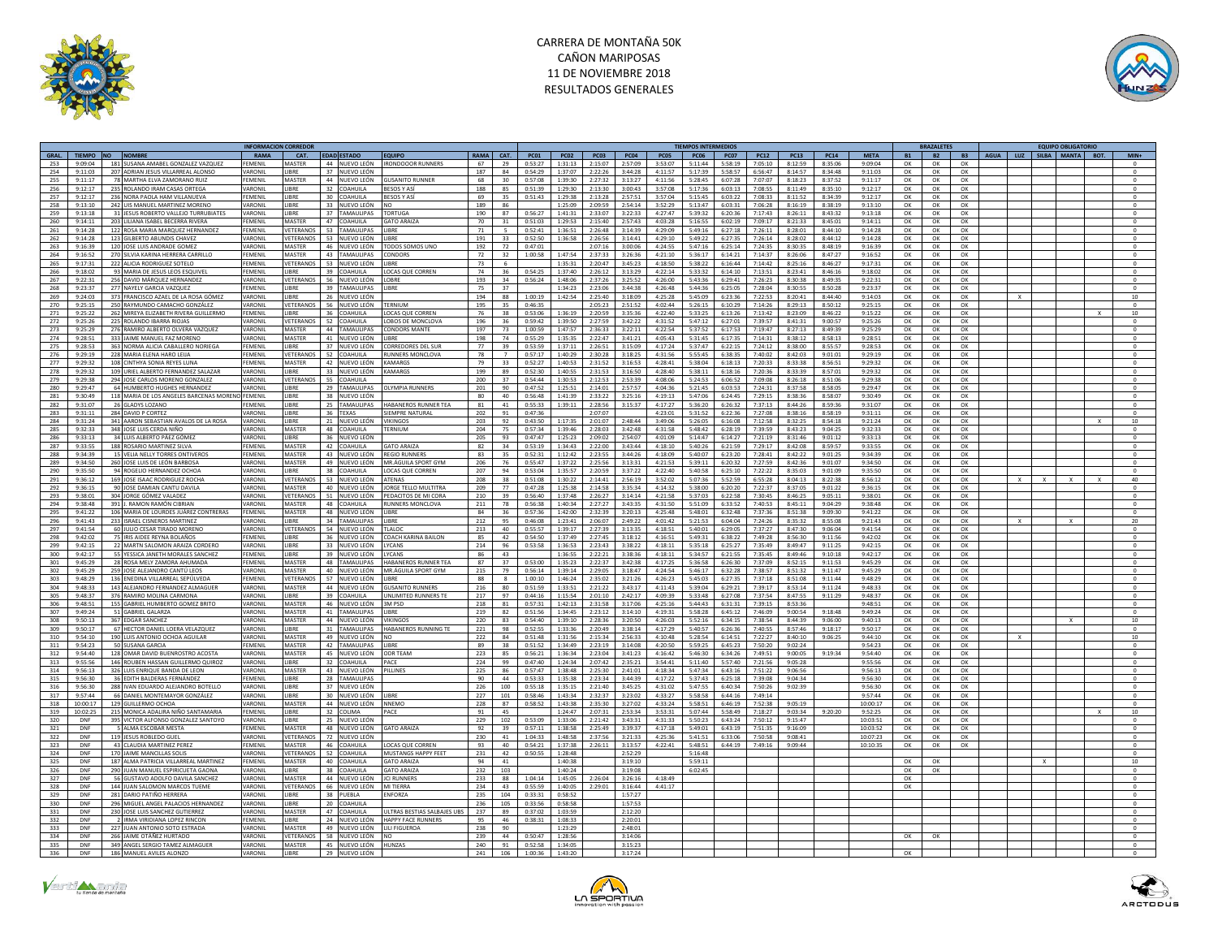# CARRERA DE MONTAÑA 50K
## CAÑON MARIPOSAS
## 11 DE NOVIEMBRE 2018
## RESULTADOS GENERALES

| | | | INFORMACION CORREDOR | | | | | | | | TIEMPOS INTERMEDIOS | | | | | | | | | | | BRAZALETES | | | EQUIPO OBLIGATORIO | | | | | |
|---|---|---|---|---|---|---|---|---|---|---|---|---|---|---|---|---|---|---|---|---|---|---|---|---|---|---|---|---|---|---|
| GRAL. | TIEMPO | NO | NOMBRE | RAMA | CAT. | EDAD | ESTADO | EQUIPO | RAMA | CAT. | PC01 | PC02 | PC03 | PC04 | PC05 | PC06 | PC07 | PC12 | PC13 | PC14 | META | B1 | B2 | B3 | AGUA | LUZ | SILBA | MANTA | BOT. | MIN+ |
| 253 | 9:09:04 | 181 | SUSANA AMABEL GONZALEZ VAZQUEZ | FEMENIL | MASTER | 44 | NUEVO LEÓN | IRONDOOOR RUNNERS | 67 | 29 | 0:53:27 | 1:31:13 | 2:15:07 | 2:57:09 | 3:53:07 | 5:11:44 | 5:58:19 | 7:05:10 | 8:12:59 | 8:35:06 | 9:09:04 | OK | OK | OK | | | | | | 0 |
| 254 | 9:11:03 | 207 | ADRIAN JESUS VILLARREAL ALONSO | VARONIL | LIBRE | 37 | NUEVO LEÓN | | 187 | 84 | 0:54:29 | 1:37:07 | 2:22:26 | 3:44:28 | 4:11:57 | 5:17:39 | 5:58:57 | 6:56:47 | 8:14:57 | 8:34:48 | 9:11:03 | OK | OK | OK | | | | | | 0 |
| 255 | 9:11:17 | 78 | MARTHA ELVA ZAMORANO RUIZ | FEMENIL | MASTER | 44 | NUEVO LEÓN | GUSANITO RUNNER | 68 | 30 | 0:57:08 | 1:39:30 | 2:27:32 | 3:13:27 | 4:11:56 | 5:28:45 | 6:07:28 | 7:07:07 | 8:18:23 | 8:37:52 | 9:11:17 | OK | OK | OK | | | | | | 0 |
| 256 | 9:12:17 | 235 | ROLANDO IRAM CASAS ORTEGA | VARONIL | LIBRE | 32 | COAHUILA | BESOS Y ASÍ | 188 | 85 | 0:51:39 | 1:29:30 | 2:13:30 | 3:00:43 | 3:57:08 | 5:17:36 | 6:03:13 | 7:08:33 | 8:11:49 | 8:35:10 | 9:12:17 | OK | OK | OK | | | | | | 0 |
| 257 | 9:12:17 | 236 | NORA PAOLA HAM VILLANUEVA | FEMENIL | LIBRE | 30 | COAHUILA | BESOS Y ASÍ | 69 | 35 | 0:51:43 | 1:29:38 | 2:13:28 | 2:57:51 | 3:57:04 | 5:15:45 | 6:03:22 | 7:08:33 | 8:11:52 | 8:34:39 | 9:12:17 | OK | OK | OK | | | | | | 0 |
| 258 | 9:13:10 | 242 | UIS MANUEL MARTINEZ MORENO | VARONIL | LIBRE | 33 | NUEVO LEÓN | NO | 189 | 86 | | 1:25:09 | 2:09:59 | 2:54:14 | 3:52:29 | 5:13:47 | 6:03:31 | 7:06:28 | 8:16:19 | 8:38:19 | 9:13:10 | OK | OK | OK | | | | | | 0 |
| 259 | 9:13:18 | 31 | JESUS ROBERTO VALLEJO TURRUBIATES | VARONIL | LIBRE | 37 | TAMAULIPAS | TORTUGA | 190 | 87 | 0:56:27 | 1:41:31 | 2:33:07 | 3:22:33 | 4:27:47 | 5:39:32 | 6:20:36 | 7:17:43 | 8:26:11 | 8:43:32 | 9:13:18 | OK | OK | OK | | | | | | 0 |
| 260 | 9:14:11 | 203 | LILIANA ISABEL BECERRA RIVERA | FEMENIL | MASTER | 47 | COAHUILA | GATO ARAIZA | 70 | 31 | 0:51:03 | 1:29:53 | 2:15:40 | 2:57:43 | 4:03:28 | 5:16:55 | 6:02:19 | 7:09:17 | 8:21:33 | 8:45:01 | 9:14:11 | OK | OK | OK | | | | | | 0 |
| 261 | 9:14:28 | 122 | ROSA MARIA MARQUEZ HERNANDEZ | FEMENIL | VETERANOS | 53 | TAMAULIPAS | LIBRE | 71 | 5 | 0:52:41 | 1:36:51 | 2:26:48 | 3:14:39 | 4:29:09 | 5:49:16 | 6:27:18 | 7:26:11 | 8:28:01 | 8:44:10 | 9:14:28 | OK | OK | OK | | | | | | 0 |
| 262 | 9:14:28 | 123 | GILBERTO ABUNDIS CHAVEZ | VARONIL | VETERANOS | 53 | NUEVO LEÓN | LIBRE | 191 | 33 | 0:52:50 | 1:36:58 | 2:26:56 | 3:14:41 | 4:29:10 | 5:49:22 | 6:27:35 | 7:26:14 | 8:28:02 | 8:44:12 | 9:14:28 | OK | OK | OK | | | | | | 0 |
| 263 | 9:16:39 | 120 | JOSE LUIS ANDRADE GOMEZ | VARONIL | MASTER | 46 | NUEVO LEÓN | TODOS SOMOS UNO | 192 | 72 | 0:47:01 | | 2:07:16 | 3:00:06 | 4:24:55 | 5:47:16 | 6:25:14 | 7:24:35 | 8:30:35 | 8:48:19 | 9:16:39 | OK | OK | OK | | | | | | 0 |
| 264 | 9:16:52 | 270 | SILVIA KARINA HERRERA CARRILLO | FEMENIL | MASTER | 43 | TAMAULIPAS | CONDORS | 72 | 32 | 1:00:58 | 1:47:54 | 2:37:33 | 3:26:36 | 4:21:10 | 5:36:17 | 6:14:21 | 7:14:37 | 8:26:06 | 8:47:27 | 9:16:52 | OK | OK | OK | | | | | | 0 |
| 265 | 9:17:31 | 222 | ALICIA RODRIGUEZ SOTELO | FEMENIL | VETERANOS | 53 | NUEVO LEÓN | LIBRE | 73 | 6 | | 1:35:31 | 2:20:47 | 3:45:23 | 4:18:50 | 5:38:22 | 6:16:44 | 7:14:42 | 8:25:16 | 8:46:27 | 9:17:31 | OK | OK | OK | | | | | | 0 |
| 266 | 9:18:02 | 93 | MARIA DE JESUS LEOS ESQUIVEL | FEMENIL | LIBRE | 39 | COAHUILA | LOCAS QUE CORREN | 74 | 36 | 0:54:25 | 1:37:40 | 2:26:12 | 3:13:29 | 4:22:14 | 5:33:32 | 6:14:10 | 7:13:51 | 8:23:41 | 8:46:16 | 9:18:02 | OK | OK | OK | | | | | | 0 |
| 267 | 9:22:31 | 256 | DAVID MÁRQUEZ HERNANDEZ | VARONIL | VETERANOS | 56 | NUEVO LEÓN | LOBRE | 193 | 34 | 0:56:24 | 1:48:06 | 2:37:26 | 3:25:52 | 4:26:00 | 5:43:36 | 6:29:41 | 7:26:23 | 8:30:38 | 8:49:35 | 9:22:31 | OK | OK | OK | | | | | | 0 |
| 268 | 9:23:37 | 277 | NAYELY GARCIA VAZQUEZ | FEMENIL | LIBRE | 39 | TAMAULIPAS | LIBRE | 75 | 37 | | 1:34:23 | 2:23:06 | 3:44:38 | 4:26:48 | 5:44:36 | 6:25:05 | 7:28:04 | 8:30:55 | 8:50:28 | 9:23:37 | OK | OK | OK | | | | | | 0 |
| 269 | 9:24:03 | 373 | FRANCISCO AZAEL DE LA ROSA GÓMEZ | VARONIL | LIBRE | 26 | NUEVO LEÓN | | 194 | 88 | 1:00:19 | 1:42:54 | 2:25:40 | 3:18:09 | 4:25:28 | 5:45:09 | 6:23:36 | 7:22:53 | 8:20:41 | 8:44:40 | 9:14:03 | OK | OK | OK | | X | | | | 10 |
| 270 | 9:25:15 | 250 | RAYMUNDO CAMACHO GONZÁLEZ | VARONIL | VETERANOS | 56 | NUEVO LEÓN | TERNIUM | 195 | 35 | 0:46:35 | | 2:05:23 | 2:51:52 | 4:02:44 | 5:26:15 | 6:10:29 | 7:14:26 | 8:29:13 | 8:50:12 | 9:25:15 | OK | OK | OK | | | | | | 0 |
| 271 | 9:25:22 | 262 | MIREYA ELIZABETH RIVERA GUILLERMO | FEMENIL | LIBRE | 36 | COAHUILA | LOCAS QUE CORREN | 76 | 38 | 0:53:06 | 1:36:19 | 2:20:59 | 3:35:36 | 4:22:40 | 5:33:25 | 6:13:26 | 7:13:42 | 8:23:09 | 8:46:22 | 9:15:22 | OK | OK | OK | | | | | X | 10 |
| 272 | 9:25:26 | 225 | ROLANDO IBARRA RIOJAS | VARONIL | VETERANOS | 52 | COAHUILA | LOBOS DE MONCLOVA | 196 | 36 | 0:59:42 | 1:39:50 | 2:27:59 | 3:42:22 | 4:31:52 | 5:47:12 | 6:27:01 | 7:39:57 | 8:41:31 | 9:00:57 | 9:25:26 | OK | OK | OK | | | | | | 0 |
| 273 | 9:25:29 | 276 | RAMIRO ALBERTO OLVERA VAZQUEZ | VARONIL | MASTER | 44 | TAMAULIPAS | CONDORS MANTE | 197 | 73 | 1:00:59 | 1:47:57 | 2:36:33 | 3:22:11 | 4:22:54 | 5:37:52 | 6:17:53 | 7:19:47 | 8:27:13 | 8:49:39 | 9:25:29 | OK | OK | OK | | | | | | 0 |
| 274 | 9:28:51 | 333 | JAIME MANUEL FAZ MORENO | VARONIL | MASTER | 41 | NUEVO LEÓN | LIBRE | 198 | 74 | 0:55:29 | 1:35:35 | 2:22:47 | 3:41:21 | 4:05:43 | 5:31:45 | 6:17:35 | 7:14:31 | 8:38:12 | 8:58:13 | 9:28:51 | OK | OK | OK | | | | | | 0 |
| 275 | 9:28:53 | 363 | NORMA ALICIA CABALLERO NORIEGA | FEMENIL | LIBRE | 37 | NUEVO LEÓN | CORREDORES DEL SUR | 77 | 39 | 0:53:59 | 1:37:11 | 2:26:51 | 3:15:09 | 4:17:24 | 5:37:47 | 6:22:15 | 7:24:12 | 8:38:00 | 8:55:57 | 9:28:53 | OK | OK | OK | | | | | | 0 |
| 276 | 9:29:19 | 228 | MARIA ELENA HARO LEIJA | FEMENIL | VETERANOS | 52 | COAHUILA | RUNNERS MONCLOVA | 78 | 7 | 0:57:17 | 1:40:29 | 2:30:28 | 3:18:25 | 4:31:56 | 5:55:45 | 6:38:35 | 7:40:02 | 8:42:03 | 9:01:01 | 9:29:19 | OK | OK | OK | | | | | | 0 |
| 277 | 9:29:32 | 108 | CINTHYA SONIA REYES LUNA | FEMENIL | MASTER | 42 | NUEVO LEÓN | KAMARGS | 79 | 33 | 0:52:27 | 1:40:53 | 2:31:52 | 3:16:53 | 4:28:41 | 5:38:04 | 6:18:13 | 7:20:33 | 8:33:38 | 8:56:51 | 9:29:32 | OK | OK | OK | | | | | | 0 |
| 278 | 9:29:32 | 109 | URIEL ALBERTO FERNANDEZ SALAZAR | VARONIL | LIBRE | 33 | NUEVO LEÓN | KAMARGS | 199 | 89 | 0:52:30 | 1:40:55 | 2:31:53 | 3:16:50 | 4:28:40 | 5:38:11 | 6:18:16 | 7:20:36 | 8:33:39 | 8:57:01 | 9:29:32 | OK | OK | OK | | | | | | 0 |
| 279 | 9:29:38 | 294 | JOSE CARLOS MORENO GONZALEZ | VARONIL | VETERANOS | 55 | COAHUILA | | 200 | 37 | 0:54:44 | 1:30:53 | 2:12:53 | 2:53:39 | 4:08:06 | 5:24:53 | 6:06:52 | 7:09:08 | 8:26:18 | 8:51:06 | 9:29:38 | OK | OK | OK | | | | | | 0 |
| 280 | 9:29:47 | 64 | HUMBERTO HUGHES HERNANDEZ | VARONIL | LIBRE | 29 | TAMAULIPAS | OLYMPIA RUNNERS | 201 | 90 | 0:47:52 | 1:25:51 | 2:14:01 | 2:57:57 | 4:04:36 | 5:21:45 | 6:03:53 | 7:24:31 | 8:37:58 | 8:58:05 | 9:29:47 | OK | OK | OK | | | | | | 0 |
| 281 | 9:30:49 | 118 | MARIA DE LOS ANGELES BARCENAS MORENO | FEMENIL | LIBRE | 38 | NUEVO LEÓN | | 80 | 40 | 0:56:48 | 1:41:39 | 2:33:22 | 3:25:16 | 4:19:13 | 5:47:06 | 6:24:45 | 7:29:15 | 8:38:36 | 8:58:07 | 9:30:49 | OK | OK | OK | | | | | | 0 |
| 282 | 9:31:07 | 26 | GLADYS LOZANO | FEMENIL | LIBRE | 25 | TAMAULIPAS | HABANEROS RUNNER TEA | 81 | 41 | 0:55:33 | 1:39:11 | 2:28:56 | 3:15:37 | 4:17:27 | 5:36:20 | 6:26:32 | 7:37:13 | 8:44:26 | 8:59:36 | 9:31:07 | OK | OK | OK | | | | | | 0 |
| 283 | 9:31:11 | 284 | DAVID P CORTEZ | VARONIL | LIBRE | 36 | TEXAS | SIEMPRE NATURAL | 202 | 91 | 0:47:36 | | 2:07:07 | | 4:23:01 | 5:31:52 | 6:22:36 | 7:27:08 | 8:38:16 | 8:58:19 | 9:31:11 | OK | OK | OK | | | | | | 0 |
| 284 | 9:31:24 | 341 | AARON SEBASTIAN AVALOS DE LA ROSA | VARONIL | LIBRE | 21 | NUEVO LEÓN | VIKINGOS | 203 | 92 | 0:43:50 | 1:17:35 | 2:01:07 | 2:48:44 | 3:49:06 | 5:26:05 | 6:16:08 | 7:12:58 | 8:32:25 | 8:54:18 | 9:21:24 | OK | OK | OK | | | | X | | 10 |
| 285 | 9:32:33 | 348 | JOSE LUIS CERDA NIÑO | VARONIL | MASTER | 48 | COAHUILA | TERNIUM | 204 | 75 | 0:57:34 | 1:39:46 | 2:28:03 | 3:42:48 | 4:31:58 | 5:48:42 | 6:28:19 | 7:39:59 | 8:43:23 | 9:04:25 | 9:32:33 | OK | OK | OK | | | | | | 0 |
| 286 | 9:33:13 | 34 | LUIS ALBERTO PÁEZ GÓMEZ | VARONIL | LIBRE | 36 | NUEVO LEÓN | | 205 | 93 | 0:47:47 | 1:25:23 | 2:09:02 | 2:54:07 | 4:01:09 | 5:14:47 | 6:14:27 | 7:21:19 | 8:31:46 | 9:01:12 | 9:33:13 | OK | OK | OK | | | | | | 0 |
| 287 | 9:33:55 | 188 | ROSARIO MARTINEZ SILVA | FEMENIL | MASTER | 42 | COAHUILA | GATO ARAIZA | 82 | 34 | 0:53:19 | 1:34:43 | 2:22:00 | 3:43:44 | 4:18:10 | 5:40:26 | 6:21:59 | 7:29:17 | 8:42:08 | 8:59:57 | 9:33:55 | OK | OK | OK | | | | | | 0 |
| 288 | 9:34:39 | 15 | VELIA NELLY TORRES ONTIVEROS | FEMENIL | MASTER | 43 | NUEVO LEÓN | REGIO RUNNERS | 83 | 35 | 0:52:31 | 1:12:42 | 2:23:55 | 3:44:26 | 4:18:09 | 5:40:07 | 6:23:20 | 7:28:41 | 8:42:22 | 9:01:25 | 9:34:39 | OK | OK | OK | | | | | | 0 |
| 289 | 9:34:50 | 260 | JOSE LUIS DE LEÓN BARBOSA | VARONIL | MASTER | 49 | NUEVO LEÓN | MR.ÁGUILA SPORT GYM | 206 | 76 | 0:55:47 | 1:37:22 | 2:25:56 | 3:13:31 | 4:21:53 | 5:39:11 | 6:20:36 | 7:27:59 | 8:42:36 | 9:01:07 | 9:34:50 | OK | OK | OK | | | | | | 0 |
| 290 | 9:35:50 | 94 | ROGELIO HERNANDEZ OCHOA | VARONIL | LIBRE | 38 | COAHUILA | LOCAS QUE CORREN | 207 | 94 | 0:53:04 | 1:35:57 | 2:20:59 | 3:37:22 | 4:22:40 | 5:40:58 | 6:25:10 | 7:22:22 | 8:35:03 | 9:01:09 | 9:35:50 | OK | OK | OK | | | | | | 0 |
| 291 | 9:36:12 | 169 | JOSE ISAAC RODRIGUEZ ROCHA | VARONIL | VETERANOS | 53 | NUEVO LEÓN | ATENAS | 208 | 38 | 0:51:08 | 1:30:22 | 2:14:01 | 2:56:19 | 3:52:02 | 5:07:36 | 5:52:59 | 6:55:28 | 8:04:13 | 8:22:38 | 8:56:12 | OK | OK | OK | X | X | X | | X | 40 |
| 292 | 9:36:15 | 90 | JOSE DAMIAN CANTU DAVILA | VARONIL | MASTER | 40 | NUEVO LEÓN | JORGE TELLO MULTITRA | 209 | 77 | 0:47:28 | 1:25:38 | 2:14:58 | 3:35:34 | 4:14:32 | 5:38:00 | 6:20:20 | 7:22:37 | 8:37:05 | 9:01:22 | 9:36:15 | OK | OK | OK | | | | | | 0 |
| 293 | 9:38:01 | 304 | JORGE GÓMEZ VALADEZ | VARONIL | VETERANOS | 51 | NUEVO LEÓN | PEDACITOS DE MI CORA | 210 | 39 | 0:56:40 | 1:37:48 | 2:26:27 | 3:14:14 | 4:21:58 | 5:37:03 | 6:22:58 | 7:30:45 | 8:46:25 | 9:05:11 | 9:38:01 | OK | OK | OK | | | | | | 0 |
| 294 | 9:38:48 | 391 | J. RAMÓN CIBRIAN | VARONIL | MASTER | 48 | COAHUILA | RUNNERS MONCLOVA | 211 | 78 | 0:56:38 | 1:40:34 | 2:27:27 | 3:43:35 | 4:31:50 | 5:51:09 | 6:33:52 | 7:40:53 | 8:45:11 | 9:04:29 | 9:38:48 | OK | OK | OK | | | | | | 0 |
| 295 | 9:41:22 | 106 | MARIA DE LOURDES JUÁREZ CONTRERAS | FEMENIL | MASTER | 48 | NUEVO LEÓN | LIBRE | 84 | 36 | 0:57:36 | 1:42:00 | 2:32:39 | 3:20:13 | 4:25:48 | 5:48:01 | 6:32:48 | 7:37:36 | 8:51:38 | 9:09:30 | 9:41:22 | OK | OK | OK | | | | | | 0 |
| 296 | 9:41:43 | 233 | ISRAEL CISNEROS MARTINEZ | VARONIL | LIBRE | 34 | TAMAULIPAS | LIBRE | 212 | 95 | 0:46:08 | 1:23:41 | 2:06:07 | 2:49:22 | 4:01:42 | 5:21:53 | 6:04:04 | 7:24:26 | 8:35:32 | 8:55:08 | 9:21:43 | OK | OK | OK | | X | | X | | 20 |
| 297 | 9:41:54 | 60 | JULIO CESAR TIRADO MORENO | VARONIL | VETERANOS | 54 | NUEVO LEÓN | TLALOC | 213 | 40 | 0:55:57 | 1:39:17 | 2:27:19 | 3:13:35 | 4:18:51 | 5:40:01 | 6:29:05 | 7:37:27 | 8:47:30 | 9:06:04 | 9:41:54 | OK | OK | OK | | | | | | 0 |
| 298 | 9:42:02 | 75 | IRIS AIDEE REYNA BOLAÑOS | FEMENIL | LIBRE | 36 | NUEVO LEÓN | COACH KARINA BAILON | 85 | 42 | 0:54:50 | 1:37:49 | 2:27:45 | 3:18:12 | 4:16:51 | 5:49:31 | 6:38:22 | 7:49:28 | 8:56:30 | 9:11:56 | 9:42:02 | OK | OK | OK | | | | | | 0 |
| 299 | 9:42:15 | 22 | MARTN SALOMON ARAIZA CORDERO | VARONIL | LIBRE | 33 | NUEVO LEÓN | LYCANS | 214 | 96 | 0:53:58 | 1:36:53 | 2:23:43 | 3:38:22 | 4:18:11 | 5:35:18 | 6:25:27 | 7:35:49 | 8:49:47 | 9:11:25 | 9:42:15 | OK | OK | OK | | | | | | 0 |
| 300 | 9:42:17 | 55 | YESSICA JANETH MORALES SANCHEZ | FEMENIL | LIBRE | 39 | NUEVO LEÓN | LYCANS | 86 | 43 | | 1:36:55 | 2:22:21 | 3:38:36 | 4:18:11 | 5:34:57 | 6:21:55 | 7:35:45 | 8:49:46 | 9:10:18 | 9:42:17 | OK | OK | OK | | | | | | 0 |
| 301 | 9:45:29 | 28 | ROSA MELY ZAMORA AHUMADA | FEMENIL | MASTER | 48 | TAMAULIPAS | HABANEROS RUNNER TEA | 87 | 37 | 0:53:00 | 1:35:23 | 2:22:37 | 3:42:38 | 4:17:25 | 5:36:58 | 6:26:30 | 7:37:09 | 8:52:15 | 9:11:53 | 9:45:29 | OK | OK | OK | | | | | | 0 |
| 302 | 9:45:29 | 259 | JOSE ALEJANDRO CANTÚ LEOS | VARONIL | MASTER | 40 | NUEVO LEÓN | MR.ÁGUILA SPORT GYM | 215 | 79 | 0:56:14 | 1:39:14 | 2:29:05 | 3:18:47 | 4:24:54 | 5:46:17 | 6:32:28 | 7:38:57 | 8:51:32 | 9:11:47 | 9:45:29 | OK | OK | OK | | | | | | 0 |
| 303 | 9:48:29 | 136 | ENEDINA VILLARREAL SEPÚLVEDA | FEMENIL | VETERANOS | 57 | NUEVO LEÓN | LIBRE | 88 | 8 | 1:00:10 | 1:46:24 | 2:35:02 | 3:21:26 | 4:26:23 | 5:45:03 | 6:27:35 | 7:37:18 | 8:51:08 | 9:11:44 | 9:48:29 | OK | OK | OK | | | | | | 0 |
| 304 | 9:48:33 | 143 | ALEJANDRO FERNANDEZ ALMAGUER | VARONIL | MASTER | 44 | NUEVO LEÓN | GUSANITO RUNNERS | 216 | 80 | 0:51:59 | 1:33:51 | 2:21:22 | 3:43:17 | 4:11:43 | 5:39:04 | 6:29:21 | 7:39:17 | 8:53:14 | 9:11:24 | 9:48:33 | OK | OK | OK | | | | | | 0 |
| 305 | 9:48:37 | 376 | RAMIRO MOLINA CARMONA | VARONIL | LIBRE | 39 | COAHUILA | UNLIMITED RUNNERS TE | 217 | 97 | 0:44:16 | 1:15:54 | 2:01:10 | 2:42:17 | 4:09:39 | 5:33:48 | 6:27:08 | 7:37:54 | 8:47:55 | 9:11:29 | 9:48:37 | OK | OK | OK | | | | | | 0 |
| 306 | 9:48:51 | 155 | GABRIEL HUMBERTO GOMEZ BRITO | VARONIL | MASTER | 46 | NUEVO LEÓN | 3M PSD | 218 | 81 | 0:57:31 | 1:42:13 | 2:31:58 | 3:17:06 | 4:25:16 | 5:44:43 | 6:31:31 | 7:39:15 | 8:53:36 | | 9:48:51 | OK | OK | OK | | | | | | 0 |
| 307 | 9:49:24 | 51 | GABRIEL GALARZA | VARONIL | MASTER | 41 | TAMAULIPAS | LIBRE | 219 | 82 | 0:51:56 | 1:34:45 | 2:23:12 | 3:14:10 | 4:19:31 | 5:58:28 | 6:45:12 | 7:46:09 | 9:00:54 | 9:18:48 | 9:49:24 | OK | OK | OK | | | | | | 0 |
| 308 | 9:50:13 | 367 | EDGAR SANCHEZ | VARONIL | MASTER | 44 | NUEVO LEÓN | VIKINGOS | 220 | 83 | 0:54:40 | 1:39:10 | 2:28:36 | 3:20:50 | 4:26:03 | 5:52:16 | 6:34:15 | 7:38:54 | 8:44:39 | 9:06:00 | 9:40:13 | OK | OK | OK | | | | X | | 10 |
| 309 | 9:50:17 | 67 | HECTOR DANIEL LOERA VELAZQUEZ | VARONIL | LIBRE | 31 | TAMAULIPAS | HABANEROS RUNNING TE | 221 | 98 | 0:52:55 | 1:33:36 | 2:20:49 | 3:38:14 | 4:17:29 | 5:40:57 | 6:26:36 | 7:40:55 | 8:57:46 | 9:18:17 | 9:50:17 | OK | OK | OK | | | | | | 0 |
| 310 | 9:54:10 | 190 | LUIS ANTONIO OCHOA AGUILAR | VARONIL | MASTER | 49 | NUEVO LEÓN | NO | 222 | 84 | 0:51:48 | 1:31:56 | 2:15:34 | 2:56:33 | 4:10:48 | 5:28:54 | 6:14:51 | 7:22:27 | 8:40:10 | 9:06:25 | 9:44:10 | OK | OK | OK | X | | | | | 10 |
| 311 | 9:54:23 | 50 | SUSANA GARCIA | FEMENIL | MASTER | 42 | TAMAULIPAS | LIBRE | 89 | 38 | 0:51:52 | 1:34:49 | 2:23:19 | 3:14:08 | 4:20:50 | 5:59:25 | 6:45:23 | 7:50:20 | 9:02:24 | | 9:54:23 | OK | OK | OK | | | | | | 0 |
| 312 | 9:54:40 | 128 | OMAR DAVID BUENROSTRO ACOSTA | VARONIL | MASTER | 45 | NUEVO LEÓN | ODR TEAM | 223 | 85 | 0:56:21 | 1:36:34 | 2:23:04 | 3:41:23 | 4:16:42 | 5:46:30 | 6:34:26 | 7:49:51 | 9:00:05 | 9:19:34 | 9:54:40 | OK | OK | OK | | | | | | 0 |
| 313 | 9:55:56 | 146 | ROUBEN HASSAN GUILLERMO QUIROZ | VARONIL | LIBRE | 32 | COAHUILA | PACE | 224 | 99 | 0:47:40 | 1:24:34 | 2:07:42 | 2:35:21 | 3:54:41 | 5:11:40 | 5:57:40 | 7:21:56 | 9:05:28 | | 9:55:56 | OK | OK | OK | | | | | | 0 |
| 314 | 9:56:13 | 326 | LUIS ENRIQUE BANDA DE LEON | VARONIL | MASTER | 43 | NUEVO LEÓN | PILLINES | 225 | 86 | 0:57:47 | 1:38:48 | 2:25:30 | 2:41:01 | 4:18:34 | 5:47:34 | 6:43:16 | 7:51:22 | 9:06:56 | | 9:56:13 | OK | OK | OK | | | | | | 0 |
| 315 | 9:56:30 | 36 | EDITH BALDERAS FERNÁNDEZ | FEMENIL | LIBRE | 28 | TAMAULIPAS | | 90 | 44 | 0:53:33 | 1:35:38 | 2:23:34 | 3:44:39 | 4:17:22 | 5:37:43 | 6:25:18 | 7:39:08 | 9:04:34 | | 9:56:30 | OK | OK | OK | | | | | | 0 |
| 316 | 9:56:30 | 288 | IVAN EDUARDO ALEJANDRO BOTELLO | VARONIL | LIBRE | 37 | NUEVO LEÓN | | 226 | 100 | 0:55:18 | 1:35:15 | 2:21:40 | 3:45:25 | 4:31:02 | 5:47:55 | 6:40:34 | 7:50:26 | 9:02:39 | | 9:56:30 | OK | OK | OK | | | | | | 0 |
| 317 | 9:57:44 | 66 | DANIEL MONTEMAYOR GONZÁLEZ | VARONIL | LIBRE | 30 | NUEVO LEÓN | LIBRE | 227 | 101 | 0:58:46 | 1:43:34 | 2:32:37 | 3:23:02 | 4:33:27 | 5:58:58 | 6:44:16 | 7:49:14 | | | 9:57:44 | OK | OK | OK | | | | | | 0 |
| 318 | 10:00:17 | 129 | GUILLERMO OCHOA | VARONIL | MASTER | 44 | NUEVO LEÓN | NNEMO | 228 | 87 | 0:58:52 | 1:43:38 | 2:35:30 | 3:27:02 | 4:33:24 | 5:58:51 | 6:46:19 | 7:52:38 | 9:05:19 | | 10:00:17 | OK | OK | OK | | | | | | 0 |
| 319 | 10:02:25 | 215 | MONICA ADALIRA NIÑO SANTAMARIA | FEMENIL | LIBRE | 32 | COLIMA | PACE | 91 | 45 | | 1:24:47 | 2:07:31 | 2:53:34 | 3:53:51 | 5:07:44 | 5:58:49 | 7:18:27 | 9:03:34 | 9:20:20 | 9:52:25 | OK | OK | OK | | | | | X | 10 |
| 320 | DNF | 395 | VICTOR ALFONSO GONZALEZ SANTOYO | VARONIL | LIBRE | 25 | NUEVO LEÓN | | 229 | 102 | 0:53:09 | 1:33:06 | 2:21:42 | 3:43:31 | 4:31:33 | 5:50:23 | 6:43:24 | 7:50:12 | 9:15:47 | | 10:03:51 | OK | OK | OK | | | | | | 0 |
| 321 | DNF | 5 | ALMA ESCOBAR MESTA | FEMENIL | MASTER | 48 | NUEVO LEÓN | GATO ARAIZA | 92 | 39 | 0:57:11 | 1:38:58 | 2:25:49 | 3:39:37 | 4:17:18 | 5:49:01 | 6:43:19 | 7:51:35 | 9:16:09 | | 10:03:52 | OK | OK | OK | | | | | | 0 |
| 322 | DNF | 119 | JESUS ROBLEDO GUEL | VARONIL | VETERANOS | 72 | NUEVO LEÓN | LIBRE | 230 | 41 | 1:04:33 | 1:48:58 | 2:37:56 | 3:21:33 | 4:25:36 | 5:41:51 | 6:33:06 | 7:50:58 | 9:08:41 | | 10:07:23 | OK | OK | OK | | | | | | 0 |
| 323 | DNF | 43 | CLAUDIA MARTINEZ PEREZ | FEMENIL | MASTER | 46 | COAHUILA | LOCAS QUE CORREN | 93 | 40 | 0:54:21 | 1:37:38 | 2:26:11 | 3:13:57 | 4:22:41 | 5:48:51 | 6:44:19 | 7:49:16 | 9:09:44 | | 10:10:35 | OK | OK | OK | | | | | | 0 |
| 324 | DNF | 170 | JAIME MANCILLAS SOLIS | VARONIL | VETERANOS | 52 | COAHUILA | MUSTANGS HAPPY FEET | 231 | 42 | 0:50:55 | 1:28:48 | | 2:52:29 | | 5:16:48 | | | | | | | | | | | | | | 0 |
| 325 | DNF | 187 | ALMA PATRICIA VILLARREAL MARTINEZ | FEMENIL | MASTER | 40 | COAHUILA | GATO ARAIZA | 94 | 41 | | 1:40:38 | | 3:19:10 | | 5:59:11 | | | | | | OK | OK | | | | X | | | 10 |
| 326 | DNF | 290 | JUAN MANUEL ESPIRICUETA GAONA | VARONIL | LIBRE | 38 | COAHUILA | GATO ARAIZA | 232 | 103 | | 1:40:24 | | 3:19:08 | | 6:02:45 | | | | | | OK | OK | | | | | | | 0 |
| 327 | DNF | 56 | GUSTAVO ADOLFO DAVILA SANCHEZ | VARONIL | MASTER | 44 | NUEVO LEÓN | JCI RUNNERS | 233 | 88 | 1:04:14 | 1:45:05 | 2:26:04 | 3:26:16 | 4:18:49 | | | | | | | OK | | | | | | | | 0 |
| 328 | DNF | 144 | JUAN SALOMON MARCOS TUEME | VARONIL | VETERANOS | 66 | NUEVO LEÓN | MI TIERRA | 234 | 43 | 0:55:59 | 1:40:05 | 2:29:01 | 3:16:44 | 4:41:17 | | | | | | | OK | | | | | | | | 0 |
| 329 | DNF | 281 | DARIO PATIÑO HERRERA | VARONIL | LIBRE | 38 | PUEBLA | ENFORZA | 235 | 104 | 0:33:31 | 0:58:52 | | 1:57:27 | | | | | | | | | | | | | | | | 0 |
| 330 | DNF | 296 | MIGUEL ANGEL PALACIOS HERNANDEZ | VARONIL | LIBRE | 20 | COAHUILA | | 236 | 105 | 0:33:56 | 0:58:58 | | 1:57:53 | | | | | | | | | | | | | | | | 0 |
| 331 | DNF | 230 | JOSE LUIS SANCHEZ GUTIERREZ | VARONIL | MASTER | 47 | COAHUILA | ULTRAS BESTIAS SALBAJES UBS | 237 | 89 | 0:37:02 | 1:03:59 | | 2:12:20 | | | | | | | | | | | | | | | | 0 |
| 332 | DNF | 2 | IRMA VIRIDIANA LOPEZ RINCON | FEMENIL | LIBRE | 24 | NUEVO LEÓN | HAPPY FACE RUNNERS | 95 | 46 | 0:38:31 | 1:08:33 | | 2:20:01 | | | | | | | | | | | | | | | | 0 |
| 333 | DNF | 227 | JUAN ANTONIO SOTO ESTRADA | VARONIL | MASTER | 49 | NUEVO LEÓN | LILI FIGUEROA | 238 | 90 | | 1:23:29 | | 2:48:01 | | | | | | | | | | | | | | | | 0 |
| 334 | DNF | 266 | JAIME OTÁÑEZ HURTADO | VARONIL | VETERANOS | 58 | NUEVO LEÓN | NO | 239 | 44 | 0:50:47 | 1:28:56 | | 3:14:06 | | | | | | | | OK | OK | | | | | | | 0 |
| 335 | DNF | 349 | ANGEL SERGIO TAMEZ ALMAGUER | VARONIL | MASTER | 45 | NUEVO LEÓN | HUNZAS | 240 | 91 | 0:52:58 | 1:34:05 | | 3:15:23 | | | | | | | | | | | | | | | | 0 |
| 336 | DNF | 186 | MANUEL AVILES ALONZO | VARONIL | LIBRE | 29 | NUEVO LEÓN | | 241 | 106 | 1:00:36 | 1:43:20 | | 3:17:24 | | | | | | | | OK | | | | | | | | 0 |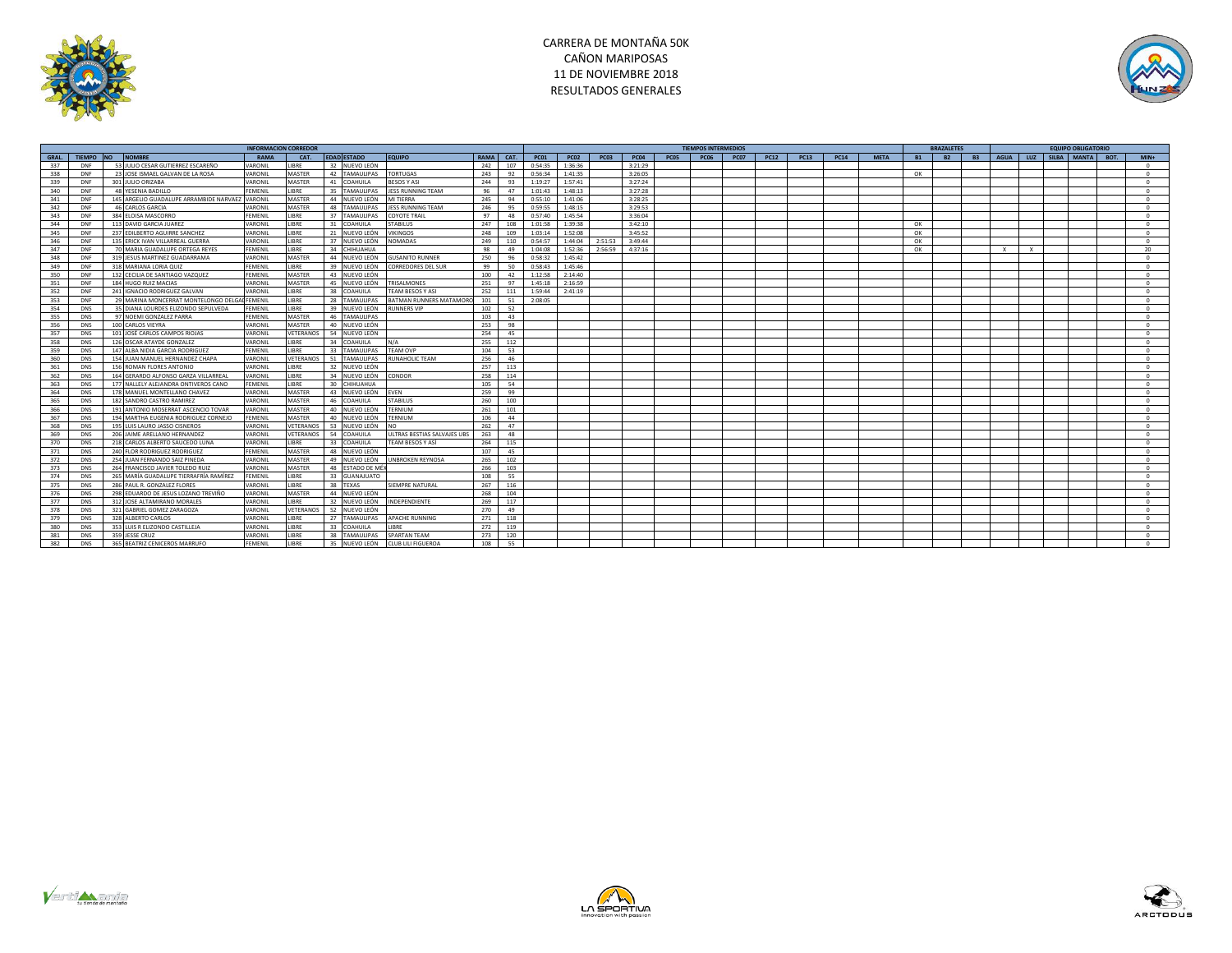# CARRERA DE MONTAÑA 50K
# CAÑON MARIPOSAS
# 11 DE NOVIEMBRE 2018
# RESULTADOS GENERALES

| INFORMACION CORREDOR | | | | | | | | | | | TIEMPOS INTERMEDIOS | | | | | | | | | | | | BRAZALETES | | | EQUIPO OBLIGATORIO | | | | | | |
|---|---|---|---|---|---|---|---|---|---|---|---|---|---|---|---|---|---|---|---|---|---|---|---|---|---|---|---|---|---|---|---|---|
| GRAL. | TIEMPO | NO | NOMBRE | RAMA | CAT. | EDAD | ESTADO | EQUIPO | RAMA | CAT. | PC01 | PC02 | PC03 | PC04 | PC05 | PC06 | PC07 | PC12 | PC13 | PC14 | META | B1 | B2 | B3 | AGUA | LUZ | SILBA | MANTA | BOT. | MIN+ |
| 337 | DNF | 53 | JULIO CESAR GUTIERREZ ESCAREÑO | VARONIL | LIBRE | 32 | NUEVO LEÓN | | 242 | 107 | 0:54:35 | 1:36:36 | | 3:21:29 | | | | | | | | | | | | | | | | 0 |
| 338 | DNF | 23 | JOSE ISMAEL GALVAN DE LA ROSA | VARONIL | MASTER | 42 | TAMAULIPAS | TORTUGAS | 243 | 92 | 0:56:34 | 1:41:35 | | 3:26:05 | | | | | | | | OK | | | | | | | | 0 |
| 339 | DNF | 301 | JULIO ORIZABA | VARONIL | MASTER | 41 | COAHUILA | BESOS Y ASI | 244 | 93 | 1:19:27 | 1:57:41 | | 3:27:24 | | | | | | | | | | | | | | | | 0 |
| 340 | DNF | 48 | YESENIA BADILLO | FEMENIL | LIBRE | 35 | TAMAULIPAS | JESS RUNNING TEAM | 96 | 47 | 1:01:43 | 1:48:13 | | 3:27:28 | | | | | | | | | | | | | | | | 0 |
| 341 | DNF | 145 | ARGELIO GUADALUPE ARRAMBIDE NARVAEZ | VARONIL | MASTER | 44 | NUEVO LEÓN | MI TIERRA | 245 | 94 | 0:55:10 | 1:41:06 | | 3:28:25 | | | | | | | | | | | | | | | | 0 |
| 342 | DNF | 46 | CARLOS GARCIA | VARONIL | MASTER | 48 | TAMAULIPAS | JESS RUNNING TEAM | 246 | 95 | 0:59:55 | 1:48:15 | | 3:29:53 | | | | | | | | | | | | | | | | 0 |
| 343 | DNF | 384 | ELOISA MASCORRO | FEMENIL | LIBRE | 37 | TAMAULIPAS | COYOTE TRAIL | 97 | 48 | 0:57:40 | 1:45:54 | | 3:36:04 | | | | | | | | | | | | | | | | 0 |
| 344 | DNF | 113 | DAVID GARCIA JUAREZ | VARONIL | LIBRE | 31 | COAHUILA | STABILUS | 247 | 108 | 1:01:58 | 1:39:38 | | 3:42:10 | | | | | | | | OK | | | | | | | | 0 |
| 345 | DNF | 237 | EDILBERTO AGUIRRE SANCHEZ | VARONIL | LIBRE | 21 | NUEVO LEÓN | VIKINGOS | 248 | 109 | 1:03:14 | 1:52:08 | | 3:45:52 | | | | | | | | OK | | | | | | | | 0 |
| 346 | DNF | 135 | ERICK IVAN VILLARREAL GUERRA | VARONIL | LIBRE | 37 | NUEVO LEÓN | NOMADAS | 249 | 110 | 0:54:57 | 1:44:04 | 2:51:53 | 3:49:44 | | | | | | | | OK | | | | | | | | 0 |
| 347 | DNF | 70 | MARIA GUADALUPE ORTEGA REYES | FEMENIL | LIBRE | 34 | CHIHUAHUA | | 98 | 49 | 1:04:08 | 1:52:36 | 2:56:59 | 4:37:16 | | | | | | | | OK | | | X | X | | | | 20 |
| 348 | DNF | 319 | JESUS MARTINEZ GUADARRAMA | VARONIL | MASTER | 44 | NUEVO LEÓN | GUSANITO RUNNER | 250 | 96 | 0:58:32 | 1:45:42 | | | | | | | | | | | | | | | | | | 0 |
| 349 | DNF | 318 | MARIANA LORIA QUIZ | FEMENIL | LIBRE | 39 | NUEVO LEÓN | CORREDORES DEL SUR | 99 | 50 | 0:58:43 | 1:45:46 | | | | | | | | | | | | | | | | | | 0 |
| 350 | DNF | 132 | CECILIA DE SANTIAGO VAZQUEZ | FEMENIL | MASTER | 43 | NUEVO LEÓN | | 100 | 42 | 1:12:58 | 2:14:40 | | | | | | | | | | | | | | | | | | 0 |
| 351 | DNF | 184 | HUGO RUIZ MACIAS | VARONIL | MASTER | 45 | NUEVO LEÓN | TRISALMONES | 251 | 97 | 1:45:18 | 2:16:59 | | | | | | | | | | | | | | | | | | 0 |
| 352 | DNF | 241 | IGNACIO RODRIGUEZ GALVAN | VARONIL | LIBRE | 38 | COAHUILA | TEAM BESOS Y ASI | 252 | 111 | 1:59:44 | 2:41:19 | | | | | | | | | | | | | | | | | | 0 |
| 353 | DNF | 29 | MARINA MONCERRAT MONTELONGO DELGA | FEMENIL | LIBRE | 28 | TAMAULIPAS | BATMAN RUNNERS MATAMORO | 101 | 51 | 2:08:05 | | | | | | | | | | | | | | | | | | | 0 |
| 354 | DNS | 35 | DIANA LOURDES ELIZONDO SEPULVEDA | FEMENIL | LIBRE | 39 | NUEVO LEÓN | RUNNERS VIP | 102 | 52 | | | | | | | | | | | | | | | | | | | | 0 |
| 355 | DNS | 97 | NOEMI GONZALEZ PARRA | FEMENIL | MASTER | 46 | TAMAULIPAS | | 103 | 43 | | | | | | | | | | | | | | | | | | | | 0 |
| 356 | DNS | 100 | CARLOS VIEYRA | VARONIL | MASTER | 40 | NUEVO LEÓN | | 253 | 98 | | | | | | | | | | | | | | | | | | | | 0 |
| 357 | DNS | 101 | JOSÉ CARLOS CAMPOS RIOJAS | VARONIL | VETERANOS | 54 | NUEVO LEÓN | | 254 | 45 | | | | | | | | | | | | | | | | | | | | 0 |
| 358 | DNS | 126 | OSCAR ATAYDE GONZALEZ | VARONIL | LIBRE | 34 | COAHUILA | N/A | 255 | 112 | | | | | | | | | | | | | | | | | | | | 0 |
| 359 | DNS | 147 | ALBA NIDIA GARCIA RODRIGUEZ | FEMENIL | LIBRE | 33 | TAMAULIPAS | TEAM OVP | 104 | 53 | | | | | | | | | | | | | | | | | | | | 0 |
| 360 | DNS | 154 | JUAN MANUEL HERNANDEZ CHAPA | VARONIL | VETERANOS | 51 | TAMAULIPAS | RUNAHOLIC TEAM | 256 | 46 | | | | | | | | | | | | | | | | | | | | 0 |
| 361 | DNS | 156 | ROMAN FLORES ANTONIO | VARONIL | LIBRE | 32 | NUEVO LEÓN | | 257 | 113 | | | | | | | | | | | | | | | | | | | | 0 |
| 362 | DNS | 164 | GERARDO ALFONSO GARZA VILLARREAL | VARONIL | LIBRE | 34 | NUEVO LEÓN | CONDOR | 258 | 114 | | | | | | | | | | | | | | | | | | | | 0 |
| 363 | DNS | 177 | NALLELY ALEJANDRA ONTIVEROS CANO | FEMENIL | LIBRE | 30 | CHIHUAHUA | | 105 | 54 | | | | | | | | | | | | | | | | | | | | 0 |
| 364 | DNS | 178 | MANUEL MONTELLANO CHAVEZ | VARONIL | MASTER | 43 | NUEVO LEÓN | EVEN | 259 | 99 | | | | | | | | | | | | | | | | | | | | 0 |
| 365 | DNS | 182 | SANDRO CASTRO RAMIREZ | VARONIL | MASTER | 46 | COAHUILA | STABILUS | 260 | 100 | | | | | | | | | | | | | | | | | | | | 0 |
| 366 | DNS | 191 | ANTONIO MOSERRAT ASCENCIO TOVAR | VARONIL | MASTER | 40 | NUEVO LEÓN | TERNIUM | 261 | 101 | | | | | | | | | | | | | | | | | | | | 0 |
| 367 | DNS | 194 | MARTHA EUGENIA RODRIGUEZ CORNEJO | FEMENIL | MASTER | 40 | NUEVO LEÓN | TERNIUM | 106 | 44 | | | | | | | | | | | | | | | | | | | | 0 |
| 368 | DNS | 195 | LUIS LAURO JASSO CISNEROS | VARONIL | VETERANOS | 53 | NUEVO LEÓN | NO | 262 | 47 | | | | | | | | | | | | | | | | | | | | 0 |
| 369 | DNS | 206 | JAIME ARELLANO HERNANDEZ | VARONIL | VETERANOS | 54 | COAHUILA | ULTRAS BESTIAS SALVAJES UBS | 263 | 48 | | | | | | | | | | | | | | | | | | | | 0 |
| 370 | DNS | 218 | CARLOS ALBERTO SAUCEDO LUNA | VARONIL | LIBRE | 33 | COAHUILA | TEAM BESOS Y ASÍ | 264 | 115 | | | | | | | | | | | | | | | | | | | | 0 |
| 371 | DNS | 240 | FLOR RODRIGUEZ RODRIGUEZ | FEMENIL | MASTER | 48 | NUEVO LEÓN | | 107 | 45 | | | | | | | | | | | | | | | | | | | | 0 |
| 372 | DNS | 254 | JUAN FERNANDO SAIZ PINEDA | VARONIL | MASTER | 49 | NUEVO LEÓN | UNBROKEN REYNOSA | 265 | 102 | | | | | | | | | | | | | | | | | | | | 0 |
| 373 | DNS | 264 | FRANCISCO JAVIER TOLEDO RUIZ | VARONIL | MASTER | 48 | ESTADO DE MÉX | | 266 | 103 | | | | | | | | | | | | | | | | | | | | 0 |
| 374 | DNS | 265 | MARÍA GUADALUPE TIERRAFRÍA RAMÍREZ | FEMENIL | LIBRE | 33 | GUANAJUATO | | 108 | 55 | | | | | | | | | | | | | | | | | | | | 0 |
| 375 | DNS | 286 | PAUL R. GONZALEZ FLORES | VARONIL | LIBRE | 38 | TEXAS | SIEMPRE NATURAL | 267 | 116 | | | | | | | | | | | | | | | | | | | | 0 |
| 376 | DNS | 298 | EDUARDO DE JESUS LOZANO TREVIÑO | VARONIL | MASTER | 44 | NUEVO LEÓN | | 268 | 104 | | | | | | | | | | | | | | | | | | | | 0 |
| 377 | DNS | 312 | JOSE ALTAMIRANO MORALES | VARONIL | LIBRE | 32 | NUEVO LEÓN | INDEPENDIENTE | 269 | 117 | | | | | | | | | | | | | | | | | | | | 0 |
| 378 | DNS | 321 | GABRIEL GOMEZ ZARAGOZA | VARONIL | VETERANOS | 52 | NUEVO LEÓN | | 270 | 49 | | | | | | | | | | | | | | | | | | | | 0 |
| 379 | DNS | 328 | ALBERTO CARLOS | VARONIL | LIBRE | 27 | TAMAULIPAS | APACHE RUNNING | 271 | 118 | | | | | | | | | | | | | | | | | | | | 0 |
| 380 | DNS | 353 | LUIS R ELIZONDO CASTILLEJA | VARONIL | LIBRE | 33 | COAHUILA | LIBRE | 272 | 119 | | | | | | | | | | | | | | | | | | | | 0 |
| 381 | DNS | 359 | JESSE CRUZ | VARONIL | LIBRE | 38 | TAMAULIPAS | SPARTAN TEAM | 273 | 120 | | | | | | | | | | | | | | | | | | | | 0 |
| 382 | DNS | 365 | BEATRIZ CENICEROS MARRUFO | FEMENIL | LIBRE | 35 | NUEVO LEÓN | CLUB LILI FIGUEROA | 108 | 55 | | | | | | | | | | | | | | | | | | | | 0 |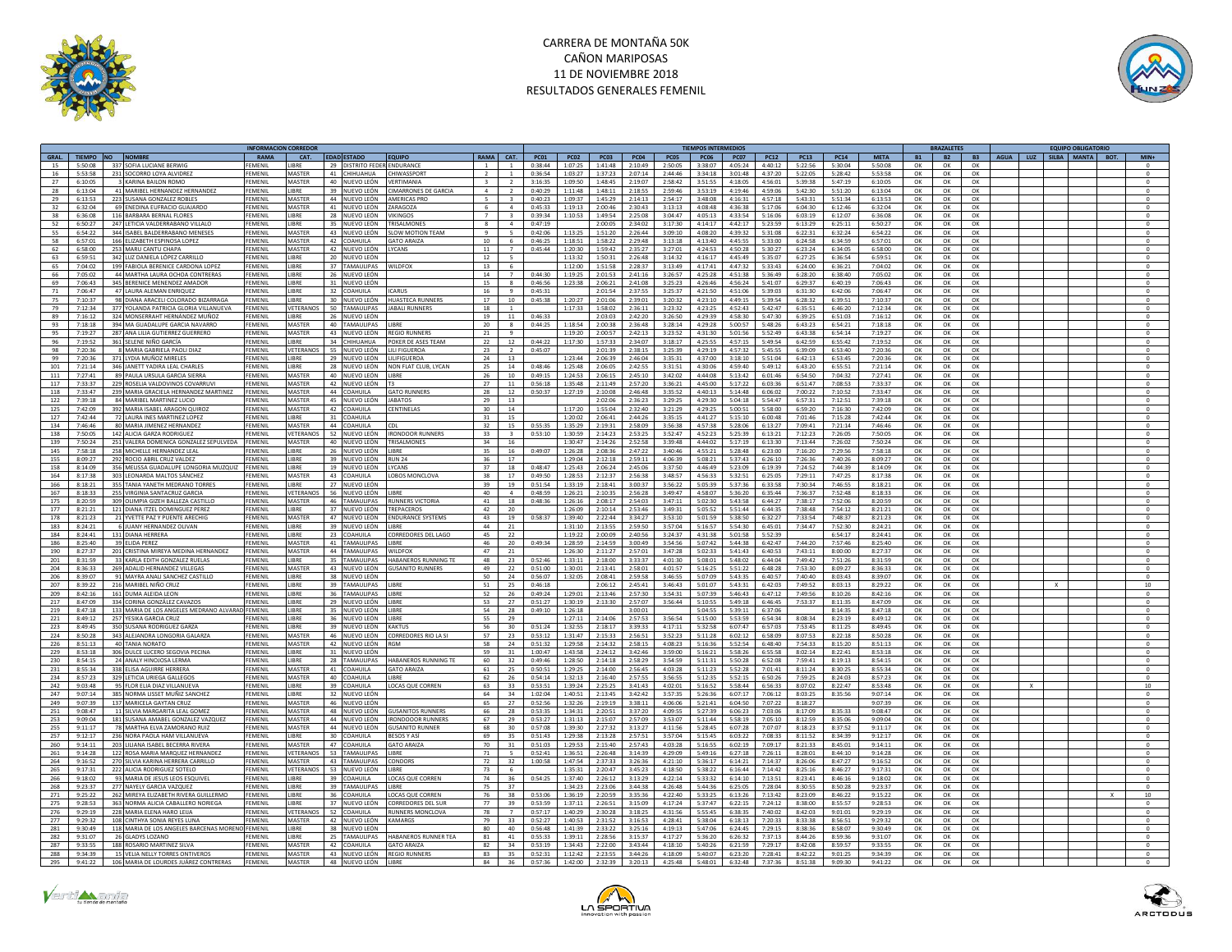# CARRERA DE MONTAÑA 50K
## CAÑON MARIPOSAS
## 11 DE NOVIEMBRE 2018
## RESULTADOS GENERALES FEMENIL

| GRAL. | TIEMPO | NO | NOMBRE | RAMA | CAT. | EDAD | ESTADO | EQUIPO | RAMA | CAT. | PC01 | PC02 | PC03 | PC04 | PC05 | PC06 | PC07 | PC12 | PC13 | PC14 | META | B1 | B2 | B3 | AGUA | LUZ | SILBA | MANTA | BOT. | MIN+ |
|---|---|---|---|---|---|---|---|---|---|---|---|---|---|---|---|---|---|---|---|---|---|---|---|---|---|---|---|---|---|---|
| 15 | 5:50:08 | 337 | SOFIA LUCIANE BERWIG | FEMENIL | LIBRE | 29 | DISTRITO FEDER | ENDURANCE | 1 | 1 | 0:38:44 | 1:07:25 | 1:41:48 | 2:10:49 | 2:50:05 | 3:38:07 | 4:05:24 | 4:40:12 | 5:22:56 | 5:30:04 | 5:50:08 | OK | OK | OK | | | | | | 0 |
| 16 | 5:53:58 | 231 | SOCORRO LOYA ALVIDREZ | FEMENIL | MASTER | 41 | CHIHUAHUA | CHIWASSPORT | 2 | 1 | 0:36:54 | 1:03:27 | 1:37:23 | 2:07:14 | 2:44:46 | 3:34:18 | 3:01:48 | 4:37:20 | 5:22:05 | 5:28:42 | 5:53:58 | OK | OK | OK | | | | | | 0 |
| 27 | 6:10:05 | 3 | KARINA BAILON ROMO | FEMENIL | MASTER | 40 | NUEVO LEÓN | VERTIMANIA | 3 | 2 | 3:16:35 | 1:09:50 | 1:48:45 | 2:19:07 | 2:58:42 | 3:51:55 | 4:18:05 | 4:56:01 | 5:39:38 | 5:47:19 | 6:10:05 | OK | OK | OK | | | | | | 0 |
| 28 | 6:13:04 | 41 | MARIBEL HERNANDEZ HERNANDEZ | FEMENIL | LIBRE | 39 | NUEVO LEÓN | CIMARRONES DE GARCIA | 4 | 2 | 0:40:29 | 1:11:48 | 1:48:11 | 2:18:55 | 2:59:46 | 3:53:19 | 4:19:46 | 4:59:06 | 5:42:30 | 5:51:20 | 6:13:04 | OK | OK | OK | | | | | | 0 |
| 29 | 6:13:53 | 223 | SUSANA GONZALEZ ROBLES | FEMENIL | MASTER | 44 | NUEVO LEÓN | AMERICAS PRO | 5 | 3 | 0:40:23 | 1:09:37 | 1:45:29 | 2:14:13 | 2:54:17 | 3:48:08 | 4:16:31 | 4:57:18 | 5:43:31 | 5:51:34 | 6:13:53 | OK | OK | OK | | | | | | 0 |
| 32 | 6:32:04 | 69 | ENEDINA EUFRACIO GUAJARDO | FEMENIL | MASTER | 41 | NUEVO LEÓN | ZARAGOZA | 6 | 4 | 0:45:33 | 1:19:13 | 2:00:46 | 2:30:43 | 3:13:13 | 4:08:48 | 4:36:38 | 5:17:06 | 6:04:30 | 6:12:46 | 6:32:04 | OK | OK | OK | | | | | | 0 |
| 38 | 6:36:08 | 116 | BARBARA BERNAL FLORES | FEMENIL | LIBRE | 28 | NUEVO LEÓN | VIKINGOS | 7 | 3 | 0:39:34 | 1:10:53 | 1:49:54 | 2:25:08 | 3:04:47 | 4:05:13 | 4:33:54 | 5:16:06 | 6:03:19 | 6:12:07 | 6:36:08 | OK | OK | OK | | | | | | 0 |
| 52 | 6:50:27 | 247 | LETICIA VALDERRABANO VILLALO | FEMENIL | LIBRE | 35 | NUEVO LEÓN | TRISALMONES | 8 | 4 | 0:47:19 | | 2:00:05 | 2:34:02 | 3:17:30 | 4:14:17 | 4:42:17 | 5:23:59 | 6:13:29 | 6:25:11 | 6:50:27 | OK | OK | OK | | | | | | 0 |
| 55 | 6:54:22 | 344 | ISABEL BALDERRABANO MENESES | FEMENIL | MASTER | 43 | NUEVO LEÓN | SLOW MOTION TEAM | 9 | 5 | 0:42:06 | 1:13:25 | 1:51:20 | 2:26:44 | 3:09:10 | 4:08:20 | 4:39:32 | 5:31:08 | 6:22:31 | 6:32:24 | 6:54:22 | OK | OK | OK | | | | | | 0 |
| 58 | 6:57:01 | 166 | ELIZABETH ESPINOSA LOPEZ | FEMENIL | MASTER | 42 | COAHUILA | GATO ARAIZA | 10 | 6 | 0:46:25 | 1:18:51 | 1:58:22 | 2:29:48 | 3:13:18 | 4:13:40 | 4:45:55 | 5:33:00 | 6:24:58 | 6:34:59 | 6:57:01 | OK | OK | OK | | | | | | 0 |
| 62 | 6:58:00 | 253 | MARU CANTU CHAPA | FEMENIL | MASTER | 42 | NUEVO LEÓN | LYCANS | 11 | 7 | 0:45:44 | 1:20:30 | 1:59:42 | 2:35:27 | 3:27:01 | 4:24:53 | 4:50:28 | 5:30:27 | 6:23:24 | 6:34:05 | 6:58:00 | OK | OK | OK | | | | | | 0 |
| 63 | 6:59:51 | 342 | LUZ DANIELA LÓPEZ CARRILLO | FEMENIL | LIBRE | 20 | NUEVO LEÓN | | 12 | 5 | | 1:13:32 | 1:50:31 | 2:26:48 | 3:14:32 | 4:16:17 | 4:45:49 | 5:35:07 | 6:27:25 | 6:36:54 | 6:59:51 | OK | OK | OK | | | | | | 0 |
| 65 | 7:04:02 | 199 | FABIOLA BERENICE CARDONA LOPEZ | FEMENIL | LIBRE | 37 | TAMAULIPAS | WILDFOX | 13 | 6 | | 1:12:00 | 1:51:58 | 2:28:37 | 3:13:49 | 4:17:41 | 4:47:32 | 5:33:43 | 6:24:00 | 6:36:21 | 7:04:02 | OK | OK | OK | | | | | | 0 |
| 66 | 7:05:02 | 44 | MARTHA LAURA OCHOA CONTRERAS | FEMENIL | LIBRE | 26 | NUEVO LEÓN | | 14 | 7 | 0:44:30 | 1:19:25 | 2:01:53 | 2:41:16 | 3:26:57 | 4:25:28 | 4:51:38 | 5:36:49 | 6:28:20 | 6:38:40 | 7:05:02 | OK | OK | OK | | | | | | 0 |
| 69 | 7:06:43 | 345 | BERENICE MENENDEZ AMADOR | FEMENIL | LIBRE | 31 | NUEVO LEÓN | | 15 | 8 | 0:46:56 | 1:23:38 | 2:06:21 | 2:41:08 | 3:25:23 | 4:26:46 | 4:56:24 | 5:41:07 | 6:29:37 | 6:40:19 | 7:06:43 | OK | OK | OK | | | | | | 0 |
| 71 | 7:06:47 | 47 | LAURA ALEMAN ENRIQUEZ | FEMENIL | LIBRE | 32 | COAHUILA | ICARUS | 16 | 9 | 0:45:31 | | 2:01:54 | 2:37:55 | 3:25:37 | 4:21:50 | 4:51:06 | 5:39:03 | 6:31:30 | 6:42:06 | 7:06:47 | OK | OK | OK | | | | | | 0 |
| 75 | 7:10:37 | 98 | DIANA ARACELI COLORADO BIZARRAGA | FEMENIL | LIBRE | 30 | NUEVO LEÓN | HUASTECA RUNNERS | 17 | 10 | 0:45:38 | 1:20:27 | 2:01:06 | 2:39:01 | 3:20:32 | 4:23:10 | 4:49:15 | 5:39:54 | 6:28:32 | 6:39:51 | 7:10:37 | OK | OK | OK | | | | | | 0 |
| 79 | 7:12:34 | 377 | YOLANDA PATRICIA GLORIA VILLANUEVA | FEMENIL | VETERANOS | 50 | TAMAULIPAS | JABALI RUNNERS | 18 | 1 | | 1:17:33 | 1:58:02 | 2:36:11 | 3:23:32 | 4:23:25 | 4:52:43 | 5:42:47 | 6:35:51 | 6:46:20 | 7:12:34 | OK | OK | OK | | | | | | 0 |
| 89 | 7:16:12 | 324 | MONSERRAHT HERNÁNDEZ MUÑOZ | FEMENIL | LIBRE | 26 | NUEVO LEÓN | | 19 | 11 | 0:46:33 | | 2:03:03 | 2:42:20 | 3:26:50 | 4:29:39 | 4:58:30 | 5:47:30 | 6:39:25 | 6:51:03 | 7:16:12 | OK | OK | OK | | | | | | 0 |
| 93 | 7:18:18 | 394 | MA GUADALUPE GARCIA NAVARRO | FEMENIL | MASTER | 40 | TAMAULIPAS | LIBRE | 20 | 8 | 0:44:25 | 1:18:54 | 2:00:38 | 2:36:48 | 3:28:14 | 4:29:28 | 5:00:57 | 5:48:26 | 6:43:23 | 6:54:21 | 7:18:18 | OK | OK | OK | | | | | | 0 |
| 95 | 7:19:27 | 287 | ANA LILIA GUTIERREZ GUERRERO | FEMENIL | MASTER | 43 | NUEVO LEÓN | REGIO RUNNERS | 21 | 9 | | 1:19:20 | 2:00:57 | 2:42:13 | 3:23:52 | 4:31:30 | 5:01:56 | 5:52:49 | 6:43:38 | 6:54:14 | 7:19:27 | OK | OK | OK | | | | | | 0 |
| 96 | 7:19:52 | 361 | SELENE NIÑO GARCÍA | FEMENIL | LIBRE | 34 | CHIHUAHUA | POKER DE ASES TEAM | 22 | 12 | 0:44:22 | 1:17:30 | 1:57:33 | 2:34:07 | 3:18:17 | 4:25:55 | 4:57:15 | 5:49:54 | 6:42:59 | 6:55:42 | 7:19:52 | OK | OK | OK | | | | | | 0 |
| 98 | 7:20:36 | 8 | MARIA GABRIELA PAOLI DIAZ | FEMENIL | VETERANOS | 55 | NUEVO LEÓN | LILI FIGUEROA | 23 | 2 | 0:45:07 | | 2:01:39 | 2:38:15 | 3:25:39 | 4:29:19 | 4:57:32 | 5:45:55 | 6:39:09 | 6:53:40 | 7:20:36 | OK | OK | OK | | | | | | 0 |
| 99 | 7:20:36 | 371 | LYDIA MUÑOZ MIRELES | FEMENIL | LIBRE | 29 | NUEVO LEÓN | LILIFIGUEROA | 24 | 13 | | 1:23:44 | 2:06:39 | 2:46:04 | 3:35:31 | 4:37:00 | 3:18:10 | 5:51:04 | 6:42:13 | 6:53:45 | 7:20:36 | OK | OK | OK | | | | | | 0 |
| 101 | 7:21:14 | 346 | JANETT YADIRA LEAL CHARLES | FEMENIL | LIBRE | 28 | NUEVO LEÓN | NON FLAT CLUB, LYCAN | 25 | 14 | 0:48:46 | 1:25:48 | 2:06:05 | 2:42:55 | 3:31:51 | 4:30:06 | 4:59:40 | 5:49:12 | 6:43:20 | 6:55:51 | 7:21:14 | OK | OK | OK | | | | | | 0 |
| 111 | 7:27:41 | 89 | PAULA URSULA GARCIA SIERRA | FEMENIL | MASTER | 40 | NUEVO LEÓN | LIBRE | 26 | 10 | 0:49:15 | 1:24:53 | 2:06:15 | 2:45:10 | 3:42:02 | 4:44:08 | 5:13:42 | 6:01:46 | 6:54:50 | 7:04:32 | 7:27:41 | OK | OK | OK | | | | | | 0 |
| 117 | 7:33:37 | 229 | ROSELIA VALDOVINOS COVARRUVI | FEMENIL | MASTER | 42 | NUEVO LEÓN | T3 | 27 | 11 | 0:56:18 | 1:35:48 | 2:11:49 | 2:57:20 | 3:36:21 | 4:45:00 | 5:17:22 | 6:03:36 | 6:51:47 | 7:08:53 | 7:33:37 | OK | OK | OK | | | | | | 0 |
| 118 | 7:33:47 | 239 | MARIA GRACIELA HERNANDEZ MARTINEZ | FEMENIL | MASTER | 44 | COAHUILA | GATO RUNNERS | 28 | 12 | 0:50:37 | 1:27:19 | 2:10:08 | 2:46:48 | 3:35:52 | 4:40:13 | 5:14:48 | 6:06:02 | 7:00:22 | 7:10:52 | 7:33:47 | OK | OK | OK | | | | | | 0 |
| 122 | 7:39:18 | 84 | MARIBEL MARTINEZ LUCIO | FEMENIL | MASTER | 45 | NUEVO LEÓN | JABATOS | 29 | 13 | | | 2:02:06 | 2:36:23 | 3:29:25 | 4:29:30 | 5:04:18 | 5:54:47 | 6:57:31 | 7:12:51 | 7:39:18 | OK | OK | OK | | | | | | 0 |
| 125 | 7:42:09 | 392 | MARIA ISABEL ARAGON QUIROZ | FEMENIL | MASTER | 42 | COAHUILA | CENTINELAS | 30 | 14 | | 1:17:20 | 1:55:04 | 2:32:40 | 3:21:29 | 4:29:25 | 5:00:51 | 5:58:00 | 6:59:20 | 7:16:30 | 7:42:09 | OK | OK | OK | | | | | | 0 |
| 127 | 7:42:44 | 72 | LAURA INES MARTINEZ LOPEZ | FEMENIL | LIBRE | 31 | COAHUILA | | 31 | 15 | | 1:20:02 | 2:06:41 | 2:44:26 | 3:35:15 | 4:41:27 | 5:15:10 | 6:00:48 | 7:01:46 | 7:15:28 | 7:42:44 | OK | OK | OK | | | | | | 0 |
| 134 | 7:46:46 | 80 | MARIA JIMENEZ HERNANDEZ | FEMENIL | MASTER | 44 | COAHUILA | CDL | 32 | 15 | 0:55:35 | 1:35:29 | 2:19:31 | 2:58:09 | 3:56:38 | 4:57:38 | 5:28:06 | 6:13:27 | 7:09:41 | 7:21:14 | 7:46:46 | OK | OK | OK | | | | | | 0 |
| 138 | 7:50:05 | 142 | ALICIA GARZA RODRIGUEZ | FEMENIL | VETERANOS | 52 | NUEVO LEÓN | IRONDOOR RUNNERS | 33 | 3 | 0:53:10 | 1:30:59 | 2:14:23 | 2:53:25 | 3:52:47 | 4:52:23 | 5:25:39 | 6:13:21 | 7:12:23 | 7:26:05 | 7:50:05 | OK | OK | OK | | | | | | 0 |
| 139 | 7:50:24 | 251 | VALERA DOMENICA GONZALEZ SEPULVEDA | FEMENIL | MASTER | 40 | NUEVO LEÓN | TRISALMONES | 34 | 16 | | 1:30:47 | 2:14:26 | 2:52:58 | 3:39:48 | 4:44:02 | 5:17:19 | 6:13:30 | 7:13:44 | 7:26:02 | 7:50:24 | OK | OK | OK | | | | | | 0 |
| 145 | 7:58:18 | 258 | MICHELLE HERNANDEZ LEAL | FEMENIL | LIBRE | 26 | NUEVO LEÓN | LIBRE | 35 | 16 | 0:49:07 | 1:26:28 | 2:08:36 | 2:47:22 | 3:40:46 | 4:55:21 | 5:28:48 | 6:23:00 | 7:16:20 | 7:29:56 | 7:58:18 | OK | OK | OK | | | | | | 0 |
| 155 | 8:09:27 | 292 | ROCIO ABRIL CRUZ VALDEZ | FEMENIL | LIBRE | 39 | NUEVO LEÓN | RUN 24 | 36 | 17 | | 1:29:04 | 2:12:18 | 2:59:11 | 4:06:39 | 5:08:21 | 5:37:43 | 6:26:10 | 7:26:36 | 7:40:26 | 8:09:27 | OK | OK | OK | | | | | | 0 |
| 158 | 8:14:09 | 356 | MELISSA GUADALUPE LONGORIA MUZQUIZ | FEMENIL | LIBRE | 19 | NUEVO LEÓN | LYCANS | 37 | 18 | 0:48:47 | 1:25:43 | 2:06:24 | 2:45:06 | 3:37:50 | 4:46:49 | 5:23:09 | 6:19:39 | 7:24:52 | 7:44:39 | 8:14:09 | OK | OK | OK | | | | | | 0 |
| 164 | 8:17:38 | 303 | LEONARDA MALTOS SÁNCHEZ | FEMENIL | MASTER | 43 | COAHUILA | LOBOS MONCLOVA | 38 | 17 | 0:49:50 | 1:28:53 | 2:12:37 | 2:56:38 | 3:48:57 | 4:56:33 | 5:32:51 | 6:25:05 | 7:29:11 | 7:47:25 | 8:17:38 | OK | OK | OK | | | | | | 0 |
| 166 | 8:18:21 | 355 | TANIA YANETH MEDRANO TORRES | FEMENIL | LIBRE | 27 | NUEVO LEÓN | | 39 | 19 | 0:51:54 | 1:33:19 | 2:18:41 | 3:00:37 | 3:56:22 | 5:05:39 | 5:37:36 | 6:33:58 | 7:30:34 | 7:46:55 | 8:18:21 | OK | OK | OK | | | | | | 0 |
| 167 | 8:18:33 | 255 | VIRGINIA SANTACRUZ GARCIA | FEMENIL | VETERANOS | 56 | NUEVO LEÓN | LIBRE | 40 | 4 | 0:48:59 | 1:26:21 | 2:10:35 | 2:56:28 | 3:49:47 | 4:58:07 | 5:36:20 | 6:35:44 | 7:36:37 | 7:52:48 | 8:18:33 | OK | OK | OK | | | | | | 0 |
| 175 | 8:20:59 | 309 | OLIMPIA GIZEH BALLEZA CASTILLO | FEMENIL | MASTER | 46 | TAMAULIPAS | RUNNERS VICTORIA | 41 | 18 | 0:48:36 | 1:26:16 | 2:08:17 | 2:54:03 | 3:47:11 | 5:02:30 | 5:43:58 | 6:44:27 | 7:38:17 | 7:52:06 | 8:20:59 | OK | OK | OK | | | | | | 0 |
| 177 | 8:21:21 | 121 | DIANA ITZEL DOMINGUEZ PEREZ | FEMENIL | LIBRE | 37 | NUEVO LEÓN | TREPACEROS | 42 | 20 | | 1:26:09 | 2:10:14 | 2:53:46 | 3:49:31 | 5:05:52 | 5:51:44 | 6:44:35 | 7:38:48 | 7:54:12 | 8:21:21 | OK | OK | OK | | | | | | 0 |
| 178 | 8:21:23 | 21 | YVETTE PAZ Y PUENTE ARECHIG | FEMENIL | MASTER | 47 | NUEVO LEÓN | ENDURANCE SYSTEMS | 43 | 19 | 0:58:37 | 1:39:40 | 2:22:44 | 3:34:27 | 3:53:10 | 5:01:59 | 5:38:50 | 6:32:27 | 7:33:54 | 7:48:37 | 8:21:23 | OK | OK | OK | | | | | | 0 |
| 183 | 8:24:21 | 6 | JUANY HERNANDEZ OLIVAN | FEMENIL | LIBRE | 39 | NUEVO LEÓN | LIBRE | 44 | 21 | | 1:31:10 | 2:13:55 | 2:59:50 | 3:57:04 | 5:16:57 | 5:54:30 | 6:45:01 | 7:34:47 | 7:52:30 | 8:24:21 | OK | OK | OK | | | | | | 0 |
| 184 | 8:24:41 | 131 | DIANA HERRERA | FEMENIL | LIBRE | 23 | COAHUILA | CORREDORES DEL LAGO | 45 | 22 | | 1:19:22 | 2:00:09 | 2:40:56 | 3:24:37 | 4:31:38 | 5:01:58 | 5:52:39 | | 6:54:17 | 8:24:41 | OK | OK | OK | | | | | | 0 |
| 186 | 8:25:40 | 39 | ELIDA PEREZ | FEMENIL | MASTER | 41 | TAMAULIPAS | LIBRE | 46 | 20 | 0:49:34 | 1:28:59 | 2:14:59 | 3:00:49 | 3:54:56 | 5:07:42 | 5:44:38 | 6:42:47 | 7:44:20 | 7:57:46 | 8:25:40 | OK | OK | OK | | | | | | 0 |
| 190 | 8:27:37 | 201 | CRISTINA MIREYA MEDINA HERNANDEZ | FEMENIL | MASTER | 44 | TAMAULIPAS | WILDFOX | 47 | 21 | | 1:26:30 | 2:11:27 | 2:57:01 | 3:47:28 | 5:02:33 | 5:41:43 | 6:40:53 | 7:43:11 | 8:00:00 | 8:27:37 | OK | OK | OK | | | | | | 0 |
| 201 | 8:31:59 | 33 | KARLA EDITH GONZALEZ RUELAS | FEMENIL | LIBRE | 35 | TAMAULIPAS | HABANEROS RUNNING TE | 48 | 23 | 0:52:46 | 1:33:11 | 2:18:00 | 3:33:37 | 4:01:30 | 5:08:01 | 5:48:02 | 6:44:04 | 7:49:42 | 7:51:26 | 8:31:59 | OK | OK | OK | | | | | | 0 |
| 204 | 8:36:33 | 269 | ADALID HERNANDEZ VILLEGAS | FEMENIL | MASTER | 43 | NUEVO LEÓN | GUSANITO RUNNERS | 49 | 22 | 0:51:00 | 1:30:01 | 2:13:41 | 2:58:01 | 4:01:57 | 5:16:25 | 5:51:22 | 6:48:28 | 7:53:30 | 8:09:27 | 8:36:33 | OK | OK | OK | | | | | | 0 |
| 206 | 8:39:07 | 91 | MAYRA ANALI SANCHEZ CASTILLO | FEMENIL | LIBRE | 38 | NUEVO LEÓN | | 50 | 24 | 0:56:07 | 1:32:05 | 2:08:41 | 2:59:58 | 3:46:55 | 5:07:09 | 5:43:35 | 6:40:57 | 7:40:40 | 8:03:43 | 8:39:07 | OK | OK | OK | | | | | | 0 |
| 207 | 8:39:22 | 216 | MARIBEL NIÑO CRUZ | FEMENIL | LIBRE | 39 | TAMAULIPAS | LIBRE | 51 | 25 | 0:46:18 | | 2:06:12 | 2:45:41 | 3:46:43 | 5:01:07 | 5:43:31 | 6:42:03 | 7:49:52 | 8:03:13 | 8:29:22 | OK | OK | OK | | | X | | | 10 |
| 209 | 8:42:16 | 161 | DUMA ALEIDA LEON | FEMENIL | LIBRE | 36 | TAMAULIPAS | LIBRE | 52 | 26 | 0:49:24 | 1:29:01 | 2:13:46 | 2:57:30 | 3:54:31 | 5:07:39 | 5:46:43 | 6:47:12 | 7:49:56 | 8:10:26 | 8:42:16 | OK | OK | OK | | | | | | 0 |
| 217 | 8:47:09 | 334 | CORINA GONZÁLEZ CAVAZOS | FEMENIL | LIBRE | 29 | NUEVO LEÓN | LIBRE | 53 | 27 | 0:51:27 | 1:30:19 | 2:13:30 | 2:57:07 | 3:56:44 | 5:10:55 | 5:49:18 | 6:46:45 | 7:53:37 | 8:11:35 | 8:47:09 | OK | OK | OK | | | | | | 0 |
| 218 | 8:47:18 | 133 | MARIA DE LOS ANGELES MEDRANO ALVARAD | FEMENIL | LIBRE | 35 | NUEVO LEÓN | LIBRE | 54 | 28 | 0:49:10 | 1:26:18 | | 3:00:01 | | 5:04:55 | 5:39:11 | 6:37:06 | | 8:14:35 | 8:47:18 | OK | OK | OK | | | | | | 0 |
| 221 | 8:49:12 | 257 | YESIKA GARCIA CRUZ | FEMENIL | LIBRE | 36 | NUEVO LEÓN | LIBRE | 55 | 29 | | 1:27:11 | 2:14:06 | 2:57:53 | 3:56:54 | 5:15:00 | 5:53:59 | 6:54:34 | 8:08:34 | 8:23:19 | 8:49:12 | OK | OK | OK | | | | | | 0 |
| 223 | 8:49:45 | 350 | SUSANA RODRIGUEZ GARZA | FEMENIL | LIBRE | 39 | NUEVO LEÓN | KAKTUS | 56 | 30 | 0:51:24 | 1:32:55 | 2:18:17 | 3:39:33 | 4:17:11 | 5:32:58 | 6:07:47 | 6:57:03 | 7:53:45 | 8:11:25 | 8:49:45 | OK | OK | OK | | | | | | 0 |
| 224 | 8:50:28 | 343 | ALEJANDRA LONGORIA GALARZA | FEMENIL | MASTER | 46 | NUEVO LEÓN | CORREDORES RIO LA SI | 57 | 23 | 0:53:12 | 1:31:47 | 2:15:33 | 2:56:51 | 3:52:23 | 5:11:28 | 6:02:12 | 6:58:09 | 8:07:53 | 8:22:18 | 8:50:28 | OK | OK | OK | | | | | | 0 |
| 226 | 8:51:13 | 40 | TANIA NORATO | FEMENIL | MASTER | 42 | NUEVO LEÓN | RGM | 58 | 24 | 0:51:32 | 1:29:58 | 2:14:32 | 2:58:15 | 4:08:23 | 5:16:36 | 5:52:54 | 6:48:40 | 7:54:33 | 8:15:20 | 8:51:13 | OK | OK | OK | | | | | | 0 |
| 229 | 8:53:18 | 306 | DULCE LUCERO SEGOVIA PECINA | FEMENIL | LIBRE | 31 | NUEVO LEÓN | | 59 | 31 | 1:00:47 | 1:43:58 | 2:24:12 | 3:42:46 | 3:59:00 | 5:16:21 | 5:58:26 | 6:55:58 | 8:02:14 | 8:22:41 | 8:53:18 | OK | OK | OK | | | | | | 0 |
| 230 | 8:54:15 | 24 | ANALY HINOJOSA LERMA | FEMENIL | LIBRE | 28 | TAMAULIPAS | HABANEROS RUNNING TE | 60 | 32 | 0:49:46 | 1:28:50 | 2:14:18 | 2:58:29 | 3:54:59 | 5:11:31 | 5:50:28 | 6:52:08 | 7:59:41 | 8:19:13 | 8:54:15 | OK | OK | OK | | | | | | 0 |
| 231 | 8:55:34 | 338 | ELISA AGUIRRE HERRERA | FEMENIL | MASTER | 41 | COAHUILA | GATO ARAIZA | 61 | 25 | 0:50:51 | 1:29:25 | 2:14:00 | 2:56:45 | 4:03:28 | 5:11:23 | 5:52:28 | 7:01:41 | 8:11:24 | 8:30:25 | 8:55:34 | OK | OK | OK | | | | | | 0 |
| 234 | 8:57:23 | 329 | LETICIA URIEGA GALLEGOS | FEMENIL | MASTER | 40 | COAHUILA | LIBRE | 62 | 26 | 0:54:14 | 1:32:13 | 2:16:40 | 2:57:55 | 3:56:55 | 5:12:35 | 5:52:15 | 6:50:26 | 7:59:25 | 8:24:03 | 8:57:23 | OK | OK | OK | | | | | | 0 |
| 242 | 9:03:48 | 95 | FLOR ELIA DIAZ VILLANUEVA | FEMENIL | LIBRE | 39 | COAHUILA | LOCAS QUE CORREN | 63 | 33 | 0:53:51 | 1:39:24 | 2:25:25 | 3:41:43 | 4:02:01 | 5:16:52 | 5:58:44 | 6:56:33 | 8:07:02 | 8:22:47 | 8:53:48 | OK | OK | OK | | X | | | | 10 |
| 247 | 9:07:14 | 385 | NORMA LISSET MUÑIZ SANCHEZ | FEMENIL | LIBRE | 32 | NUEVO LEÓN | | 64 | 34 | 1:02:04 | 1:40:51 | 2:13:45 | 3:42:42 | 3:57:35 | 5:26:36 | 6:07:17 | 7:06:12 | 8:03:25 | 8:35:56 | 9:07:14 | OK | OK | OK | | | | | | 0 |
| 249 | 9:07:39 | 137 | MARICELA GAYTAN CRUZ | FEMENIL | MASTER | 46 | NUEVO LEÓN | | 65 | 27 | 0:52:56 | 1:32:26 | 2:19:19 | 3:38:11 | 4:06:06 | 5:21:41 | 6:04:50 | 7:07:22 | 8:18:27 | | 9:07:39 | OK | OK | OK | | | | | | 0 |
| 251 | 9:08:47 | 11 | SILVIA MARGARITA LEAL GOMEZ | FEMENIL | MASTER | 48 | NUEVO LEÓN | GUSANITOS RUNNERS | 66 | 28 | 0:53:35 | 1:34:31 | 2:20:51 | 3:37:20 | 4:09:55 | 5:27:39 | 6:06:23 | 7:03:06 | 8:17:09 | 8:35:33 | 9:08:47 | OK | OK | OK | | | | | | 0 |
| 253 | 9:09:04 | 181 | SUSANA AMABEL GONZALEZ VAZQUEZ | FEMENIL | MASTER | 44 | NUEVO LEÓN | IRONDOOOR RUNNERS | 67 | 29 | 0:53:27 | 1:31:13 | 2:15:07 | 2:57:09 | 3:53:07 | 5:11:44 | 5:58:19 | 7:05:10 | 8:12:59 | 8:35:06 | 9:09:04 | OK | OK | OK | | | | | | 0 |
| 255 | 9:11:17 | 78 | MARTHA ELVA ZAMORANO RUIZ | FEMENIL | MASTER | 44 | NUEVO LEÓN | GUSANITO RUNNER | 68 | 30 | 0:57:08 | 1:39:30 | 2:27:32 | 3:13:27 | 4:11:56 | 5:28:45 | 6:07:28 | 7:07:07 | 8:18:23 | 8:37:52 | 9:11:17 | OK | OK | OK | | | | | | 0 |
| 257 | 9:12:17 | 236 | NORA PAOLA HAM VILLANUEVA | FEMENIL | LIBRE | 30 | COAHUILA | BESOS Y ASÍ | 69 | 35 | 0:51:43 | 1:29:38 | 2:13:28 | 2:57:51 | 3:57:04 | 5:15:45 | 6:03:22 | 7:08:33 | 8:11:52 | 8:34:39 | 9:12:17 | OK | OK | OK | | | | | | 0 |
| 260 | 9:14:11 | 203 | LILIANA ISABEL BECERRA RIVERA | FEMENIL | MASTER | 47 | COAHUILA | GATO ARAIZA | 70 | 31 | 0:51:03 | 1:29:53 | 2:15:40 | 2:57:43 | 4:03:28 | 5:16:55 | 6:02:19 | 7:09:17 | 8:21:33 | 8:45:01 | 9:14:11 | OK | OK | OK | | | | | | 0 |
| 261 | 9:14:28 | 122 | ROSA MARIA MARQUEZ HERNANDEZ | FEMENIL | VETERANOS | 52 | TAMAULIPAS | LIBRE | 71 | 5 | 0:52:41 | 1:36:51 | 2:26:48 | 3:14:39 | 4:29:09 | 5:49:16 | 6:27:18 | 7:26:11 | 8:28:01 | 8:44:10 | 9:14:28 | OK | OK | OK | | | | | | 0 |
| 264 | 9:16:52 | 270 | SILVIA KARINA HERRERA CARRILLO | FEMENIL | MASTER | 43 | TAMAULIPAS | CONDORS | 72 | 32 | 1:00:58 | 1:47:54 | 2:37:33 | 3:26:36 | 4:21:10 | 5:36:17 | 6:14:21 | 7:14:37 | 8:26:06 | 8:47:27 | 9:16:52 | OK | OK | OK | | | | | | 0 |
| 265 | 9:17:31 | 222 | ALICIA RODRIGUEZ SOTELO | FEMENIL | VETERANOS | 53 | NUEVO LEÓN | LIBRE | 73 | 6 | | 1:35:31 | 2:20:47 | 3:45:23 | 4:18:50 | 5:38:22 | 6:16:44 | 7:14:42 | 8:25:16 | 8:46:27 | 9:17:31 | OK | OK | OK | | | | | | 0 |
| 266 | 9:18:02 | 93 | MARIA DE JESUS LEOS ESQUIVEL | FEMENIL | LIBRE | 39 | COAHUILA | LOCAS QUE CORREN | 74 | 36 | 0:54:25 | 1:37:40 | 2:26:12 | 3:13:29 | 4:22:14 | 5:33:32 | 6:14:10 | 7:13:51 | 8:23:41 | 8:46:16 | 9:18:02 | OK | OK | OK | | | | | | 0 |
| 268 | 9:23:37 | 277 | NAYELY GARCIA VAZQUEZ | FEMENIL | LIBRE | 39 | TAMAULIPAS | LIBRE | 75 | 37 | | 1:34:23 | 2:23:06 | 3:44:38 | 4:26:48 | 5:44:36 | 6:25:05 | 7:28:04 | 8:30:55 | 8:50:28 | 9:23:37 | OK | OK | OK | | | | | | 0 |
| 271 | 9:25:22 | 262 | MIREYA ELIZABETH RIVERA GUILLERMO | FEMENIL | LIBRE | 36 | COAHUILA | LOCAS QUE CORREN | 76 | 38 | 0:53:06 | 1:36:19 | 2:20:59 | 3:35:36 | 4:22:40 | 5:33:25 | 6:13:26 | 7:13:42 | 8:23:09 | 8:46:22 | 9:15:22 | OK | OK | OK | | | | X | | 10 |
| 275 | 9:28:53 | 363 | NORMA ALICIA CABALLERO NORIEGA | FEMENIL | LIBRE | 37 | NUEVO LEÓN | CORREDORES DEL SUR | 77 | 39 | 0:53:59 | 1:37:11 | 2:26:51 | 3:15:09 | 4:17:24 | 5:37:47 | 6:22:15 | 7:24:12 | 8:38:00 | 8:55:57 | 9:28:53 | OK | OK | OK | | | | | | 0 |
| 276 | 9:29:19 | 228 | MARIA ELENA HARO LEIJA | FEMENIL | VETERANOS | 52 | COAHUILA | RUNNERS MONCLOVA | 78 | 7 | 0:57:17 | 1:40:29 | 2:30:28 | 3:18:25 | 4:31:56 | 5:55:45 | 6:38:35 | 7:40:02 | 8:42:03 | 9:01:01 | 9:29:19 | OK | OK | OK | | | | | | 0 |
| 277 | 9:29:32 | 108 | CINTHYA SONIA REYES LUNA | FEMENIL | MASTER | 42 | NUEVO LEÓN | KAMARGS | 79 | 33 | 0:52:27 | 1:40:53 | 2:31:52 | 3:16:53 | 4:28:41 | 5:38:04 | 6:18:13 | 7:20:33 | 8:33:38 | 8:56:51 | 9:29:32 | OK | OK | OK | | | | | | 0 |
| 281 | 9:30:49 | 118 | MARIA DE LOS ANGELES BARCENAS MORENO | FEMENIL | LIBRE | 38 | NUEVO LEÓN | | 80 | 40 | 0:56:48 | 1:41:39 | 2:33:22 | 3:25:16 | 4:19:13 | 5:47:06 | 6:24:45 | 7:29:15 | 8:38:36 | 8:58:07 | 9:30:49 | OK | OK | OK | | | | | | 0 |
| 282 | 9:31:07 | 26 | GLADYS LOZANO | FEMENIL | LIBRE | 25 | TAMAULIPAS | HABANEROS RUNNER TEA | 81 | 41 | 0:55:33 | 1:39:11 | 2:28:56 | 3:15:37 | 4:17:27 | 5:36:20 | 6:26:32 | 7:37:13 | 8:44:26 | 8:59:36 | 9:31:07 | OK | OK | OK | | | | | | 0 |
| 287 | 9:33:55 | 188 | ROSARIO MARTINEZ SILVA | FEMENIL | MASTER | 42 | COAHUILA | GATO ARAIZA | 82 | 34 | 0:53:19 | 1:34:43 | 2:22:00 | 3:43:44 | 4:18:10 | 5:40:26 | 6:21:59 | 7:29:17 | 8:42:08 | 8:59:57 | 9:33:55 | OK | OK | OK | | | | | | 0 |
| 288 | 9:34:39 | 15 | VELIA NELLY TORRES ONTIVEROS | FEMENIL | MASTER | 43 | NUEVO LEÓN | REGIO RUNNERS | 83 | 35 | 0:52:31 | 1:12:42 | 2:23:55 | 3:44:26 | 4:18:09 | 5:40:07 | 6:23:20 | 7:28:41 | 8:42:22 | 9:01:25 | 9:34:39 | OK | OK | OK | | | | | | 0 |
| 295 | 9:41:22 | 106 | MARIA DE LOURDES JUÁREZ CONTRERAS | FEMENIL | MASTER | 48 | NUEVO LEÓN | LIBRE | 84 | 36 | 0:57:36 | 1:42:00 | 2:32:39 | 3:20:13 | 4:25:48 | 5:48:01 | 6:32:48 | 7:37:36 | 8:51:38 | 9:09:30 | 9:41:22 | OK | OK | OK | | | | | | 0 |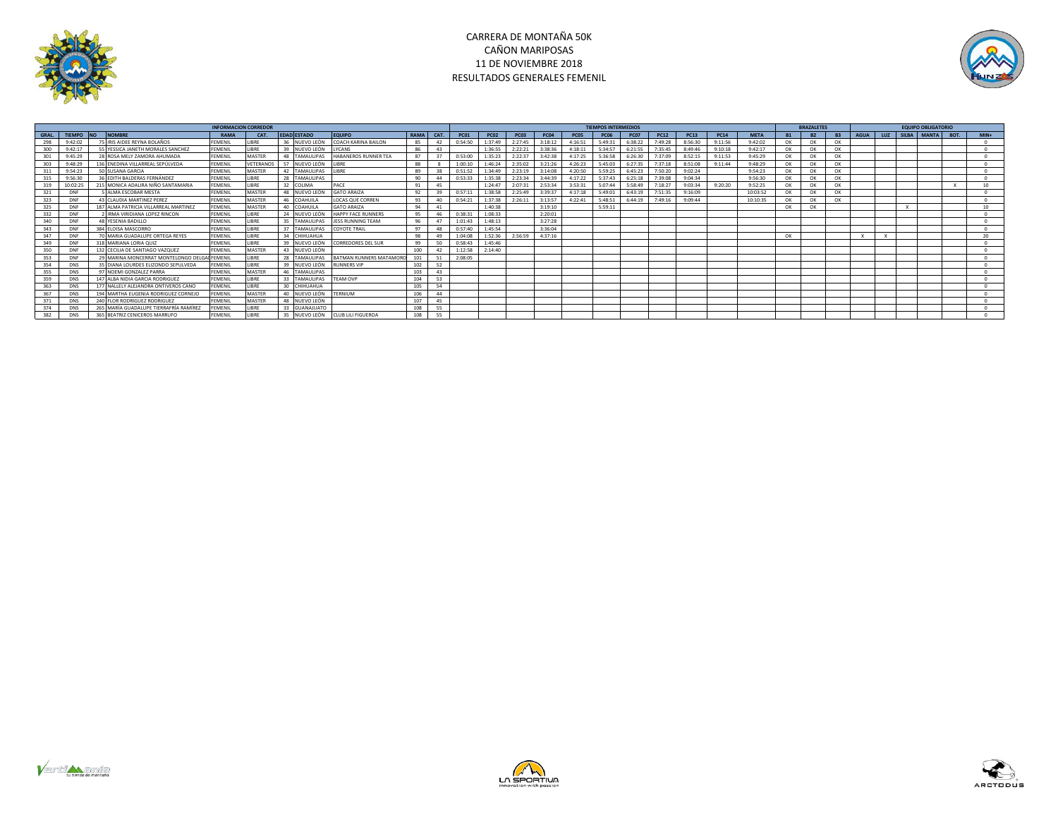# CARRERA DE MONTAÑA 50K
## CAÑON MARIPOSAS
## 11 DE NOVIEMBRE 2018
## RESULTADOS GENERALES FEMENIL

| INFORMACION CORREDOR | | | | | | | | | | | TIEMPOS INTERMEDIOS | | | | | | | | | | | BRAZALETES | | | EQUIPO OBLIGATORIO | | | | | | |
|---|---|---|---|---|---|---|---|---|---|---|---|---|---|---|---|---|---|---|---|---|---|---|---|---|---|---|---|---|---|---|---|
| GRAL. | TIEMPO | NO | NOMBRE | RAMA | CAT. | EDAD | ESTADO | EQUIPO | RAMA | CAT. | PC01 | PC02 | PC03 | PC04 | PC05 | PC06 | PC07 | PC12 | PC13 | PC14 | META | B1 | B2 | B3 | AGUA | LUZ | SILBA | MANTA | BOT. | MIN+ |
| 298 | 9:42:02 | 75 | IRIS AIDEE REYNA BOLAÑOS | FEMENIL | LIBRE | 36 | NUEVO LEÓN | COACH KARINA BAILON | 85 | 42 | 0:54:50 | 1:37:49 | 2:27:45 | 3:18:12 | 4:16:51 | 5:49:31 | 6:38:22 | 7:49:28 | 8:56:30 | 9:11:56 | 9:42:02 | OK | OK | OK | | | | | | 0 |
| 300 | 9:42:17 | 55 | YESSICA JANETH MORALES SANCHEZ | FEMENIL | LIBRE | 39 | NUEVO LEÓN | LYCANS | 86 | 43 | | 1:36:55 | 2:22:21 | 3:38:36 | 4:18:11 | 5:34:57 | 6:21:55 | 7:35:45 | 8:49:46 | 9:10:18 | 9:42:17 | OK | OK | OK | | | | | | 0 |
| 301 | 9:45:29 | 28 | ROSA MELY ZAMORA AHUMADA | FEMENIL | MASTER | 48 | TAMAULIPAS | HABANEROS RUNNER TEA | 87 | 37 | 0:53:00 | 1:35:23 | 2:22:37 | 3:42:38 | 4:17:25 | 5:36:58 | 6:26:30 | 7:37:09 | 8:52:15 | 9:11:53 | 9:45:29 | OK | OK | OK | | | | | | 0 |
| 303 | 9:48:29 | 136 | ENEDINA VILLARREAL SEPÚLVEDA | FEMENIL | VETERANOS | 57 | NUEVO LEÓN | LIBRE | 88 | 8 | 1:00:10 | 1:46:24 | 2:35:02 | 3:21:26 | 4:26:23 | 5:45:03 | 6:27:35 | 7:37:18 | 8:51:08 | 9:11:44 | 9:48:29 | OK | OK | OK | | | | | | 0 |
| 311 | 9:54:23 | 50 | SUSANA GARCIA | FEMENIL | MASTER | 42 | TAMAULIPAS | LIBRE | 89 | 38 | 0:51:52 | 1:34:49 | 2:23:19 | 3:14:08 | 4:20:50 | 5:59:25 | 6:45:23 | 7:50:20 | 9:02:24 | | 9:54:23 | OK | OK | OK | | | | | | 0 |
| 315 | 9:56:30 | 36 | EDITH BALDERAS FERNÁNDEZ | FEMENIL | LIBRE | 28 | TAMAULIPAS | | 90 | 44 | 0:53:33 | 1:35:38 | 2:23:34 | 3:44:39 | 4:17:22 | 5:37:43 | 6:25:18 | 7:39:08 | 9:04:34 | | 9:56:30 | OK | OK | OK | | | | | | 0 |
| 319 | 10:02:25 | 215 | MONICA ADALIRA NIÑO SANTAMARIA | FEMENIL | LIBRE | 32 | COLIMA | PACE | 91 | 45 | | 1:24:47 | 2:07:31 | 2:53:34 | 3:53:31 | 5:07:44 | 5:58:49 | 7:18:27 | 9:03:34 | 9:20:20 | 9:52:25 | OK | OK | OK | | | | | X | 10 |
| 321 | DNF | 5 | ALMA ESCOBAR MESTA | FEMENIL | MASTER | 48 | NUEVO LEÓN | GATO ARAIZA | 92 | 39 | 0:57:11 | 1:38:58 | 2:25:49 | 3:39:37 | 4:17:18 | 5:49:01 | 6:43:19 | 7:51:35 | 9:16:09 | | 10:03:52 | OK | OK | OK | | | | | | 0 |
| 323 | DNF | 43 | CLAUDIA MARTINEZ PEREZ | FEMENIL | MASTER | 46 | COAHUILA | LOCAS QUE CORREN | 93 | 40 | 0:54:21 | 1:37:38 | 2:26:11 | 3:13:57 | 4:22:41 | 5:48:51 | 6:44:19 | 7:49:16 | 9:09:44 | | 10:10:35 | OK | OK | OK | | | | | | 0 |
| 325 | DNF | 187 | ALMA PATRICIA VILLARREAL MARTINEZ | FEMENIL | MASTER | 40 | COAHUILA | GATO ARAIZA | 94 | 41 | | 1:40:38 | | 3:19:10 | | 5:59:11 | | | | | | OK | OK | | | | X | | | 10 |
| 332 | DNF | 2 | IRMA VIRIDIANA LOPEZ RINCON | FEMENIL | LIBRE | 24 | NUEVO LEÓN | HAPPY FACE RUNNERS | 95 | 46 | 0:38:31 | 1:08:33 | | 2:20:01 | | | | | | | | | | | | | | | | 0 |
| 340 | DNF | 48 | YESENIA BADILLO | FEMENIL | LIBRE | 35 | TAMAULIPAS | JESS RUNNING TEAM | 96 | 47 | 1:01:43 | 1:48:13 | | 3:27:28 | | | | | | | | | | | | | | | | 0 |
| 343 | DNF | 384 | ELOISA MASCORRO | FEMENIL | LIBRE | 37 | TAMAULIPAS | COYOTE TRAIL | 97 | 48 | 0:57:40 | 1:45:54 | | 3:36:04 | | | | | | | | | | | | | | | | 0 |
| 347 | DNF | 70 | MARIA GUADALUPE ORTEGA REYES | FEMENIL | LIBRE | 34 | CHIHUAHUA | | 98 | 49 | 1:04:08 | 1:52:36 | 2:56:59 | 4:37:16 | | | | | | | | OK | | | X | X | | | | 20 |
| 349 | DNF | 318 | MARIANA LORIA QUIZ | FEMENIL | LIBRE | 39 | NUEVO LEÓN | CORREDORES DEL SUR | 99 | 50 | 0:58:43 | 1:45:46 | | | | | | | | | | | | | | | | | | 0 |
| 350 | DNF | 132 | CECILIA DE SANTIAGO VAZQUEZ | FEMENIL | MASTER | 43 | NUEVO LEÓN | | 100 | 42 | 1:12:58 | 2:14:40 | | | | | | | | | | | | | | | | | | 0 |
| 353 | DNF | 29 | MARINA MONCERRAT MONTELONGO DELGAD | FEMENIL | LIBRE | 28 | TAMAULIPAS | BATMAN RUNNERS MATAMORO | 101 | 51 | 2:08:05 | | | | | | | | | | | | | | | | | | | 0 |
| 354 | DNS | 35 | DIANA LOURDES ELIZONDO SEPULVEDA | FEMENIL | LIBRE | 39 | NUEVO LEÓN | RUNNERS VIP | 102 | 52 | | | | | | | | | | | | | | | | | | | | 0 |
| 355 | DNS | 97 | NOEMI GONZALEZ PARRA | FEMENIL | MASTER | 46 | TAMAULIPAS | | 103 | 43 | | | | | | | | | | | | | | | | | | | | 0 |
| 359 | DNS | 147 | ALBA NIDIA GARCIA RODRIGUEZ | FEMENIL | LIBRE | 33 | TAMAULIPAS | TEAM OVP | 104 | 53 | | | | | | | | | | | | | | | | | | | | 0 |
| 363 | DNS | 177 | NALLELY ALEJANDRA ONTIVEROS CANO | FEMENIL | LIBRE | 30 | CHIHUAHUA | | 105 | 54 | | | | | | | | | | | | | | | | | | | | 0 |
| 367 | DNS | 194 | MARTHA EUGENIA RODRIGUEZ CORNEJO | FEMENIL | MASTER | 40 | NUEVO LEÓN | TERNIUM | 106 | 44 | | | | | | | | | | | | | | | | | | | | 0 |
| 371 | DNS | 240 | FLOR RODRIGUEZ RODRIGUEZ | FEMENIL | MASTER | 48 | NUEVO LEÓN | | 107 | 45 | | | | | | | | | | | | | | | | | | | | 0 |
| 374 | DNS | 265 | MARÍA GUADALUPE TIERRAFRÍA RAMÍREZ | FEMENIL | LIBRE | 33 | GUANAJUATO | | 108 | 55 | | | | | | | | | | | | | | | | | | | | 0 |
| 382 | DNS | 365 | BEATRIZ CENICEROS MARRUFO | FEMENIL | LIBRE | 35 | NUEVO LEÓN | CLUB LILI FIGUEROA | 108 | 55 | | | | | | | | | | | | | | | | | | | | 0 |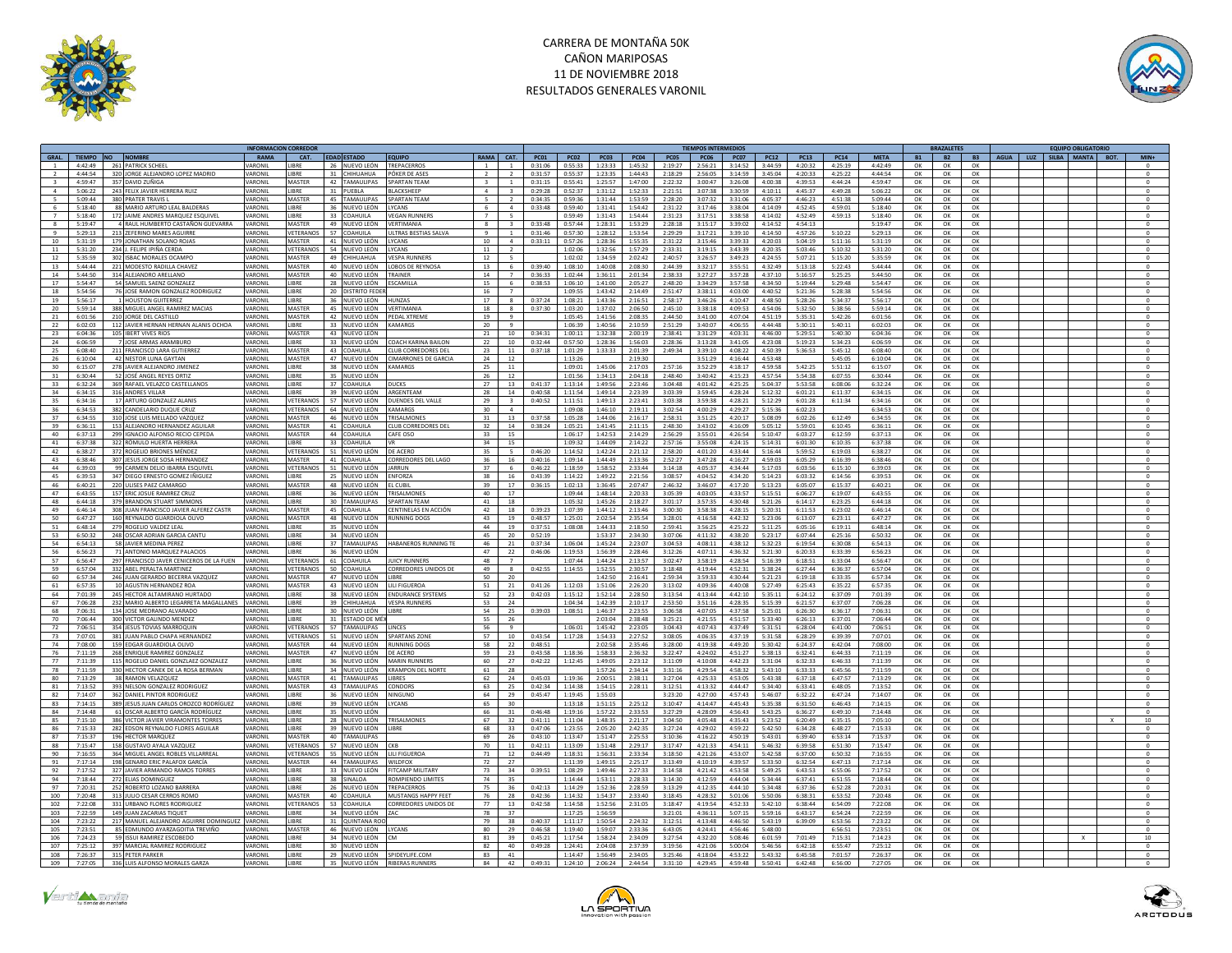# CARRERA DE MONTAÑA 50K
## CAÑON MARIPOSAS
## 11 DE NOVIEMBRE 2018
## RESULTADOS GENERALES VARONIL

| | | INFORMACION CORREDOR | | | | | | | | | TIEMPOS INTERMEDIOS | | | | | | | | | | | BRAZALETES | | | EQUIPO OBLIGATORIO | | | | | |
|---|---|---|---|---|---|---|---|---|---|---|---|---|---|---|---|---|---|---|---|---|---|---|---|---|---|---|---|---|---|---|
| GRAL. | TIEMPO | NO | NOMBRE | RAMA | CAT. | EDAD | ESTADO | EQUIPO | RAMA | CAT. | PC01 | PC02 | PC03 | PC04 | PC05 | PC06 | PC07 | PC12 | PC13 | PC14 | META | B1 | B2 | B3 | AGUA | LUZ | SILBA | MANTA | BOT. | MIN+ |
| 1 | 4:42:49 | 261 | PATRICK SCHEEL | VARONIL | LIBRE | 26 | NUEVO LEÓN | TREPACERROS | 1 | 1 | 0:31:06 | 0:55:33 | 1:23:33 | 1:45:52 | 2:19:27 | 2:56:21 | 3:14:52 | 3:44:59 | 4:20:32 | 4:25:19 | 4:42:49 | OK | OK | OK | | | | | | 0 |
| 2 | 4:44:54 | 320 | JORGE ALEJANDRO LOPEZ MADRID | VARONIL | LIBRE | 31 | CHIHUAHUA | PÓKER DE ASES | 2 | 2 | 0:31:57 | 0:55:37 | 1:23:35 | 1:44:43 | 2:18:29 | 2:56:05 | 3:14:59 | 3:45:04 | 4:20:33 | 4:25:22 | 4:44:54 | OK | OK | OK | | | | | | 0 |
| 3 | 4:59:47 | 357 | DAVID ZUÑIGA | VARONIL | MASTER | 42 | TAMAULIPAS | SPARTAN TEAM | 3 | 1 | 0:31:15 | 0:55:41 | 1:25:57 | 1:47:00 | 2:22:32 | 3:00:47 | 3:26:08 | 4:00:38 | 4:39:53 | 4:44:24 | 4:59:47 | OK | OK | OK | | | | | | 0 |
| 4 | 5:06:22 | 243 | FELIX JAVIER HERRERA RUIZ | VARONIL | LIBRE | 31 | PUEBLA | BLACKSHEEP | 4 | 3 | 0:29:28 | 0:52:37 | 1:31:12 | 1:52:33 | 2:21:51 | 3:07:38 | 3:30:59 | 4:10:11 | 4:45:37 | 4:49:28 | 5:06:22 | OK | OK | OK | | | | | | 0 |
| 5 | 5:09:44 | 380 | PRATER TRAVIS L | VARONIL | MASTER | 45 | TAMAULIPAS | SPARTAN TEAM | 5 | 2 | 0:34:35 | 0:59:36 | 1:31:44 | 1:53:59 | 2:28:20 | 3:07:32 | 3:31:06 | 4:05:37 | 4:46:23 | 4:51:38 | 5:09:44 | OK | OK | OK | | | | | | 0 |
| 6 | 5:18:40 | 88 | MARIO ARTURO LEAL BALDERAS | VARONIL | LIBRE | 36 | NUEVO LEÓN | LYCANS | 6 | 4 | 0:33:48 | 0:59:40 | 1:31:41 | 1:54:42 | 2:31:22 | 3:17:46 | 3:38:04 | 4:14:09 | 4:52:45 | 4:59:01 | 5:18:40 | OK | OK | OK | | | | | | 0 |
| 7 | 5:18:40 | 172 | JAIME ANDRES MARQUEZ ESQUIVEL | VARONIL | LIBRE | 33 | COAHUILA | VEGAN RUNNERS | 7 | 5 | | 0:59:49 | 1:31:43 | 1:54:44 | 2:31:23 | 3:17:51 | 3:38:58 | 4:14:02 | 4:52:49 | 4:59:13 | 5:18:40 | OK | OK | OK | | | | | | 0 |
| 8 | 5:19:47 | 4 | RAUL HUMBERTO CASTAÑON GUEVARRA | VARONIL | MASTER | 49 | NUEVO LEÓN | VERTIMANIA | 8 | 3 | 0:33:48 | 0:57:44 | 1:28:31 | 1:53:29 | 2:28:18 | 3:15:17 | 3:39:02 | 4:14:52 | 4:54:13 | | 5:19:47 | OK | OK | OK | | | | | | 0 |
| 9 | 5:29:13 | 213 | ZEFERINO MARES AGUIRRE | VARONIL | VETERANOS | 57 | COAHUILA | ULTRAS BESTIAS SALVA | 9 | 1 | 0:31:46 | 0:57:30 | 1:28:12 | 1:53:54 | 2:29:29 | 3:17:21 | 3:39:10 | 4:14:50 | 4:57:26 | 5:10:22 | 5:29:13 | OK | OK | OK | | | | | | 0 |
| 10 | 5:31:19 | 179 | JONATHAN SOLANO ROJAS | VARONIL | MASTER | 41 | NUEVO LEÓN | LYCANS | 10 | 4 | 0:33:11 | 0:57:26 | 1:28:36 | 1:55:35 | 2:31:22 | 3:15:46 | 3:39:33 | 4:20:03 | 5:04:19 | 5:11:16 | 5:31:19 | OK | OK | OK | | | | | | 0 |
| 11 | 5:31:20 | 234 | J. FELIPE IPIÑA CERDA | VARONIL | VETERANOS | 54 | NUEVO LEÓN | LYCANS | 11 | 2 | | 1:02:06 | 1:32:56 | 1:57:29 | 2:33:31 | 3:19:15 | 3:43:39 | 4:20:35 | 5:03:46 | 5:10:32 | 5:31:20 | OK | OK | OK | | | | | | 0 |
| 12 | 5:35:59 | 302 | ISBAC MORALES OCAMPO | VARONIL | MASTER | 49 | CHIHUAHUA | VESPA RUNNERS | 12 | 5 | | 1:02:02 | 1:34:59 | 2:02:42 | 2:40:57 | 3:26:57 | 3:49:23 | 4:24:55 | 5:07:21 | 5:15:20 | 5:35:59 | OK | OK | OK | | | | | | 0 |
| 13 | 5:44:44 | 221 | MODESTO RADILLA CHAVEZ | VARONIL | MASTER | 40 | NUEVO LEÓN | LOBOS DE REYNOSA | 13 | 6 | 0:39:40 | 1:08:10 | 1:40:08 | 2:08:30 | 2:44:39 | 3:32:17 | 3:55:51 | 4:32:49 | 5:13:18 | 5:22:43 | 5:44:44 | OK | OK | OK | | | | | | 0 |
| 14 | 5:44:50 | 314 | ALEJANDRO ARELLANO | VARONIL | MASTER | 40 | NUEVO LEÓN | TRAINER | 14 | 7 | 0:36:33 | 1:02:44 | 1:36:11 | 2:01:34 | 2:38:33 | 3:27:27 | 3:57:28 | 4:37:10 | 5:16:57 | 5:25:25 | 5:44:50 | OK | OK | OK | | | | | | 0 |
| 17 | 5:54:47 | 54 | SAMUEL SAENZ GONZALEZ | VARONIL | LIBRE | 28 | NUEVO LEÓN | ESCAMILLA | 15 | 6 | 0:38:53 | 1:06:10 | 1:41:00 | 2:05:27 | 2:48:20 | 3:34:29 | 3:57:58 | 4:34:50 | 5:19:44 | 5:29:48 | 5:54:47 | OK | OK | OK | | | | | | 0 |
| 18 | 5:54:56 | 76 | JOSE RAMON GONZALEZ RODRIGUEZ | VARONIL | LIBRE | 20 | DISTRITO FEDER | | 16 | 7 | | 1:09:55 | 1:43:42 | 2:14:49 | 2:51:47 | 3:38:11 | 4:03:00 | 4:40:52 | 5:21:36 | 5:28:38 | 5:54:56 | OK | OK | OK | | | | | | 0 |
| 19 | 5:56:17 | 1 | HOUSTON GUTIERREZ | VARONIL | LIBRE | 36 | NUEVO LEÓN | HUNZAS | 17 | 8 | 0:37:24 | 1:08:21 | 1:43:36 | 2:16:51 | 2:58:17 | 3:46:26 | 4:10:47 | 4:48:50 | 5:28:26 | 5:34:37 | 5:56:17 | OK | OK | OK | | | | | | 0 |
| 20 | 5:59:14 | 388 | MIGUEL ANGEL RAMIREZ MACIAS | VARONIL | MASTER | 45 | NUEVO LEÓN | VERTIMANIA | 18 | 8 | 0:37:30 | 1:03:20 | 1:37:02 | 2:06:50 | 2:45:10 | 3:38:18 | 4:09:53 | 4:54:06 | 5:32:50 | 5:38:56 | 5:59:14 | OK | OK | OK | | | | | | 0 |
| 21 | 6:01:56 | 210 | JORGE DEL CASTILLO | VARONIL | MASTER | 42 | NUEVO LEÓN | PEDAL XTREME | 19 | 9 | | 1:05:45 | 1:41:56 | 2:08:35 | 2:44:50 | 3:41:00 | 4:07:04 | 4:51:19 | 5:35:31 | 5:42:26 | 6:01:56 | OK | OK | OK | | | | | | 0 |
| 22 | 6:02:03 | 112 | JAVIER HERNAN HERNAN ALANIS OCHOA | VARONIL | LIBRE | 33 | NUEVO LEÓN | KAMARGS | 20 | 9 | | 1:06:39 | 1:40:56 | 2:10:59 | 2:51:29 | 3:40:07 | 4:06:55 | 4:44:48 | 5:30:11 | 5:40:11 | 6:02:03 | OK | OK | OK | | | | | | 0 |
| 23 | 6:04:36 | 105 | IBERT VIVES RIOS | VARONIL | MASTER | 43 | NUEVO LEÓN | | 21 | 10 | 0:34:31 | 1:00:11 | 1:32:38 | 2:00:19 | 2:38:41 | 3:31:29 | 4:03:31 | 4:46:00 | 5:29:51 | 5:40:30 | 6:04:36 | OK | OK | OK | | | | | | 0 |
| 24 | 6:06:59 | 7 | JOSE ARMAS ARAMBURO | VARONIL | LIBRE | 33 | NUEVO LEÓN | COACH KARINA BAILON | 22 | 10 | 0:32:44 | 0:57:50 | 1:28:36 | 1:56:03 | 2:28:36 | 3:13:28 | 3:41:05 | 4:23:08 | 5:19:23 | 5:34:23 | 6:06:59 | OK | OK | OK | | | | | | 0 |
| 25 | 6:08:40 | 211 | FRANCISCO LARA GUTIERREZ | VARONIL | MASTER | 43 | COAHUILA | CLUB CORREDORES DEL | 23 | 11 | 0:37:18 | 1:01:29 | 1:33:33 | 2:01:39 | 2:49:34 | 3:39:10 | 4:08:22 | 4:50:39 | 5:36:53 | 5:45:12 | 6:08:40 | OK | OK | OK | | | | | | 0 |
| 26 | 6:10:04 | 42 | NESTOR LUNA GAYTAN | VARONIL | MASTER | 47 | NUEVO LEÓN | CIMARRONES DE GARCIA | 24 | 12 | | 1:13:26 | | | 2:19:30 | 3:51:29 | 4:16:44 | 4:53:48 | | 5:45:05 | 6:10:04 | OK | OK | OK | | | | | | 0 |
| 30 | 6:15:07 | 278 | JAVIER ALEJANDRO JIMENEZ | VARONIL | LIBRE | 38 | NUEVO LEÓN | KAMARGS | 25 | 11 | | 1:09:01 | 1:45:06 | 2:17:03 | 2:57:16 | 3:52:29 | 4:18:17 | 4:59:58 | 5:42:25 | 5:51:12 | 6:15:07 | OK | OK | OK | | | | | | 0 |
| 31 | 6:30:44 | 52 | JOSÉ ANGEL REYES ORTIZ | VARONIL | LIBRE | 35 | NUEVO LEÓN | | 26 | 12 | | 1:01:56 | 1:34:13 | 2:04:18 | 2:48:40 | 3:40:42 | 4:15:23 | 4:57:54 | 5:54:38 | 6:07:55 | 6:30:44 | OK | OK | OK | | | | | | 0 |
| 33 | 6:32:24 | 369 | RAFAEL VELAZCO CASTELLANOS | VARONIL | LIBRE | 37 | COAHUILA | DUCKS | 27 | 13 | 0:41:37 | 1:13:14 | 1:49:56 | 2:23:46 | 3:04:48 | 4:01:42 | 4:25:25 | 5:04:37 | 5:53:58 | 6:08:06 | 6:32:24 | OK | OK | OK | | | | | | 0 |
| 34 | 6:34:15 | 316 | ANDRES VILLAR | VARONIL | LIBRE | 39 | NUEVO LEÓN | ARGENTEAM | 28 | 14 | 0:40:58 | 1:11:54 | 1:49:14 | 2:23:39 | 3:03:39 | 3:59:45 | 4:28:24 | 5:12:32 | 6:01:21 | 6:11:37 | 6:34:15 | OK | OK | OK | | | | | | 0 |
| 35 | 6:34:16 | 17 | ARTURO GONZALEZ ALANIS | VARONIL | VETERANOS | 57 | NUEVO LEÓN | DUENDES DEL VALLE | 29 | 3 | 0:40:52 | 1:11:51 | 1:49:13 | 2:23:41 | 3:03:38 | 3:59:38 | 4:28:21 | 5:12:29 | 6:01:28 | 6:11:34 | 6:34:16 | OK | OK | OK | | | | | | 0 |
| 36 | 6:34:53 | 382 | CANDELARIO DUQUE CRUZ | VARONIL | VETERANOS | 64 | NUEVO LEÓN | KAMARGS | 30 | 4 | | 1:09:08 | 1:46:10 | 2:19:11 | 3:02:54 | 4:00:29 | 4:29:27 | 5:15:36 | 6:02:23 | | 6:34:53 | OK | OK | OK | | | | | | 0 |
| 37 | 6:34:55 | 310 | JOSE LUIS MELLADO VAZQUEZ | VARONIL | MASTER | 46 | NUEVO LEÓN | TRISALMONES | 31 | 13 | 0:37:58 | 1:05:28 | 1:44:06 | 2:16:17 | 2:58:31 | 3:51:25 | 4:20:17 | 5:08:09 | 6:02:26 | 6:12:49 | 6:34:55 | OK | OK | OK | | | | | | 0 |
| 39 | 6:36:11 | 153 | ALEJANDRO HERNANDEZ AGUILAR | VARONIL | MASTER | 41 | COAHUILA | CLUB CORREDORES DEL | 32 | 14 | 0:38:24 | 1:05:21 | 1:41:45 | 2:11:15 | 2:48:30 | 3:43:02 | 4:16:09 | 5:05:12 | 5:59:01 | 6:10:45 | 6:36:11 | OK | OK | OK | | | | | | 0 |
| 40 | 6:37:13 | 299 | IGNACIO ALFONSO RECIO CEPEDA | VARONIL | MASTER | 44 | COAHUILA | CAFE OSO | 33 | 15 | | 1:06:17 | 1:42:53 | 2:14:29 | 2:56:29 | 3:55:01 | 4:26:54 | 5:10:47 | 6:03:27 | 6:12:59 | 6:37:13 | OK | OK | OK | | | | | | 0 |
| 41 | 6:37:38 | 322 | RÓMULO HUERTA HERRERA | VARONIL | LIBRE | 33 | COAHUILA | VR | 34 | 15 | | 1:09:32 | 1:44:09 | 2:14:22 | 2:57:16 | 3:55:08 | 4:24:15 | 5:14:31 | 6:01:30 | 6:10:35 | 6:37:38 | OK | OK | OK | | | | | | 0 |
| 42 | 6:38:27 | 372 | ROGELIO BRIONES MÉNDEZ | VARONIL | VETERANOS | 51 | NUEVO LEÓN | DE ACERO | 35 | 5 | 0:46:20 | 1:14:52 | 1:42:24 | 2:21:12 | 2:58:20 | 4:01:20 | 4:33:44 | 5:16:44 | 5:59:52 | 6:19:03 | 6:38:27 | OK | OK | OK | | | | | | 0 |
| 43 | 6:38:46 | 307 | JESUS JORGE SOSA HERNANDEZ | VARONIL | MASTER | 41 | COAHUILA | CORREDORES DEL LAGO | 36 | 16 | 0:40:16 | 1:09:14 | 1:44:49 | 2:13:36 | 2:52:27 | 3:47:28 | 4:16:27 | 4:59:03 | 6:05:29 | 6:16:39 | 6:38:46 | OK | OK | OK | | | | | | 0 |
| 44 | 6:39:03 | 99 | CARMEN DELIO IBARRA ESQUIVEL | VARONIL | VETERANOS | 51 | NUEVO LEÓN | JARRUN | 37 | 6 | 0:46:22 | 1:18:59 | 1:58:52 | 2:33:44 | 3:14:18 | 4:05:37 | 4:34:44 | 5:17:03 | 6:03:56 | 6:15:10 | 6:39:03 | OK | OK | OK | | | | | | 0 |
| 45 | 6:39:53 | 347 | DIEGO ERNESTO GOMEZ IÑIGUEZ | VARONIL | LIBRE | 25 | NUEVO LEÓN | ENFORZA | 38 | 16 | 0:43:39 | 1:14:22 | 1:49:22 | 2:21:56 | 3:08:57 | 4:04:52 | 4:34:20 | 5:14:23 | 6:03:32 | 6:14:56 | 6:39:53 | OK | OK | OK | | | | | | 0 |
| 46 | 6:40:21 | 220 | ULISES PAEZ CAMARGO | VARONIL | MASTER | 48 | NUEVO LEÓN | EL CUBIL | 39 | 17 | 0:36:15 | 1:02:13 | 1:36:45 | 2:07:47 | 2:46:32 | 3:46:07 | 4:17:20 | 5:13:23 | 6:05:07 | 6:15:37 | 6:40:21 | OK | OK | OK | | | | | | 0 |
| 47 | 6:43:55 | 157 | ERIC JOSUE RAMIREZ CRUZ | VARONIL | LIBRE | 36 | NUEVO LEÓN | TRISALMONES | 40 | 17 | | 1:09:44 | 1:48:14 | 2:20:33 | 3:05:39 | 4:03:05 | 4:33:57 | 5:15:51 | 6:06:27 | 6:19:07 | 6:43:55 | OK | OK | OK | | | | | | 0 |
| 48 | 6:44:18 | 379 | BRANDON STUART SIMMONS | VARONIL | LIBRE | 30 | TAMAULIPAS | SPARTAN TEAM | 41 | 18 | | 1:05:32 | 1:45:26 | 2:18:27 | 3:01:17 | 3:57:35 | 4:30:48 | 5:21:26 | 6:14:17 | 6:23:25 | 6:44:18 | OK | OK | OK | | | | | | 0 |
| 49 | 6:46:14 | 308 | JUAN FRANCISCO JAVIER ALFEREZ CASTR | VARONIL | MASTER | 45 | COAHUILA | CENTINELAS EN ACCIÓN | 42 | 18 | 0:39:23 | 1:07:39 | 1:44:22 | 2:13:46 | 3:00:30 | 3:58:58 | 4:28:15 | 5:20:31 | 6:11:53 | 6:23:02 | 6:46:14 | OK | OK | OK | | | | | | 0 |
| 50 | 6:47:27 | 160 | REYNALDO GUARDIOLA OLIVO | VARONIL | MASTER | 48 | NUEVO LEÓN | RUNNING DOGS | 43 | 19 | 0:48:57 | 1:25:01 | 2:02:54 | 2:35:54 | 3:28:01 | 4:16:58 | 4:42:32 | 5:23:06 | 6:13:07 | 6:23:11 | 6:47:27 | OK | OK | OK | | | | | | 0 |
| 51 | 6:48:14 | 279 | ROGELIO VALDEZ LEAL | VARONIL | LIBRE | 35 | NUEVO LEÓN | | 44 | 19 | 0:37:51 | 1:08:08 | 1:44:33 | 2:18:50 | 2:59:41 | 3:56:25 | 4:25:22 | 5:11:25 | 6:05:16 | 6:19:11 | 6:48:14 | OK | OK | OK | | | | | | 0 |
| 53 | 6:50:32 | 248 | OSCAR ADRIAN GARCIA CANTU | VARONIL | LIBRE | 34 | NUEVO LEÓN | | 45 | 20 | 0:52:19 | | 1:53:37 | 2:34:30 | 3:07:06 | 4:11:32 | 4:38:20 | 5:23:17 | 6:07:44 | 6:25:16 | 6:50:32 | OK | OK | OK | | | | | | 0 |
| 54 | 6:54:13 | 58 | JAVIER MEDINA PEREZ | VARONIL | LIBRE | 37 | TAMAULIPAS | HABANEROS RUNNING TE | 46 | 21 | 0:37:34 | 1:06:04 | 1:45:24 | 2:23:07 | 3:04:53 | 4:08:11 | 4:38:12 | 5:32:23 | 6:19:54 | 6:30:08 | 6:54:13 | OK | OK | OK | | | | | | 0 |
| 56 | 6:56:23 | 71 | ANTONIO MARQUEZ PALACIOS | VARONIL | LIBRE | 36 | NUEVO LEÓN | | 47 | 22 | 0:46:06 | 1:19:53 | 1:56:39 | 2:28:46 | 3:12:26 | 4:07:11 | 4:36:32 | 5:21:30 | 6:20:33 | 6:33:39 | 6:56:23 | OK | OK | OK | | | | | | 0 |
| 57 | 6:56:47 | 297 | FRANCISCO JAVIER CENICEROS DE LA FUEN | VARONIL | VETERANOS | 61 | COAHUILA | JUICY RUNNERS | 48 | 7 | | 1:07:44 | 1:44:24 | 2:13:57 | 3:02:47 | 3:58:19 | 4:28:54 | 5:16:39 | 6:18:51 | 6:33:04 | 6:56:47 | OK | OK | OK | | | | | | 0 |
| 59 | 6:57:04 | 332 | ABEL PERALTA MARTINEZ | VARONIL | VETERANOS | 50 | COAHUILA | CORREDORES UNIDOS DE | 49 | 8 | 0:42:55 | 1:14:55 | 1:52:55 | 2:30:57 | 3:18:48 | 4:19:44 | 4:52:31 | 5:38:24 | 6:27:44 | 6:36:37 | 6:57:04 | OK | OK | OK | | | | | | 0 |
| 60 | 6:57:34 | 246 | JUAN GERARDO BECERRA VAZQUEZ | VARONIL | MASTER | 47 | NUEVO LEÓN | LIBRE | 50 | 20 | | | 1:42:50 | 2:16:41 | 2:59:34 | 3:59:33 | 4:30:44 | 5:21:23 | 6:19:18 | 6:33:25 | 6:57:34 | OK | OK | OK | | | | | | 0 |
| 61 | 6:57:35 | 10 | AGUSTIN HERNANDEZ ROA | VARONIL | MASTER | 43 | NUEVO LEÓN | LILI FIGUEROA | 51 | 21 | 0:41:26 | 1:12:03 | 1:51:06 | 2:26:20 | 3:13:02 | 4:09:36 | 4:40:08 | 5:27:49 | 6:25:43 | 6:35:22 | 6:57:35 | OK | OK | OK | | | | | | 0 |
| 64 | 7:01:39 | 245 | HECTOR ALTAMIRANO HURTADO | VARONIL | LIBRE | 38 | NUEVO LEÓN | ENDURANCE SYSTEMS | 52 | 23 | 0:42:03 | 1:15:12 | 1:52:14 | 2:28:50 | 3:13:54 | 4:13:44 | 4:42:10 | 5:35:11 | 6:24:12 | 6:37:09 | 7:01:39 | OK | OK | OK | | | | | | 0 |
| 67 | 7:06:28 | 232 | MARIO ALBERTO LEGARRETA MAGALLANES | VARONIL | LIBRE | 39 | CHIHUAHUA | VESPA RUNNERS | 53 | 24 | | 1:04:34 | 1:42:39 | 2:10:17 | 2:53:50 | 3:51:16 | 4:28:35 | 5:15:39 | 6:21:57 | 6:37:07 | 7:06:28 | OK | OK | OK | | | | | | 0 |
| 68 | 7:06:31 | 134 | JOSE MEDRANO ALVARADO | VARONIL | LIBRE | 30 | NUEVO LEÓN | LIBRE | 54 | 25 | 0:39:03 | 1:08:51 | 1:46:37 | 2:23:55 | 3:06:58 | 4:07:05 | 4:37:58 | 5:25:01 | 6:26:30 | 6:36:17 | 7:06:31 | OK | OK | OK | | | | | | 0 |
| 70 | 7:06:44 | 300 | VICTOR GALINDO MENDEZ | VARONIL | LIBRE | 31 | ESTADO DE MÉ | | 55 | 26 | | | 2:03:04 | 2:38:48 | 3:25:21 | 4:21:55 | 4:51:57 | 5:33:40 | 6:26:13 | 6:37:01 | 7:06:44 | OK | OK | OK | | | | | | 0 |
| 72 | 7:06:51 | 354 | JESUS TOVIAS MARROQUIN | VARONIL | VETERANOS | 57 | TAMAULIPAS | LINCES | 56 | 9 | | 1:06:01 | 1:45:42 | 2:23:05 | 3:04:43 | 4:07:43 | 4:37:49 | 5:31:51 | 6:28:04 | 6:41:00 | 7:06:51 | OK | OK | OK | | | | | | 0 |
| 73 | 7:07:01 | 381 | JUAN PABLO CHAPA HERNANDEZ | VARONIL | VETERANOS | 51 | NUEVO LEÓN | SPARTANS ZONE | 57 | 10 | 0:43:54 | 1:17:28 | 1:54:33 | 2:27:52 | 3:08:05 | 4:06:35 | 4:37:19 | 5:31:58 | 6:28:29 | 6:39:39 | 7:07:01 | OK | OK | OK | | | | | | 0 |
| 74 | 7:08:00 | 159 | EDGAR GUARDIOLA OLIVO | VARONIL | MASTER | 44 | NUEVO LEÓN | RUNNING DOGS | 58 | 22 | 0:48:51 | | 2:02:58 | 2:35:46 | 3:28:00 | 4:19:38 | 4:49:20 | 5:30:42 | 6:24:37 | 6:42:04 | 7:08:00 | OK | OK | OK | | | | | | 0 |
| 76 | 7:11:19 | 268 | ENRIQUE RAMIREZ GONZALEZ | VARONIL | MASTER | 47 | NUEVO LEÓN | DE ACERO | 59 | 23 | 0:43:58 | 1:18:36 | 1:58:33 | 2:36:32 | 3:22:47 | 4:24:02 | 4:51:27 | 5:38:13 | 6:32:41 | 6:44:33 | 7:11:19 | OK | OK | OK | | | | | | 0 |
| 77 | 7:11:39 | 115 | ROGELIO DANIEL GONZLAEZ GONZALEZ | VARONIL | LIBRE | 36 | NUEVO LEÓN | MARIN RUNNERS | 60 | 27 | 0:42:22 | 1:12:45 | 1:49:05 | 2:23:12 | 3:11:09 | 4:10:08 | 4:42:23 | 5:31:04 | 6:32:33 | 6:46:33 | 7:11:39 | OK | OK | OK | | | | | | 0 |
| 78 | 7:11:59 | 330 | HECTOR CANEK DE LA ROSA BERMAN | VARONIL | LIBRE | 34 | NUEVO LEÓN | KRAMPON DEL NORTE | 61 | 28 | | | 1:57:26 | 2:34:14 | 3:31:16 | 4:29:54 | 4:58:32 | 5:43:10 | 6:33:33 | 6:45:56 | 7:11:59 | OK | OK | OK | | | | | | 0 |
| 80 | 7:13:29 | 38 | RAMON VELAZQUEZ | VARONIL | MASTER | 41 | TAMAULIPAS | LIBRES | 62 | 24 | 0:45:03 | 1:19:36 | 2:00:51 | 2:38:11 | 3:27:04 | 4:25:33 | 4:53:05 | 5:43:38 | 6:37:18 | 6:47:57 | 7:13:29 | OK | OK | OK | | | | | | 0 |
| 81 | 7:13:52 | 393 | NELSON GONZALEZ RODRIGUEZ | VARONIL | MASTER | 43 | TAMAULIPAS | CONDORS | 63 | 25 | 0:42:34 | 1:14:38 | 1:54:15 | 2:28:11 | 3:12:51 | 4:13:32 | 4:44:47 | 5:34:40 | 6:33:41 | 6:48:05 | 7:13:52 | OK | OK | OK | | | | | | 0 |
| 82 | 7:14:07 | 362 | DANIEL PINTOR RODRIGUEZ | VARONIL | LIBRE | 36 | NUEVO LEÓN | NINGUNO | 64 | 29 | 0:45:47 | 1:19:45 | 1:55:03 | | 3:23:20 | 4:27:00 | 4:57:43 | 5:46:07 | 6:32:22 | 6:47:24 | 7:14:07 | OK | OK | OK | | | | | | 0 |
| 83 | 7:14:15 | 389 | JESUS JUAN CARLOS OROZCO RODRÍGUEZ | VARONIL | LIBRE | 39 | NUEVO LEÓN | LYCANS | 65 | 30 | | 1:13:18 | 1:51:15 | 2:25:12 | 3:10:47 | 4:14:47 | 4:45:43 | 5:35:38 | 6:31:50 | 6:46:43 | 7:14:15 | OK | OK | OK | | | | | | 0 |
| 84 | 7:14:48 | 61 | OSCAR ALBERTO GARCÍA RODRÍGUEZ | VARONIL | LIBRE | 35 | NUEVO LEÓN | | 66 | 31 | 0:46:48 | 1:19:16 | 1:57:22 | 2:33:53 | 3:27:29 | 4:28:09 | 4:56:43 | 5:43:25 | 6:36:27 | 6:49:10 | 7:14:48 | OK | OK | OK | | | | | | 0 |
| 85 | 7:15:10 | 386 | VICTOR JAVIER VIRAMONTES TORRES | VARONIL | LIBRE | 28 | NUEVO LEÓN | TRISALMONES | 67 | 32 | 0:41:11 | 1:11:04 | 1:48:35 | 2:21:17 | 3:04:50 | 4:05:48 | 4:35:43 | 5:23:52 | 6:20:49 | 6:35:15 | 7:05:10 | OK | OK | OK | | | | | X | 10 |
| 86 | 7:15:33 | 282 | EDSON REYNALDO FLORES AGUILAR | VARONIL | LIBRE | 39 | NUEVO LEÓN | LIBRE | 68 | 33 | 0:47:06 | 1:23:55 | 2:05:20 | 2:42:35 | 3:27:24 | 4:29:02 | 4:59:22 | 5:42:50 | 6:34:28 | 6:48:27 | 7:15:33 | OK | OK | OK | | | | | | 0 |
| 87 | 7:15:37 | 196 | HECTOR MARQUEZ | VARONIL | MASTER | 40 | TAMAULIPAS | | 69 | 26 | 0:43:10 | 1:13:47 | 1:51:47 | 2:25:53 | 3:10:36 | 4:16:22 | 4:50:19 | 5:43:01 | 6:39:40 | 6:53:14 | 7:15:37 | OK | OK | OK | | | | | | 0 |
| 88 | 7:15:47 | 158 | GUSTAVO AYALA VAZQUEZ | VARONIL | VETERANOS | 57 | NUEVO LEÓN | CKB | 70 | 11 | 0:42:11 | 1:13:09 | 1:51:48 | 2:29:17 | 3:17:47 | 4:21:33 | 4:54:11 | 5:46:32 | 6:39:58 | 6:51:30 | 7:15:47 | OK | OK | OK | | | | | | 0 |
| 90 | 7:16:55 | 364 | MIGUEL ANGEL ROBLES VILLARREAL | VARONIL | VETERANOS | 55 | NUEVO LEÓN | LILI FIGUEROA | 71 | 12 | 0:44:49 | 1:18:31 | 1:56:31 | 2:33:34 | 3:18:50 | 4:21:26 | 4:53:07 | 5:42:58 | 6:37:00 | 6:50:32 | 7:16:55 | OK | OK | OK | | | | | | 0 |
| 91 | 7:17:14 | 198 | GENARO ERIC PALAFOX GARCÍA | VARONIL | MASTER | 44 | TAMAULIPAS | WILDFOX | 72 | 27 | | 1:11:39 | 1:49:15 | 2:25:17 | 3:13:49 | 4:10:19 | 4:39:57 | 5:33:50 | 6:32:54 | 6:47:13 | 7:17:14 | OK | OK | OK | | | | | | 0 |
| 92 | 7:17:52 | 327 | JAVIER ARMANDO RAMOS TORRES | VARONIL | LIBRE | 33 | NUEVO LEÓN | FITCAMP MILITARY | 73 | 34 | 0:39:51 | 1:08:29 | 1:49:46 | 2:27:33 | 3:14:58 | 4:21:42 | 4:53:58 | 5:49:25 | 6:43:53 | 6:55:06 | 7:17:52 | OK | OK | OK | | | | | | 0 |
| 94 | 7:18:44 | 272 | ELIAS DOMINGUEZ | VARONIL | LIBRE | 38 | SINALOA | ROMPIENDO LIMITES | 74 | 35 | | 1:14:44 | 1:53:11 | 2:28:33 | 3:14:30 | 4:12:59 | 4:44:04 | 5:34:44 | 6:37:41 | 6:51:55 | 7:18:44 | OK | OK | OK | | | | | | 0 |
| 97 | 7:20:31 | 252 | ROBERTO LOZANO BARRERA | VARONIL | LIBRE | 26 | NUEVO LEÓN | TREPACERROS | 75 | 36 | 0:42:13 | 1:14:29 | 1:52:36 | 2:28:59 | 3:13:29 | 4:12:35 | 4:44:10 | 5:34:48 | 6:37:36 | 6:52:28 | 7:20:31 | OK | OK | OK | | | | | | 0 |
| 100 | 7:20:48 | 313 | JULIO CESAR CERROS ROMO | VARONIL | MASTER | 40 | COAHUILA | MUSTANGS HAPPY FEET | 76 | 28 | 0:42:36 | 1:14:32 | 1:54:37 | 2:33:40 | 3:18:45 | 4:28:32 | 5:01:06 | 5:50:06 | 6:38:31 | 6:53:52 | 7:20:48 | OK | OK | OK | | | | | | 0 |
| 102 | 7:22:08 | 331 | URBANO FLORES RODRIGUEZ | VARONIL | VETERANOS | 53 | COAHUILA | CORREDORES UNIDOS DE | 77 | 13 | 0:42:58 | 1:14:58 | 1:52:56 | 2:31:05 | 3:18:47 | 4:19:54 | 4:52:33 | 5:42:10 | 6:38:44 | 6:54:09 | 7:22:08 | OK | OK | OK | | | | | | 0 |
| 103 | 7:22:59 | 149 | JUAN ZACARIAS TIQUET | VARONIL | LIBRE | 34 | NUEVO LEÓN | ZAC | 78 | 37 | | 1:17:25 | 1:56:59 | | 3:21:01 | 4:36:11 | 5:07:15 | 5:59:16 | 6:43:17 | 6:54:24 | 7:22:59 | OK | OK | OK | | | | | | 0 |
| 104 | 7:23:22 | 217 | MANUEL ALEJANDRO AGUIRRE DOMINGUEZ | VARONIL | LIBRE | 31 | QUINTANA ROO | | 79 | 38 | 0:40:37 | 1:11:17 | 1:50:54 | 2:24:32 | 3:12:51 | 4:13:48 | 4:46:50 | 5:43:19 | 6:39:09 | 6:53:56 | 7:23:22 | OK | OK | OK | | | | | | 0 |
| 105 | 7:23:51 | 85 | EDMUNDO AYARZAGOITIA TREVIÑO | VARONIL | MASTER | 46 | NUEVO LEÓN | LYCANS | 80 | 29 | 0:46:58 | 1:19:40 | 1:59:07 | 2:33:36 | 6:43:05 | 4:24:41 | 4:56:46 | 5:48:00 | | 6:56:51 | 7:23:51 | OK | OK | OK | | | | | | 0 |
| 106 | 7:24:23 | 59 | ISSUI RAMIREZ ESCOBEDO | VARONIL | LIBRE | 34 | NUEVO LEÓN | CM | 81 | 39 | 0:45:21 | 1:17:54 | 1:58:24 | 2:34:09 | 3:27:54 | 4:32:20 | 5:08:46 | 6:01:59 | 7:01:49 | 7:15:31 | 7:14:23 | OK | OK | OK | | | | X | | 10 |
| 107 | 7:25:12 | 397 | MARCIAL RAMIREZ RODRIGUEZ | VARONIL | LIBRE | 30 | NUEVO LEÓN | | 82 | 40 | 0:49:28 | 1:24:41 | 2:04:08 | 2:37:39 | 3:19:56 | 4:21:06 | 5:00:04 | 5:46:56 | 6:42:18 | 6:55:47 | 7:25:12 | OK | OK | OK | | | | | | 0 |
| 108 | 7:26:37 | 315 | PETER PARKER | VARONIL | LIBRE | 29 | NUEVO LEÓN | SPIDEYLIFE.COM | 83 | 41 | | 1:14:47 | 1:56:49 | 2:34:05 | 3:25:46 | 4:18:04 | 4:53:22 | 5:43:32 | 6:45:58 | 7:01:57 | 7:26:37 | OK | OK | OK | | | | | | 0 |
| 109 | 7:27:05 | 336 | LUIS ALFONSO MORALES GARZA | VARONIL | LIBRE | 35 | NUEVO LEÓN | RIBERAS RUNNERS | 84 | 42 | 0:49:31 | 1:24:10 | 2:06:24 | 2:44:54 | 3:31:10 | 4:29:45 | 4:59:48 | 5:50:41 | 6:42:48 | 6:56:00 | 7:27:05 | OK | OK | OK | | | | | | 0 |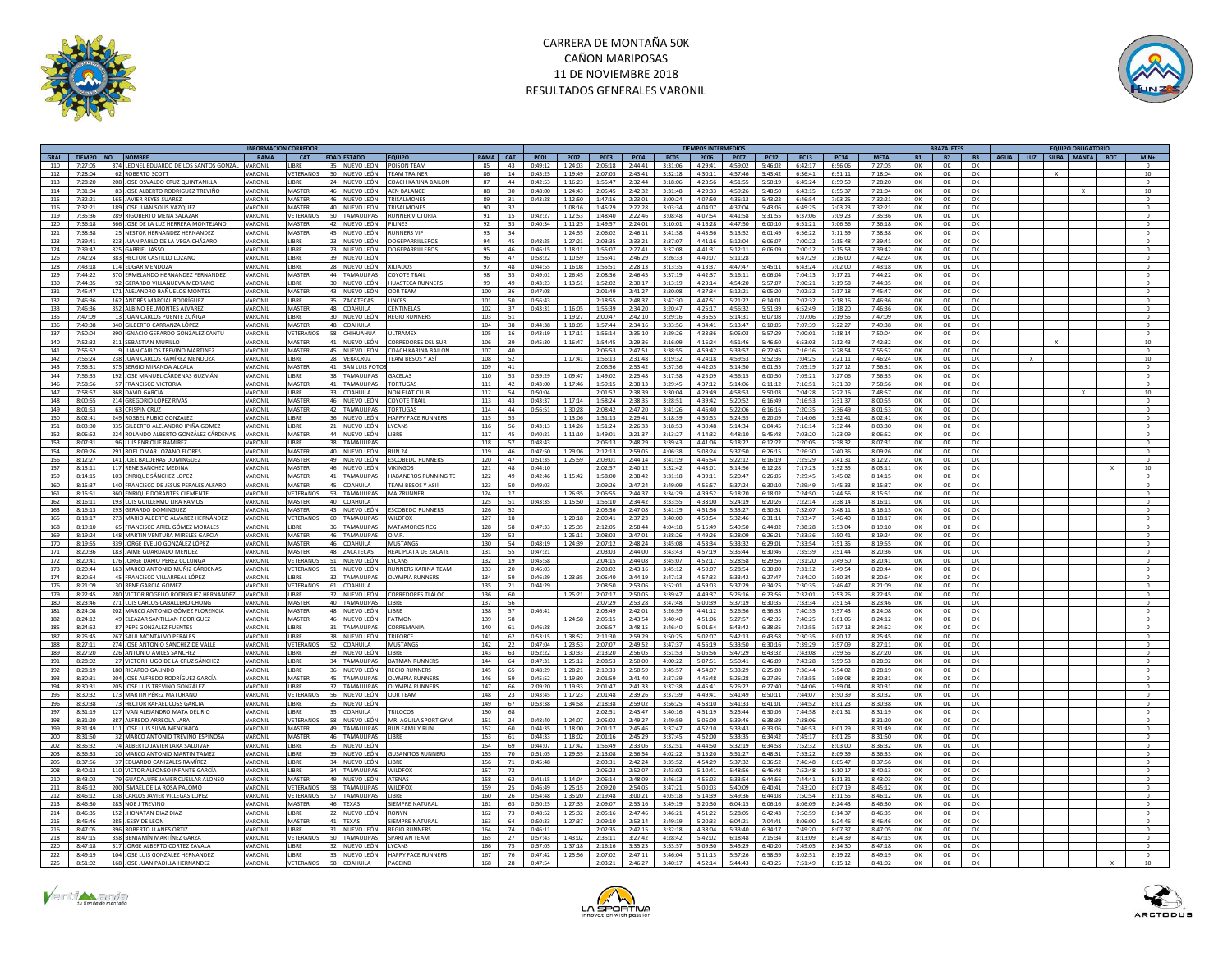# CARRERA DE MONTAÑA 50K
## CAÑON MARIPOSAS
## 11 DE NOVIEMBRE 2018
## RESULTADOS GENERALES VARONIL

| GRAL. | TIEMPO | NO | NOMBRE | RAMA | CAT. | EDAD | ESTADO | EQUIPO | RAMA | CAT. | PC01 | PC02 | PC03 | PC04 | PC05 | PC06 | PC07 | PC12 | PC13 | PC14 | META | B1 | B2 | B3 | AGUA | LUZ | SILBA | MANTA | BOT. | MIN+ |
|---|---|---|---|---|---|---|---|---|---|---|---|---|---|---|---|---|---|---|---|---|---|---|---|---|---|---|---|---|---|---|
| 110 | 7:27:05 | 374 | LEONEL EDUARDO DE LOS SANTOS GONZÁL | VARONIL | LIBRE | 35 | NUEVO LEÓN | POISON TEAM | 85 | 43 | 0:49:12 | 1:24:03 | 2:06:18 | 2:44:41 | 3:31:06 | 4:29:41 | 4:59:02 | 5:46:02 | 6:42:17 | 6:56:06 | 7:27:05 | OK | OK | OK | | | | | | 0 |
| 112 | 7:28:04 | 62 | ROBERTO SCOTT | VARONIL | VETERANOS | 50 | NUEVO LEÓN | TEAM TRAINER | 86 | 14 | 0:45:25 | 1:19:49 | 2:07:03 | 2:43:41 | 3:32:18 | 4:30:11 | 4:57:46 | 5:43:42 | 6:36:41 | 6:51:11 | 7:18:04 | OK | OK | OK | | | X | | | 10 |
| 113 | 7:28:20 | 208 | JOSE OSVALDO CRUZ QUINTANILLA | VARONIL | LIBRE | 24 | NUEVO LEÓN | COACH KARINA BAILON | 87 | 44 | 0:42:53 | 1:16:23 | 1:55:47 | 2:32:44 | 3:18:06 | 4:23:56 | 4:51:55 | 5:50:19 | 6:45:24 | 6:59:59 | 7:28:20 | OK | OK | OK | | | | | | 0 |
| 114 | 7:31:04 | 83 | JOSE ALBERTO RODRIGUEZ TREVIÑO | VARONIL | MASTER | 46 | NUEVO LEÓN | AEN BALANCE | 88 | 30 | 0:48:00 | 1:24:43 | 2:05:45 | 2:42:32 | 3:31:48 | 4:29:33 | 4:59:26 | 5:48:50 | 6:43:15 | 6:55:37 | 7:21:04 | OK | OK | OK | | | | X | | 10 |
| 115 | 7:32:21 | 165 | JAVIER REYES SUAREZ | VARONIL | MASTER | 46 | NUEVO LEÓN | TRISALMONES | 89 | 31 | 0:43:28 | 1:12:50 | 1:47:16 | 2:23:01 | 3:00:24 | 4:07:50 | 4:36:13 | 5:43:22 | 6:46:54 | 7:03:25 | 7:32:21 | OK | OK | OK | | | | | | 0 |
| 116 | 7:32:21 | 189 | JOSE JUAN SOUS VAZQUEZ | VARONIL | MASTER | 40 | NUEVO LEÓN | TRISALMONES | 90 | 32 | | 1:08:16 | 1:45:29 | 2:22:28 | 3:03:34 | 4:04:07 | 4:37:04 | 5:43:06 | 6:49:25 | 7:03:23 | 7:32:21 | OK | OK | OK | | | | | | 0 |
| 119 | 7:35:36 | 289 | RIGOBERTO MENA SALAZAR | VARONIL | VETERANOS | 50 | TAMAULIPAS | RUNNER VICTORIA | 91 | 15 | 0:42:27 | 1:12:53 | 1:48:40 | 2:22:46 | 3:08:48 | 4:07:54 | 4:41:58 | 5:31:55 | 6:37:06 | 7:09:23 | 7:35:36 | OK | OK | OK | | | | | | 0 |
| 120 | 7:36:18 | 366 | JOSE DE LA LUZ HERRERA MONTEJANO | VARONIL | MASTER | 42 | NUEVO LEÓN | PILINES | 92 | 33 | 0:40:34 | 1:11:25 | 1:49:57 | 2:24:01 | 3:10:01 | 4:16:28 | 4:47:50 | 6:00:10 | 6:51:21 | 7:06:56 | 7:36:18 | OK | OK | OK | | | | | | 0 |
| 121 | 7:38:38 | 25 | NESTOR HERNANDEZ HERNANDEZ | VARONIL | MASTER | 45 | NUEVO LEÓN | RUNNERS VIP | 93 | 34 | | 1:24:55 | 2:06:02 | 2:46:11 | 3:41:38 | 4:43:56 | 5:13:52 | 6:01:49 | 6:56:22 | 7:11:59 | 7:38:38 | OK | OK | OK | | | | | | 0 |
| 123 | 7:39:41 | 323 | JUAN PABLO DE LA VEGA CHÁZARO | VARONIL | LIBRE | 23 | NUEVO LEÓN | DOGEPARRILLEROS | 94 | 45 | 0:48:25 | 1:27:21 | 2:03:35 | 2:33:21 | 3:37:07 | 4:41:16 | 5:12:04 | 6:06:07 | 7:00:22 | 7:15:48 | 7:39:41 | OK | OK | OK | | | | | | 0 |
| 124 | 7:39:42 | 325 | GABRIEL JASSO | VARONIL | LIBRE | 23 | NUEVO LEÓN | DOGEPARRILLEROS | 95 | 46 | 0:46:15 | 1:18:11 | 1:55:07 | 2:27:41 | 3:37:08 | 4:41:31 | 5:12:11 | 6:06:09 | 7:00:12 | 7:15:53 | 7:39:42 | OK | OK | OK | | | | | | 0 |
| 126 | 7:42:24 | 383 | HECTOR CASTILLO LOZANO | VARONIL | LIBRE | 39 | NUEVO LEÓN | | 96 | 47 | 0:58:22 | 1:10:59 | 1:55:41 | 2:46:29 | 3:26:33 | 4:40:07 | 5:11:28 | | 6:47:29 | 7:16:00 | 7:42:24 | OK | OK | OK | | | | | | 0 |
| 128 | 7:43:18 | 114 | EDGAR MENDOZA | VARONIL | LIBRE | 28 | NUEVO LEÓN | XILIADOS | 97 | 48 | 0:44:55 | 1:16:08 | 1:55:51 | 2:28:13 | 3:13:35 | 4:13:37 | 4:47:47 | 5:45:11 | 6:43:24 | 7:02:00 | 7:43:18 | OK | OK | OK | | | | | | 0 |
| 129 | 7:44:22 | 370 | ERMELANDO HERNANDEZ FERNANDEZ | VARONIL | MASTER | 44 | TAMAULIPAS | COYOTE TRAIL | 98 | 35 | 0:49:01 | 1:26:45 | 2:08:36 | 2:46:45 | 3:37:19 | 4:42:37 | 5:16:11 | 6:06:04 | 7:04:13 | 7:17:21 | 7:44:22 | OK | OK | OK | | | | | | 0 |
| 130 | 7:44:35 | 92 | GERARDO VILLANUEVA MEDRANO | VARONIL | LIBRE | 30 | NUEVO LEÓN | HUASTECA RUNNERS | 99 | 49 | 0:43:23 | 1:13:51 | 1:52:02 | 2:30:17 | 3:13:19 | 4:23:14 | 4:54:20 | 5:57:07 | 7:00:21 | 7:19:58 | 7:44:35 | OK | OK | OK | | | | | | 0 |
| 131 | 7:45:47 | 171 | ALEJANDRO BAÑUELOS MONTES | VARONIL | MASTER | 43 | NUEVO LEÓN | ODR TEAM | 100 | 36 | 0:47:08 | | 2:01:49 | 2:41:27 | 3:30:08 | 4:37:34 | 5:12:21 | 6:05:20 | 7:02:32 | 7:17:18 | 7:45:47 | OK | OK | OK | | | | | | 0 |
| 132 | 7:46:36 | 162 | ANDRÉS MARCIAL RODRÍGUEZ | VARONIL | LIBRE | 35 | ZACATECAS | LINCES | 101 | 50 | 0:56:43 | | 2:18:55 | 2:48:37 | 3:47:30 | 4:47:51 | 5:21:22 | 6:14:01 | 7:02:32 | 7:18:16 | 7:46:36 | OK | OK | OK | | | | | | 0 |
| 133 | 7:46:36 | 352 | ALBINO BELMONTES ALVAREZ | VARONIL | MASTER | 48 | COAHUILA | CENTINELAS | 102 | 37 | 0:43:31 | 1:16:05 | 1:55:39 | 2:34:20 | 3:20:47 | 4:25:17 | 4:56:32 | 5:51:39 | 6:52:49 | 7:18:20 | 7:46:36 | OK | OK | OK | | | | | | 0 |
| 135 | 7:47:09 | 13 | JUAN CARLOS PUENTE ZUÑIGA | VARONIL | LIBRE | 30 | NUEVO LEÓN | REGIO RUNNERS | 103 | 51 | | 1:19:27 | 2:00:47 | 2:42:10 | 3:29:16 | 4:36:55 | 5:14:31 | 6:07:08 | 7:07:06 | 7:19:55 | 7:47:09 | OK | OK | OK | | | | | | 0 |
| 136 | 7:49:38 | 340 | GILBERTO CARRANZA LÓPEZ | VARONIL | MASTER | 48 | COAHUILA | | 104 | 38 | 0:44:38 | 1:18:05 | 1:57:44 | 2:34:16 | 3:33:56 | 4:34:41 | 5:13:47 | 6:10:05 | 7:07:39 | 7:22:27 | 7:49:38 | OK | OK | OK | | | | | | 0 |
| 137 | 7:50:04 | 390 | IGNACIO GERARDO GONZALEZ CANTU | VARONIL | VETERANOS | 58 | CHIHUAHUA | ULTRAMEX | 105 | 16 | 0:43:19 | 1:17:11 | 1:56:14 | 2:35:10 | 3:29:26 | 4:33:36 | 5:05:03 | 5:57:29 | 7:00:01 | 7:18:14 | 7:50:04 | OK | OK | OK | | | | | | 0 |
| 140 | 7:52:32 | 311 | SEBASTIAN MURILLO | VARONIL | MASTER | 41 | NUEVO LEÓN | CORREDORES DEL SUR | 106 | 39 | 0:45:30 | 1:16:47 | 1:54:45 | 2:29:36 | 3:16:09 | 4:16:24 | 4:51:46 | 5:46:50 | 6:53:03 | 7:12:43 | 7:42:32 | OK | OK | OK | | | X | | | 10 |
| 141 | 7:55:52 | 9 | JUAN CARLOS TREVIÑO MARTINEZ | VARONIL | MASTER | 45 | NUEVO LEÓN | COACH KARINA BAILON | 107 | 40 | | | 2:06:53 | 2:47:51 | 3:38:55 | 4:59:42 | 5:33:57 | 6:22:45 | 7:16:16 | 7:28:54 | 7:55:52 | OK | OK | OK | | | | | | 0 |
| 142 | 7:56:24 | 238 | JUAN CARLOS RAMÍREZ MENDOZA | VARONIL | LIBRE | 28 | VERACRUZ | TEAM BESOS Y ASÍ | 108 | 52 | | 1:17:41 | 1:56:13 | 2:31:48 | 3:19:32 | 4:24:18 | 4:59:53 | 5:52:36 | 7:04:25 | 7:21:11 | 7:46:24 | OK | OK | OK | | X | | | | 10 |
| 143 | 7:56:31 | 375 | SERGIO MIRANDA ALCALA | VARONIL | MASTER | 41 | SAN LUIS POTOSÍ | | 109 | 41 | | | 2:06:56 | 2:53:42 | 3:57:36 | 4:42:05 | 5:14:50 | 6:01:55 | 7:05:19 | 7:27:12 | 7:56:31 | OK | OK | OK | | | | | | 0 |
| 144 | 7:56:35 | 192 | JOSE MANUEL CÁRDENAS GUZMÁN | VARONIL | LIBRE | 38 | TAMAULIPAS | GACELAS | 110 | 53 | 0:39:29 | 1:09:47 | 1:49:02 | 2:25:48 | 3:17:58 | 4:25:09 | 4:56:15 | 6:00:50 | 7:09:21 | 7:27:06 | 7:56:35 | OK | OK | OK | | | | | | 0 |
| 146 | 7:58:56 | 57 | FRANCISCO VICTORIA | VARONIL | MASTER | 41 | TAMAULIPAS | TORTUGAS | 111 | 42 | 0:43:00 | 1:17:46 | 1:59:15 | 2:38:13 | 3:29:45 | 4:37:12 | 5:14:06 | 6:11:12 | 7:16:51 | 7:31:39 | 7:58:56 | OK | OK | OK | | | | | | 0 |
| 147 | 7:58:57 | 368 | DAVID GARCIA | VARONIL | LIBRE | 33 | COAHUILA | NON FLAT CLUB | 112 | 54 | 0:50:04 | | 2:01:52 | 2:38:39 | 3:30:04 | 4:29:49 | 4:58:53 | 5:50:03 | 7:04:28 | 7:22:16 | 7:48:57 | OK | OK | OK | | | | X | | 10 |
| 148 | 8:00:55 | 214 | GREGORIO LOPEZ RIVAS | VARONIL | MASTER | 46 | NUEVO LEÓN | COYOTE TRAIL | 113 | 43 | 0:43:37 | 1:17:14 | 1:58:24 | 2:38:35 | 3:28:51 | 4:39:42 | 5:20:52 | 6:16:49 | 7:16:53 | 7:31:37 | 8:00:55 | OK | OK | OK | | | | | | 0 |
| 149 | 8:01:53 | 63 | CRISPIN CRUZ | VARONIL | MASTER | 42 | TAMAULIPAS | TORTUGAS | 114 | 44 | 0:56:51 | 1:30:28 | 2:08:42 | 2:47:20 | 3:41:26 | 4:46:40 | 5:22:06 | 6:16:16 | 7:20:35 | 7:36:49 | 8:01:53 | OK | OK | OK | | | | | | 0 |
| 150 | 8:02:41 | 249 | ROSBEL RUBIO GONZALEZ | VARONIL | LIBRE | 36 | NUEVO LEÓN | HAPPY FACE RUNNERS | 115 | 55 | | 1:13:06 | 1:51:13 | 2:29:41 | 3:18:39 | 4:30:53 | 5:24:55 | 6:20:09 | 7:14:06 | 7:32:41 | 8:02:41 | OK | OK | OK | | | | | | 0 |
| 151 | 8:03:30 | 335 | GILBERTO ALEJANDRO IPIÑA GOMEZ | VARONIL | LIBRE | 21 | NUEVO LEÓN | LYCANS | 116 | 56 | 0:43:13 | 1:14:26 | 1:51:24 | 2:26:33 | 3:18:53 | 4:30:48 | 5:14:34 | 6:04:45 | 7:16:14 | 7:32:44 | 8:03:30 | OK | OK | OK | | | | | | 0 |
| 152 | 8:06:52 | 224 | ROLANDO ALBERTO GONZÁLEZ CÁRDENAS | VARONIL | MASTER | 44 | NUEVO LEÓN | LIBRE | 117 | 45 | 0:40:21 | 1:11:10 | 1:49:01 | 2:21:37 | 3:13:27 | 4:14:32 | 4:48:10 | 5:45:48 | 7:03:20 | 7:23:09 | 8:06:52 | OK | OK | OK | | | | | | 0 |
| 153 | 8:07:31 | 96 | LUIS ENRIQUE RAMIREZ | VARONIL | LIBRE | 38 | TAMAULIPAS | | 118 | 57 | 0:48:43 | | 2:06:13 | 2:48:29 | 3:39:43 | 4:41:06 | 5:18:22 | 6:12:22 | 7:20:05 | 7:38:32 | 8:07:31 | OK | OK | OK | | | | | | 0 |
| 154 | 8:09:26 | 291 | RDEL OMAR LOZANO FLORES | VARONIL | MASTER | 40 | NUEVO LEÓN | RUN 24 | 119 | 46 | 0:47:50 | 1:29:06 | 2:12:13 | 2:59:05 | 4:06:38 | 5:08:24 | 5:37:50 | 6:26:15 | 7:26:30 | 7:40:36 | 8:09:26 | OK | OK | OK | | | | | | 0 |
| 156 | 8:12:27 | 141 | JOEL BALDERAS DOMINGUEZ | VARONIL | MASTER | 49 | NUEVO LEÓN | ESCOBEDO RUNNERS | 120 | 47 | 0:51:35 | 1:25:59 | 2:09:01 | 2:44:14 | 3:41:19 | 4:46:54 | 5:22:12 | 6:16:19 | 7:25:29 | 7:41:31 | 8:12:27 | OK | OK | OK | | | | | | 0 |
| 157 | 8:13:11 | 117 | RENE SANCHEZ MEDINA | VARONIL | MASTER | 46 | NUEVO LEÓN | VIKINGOS | 121 | 48 | 0:44:10 | | 2:02:57 | 2:40:12 | 3:32:42 | 4:43:01 | 5:14:56 | 6:12:28 | 7:17:23 | 7:32:35 | 8:03:11 | OK | OK | OK | | | | | X | 10 |
| 159 | 8:14:15 | 103 | ENRIQUE SÁNCHEZ LOPEZ | VARONIL | MASTER | 41 | TAMAULIPAS | HABANEROS RUNNING TE | 122 | 49 | 0:42:46 | 1:15:42 | 1:58:00 | 2:38:42 | 3:31:18 | 4:39:11 | 5:20:47 | 6:26:05 | 7:29:45 | 7:45:02 | 8:14:15 | OK | OK | OK | | | | | | 0 |
| 160 | 8:15:37 | 140 | FRANCISCO DE JESUS PERALES ALFARO | VARONIL | MASTER | 45 | COAHUILA | TEAM BESOS Y ASI! | 123 | 50 | 0:49:03 | | 2:09:26 | 2:47:24 | 3:49:09 | 4:55:57 | 5:37:24 | 6:30:10 | 7:29:49 | 7:45:33 | 8:15:37 | OK | OK | OK | | | | | | 0 |
| 161 | 8:15:51 | 360 | ENRIQUE DORANTES CLEMENTE | VARONIL | VETERANOS | 53 | TAMAULIPAS | MAIZRUNNER | 124 | 17 | | 1:26:35 | 2:06:55 | 2:44:37 | 3:34:29 | 4:39:52 | 5:18:20 | 6:18:02 | 7:24:50 | 7:44:56 | 8:15:51 | OK | OK | OK | | | | | | 0 |
| 162 | 8:16:11 | 193 | LUIS GUILLERMO LIRA RAMOS | VARONIL | MASTER | 40 | COAHUILA | | 125 | 51 | 0:43:35 | 1:15:50 | 1:55:10 | 2:34:42 | 3:33:55 | 4:38:00 | 5:24:19 | 6:20:26 | 7:22:14 | 7:38:14 | 8:16:11 | OK | OK | OK | | | | | | 0 |
| 163 | 8:16:13 | 293 | GERARDO DOMINGUEZ | VARONIL | MASTER | 43 | NUEVO LEÓN | ESCOBEDO RUNNERS | 126 | 52 | | | 2:05:36 | 2:47:08 | 3:41:19 | 4:51:56 | 5:33:27 | 6:30:31 | 7:32:07 | 7:48:11 | 8:16:13 | OK | OK | OK | | | | | | 0 |
| 165 | 8:18:17 | 273 | MARIO ALBERTO ÁLVAREZ HERNÁNDEZ | VARONIL | VETERANOS | 60 | TAMAULIPAS | WILDFOX | 127 | 18 | | 1:20:18 | 2:00:41 | 2:37:23 | 3:40:00 | 4:50:54 | 5:32:46 | 6:31:11 | 7:33:47 | 7:46:40 | 8:18:17 | OK | OK | OK | | | | | | 0 |
| 168 | 8:19:10 | 65 | FRANCISCO ARIEL GÓMEZ MORALES | VARONIL | LIBRE | 36 | TAMAULIPAS | MATAMOROS RCG | 128 | 58 | 0:47:33 | 1:25:35 | 2:12:05 | 2:58:44 | 4:04:18 | 5:15:49 | 5:49:50 | 6:44:02 | 7:38:28 | 7:53:04 | 8:19:10 | OK | OK | OK | | | | | | 0 |
| 169 | 8:19:24 | 148 | MARTIN VENTURA MIRELES GARCIA | VARONIL | MASTER | 46 | TAMAULIPAS | O.V.P. | 129 | 53 | | 1:25:11 | 2:08:03 | 2:47:01 | 3:38:26 | 4:49:26 | 5:28:09 | 6:26:21 | 7:33:36 | 7:50:41 | 8:19:24 | OK | OK | OK | | | | | | 0 |
| 170 | 8:19:55 | 339 | JORGE EVELIO GONZÁLEZ LÓPEZ | VARONIL | MASTER | 46 | COAHUILA | MUSTANGS | 130 | 54 | 0:48:19 | 1:24:39 | 2:07:12 | 2:48:24 | 3:45:08 | 4:53:34 | 5:33:32 | 6:29:01 | 7:33:54 | 7:51:35 | 8:19:55 | OK | OK | OK | | | | | | 0 |
| 171 | 8:20:36 | 183 | JAIME GUARDADO MENDEZ | VARONIL | MASTER | 48 | ZACATECAS | REAL PLATA DE ZACATE | 131 | 55 | 0:47:21 | | 2:03:03 | 2:44:00 | 3:43:43 | 4:57:19 | 5:35:44 | 6:30:46 | 7:35:39 | 7:51:44 | 8:20:36 | OK | OK | OK | | | | | | 0 |
| 172 | 8:20:41 | 176 | JORGE DARIO PEREZ COLUNGA | VARONIL | VETERANOS | 51 | NUEVO LEÓN | LYCANS | 132 | 19 | 0:45:58 | | 2:04:15 | 2:44:08 | 3:45:05 | 4:52:17 | 5:28:58 | 6:29:56 | 7:31:20 | 7:49:50 | 8:20:41 | OK | OK | OK | | | | | | 0 |
| 173 | 8:20:44 | 163 | MARCO ANTONIO MUÑIZ CÁRDENAS | VARONIL | VETERANOS | 51 | NUEVO LEÓN | RUNNERS KARINA TEAM | 133 | 20 | 0:46:03 | | 2:03:02 | 2:43:16 | 3:45:12 | 4:50:07 | 5:28:54 | 6:30:00 | 7:31:12 | 7:49:54 | 8:20:44 | OK | OK | OK | | | | | | 0 |
| 174 | 8:20:54 | 45 | FRANCISCO VILLARREAL LÓPEZ | VARONIL | LIBRE | 32 | TAMAULIPAS | OLYMPIA RUNNERS | 134 | 59 | 0:46:29 | 1:23:35 | 2:05:40 | 2:44:19 | 3:47:13 | 4:57:53 | 5:33:42 | 6:27:47 | 7:34:20 | 7:50:34 | 8:20:54 | OK | OK | OK | | | | | | 0 |
| 176 | 8:21:09 | 30 | RENE GARCIA GOMEZ | VARONIL | VETERANOS | 61 | COAHUILA | | 135 | 21 | 0:44:29 | | 2:08:50 | 2:53:06 | 3:52:01 | 4:59:03 | 5:37:29 | 6:34:25 | 7:30:35 | 7:46:47 | 8:21:09 | OK | OK | OK | | | | | | 0 |
| 179 | 8:22:45 | 280 | VICTOR ROGELIO RODRIGUEZ HERNANDEZ | VARONIL | LIBRE | 32 | NUEVO LEÓN | CORREDORES TLÁLOC | 136 | 60 | | 1:25:21 | 2:07:17 | 2:50:05 | 3:39:47 | 4:49:37 | 5:26:16 | 6:23:56 | 7:32:01 | 7:53:26 | 8:22:45 | OK | OK | OK | | | | | | 0 |
| 180 | 8:23:46 | 271 | LUIS CARLOS CABALLERO CHONG | VARONIL | MASTER | 40 | TAMAULIPAS | LIBRE | 137 | 56 | | | 2:07:29 | 2:53:28 | 3:47:48 | 5:00:39 | 5:37:19 | 6:30:35 | 7:33:34 | 7:51:54 | 8:23:46 | OK | OK | OK | | | | | | 0 |
| 181 | 8:24:08 | 202 | MARCO ANTONIO GÓMEZ FLORENCIA | VARONIL | MASTER | 48 | NUEVO LEÓN | LIBRE | 138 | 57 | 0:46:41 | | 2:03:49 | 2:42:01 | 3:26:59 | 4:41:12 | 5:26:56 | 6:36:33 | 7:40:35 | 7:57:43 | 8:24:08 | OK | OK | OK | | | | | | 0 |
| 182 | 8:24:12 | 49 | ELEAZAR SANTILLAN RODRIGUEZ | VARONIL | MASTER | 46 | NUEVO LEÓN | FATMON | 139 | 58 | | 1:24:58 | 2:05:15 | 2:43:54 | 3:40:40 | 4:51:06 | 5:27:57 | 6:42:35 | 7:40:25 | 8:01:06 | 8:24:12 | OK | OK | OK | | | | | | 0 |
| 185 | 8:24:52 | 87 | PEPE GONZALEZ FUENTES | VARONIL | LIBRE | 31 | TAMAULIPAS | CORREMANIA | 140 | 61 | 0:46:28 | | 2:06:57 | 2:48:15 | 3:46:40 | 5:01:54 | 5:43:42 | 6:38:35 | 7:42:55 | 7:57:13 | 8:24:52 | OK | OK | OK | | | | | | 0 |
| 187 | 8:25:45 | 267 | SAUL MONTALVO PERALES | VARONIL | LIBRE | 38 | NUEVO LEÓN | TRIFORCE | 141 | 62 | 0:53:15 | 1:38:52 | 2:11:30 | 2:59:29 | 3:50:25 | 5:02:07 | 5:42:13 | 6:43:58 | 7:30:35 | 8:00:17 | 8:25:45 | OK | OK | OK | | | | | | 0 |
| 188 | 8:27:11 | 274 | JOSE ANTONIO SÁNCHEZ DE VALLE | VARONIL | VETERANOS | 52 | COAHUILA | MUSTANGS | 142 | 22 | 0:47:04 | 1:23:53 | 2:07:07 | 2:49:52 | 3:47:37 | 4:56:19 | 5:33:50 | 6:30:16 | 7:39:29 | 7:57:09 | 8:27:11 | OK | OK | OK | | | | | | 0 |
| 189 | 8:27:20 | 226 | ANTONIO AVILES SANCHEZ | VARONIL | LIBRE | 39 | NUEVO LEÓN | LIBRE | 143 | 63 | 0:52:22 | 1:30:33 | 2:13:20 | 2:56:05 | 3:51:53 | 5:06:56 | 5:47:29 | 6:43:32 | 7:43:08 | 7:59:55 | 8:27:20 | OK | OK | OK | | | | | | 0 |
| 191 | 8:28:02 | 27 | VICTOR HUGO DE LA CRUZ SÁNCHEZ | VARONIL | LIBRE | 34 | TAMAULIPAS | BATMAN RUNNERS | 144 | 64 | 0:47:31 | 1:25:12 | 2:08:53 | 2:50:00 | 4:00:22 | 5:07:51 | 5:50:41 | 6:46:09 | 7:43:28 | 7:59:53 | 8:28:02 | OK | OK | OK | | | | | | 0 |
| 192 | 8:28:19 | 180 | RICARDO GALINDO | VARONIL | LIBRE | 36 | NUEVO LEÓN | REGIO RUNNERS | 145 | 65 | 0:48:29 | 1:28:21 | 2:10:33 | 2:50:59 | 3:45:57 | 4:54:07 | 5:33:29 | 6:25:00 | 7:36:44 | 7:54:02 | 8:28:19 | OK | OK | OK | | | | | | 0 |
| 193 | 8:30:31 | 204 | JOSE ALFREDO RODRÍGUEZ GARCÍA | VARONIL | MASTER | 45 | TAMAULIPAS | OLYMPIA RUNNERS | 146 | 59 | 0:45:52 | 1:19:30 | 2:01:59 | 2:41:40 | 3:37:39 | 4:45:48 | 5:26:28 | 6:27:36 | 7:43:55 | 7:59:08 | 8:30:31 | OK | OK | OK | | | | | | 0 |
| 194 | 8:30:31 | 205 | JOSE LUIS TREVIÑO GONZÁLEZ | VARONIL | LIBRE | 32 | TAMAULIPAS | OLYMPIA RUNNERS | 147 | 66 | 2:09:20 | 1:19:33 | 2:01:47 | 2:41:33 | 3:37:38 | 4:45:41 | 5:26:22 | 6:27:40 | 7:44:06 | 7:59:04 | 8:30:31 | OK | OK | OK | | | | | | 0 |
| 195 | 8:30:32 | 173 | MARTIN PÉREZ MATURANO | VARONIL | VETERANOS | 56 | NUEVO LEÓN | ODR TEAM | 148 | 23 | 0:43:45 | 1:17:23 | 2:01:48 | 2:39:26 | 3:37:39 | 4:49:41 | 5:41:49 | 6:50:11 | 7:44:07 | 8:50:39 | 8:30:32 | OK | OK | OK | | | | | | 0 |
| 196 | 8:30:38 | 73 | HECTOR RAFAEL COSS GARCIA | VARONIL | LIBRE | 35 | NUEVO LEÓN | | 149 | 67 | 0:53:38 | 1:34:58 | 2:18:38 | 2:59:02 | 3:56:25 | 4:58:10 | 5:41:33 | 6:41:01 | 7:44:52 | 8:01:23 | 8:30:38 | OK | OK | OK | | | | | | 0 |
| 197 | 8:31:19 | 127 | IVAN ALEJANDRO MATA DEL RIO | VARONIL | LIBRE | 35 | COAHUILA | TRILOCOS | 150 | 68 | | | 2:02:51 | 2:43:47 | 3:40:16 | 4:51:19 | 5:25:44 | 6:30:06 | 7:44:58 | 8:01:31 | 8:31:19 | OK | OK | OK | | | | | | 0 |
| 198 | 8:31:20 | 387 | ALFREDO ARREOLA LARA | VARONIL | VETERANOS | 58 | NUEVO LEÓN | MR. AGUILA SPORT GYM | 151 | 24 | 0:48:40 | 1:24:07 | 2:05:02 | 2:49:27 | 3:49:59 | 5:06:00 | 5:39:46 | 6:38:39 | 7:38:06 | | 8:31:20 | OK | OK | OK | | | | | | 0 |
| 199 | 8:31:49 | 111 | JOSE LUIS SILVA MENCHACA | VARONIL | MASTER | 49 | TAMAULIPAS | RUN FAMILY RUN | 152 | 60 | 0:44:35 | 1:18:00 | 2:01:17 | 2:45:46 | 3:37:47 | 4:52:10 | 5:33:43 | 6:33:06 | 7:46:53 | 8:01:29 | 8:31:49 | OK | OK | OK | | | | | | 0 |
| 200 | 8:31:50 | 32 | MARCO ANTONIO TREVIÑO ESPINOSA | VARONIL | MASTER | 46 | TAMAULIPAS | LIBRE | 153 | 61 | 0:44:33 | 1:18:02 | 2:01:16 | 2:45:29 | 3:37:45 | 4:52:00 | 5:33:35 | 6:34:42 | 7:45:17 | 8:01:26 | 8:31:50 | OK | OK | OK | | | | | | 0 |
| 202 | 8:36:32 | 74 | ALBERTO JAVIER LARA SALDIVAR | VARONIL | LIBRE | 35 | NUEVO LEÓN | | 154 | 69 | 0:44:07 | 1:17:42 | 1:56:49 | 2:33:06 | 3:32:51 | 4:44:50 | 5:32:19 | 6:34:58 | 7:52:32 | 8:03:00 | 8:36:32 | OK | OK | OK | | | | | | 0 |
| 203 | 8:36:33 | 20 | MARCO ANTONIO MARTIN TAMEZ | VARONIL | LIBRE | 39 | NUEVO LEÓN | GUSANITOS RUNNERS | 155 | 70 | 0:51:05 | 1:29:55 | 2:13:08 | 2:56:54 | 4:02:22 | 5:15:20 | 5:51:27 | 6:48:31 | 7:53:22 | 8:09:39 | 8:36:33 | OK | OK | OK | | | | | | 0 |
| 205 | 8:37:56 | 37 | EDUARDO CANIZALES RAMIREZ | VARONIL | LIBRE | 34 | NUEVO LEÓN | LIBRE | 156 | 71 | 0:45:48 | | 2:03:31 | 2:42:24 | 3:35:52 | 4:54:29 | 5:37:32 | 6:36:52 | 7:46:48 | 8:05:47 | 8:37:56 | OK | OK | OK | | | | | | 0 |
| 208 | 8:40:13 | 110 | VICTOR ALFONSO INFANTE GARCÍA | VARONIL | LIBRE | 34 | TAMAULIPAS | WILDFOX | 157 | 72 | | | 2:06:23 | 2:52:07 | 3:43:02 | 5:10:41 | 5:48:56 | 6:46:48 | 7:52:48 | 8:10:17 | 8:40:13 | OK | OK | OK | | | | | | 0 |
| 210 | 8:43:03 | 79 | GUADALUPE JAVIER CUELLAR ALONSO | VARONIL | MASTER | 49 | NUEVO LEÓN | ATENAS | 158 | 62 | 0:41:15 | 1:14:04 | 2:06:14 | 2:48:09 | 3:46:13 | 4:55:03 | 5:33:54 | 6:44:56 | 7:44:41 | 8:11:31 | 8:43:03 | OK | OK | OK | | | | | | 0 |
| 211 | 8:45:12 | 200 | ISMAEL DE LA ROSA PALOMO | VARONIL | VETERANOS | 58 | TAMAULIPAS | WILDFOX | 159 | 25 | 0:46:49 | 1:25:15 | 2:09:20 | 2:54:05 | 3:47:21 | 5:00:03 | 5:40:09 | 6:40:41 | 7:43:20 | 8:07:19 | 8:45:12 | OK | OK | OK | | | | | | 0 |
| 212 | 8:46:12 | 138 | CARLOS JAVIER VILLEGAS LOPEZ | VARONIL | VETERANOS | 57 | TAMAULIPAS | LIBRE | 160 | 26 | 0:54:48 | 1:35:20 | 2:19:48 | 3:00:21 | 4:05:18 | 5:14:39 | 5:49:36 | 6:44:08 | 7:50:54 | 8:11:55 | 8:46:12 | OK | OK | OK | | | | | | 0 |
| 213 | 8:46:30 | 283 | NOE J TREVINO | VARONIL | MASTER | 46 | TEXAS | SIEMPRE NATURAL | 161 | 63 | 0:50:25 | 1:27:35 | 2:09:07 | 2:53:16 | 3:49:19 | 5:20:30 | 6:04:15 | 6:06:16 | 8:06:09 | 8:24:43 | 8:46:30 | OK | OK | OK | | | | | | 0 |
| 214 | 8:46:35 | 152 | JHONATAN DIAZ DIAZ | VARONIL | LIBRE | 22 | NUEVO LEÓN | RONYN | 162 | 73 | 0:48:52 | 1:25:32 | 2:05:16 | 2:47:46 | 3:46:21 | 4:51:22 | 5:28:05 | 6:42:43 | 7:50:59 | 8:14:37 | 8:46:35 | OK | OK | OK | | | | | | 0 |
| 215 | 8:46:46 | 285 | JESSY DE LEON | VARONIL | MASTER | 41 | TEXAS | SIEMPRE NATURAL | 163 | 64 | 0:50:33 | 1:27:37 | 2:09:10 | 2:53:14 | 3:49:19 | 5:20:33 | 6:04:21 | 7:04:41 | 8:06:00 | 8:24:46 | 8:46:46 | OK | OK | OK | | | | | | 0 |
| 216 | 8:47:05 | 396 | ROBERTO LLANES ORTIZ | VARONIL | LIBRE | 31 | NUEVO LEÓN | REGIO RUNNERS | 164 | 74 | 0:46:11 | | 2:02:35 | 2:42:15 | 3:32:18 | 4:38:04 | 5:33:40 | 6:34:17 | 7:49:20 | 8:07:37 | 8:47:05 | OK | OK | OK | | | | | | 0 |
| 218 | 8:47:15 | 358 | BENJAMÍN MARTÍNEZ GARZA | VARONIL | VETERANOS | 50 | TAMAULIPAS | SPARTAN TEAM | 165 | 27 | 0:57:43 | 1:43:02 | 2:35:11 | 3:27:42 | 4:28:42 | 5:42:02 | 6:18:48 | 7:15:34 | 8:13:09 | 8:24:59 | 8:47:15 | OK | OK | OK | | | | | | 0 |
| 220 | 8:47:18 | 317 | JORGE ALBERTO CORTEZ ZAVALA | VARONIL | LIBRE | 32 | NUEVO LEÓN | LYCANS | 166 | 75 | 0:57:05 | 1:37:18 | 2:16:16 | 3:35:23 | 3:53:57 | 5:09:30 | 5:45:29 | 6:40:20 | 7:49:05 | 8:14:30 | 8:47:18 | OK | OK | OK | | | | | | 0 |
| 222 | 8:49:19 | 104 | JOSE LUIS GONZALEZ HERNANDEZ | VARONIL | LIBRE | 33 | NUEVO LEÓN | HAPPY FACE RUNNERS | 167 | 76 | 0:47:42 | 1:25:56 | 2:07:02 | 2:47:11 | 3:46:04 | 5:11:13 | 5:57:26 | 6:58:59 | 8:02:51 | 8:19:22 | 8:49:19 | OK | OK | OK | | | | | | 0 |
| 225 | 8:51:02 | 168 | JOSE JUAN PADILLA HERNANDEZ | VARONIL | VETERANOS | 58 | COAHUILA | PACEIND | 168 | 28 | 0:47:54 | | 2:03:21 | 2:46:27 | 3:40:17 | 4:52:14 | 5:44:43 | 6:43:25 | 7:51:49 | 8:15:12 | 8:41:02 | OK | OK | OK | | | | | X | 10 |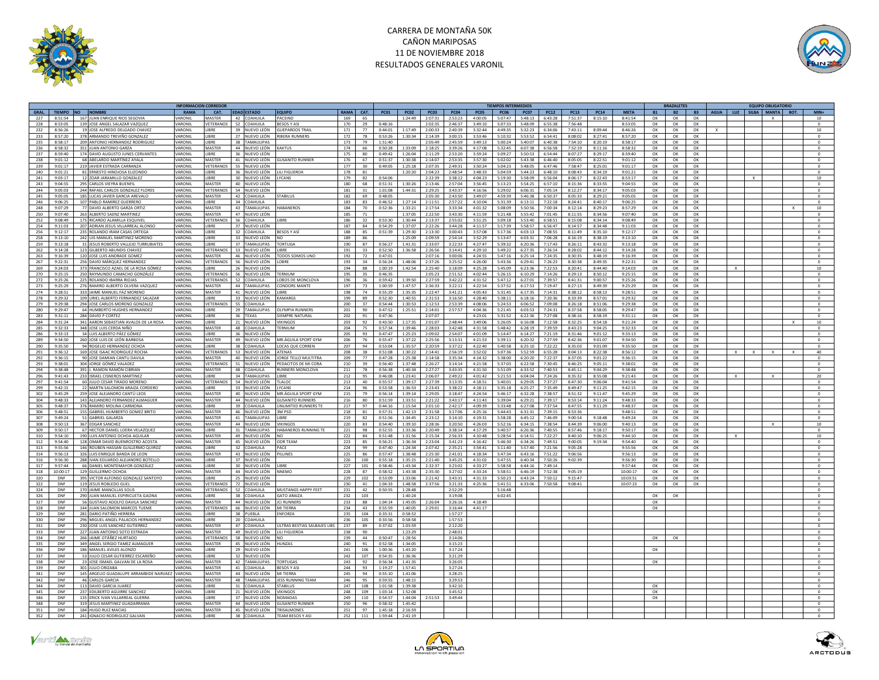# CARRERA DE MONTAÑA 50K
## CAÑON MARIPOSAS
## 11 DE NOVIEMBRE 2018
## RESULTADOS GENERALES VARONIL

| | | INFORMACION CORREDOR | | | | | | | | | TIEMPOS INTERMEDIOS | | | | | | | | | | | | BRAZALETES | | | EQUIPO OBLIGATORIO | | | | | |
|---|---|---|---|---|---|---|---|---|---|---|---|---|---|---|---|---|---|---|---|---|---|---|---|---|---|---|---|---|---|---|---|
| GRAL. | TIEMPO | NO | NOMBRE | RAMA | CAT. | EDAD | ESTADO | EQUIPO | RAMA | CAT. | PC01 | PC02 | PC03 | PC04 | PC05 | PC06 | PC07 | PC12 | PC13 | PC14 | META | B1 | B2 | B3 | AGUA | LUZ | SILBA | MANTA | BOT. | MIN+ |
| 227 | 8:51:54 | 167 | JUAN ENRIQUE RIOS SEGOVIA | VARONIL | MASTER | 42 | COAHUILA | PACEINO | 169 | 65 | | 1:24:49 | 2:07:31 | 2:53:23 | 4:00:05 | 5:07:47 | 5:48:13 | 6:43:28 | 7:51:37 | 8:15:10 | 8:41:54 | OK | OK | OK | | | | X | | 10 |
| 228 | 8:53:05 | 139 | JOSE ANGEL SALAZAR VAZQUEZ | VARONIL | VETERANOS | 52 | COAHUILA | BESOS Y ASI | 170 | 29 | 0:48:16 | | 2:02:35 | 2:46:37 | 3:49:10 | 5:07:33 | 5:48:09 | 6:55:38 | 7:56:48 | | 8:53:05 | OK | OK | OK | | | | | | 0 |
| 232 | 8:56:26 | 19 | JOSE ALFREDO DELGADO CHAVEZ | VARONIL | LIBRE | 39 | NUEVO LEÓN | GUEPARDOS TRAIL | 171 | 77 | 0:44:01 | 1:17:49 | 2:00:33 | 2:40:39 | 3:32:44 | 4:49:35 | 5:32:23 | 6:34:06 | 7:43:11 | 8:09:44 | 8:46:26 | OK | OK | OK | X | | | | | 10 |
| 233 | 8:57:20 | 378 | ARMANDO TREVIÑO GONZALEZ | VARONIL | LIBRE | 27 | NUEVO LEÓN | RIBERA RUNNERS | 172 | 78 | 0:53:26 | 1:30:34 | 2:14:39 | 3:00:15 | 3:53:46 | 5:10:32 | 5:53:52 | 6:54:41 | 8:08:02 | 8:27:41 | 8:57:20 | OK | OK | OK | | | | | | 0 |
| 235 | 8:58:17 | 209 | ANTONIO HERNANDEZ RODRIGUEZ | VARONIL | LIBRE | 38 | TAMAULIPAS | | 173 | 79 | 1:51:40 | | 2:05:49 | 2:45:59 | 3:49:13 | 5:00:24 | 5:40:07 | 6:40:38 | 7:54:10 | 8:20:19 | 8:58:17 | OK | OK | OK | | | | | | 0 |
| 236 | 8:58:32 | 351 | JUAN ANTONIO GARZA | VARONIL | MASTER | 44 | NUEVO LEÓN | KAKTUS | 174 | 66 | 0:50:28 | 1:33:09 | 2:18:25 | 3:39:26 | 4:17:08 | 5:32:45 | 6:07:38 | 6:56:58 | 7:52:19 | 8:11:16 | 8:58:32 | OK | OK | OK | | | | | | 0 |
| 237 | 8:59:40 | 174 | DAVID AUGUSTO JUNES CERVANTES | VARONIL | LIBRE | 36 | NUEVO LEÓN | | 175 | 80 | 0:49:42 | 1:26:04 | 2:11:29 | 2:53:20 | 3:59:24 | 5:09:27 | 5:50:53 | 6:54:44 | 8:07:27 | 8:29:17 | 8:59:40 | OK | OK | OK | | | | | | 0 |
| 238 | 9:01:12 | 68 | ABELARDO MARTINEZ AYALA | VARONIL | MASTER | 41 | NUEVO LEÓN | GUSANITO RUNNER | 176 | 67 | 0:51:37 | 1:30:38 | 2:14:07 | 2:53:35 | 3:57:30 | 5:02:02 | 5:43:38 | 6:46:40 | 8:05:05 | 8:22:51 | 9:01:12 | OK | OK | OK | | | | | | 0 |
| 239 | 9:01:17 | 219 | JAVIER ESTRADA CARRANZA | VARONIL | VETERANOS | 55 | NUEVO LEÓN | | 177 | 30 | 0:49:05 | 1:25:18 | 2:07:35 | 2:49:31 | 3:50:24 | 5:04:23 | 5:48:05 | 6:47:46 | 7:58:47 | 8:25:01 | 9:01:17 | OK | OK | OK | | | | | | 0 |
| 240 | 9:01:21 | 81 | ERNESTO HINOJOSA ELIZONDO | VARONIL | LIBRE | 36 | NUEVO LEÓN | LILI FIGUEROA | 178 | 81 | | 1:20:20 | 2:04:23 | 2:48:54 | 3:48:33 | 5:04:59 | 5:44:23 | 6:48:10 | 8:08:43 | 8:34:19 | 9:01:21 | OK | OK | OK | | | | | | 0 |
| 241 | 9:03:17 | 12 | ZOAR JARAMILLO GONZALEZ | VARONIL | LIBRE | 30 | NUEVO LEÓN | LYCANS | 179 | 82 | 0:54:06 | | 2:22:39 | 3:38:12 | 4:04:23 | 5:19:30 | 5:58:09 | 6:56:04 | 8:06:17 | 8:22:43 | 8:53:17 | OK | OK | OK | | | X | | | 10 |
| 243 | 9:04:55 | 295 | CARLOS VIEYRA BUENFIL | VARONIL | MASTER | 40 | NUEVO LEÓN | | 180 | 68 | 0:51:31 | 1:30:26 | 2:13:46 | 2:57:04 | 3:56:45 | 5:13:23 | 5:54:25 | 6:57:10 | 8:15:36 | 8:33:55 | 9:04:55 | OK | OK | OK | | | | | | 0 |
| 244 | 9:05:03 | 244 | RAFAEL CARLOS GONZALEZ FLORES | VARONIL | VETERANOS | 54 | NUEVO LEÓN | | 181 | 31 | 1:01:08 | 1:44:31 | 2:29:25 | 3:43:37 | 4:16:56 | 5:29:02 | 6:06:31 | 7:05:14 | 8:12:27 | 8:34:17 | 9:05:03 | OK | OK | OK | | | | | | 0 |
| 245 | 9:05:05 | 185 | LUCAS JAVIER GARCIA AREVALO | VARONIL | MASTER | 42 | COAHUILA | STABILUS | 182 | 69 | 0:48:05 | | 2:05:30 | 2:43:50 | 3:49:07 | 4:59:39 | 5:46:38 | 6:50:37 | 8:05:33 | 8:29:21 | 9:05:05 | OK | OK | OK | | | | | | 0 |
| 246 | 9:06:25 | 107 | PABLO RAMIREZ GUERRERO | VARONIL | LIBRE | 34 | COAHUILA | | 183 | 83 | 0:46:52 | 1:27:14 | 2:11:51 | 2:57:22 | 4:10:04 | 5:31:39 | 6:13:11 | 7:22:18 | 8:24:41 | 8:40:17 | 9:06:25 | OK | OK | OK | | | | | | 0 |
| 248 | 9:07:29 | 77 | DAVID ALBERTO GARZA ORTIZ | VARONIL | MASTER | 43 | TAMAULIPAS | HABANEROS | 184 | 70 | 0:52:36 | 1:33:21 | 2:17:54 | 3:33:34 | 4:01:32 | 5:08:09 | 5:50:56 | 7:00:34 | 8:12:14 | 8:29:23 | 8:57:29 | OK | OK | OK | | | | | X | 10 |
| 250 | 9:07:40 | 263 | ALBERTO SAENZ MARTINEZ | VARONIL | MASTER | 47 | NUEVO LEÓN | | 185 | 71 | | 1:37:05 | 2:22:50 | 3:43:30 | 4:11:59 | 5:21:48 | 5:55:42 | 7:01:45 | 8:11:55 | 8:34:56 | 9:07:40 | OK | OK | OK | | | | | | 0 |
| 252 | 9:08:49 | 175 | RICARDO ALAMILLA ESQUIVEL | VARONIL | VETERANOS | 56 | COAHUILA | LIBRE | 186 | 32 | 0:53:30 | 1:30:44 | 2:13:37 | 2:55:02 | 3:51:25 | 5:09:18 | 5:53:40 | 6:58:51 | 8:15:08 | 8:34:14 | 9:08:49 | OK | OK | OK | | | | | | 0 |
| 254 | 9:11:03 | 207 | ADRIAN JESUS VILLARREAL ALONSO | VARONIL | LIBRE | 37 | NUEVO LEÓN | | 187 | 84 | 0:54:29 | 1:37:07 | 2:22:26 | 3:44:28 | 4:11:57 | 5:17:39 | 5:58:57 | 6:56:47 | 8:14:57 | 8:34:48 | 9:11:03 | OK | OK | OK | | | | | | 0 |
| 256 | 9:12:17 | 235 | ROLANDO IRAM CASAS ORTEGA | VARONIL | LIBRE | 32 | COAHUILA | BESOS Y ASÍ | 188 | 85 | 0:51:39 | 1:29:30 | 2:13:30 | 3:00:43 | 3:57:08 | 5:17:36 | 6:03:13 | 7:08:55 | 8:11:49 | 8:35:10 | 9:12:17 | OK | OK | OK | | | | | | 0 |
| 258 | 9:13:10 | 242 | LUIS MANUEL MARTINEZ MORENO | VARONIL | LIBRE | 33 | NUEVO LEÓN | NO | 189 | 86 | | 1:25:09 | 2:09:59 | 2:54:14 | 3:52:29 | 5:13:47 | 6:03:31 | 7:06:28 | 8:16:19 | 8:38:19 | 9:13:10 | OK | OK | OK | | | | | | 0 |
| 259 | 9:13:18 | 31 | JESUS ROBERTO VALLEJO TURRUBIATES | VARONIL | LIBRE | 37 | TAMAULIPAS | TORTUGA | 190 | 87 | 0:56:27 | 1:41:31 | 2:33:07 | 3:22:33 | 4:27:47 | 5:39:32 | 6:20:36 | 7:17:43 | 8:26:11 | 8:43:32 | 9:13:18 | OK | OK | OK | | | | | | 0 |
| 262 | 9:14:28 | 123 | GILBERTO ABUNDIS CHAVEZ | VARONIL | VETERANOS | 53 | NUEVO LEÓN | LIBRE | 191 | 33 | 0:52:50 | 1:36:58 | 2:26:56 | 3:14:41 | 4:29:10 | 5:49:22 | 6:27:35 | 7:26:14 | 8:28:02 | 8:44:12 | 9:14:28 | OK | OK | OK | | | | | | 0 |
| 263 | 9:16:39 | 120 | JOSE LUIS ANDRADE GOMEZ | VARONIL | MASTER | 46 | NUEVO LEÓN | TODOS SOMOS UNO | 192 | 72 | 0:47:01 | | 2:07:16 | 3:00:06 | 4:24:55 | 5:47:16 | 6:25:14 | 7:24:35 | 8:30:35 | 8:48:19 | 9:16:39 | OK | OK | OK | | | | | | 0 |
| 266 | 9:22:31 | 256 | DAVID MÁRQUEZ HERNÁNDEZ | VARONIL | VETERANOS | 56 | NUEVO LEÓN | LOBRE | 193 | 34 | 0:56:24 | 1:48:06 | 2:37:26 | 3:25:52 | 4:26:00 | 5:43:36 | 6:29:41 | 7:26:23 | 8:30:38 | 8:49:35 | 9:22:31 | OK | OK | OK | | | | | | 0 |
| 269 | 9:24:03 | 373 | FRANCISCO AZAEL DE LA ROSA GÓMEZ | VARONIL | LIBRE | 26 | NUEVO LEÓN | | 194 | 88 | 1:00:19 | 1:42:54 | 2:25:40 | 3:18:09 | 4:25:28 | 5:45:09 | 6:23:36 | 7:22:53 | 8:20:41 | 8:44:40 | 9:14:03 | OK | OK | OK | | X | | | | 10 |
| 270 | 9:25:15 | 250 | RAYMUNDO CAMACHO GONZÁLEZ | VARONIL | VETERANOS | 56 | NUEVO LEÓN | TERNIUM | 195 | 35 | 0:46:35 | | 2:05:23 | 2:51:52 | 4:02:44 | 5:26:15 | 6:10:29 | 7:14:26 | 8:29:13 | 8:50:12 | 9:25:15 | OK | OK | OK | | | | | | 0 |
| 272 | 9:25:26 | 225 | ROLANDO IBARRA RIOJAS | VARONIL | VETERANOS | 52 | COAHUILA | LOBOS DE MONCLOVA | 196 | 36 | 0:59:42 | 1:39:50 | 2:27:59 | 3:42:22 | 4:31:52 | 5:47:12 | 6:27:01 | 7:39:57 | 8:41:31 | 9:00:57 | 9:25:26 | OK | OK | OK | | | | | | 0 |
| 273 | 9:25:29 | 276 | RAMIRO ALBERTO OLVERA VAZQUEZ | VARONIL | MASTER | 44 | TAMAULIPAS | CONDORS MANTE | 197 | 73 | 1:00:59 | 1:47:57 | 2:36:33 | 3:22:11 | 4:24:51 | 5:37:52 | 6:17:53 | 7:19:47 | 8:27:13 | 8:49:39 | 9:25:29 | OK | OK | OK | | | | | | 0 |
| 274 | 9:28:51 | 333 | JAIME MANUEL FAZ MORENO | VARONIL | MASTER | 41 | NUEVO LEÓN | LIBRE | 198 | 74 | 0:55:29 | 1:35:35 | 2:22:47 | 3:41:21 | 4:05:43 | 5:31:45 | 6:17:35 | 7:14:31 | 8:38:12 | 8:58:13 | 9:28:51 | OK | OK | OK | | | | | | 0 |
| 278 | 9:29:32 | 109 | URIEL ALBERTO FERNANDEZ SALAZAR | VARONIL | LIBRE | 33 | NUEVO LEÓN | KAMARGS | 199 | 89 | 0:52:30 | 1:40:55 | 2:31:53 | 3:16:50 | 4:28:40 | 5:38:11 | 6:18:16 | 7:20:36 | 8:33:39 | 8:57:01 | 9:29:32 | OK | OK | OK | | | | | | 0 |
| 279 | 9:29:38 | 294 | JOSE CARLOS MORENO GONZALEZ | VARONIL | VETERANOS | 55 | COAHUILA | | 200 | 37 | 0:54:44 | 1:30:53 | 2:12:53 | 2:53:39 | 4:08:06 | 5:24:53 | 6:06:52 | 7:09:08 | 8:26:18 | 8:51:06 | 9:29:38 | OK | OK | OK | | | | | | 0 |
| 280 | 9:29:47 | 64 | HUMBERTO HUGHES HERNANDEZ | VARONIL | LIBRE | 29 | TAMAULIPAS | OLYMPIA RUNNERS | 201 | 90 | 0:47:52 | 1:25:51 | 2:14:01 | 2:57:57 | 4:04:36 | 5:21:45 | 6:03:53 | 7:24:31 | 8:37:58 | 8:58:05 | 9:29:47 | OK | OK | OK | | | | | | 0 |
| 283 | 9:31:11 | 284 | DAVID P CORTEZ | VARONIL | LIBRE | 36 | TEXAS | SIEMPRE NATURAL | 202 | 91 | 0:47:36 | | 2:07:07 | | 4:23:01 | 5:31:52 | 6:22:36 | 7:27:08 | 8:38:16 | 8:58:19 | 9:31:11 | OK | OK | OK | | | | | | 0 |
| 284 | 9:31:24 | 341 | AARON SEBASTIAN AVALOS DE LA ROSA | VARONIL | LIBRE | 21 | NUEVO LEÓN | VIKINGOS | 203 | 92 | 0:43:50 | 1:17:35 | 2:01:07 | 2:48:44 | 3:49:06 | 5:26:05 | 6:16:08 | 7:12:58 | 8:32:25 | 8:54:18 | 9:21:24 | OK | OK | OK | | | | | X | 10 |
| 285 | 9:32:33 | 348 | JOSE LUIS CERDA NIÑO | VARONIL | MASTER | 48 | COAHUILA | TERNIUM | 204 | 75 | 0:57:34 | 1:39:46 | 2:28:03 | 3:42:48 | 4:31:58 | 5:48:42 | 6:28:19 | 7:39:59 | 8:43:23 | 9:04:25 | 9:32:33 | OK | OK | OK | | | | | | 0 |
| 286 | 9:33:13 | 34 | LUIS ALBERTO PÁEZ GÓMEZ | VARONIL | LIBRE | 36 | NUEVO LEÓN | | 205 | 93 | 0:47:47 | 1:25:23 | 2:09:02 | 2:54:07 | 4:01:09 | 5:14:47 | 6:14:27 | 7:21:19 | 8:31:46 | 9:01:12 | 9:33:13 | OK | OK | OK | | | | | | 0 |
| 289 | 9:34:50 | 260 | JOSE LUIS DE LEÓN BARBOSA | VARONIL | MASTER | 49 | NUEVO LEÓN | MR.ÁGUILA SPORT GYM | 206 | 76 | 0:55:47 | 1:37:22 | 2:25:56 | 3:13:31 | 4:21:53 | 5:39:11 | 6:20:32 | 7:27:59 | 8:42:36 | 9:01:07 | 9:34:50 | OK | OK | OK | | | | | | 0 |
| 290 | 9:35:50 | 94 | ROGELIO HERNANDEZ OCHOA | VARONIL | LIBRE | 38 | COAHUILA | LOCAS QUE CORREN | 207 | 94 | 0:53:04 | 1:35:57 | 2:20:59 | 3:37:22 | 4:22:40 | 5:40:58 | 6:25:10 | 7:22:22 | 8:35:03 | 9:01:09 | 9:35:50 | OK | OK | OK | | | | | | 0 |
| 291 | 9:36:12 | 169 | JOSE ISAAC RODRIGUEZ ROCHA | VARONIL | VETERANOS | 53 | NUEVO LEÓN | ATENAS | 208 | 38 | 0:51:08 | 1:30:22 | 2:14:41 | 2:56:19 | 3:52:02 | 5:07:36 | 5:52:59 | 6:55:28 | 8:04:13 | 8:22:38 | 8:56:12 | OK | OK | OK | | X | X | X | X | 40 |
| 292 | 9:36:15 | 90 | JOSE DAMIAN CANTU DAVILA | VARONIL | MASTER | 40 | NUEVO LEÓN | JORGE TELLO MULTITRA | 209 | 77 | 0:47:28 | 1:25:38 | 2:14:58 | 3:35:34 | 4:14:32 | 5:38:00 | 6:20:20 | 7:22:37 | 8:37:05 | 9:01:22 | 9:36:15 | OK | OK | OK | | | | | | 0 |
| 293 | 9:38:01 | 304 | JORGE GÓMEZ VALADEZ | VARONIL | VETERANOS | 51 | NUEVO LEÓN | PEDACITOS DE MI CORA | 210 | 39 | 0:56:40 | 1:37:48 | 2:26:27 | 3:14:14 | 4:21:58 | 5:37:03 | 6:22:58 | 7:30:45 | 8:46:25 | 9:05:11 | 9:38:01 | OK | OK | OK | | | | | | 0 |
| 294 | 9:38:48 | 391 | J. RAMON RAMÓN CIBRIAN | VARONIL | MASTER | 48 | COAHUILA | RUNNERS MONCLOVA | 211 | 78 | 0:56:38 | 1:40:34 | 2:27:27 | 3:43:35 | 4:31:50 | 5:51:09 | 6:33:52 | 7:40:53 | 8:45:11 | 9:04:29 | 9:38:48 | OK | OK | OK | | | | | | 0 |
| 296 | 9:41:43 | 233 | ISRAEL CISNEROS MARTINEZ | VARONIL | LIBRE | 34 | TAMAULIPAS | LIBRE | 212 | 95 | 0:46:08 | 1:23:41 | 2:06:07 | 2:49:22 | 4:01:42 | 5:21:53 | 6:04:04 | 7:24:26 | 8:35:32 | 8:55:08 | 9:21:43 | OK | OK | OK | | X | | X | | 20 |
| 297 | 9:41:54 | 60 | JULIO CESAR TIRADO MORENO | VARONIL | VETERANOS | 54 | NUEVO LEÓN | TLALOC | 213 | 40 | 0:55:57 | 1:39:17 | 2:27:39 | 3:13:35 | 4:18:51 | 5:40:01 | 6:29:05 | 7:37:27 | 8:47:30 | 9:06:04 | 9:41:54 | OK | OK | OK | | | | | | 0 |
| 299 | 9:42:15 | 22 | MARTN SALOMON ARAIZA CORDERO | VARONIL | LIBRE | 33 | NUEVO LEÓN | LYCANS | 214 | 96 | 0:53:58 | 1:36:53 | 2:23:43 | 3:38:22 | 4:18:11 | 5:35:18 | 6:25:27 | 7:35:49 | 8:49:47 | 9:11:25 | 9:42:15 | OK | OK | OK | | | | | | 0 |
| 302 | 9:45:29 | 259 | JOSE ALEJANDRO CANTÚ LEOS | VARONIL | MASTER | 40 | NUEVO LEÓN | MR.ÁGUILA SPORT GYM | 215 | 79 | 0:56:14 | 1:39:14 | 2:29:05 | 3:18:47 | 4:24:54 | 5:46:17 | 6:32:28 | 7:38:57 | 8:51:32 | 9:11:47 | 9:45:29 | OK | OK | OK | | | | | | 0 |
| 304 | 9:48:33 | 143 | ALEJANDRO FERNANDEZ ALMAGUER | VARONIL | MASTER | 44 | NUEVO LEÓN | GUSANITO RUNNERS | 216 | 80 | 0:51:59 | 1:33:51 | 2:21:22 | 3:43:17 | 4:11:43 | 5:39:04 | 6:29:21 | 7:39:17 | 8:53:14 | 9:11:24 | 9:48:33 | OK | OK | OK | | | | | | 0 |
| 305 | 9:48:37 | 376 | RAMIRO MOLINA CARMONA | VARONIL | LIBRE | 39 | COAHUILA | UNLIMITED RUNNERS TE | 217 | 97 | 0:44:16 | 1:15:54 | 2:01:10 | 2:42:17 | 4:09:39 | 5:33:48 | 6:27:08 | 7:37:54 | 8:47:55 | 9:11:29 | 9:48:37 | OK | OK | OK | | | | | | 0 |
| 306 | 9:48:51 | 155 | GABRIEL HUMBERTO GOMEZ BRITO | VARONIL | MASTER | 46 | NUEVO LEÓN | 3M PSD | 218 | 81 | 0:57:31 | 1:42:13 | 2:31:58 | 3:17:06 | 4:25:16 | 5:44:43 | 6:31:31 | 7:39:15 | 8:53:36 | | 9:48:51 | OK | OK | OK | | | | | | 0 |
| 307 | 9:49:24 | 51 | GABRIEL GALARZA | VARONIL | MASTER | 41 | TAMAULIPAS | LIBRE | 219 | 82 | 0:51:56 | 1:34:45 | 2:23:12 | 3:14:10 | 4:19:31 | 5:58:28 | 6:45:12 | 7:46:09 | 9:00:54 | 9:18:48 | 9:49:24 | OK | OK | OK | | | | | | 0 |
| 308 | 9:50:13 | 367 | EDGAR SANCHEZ | VARONIL | MASTER | 44 | NUEVO LEÓN | VIKINGOS | 220 | 83 | 0:54:40 | 1:39:10 | 2:28:36 | 3:20:50 | 4:26:03 | 5:52:16 | 6:34:15 | 7:38:54 | 8:44:39 | 9:06:00 | 9:40:13 | OK | OK | OK | | | | X | | 10 |
| 309 | 9:50:17 | 67 | HECTOR DANIEL LOERA VELAZQUEZ | VARONIL | LIBRE | 31 | TAMAULIPAS | HABANEROS RUNNING TE | 221 | 98 | 0:52:55 | 1:33:36 | 2:20:49 | 3:38:14 | 4:17:29 | 5:40:57 | 6:26:36 | 7:40:55 | 8:57:46 | 9:18:17 | 9:50:17 | OK | OK | OK | | | | | | 0 |
| 310 | 9:54:10 | 190 | LUIS ANTONIO OCHOA AGUILAR | VARONIL | MASTER | 49 | NUEVO LEÓN | NO | 222 | 84 | 0:51:48 | 1:31:56 | 2:15:34 | 2:56:33 | 4:10:48 | 5:28:54 | 6:14:51 | 7:22:27 | 8:40:10 | 9:06:25 | 9:44:10 | OK | OK | OK | | X | | | | 10 |
| 312 | 9:54:40 | 128 | OMAR DAVID BUENROSTRO ACOSTA | VARONIL | MASTER | 45 | NUEVO LEÓN | ODR TEAM | 223 | 85 | 0:56:21 | 1:36:34 | 2:23:04 | 3:41:23 | 4:16:42 | 5:46:30 | 6:34:26 | 7:49:51 | 9:00:05 | 9:19:34 | 9:54:40 | OK | OK | OK | | | | | | 0 |
| 313 | 9:55:56 | 146 | ROUBEN HASSAN GUILLERMO QUIROZ | VARONIL | LIBRE | 32 | COAHUILA | PACE | 224 | 99 | 0:47:40 | 1:24:34 | 2:07:42 | 2:35:21 | 3:54:41 | 5:11:40 | 5:57:40 | 7:21:56 | 9:05:28 | | 9:55:56 | OK | OK | OK | | | | | | 0 |
| 314 | 9:56:13 | 326 | LUIS ENRIQUE BANDA DE LEON | VARONIL | MASTER | 43 | NUEVO LEÓN | PILLINES | 225 | 86 | 0:57:47 | 1:38:48 | 2:25:30 | 2:41:01 | 4:18:34 | 5:47:34 | 6:43:16 | 7:51:22 | 9:06:56 | | 9:56:13 | OK | OK | OK | | | | | | 0 |
| 316 | 9:56:30 | 288 | IVAN EDUARDO ALEJANDRO BOTELLO | VARONIL | LIBRE | 37 | NUEVO LEÓN | | 226 | 100 | 0:55:18 | 1:35:15 | 2:21:40 | 3:45:25 | 4:31:02 | 5:47:55 | 6:40:34 | 7:50:26 | 9:02:39 | | 9:56:30 | OK | OK | OK | | | | | | 0 |
| 317 | 9:57:44 | 66 | DANIEL MONTEMAYOR GONZÁLEZ | VARONIL | LIBRE | 30 | NUEVO LEÓN | LIBRE | 227 | 101 | 0:58:46 | 1:43:34 | 2:32:37 | 3:23:02 | 4:33:27 | 5:58:58 | 6:44:16 | 7:49:14 | | | 9:57:44 | OK | OK | OK | | | | | | 0 |
| 318 | 10:00:17 | 129 | GUILLERMO OCHOA | VARONIL | MASTER | 44 | NUEVO LEÓN | NNEMO | 228 | 87 | 0:58:52 | 1:43:38 | 2:35:30 | 3:27:02 | 4:33:24 | 5:58:51 | 6:46:19 | 7:52:38 | 9:05:19 | | 10:00:17 | OK | OK | OK | | | | | | 0 |
| 320 | DNF | 395 | VICTOR ALFONSO GONZALEZ SANTOYO | VARONIL | LIBRE | 25 | NUEVO LEÓN | | 229 | 102 | 0:53:09 | 1:33:06 | 2:21:42 | 3:43:31 | 4:31:33 | 5:50:23 | 6:43:24 | 7:50:12 | 9:15:47 | | 10:03:51 | OK | OK | OK | | | | | | 0 |
| 322 | DNF | 119 | JESUS ROBLEDO GUEL | VARONIL | VETERANOS | 72 | NUEVO LEÓN | | 230 | 41 | 1:04:33 | 1:48:58 | 2:37:56 | 3:21:33 | 4:25:36 | 5:21:51 | 6:33:06 | 7:50:58 | 9:08:41 | | 10:07:23 | OK | OK | OK | | | | | | 0 |
| 324 | DNF | 170 | JAIME MANCILLAS SOLIS | VARONIL | VETERANOS | 52 | COAHUILA | MUSTANGS HAPPY FEET | 231 | 42 | 0:50:55 | 1:28:48 | | 2:52:29 | | 5:16:48 | | | | | | | | | | | | | | 0 |
| 326 | DNF | 290 | JUAN MANUEL ESPIRICUETA GAONA | VARONIL | LIBRE | 38 | COAHUILA | GATO ARAIZA | 232 | 103 | | 1:40:24 | | 3:19:08 | | 6:02:45 | | | | | | OK | OK | | | | | | | 0 |
| 327 | DNF | 56 | GUSTAVO ADOLFO DAVILA SANCHEZ | VARONIL | MASTER | 44 | NUEVO LEÓN | JCI RUNNERS | 233 | 88 | 1:04:14 | 1:45:05 | 2:26:04 | 3:26:16 | 4:18:49 | | | | | | | OK | | | | | | | | 0 |
| 328 | DNF | 144 | JUAN SALOMON MARCOS TUEME | VARONIL | VETERANOS | 66 | NUEVO LEÓN | MI TIERRA | 234 | 43 | 0:55:59 | 1:40:05 | 2:29:01 | 3:16:44 | 4:41:17 | | | | | | | OK | | | | | | | | 0 |
| 329 | DNF | 281 | DARIO PATIÑO HERRERA | VARONIL | LIBRE | 38 | PUEBLA | ENFORZA | 235 | 104 | 0:33:31 | 0:58:52 | | 1:57:27 | | | | | | | | | | | | | | | | 0 |
| 330 | DNF | 296 | MIGUEL ANGEL PALACIOS HERNANDEZ | VARONIL | LIBRE | 20 | COAHUILA | | 236 | 105 | 0:33:56 | 0:58:58 | | 1:57:53 | | | | | | | | | | | | | | | | 0 |
| 331 | DNF | 230 | JOSE LUIS SANCHEZ GUTIERREZ | VARONIL | MASTER | 47 | COAHUILA | ULTRAS BESTIAS SALBAJES UBS | 237 | 89 | 0:37:02 | 1:03:59 | | 2:12:20 | | | | | | | | | | | | | | | | 0 |
| 333 | DNF | 227 | JUAN ANTONIO SOTO ESTRADA | VARONIL | MASTER | 49 | NUEVO LEÓN | LILI FIGUEROA | 238 | 90 | | 1:23:29 | | 2:48:01 | | | | | | | | | | | | | | | | 0 |
| 334 | DNF | 266 | JAIME OTÁÑEZ HURTADO | VARONIL | VETERANOS | 58 | NUEVO LEÓN | NO | 239 | 44 | 0:50:47 | 1:28:56 | | 3:14:06 | | | | | | | | OK | OK | | | | | | | 0 |
| 335 | DNF | 349 | ANGEL SERGIO TAMEZ ALMAGUER | VARONIL | MASTER | 45 | NUEVO LEÓN | HUNZAS | 240 | 91 | 0:52:58 | 1:34:05 | | 3:15:23 | | | | | | | | | | | | | | | | 0 |
| 336 | DNF | 186 | MANUEL AVILES ALONZO | VARONIL | LIBRE | 29 | NUEVO LEÓN | | 241 | 106 | 1:00:36 | 1:43:20 | | 3:17:24 | | | | | | | | OK | | | | | | | | 0 |
| 337 | DNF | 53 | JULIO CESAR GUTIERREZ ESCAREÑO | VARONIL | LIBRE | 32 | NUEVO LEÓN | | 242 | 107 | 0:54:35 | 1:36:36 | | 3:21:29 | | | | | | | | | | | | | | | | 0 |
| 338 | DNF | 23 | JOSE ISMAEL GALVAN DE LA ROSA | VARONIL | MASTER | 42 | TAMAULIPAS | TORTUGAS | 243 | 92 | 0:56:34 | 1:41:35 | | 3:26:05 | | | | | | | | OK | | | | | | | | 0 |
| 339 | DNF | 301 | JULIO ORIZABA | VARONIL | MASTER | 41 | COAHUILA | BESOS Y ASI | 244 | 93 | 1:19:27 | 1:57:41 | | 3:27:24 | | | | | | | | | | | | | | | | 0 |
| 341 | DNF | 145 | ARGELIO GUADALUPE ARRAMBIDE NARVAEZ | VARONIL | MASTER | 44 | NUEVO LEÓN | MI TIERRA | 245 | 94 | 0:55:10 | 1:41:06 | | 3:28:25 | | | | | | | | | | | | | | | | 0 |
| 342 | DNF | 46 | CARLOS GARCIA | VARONIL | MASTER | 48 | TAMAULIPAS | JESS RUNNING TEAM | 246 | 95 | 0:59:55 | 1:48:15 | | 3:29:53 | | | | | | | | | | | | | | | | 0 |
| 344 | DNF | 113 | DAVID GARCIA JUAREZ | VARONIL | LIBRE | 31 | COAHUILA | STABILUS | 247 | 108 | 1:01:58 | 1:39:38 | | 3:42:10 | | | | | | | | OK | | | | | | | | 0 |
| 345 | DNF | 237 | EDILBERTO AGUIRRE SANCHEZ | VARONIL | LIBRE | 21 | NUEVO LEÓN | VIKINGOS | 248 | 109 | 1:03:14 | 1:52:08 | | 3:45:52 | | | | | | | | OK | | | | | | | | 0 |
| 346 | DNF | 135 | ERICK IVAN VILLARREAL GUERRA | VARONIL | LIBRE | 37 | NUEVO LEÓN | NOMADAS | 249 | 110 | 0:54:57 | 1:44:04 | 2:51:53 | 3:49:44 | | | | | | | | OK | | | | | | | | 0 |
| 348 | DNF | 319 | JESUS MARTINEZ GUADARRAMA | VARONIL | MASTER | 44 | NUEVO LEÓN | GUSANITO RUNNER | 250 | 96 | 0:58:32 | 1:45:42 | | | | | | | | | | | | | | | | | | 0 |
| 351 | DNF | 184 | HUGO RUIZ MACIAS | VARONIL | MASTER | 45 | NUEVO LEÓN | TRISALMONES | 251 | 97 | 1:45:18 | 2:16:59 | | | | | | | | | | | | | | | | | | 0 |
| 352 | DNF | 241 | IGNACIO RODRIGUEZ GALVAN | VARONIL | LIBRE | 38 | COAHUILA | TEAM BESOS Y ASI | 252 | 111 | 1:59:44 | 2:41:19 | | | | | | | | | | | | | | | | | | 0 |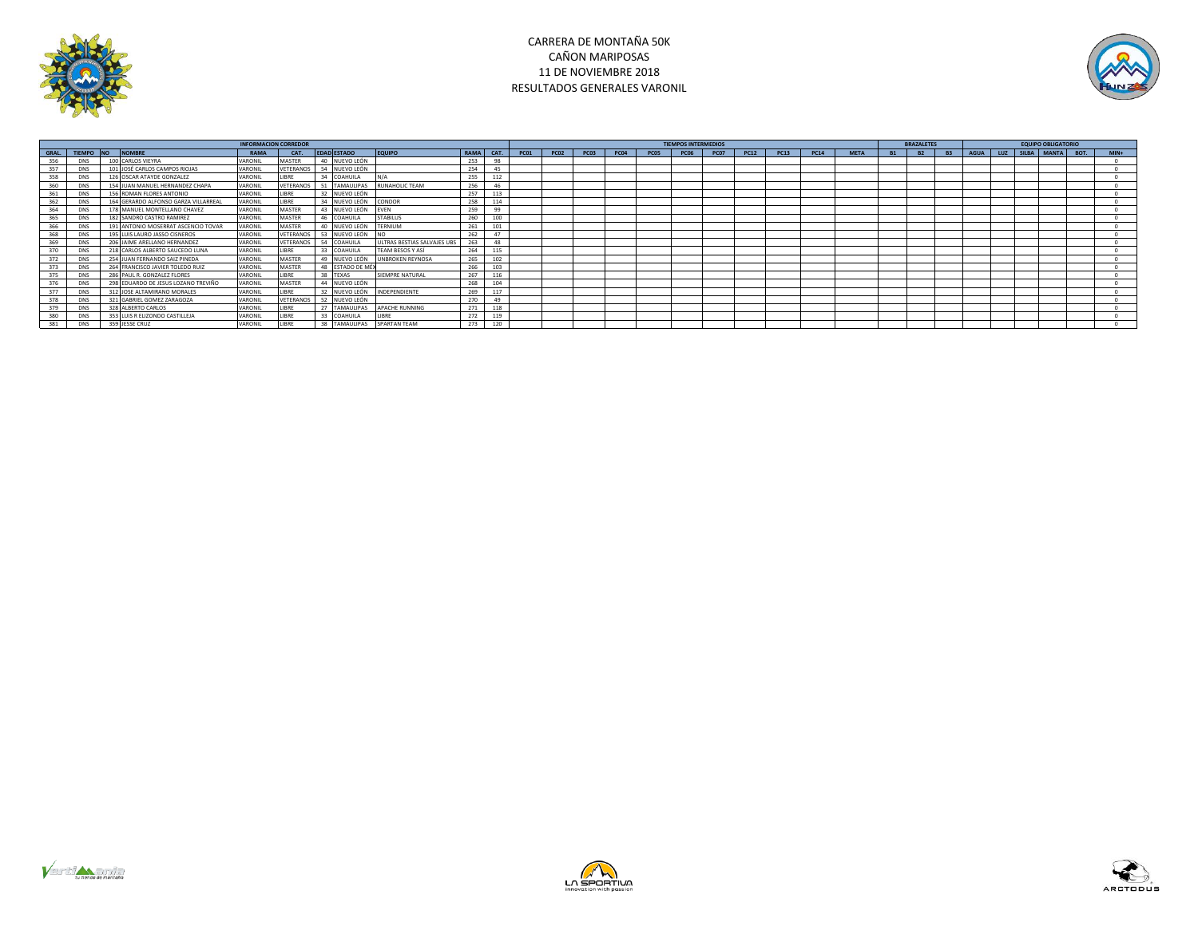# CARRERA DE MONTAÑA 50K
## CAÑON MARIPOSAS
## 11 DE NOVIEMBRE 2018
## RESULTADOS GENERALES VARONIL

| INFORMACION CORREDOR | | | | | | | | | | | TIEMPOS INTERMEDIOS | | | | | | | | | | | | | | | BRAZALETES | | | EQUIPO OBLIGATORIO | | | | | | |
|---|---|---|---|---|---|---|---|---|---|---|---|---|---|---|---|---|---|---|---|---|---|---|---|---|---|---|---|---|---|---|---|---|---|---|---|
| GRAL. | TIEMPO | NO | NOMBRE | RAMA | CAT. | EDAD | ESTADO | EQUIPO | RAMA | CAT. | PC01 | PC02 | PC03 | PC04 | PC05 | PC06 | PC07 | PC12 | PC13 | PC14 | META | B1 | B2 | B3 | AGUA | LUZ | SILBA | MANTA | BOT. | MIN+ |
| 356 | DNS | 100 | CARLOS VIEYRA | VARONIL | MASTER | 40 | NUEVO LEÓN | | 253 | 98 | | | | | | | | | | | | | | | | | | | | 0 |
| 357 | DNS | 101 | JOSÉ CARLOS CAMPOS RIOJAS | VARONIL | VETERANOS | 54 | NUEVO LEÓN | | 254 | 45 | | | | | | | | | | | | | | | | | | | | 0 |
| 358 | DNS | 126 | OSCAR ATAYDE GONZALEZ | VARONIL | LIBRE | 34 | COAHUILA | N/A | 255 | 112 | | | | | | | | | | | | | | | | | | | | 0 |
| 360 | DNS | 154 | JUAN MANUEL HERNANDEZ CHAPA | VARONIL | VETERANOS | 51 | TAMAULIPAS | RUNAHOLIC TEAM | 256 | 46 | | | | | | | | | | | | | | | | | | | | 0 |
| 361 | DNS | 156 | ROMAN FLORES ANTONIO | VARONIL | LIBRE | 32 | NUEVO LEÓN | | 257 | 113 | | | | | | | | | | | | | | | | | | | | 0 |
| 362 | DNS | 164 | GERARDO ALFONSO GARZA VILLARREAL | VARONIL | LIBRE | 34 | NUEVO LEÓN | CONDOR | 258 | 114 | | | | | | | | | | | | | | | | | | | | 0 |
| 364 | DNS | 178 | MANUEL MONTELLANO CHAVEZ | VARONIL | MASTER | 43 | NUEVO LEÓN | EVEN | 259 | 99 | | | | | | | | | | | | | | | | | | | | 0 |
| 365 | DNS | 182 | SANDRO CASTRO RAMIREZ | VARONIL | MASTER | 46 | COAHUILA | STABILUS | 260 | 100 | | | | | | | | | | | | | | | | | | | | 0 |
| 366 | DNS | 191 | ANTONIO MOSERRAT ASCENCIO TOVAR | VARONIL | MASTER | 40 | NUEVO LEÓN | TERNIUM | 261 | 101 | | | | | | | | | | | | | | | | | | | | 0 |
| 368 | DNS | 195 | LUIS LAURO JASSO CISNEROS | VARONIL | VETERANOS | 53 | NUEVO LEÓN | NO | 262 | 47 | | | | | | | | | | | | | | | | | | | | 0 |
| 369 | DNS | 206 | JAIME ARELLANO HERNANDEZ | VARONIL | VETERANOS | 54 | COAHUILA | ULTRAS BESTIAS SALVAJES UBS | 263 | 48 | | | | | | | | | | | | | | | | | | | | 0 |
| 370 | DNS | 218 | CARLOS ALBERTO SAUCEDO LUNA | VARONIL | LIBRE | 33 | COAHUILA | TEAM BESOS Y ASÍ | 264 | 115 | | | | | | | | | | | | | | | | | | | | 0 |
| 372 | DNS | 254 | JUAN FERNANDO SAIZ PINEDA | VARONIL | MASTER | 49 | NUEVO LEÓN | UNBROKEN REYNOSA | 265 | 102 | | | | | | | | | | | | | | | | | | | | 0 |
| 373 | DNS | 264 | FRANCISCO JAVIER TOLEDO RUIZ | VARONIL | MASTER | 48 | ESTADO DE MÉX | | 266 | 103 | | | | | | | | | | | | | | | | | | | | 0 |
| 375 | DNS | 286 | PAUL R. GONZALEZ FLORES | VARONIL | LIBRE | 38 | TEXAS | SIEMPRE NATURAL | 267 | 116 | | | | | | | | | | | | | | | | | | | | 0 |
| 376 | DNS | 298 | EDUARDO DE JESUS LOZANO TREVIÑO | VARONIL | MASTER | 44 | NUEVO LEÓN | | 268 | 104 | | | | | | | | | | | | | | | | | | | | 0 |
| 377 | DNS | 312 | JOSE ALTAMIRANO MORALES | VARONIL | LIBRE | 32 | NUEVO LEÓN | INDEPENDIENTE | 269 | 117 | | | | | | | | | | | | | | | | | | | | 0 |
| 378 | DNS | 321 | GABRIEL GOMEZ ZARAGOZA | VARONIL | VETERANOS | 52 | NUEVO LEÓN | | 270 | 49 | | | | | | | | | | | | | | | | | | | | 0 |
| 379 | DNS | 328 | ALBERTO CARLOS | VARONIL | LIBRE | 27 | TAMAULIPAS | APACHE RUNNING | 271 | 118 | | | | | | | | | | | | | | | | | | | | 0 |
| 380 | DNS | 353 | LUIS R ELIZONDO CASTILLEJA | VARONIL | LIBRE | 33 | COAHUILA | LIBRE | 272 | 119 | | | | | | | | | | | | | | | | | | | | 0 |
| 381 | DNS | 359 | JESSE CRUZ | VARONIL | LIBRE | 38 | TAMAULIPAS | SPARTAN TEAM | 273 | 120 | | | | | | | | | | | | | | | | | | | | 0 |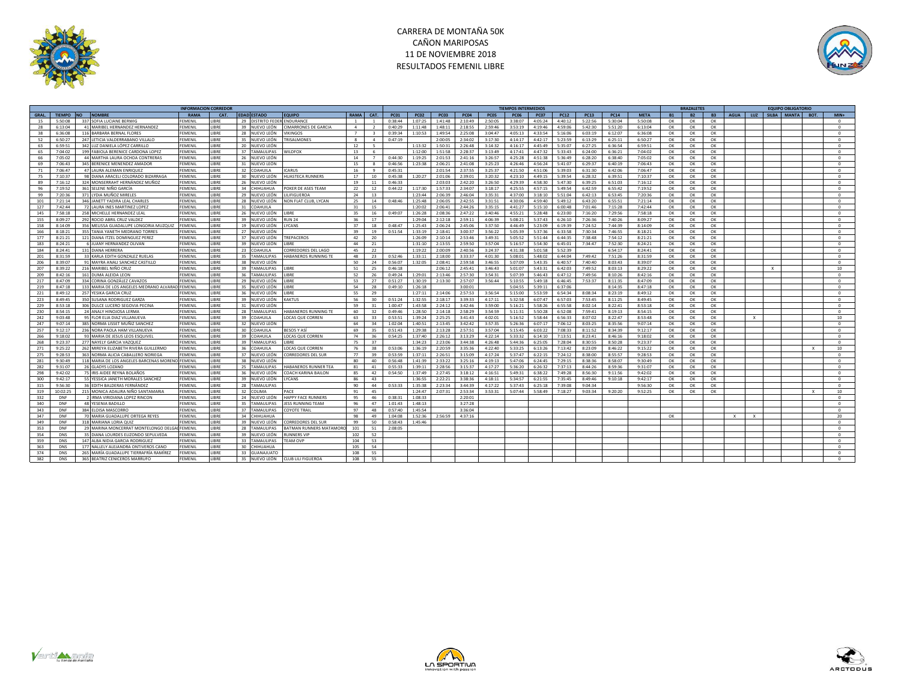# CARRERA DE MONTAÑA 50K
## CAÑON MARIPOSAS
## 11 DE NOVIEMBRE 2018
## RESULTADOS FEMENIL LIBRE

| INFORMACION CORREDOR | | | | | | | | | | | TIEMPOS INTERMEDIOS | | | | | | | | | | | BRAZALETES | | | EQUIPO OBLIGATORIO | | | | | |
|---|---|---|---|---|---|---|---|---|---|---|---|---|---|---|---|---|---|---|---|---|---|---|---|---|---|---|---|---|---|---|
| GRAL. | TIEMPO | NO | NOMBRE | RAMA | CAT. | EDAD | ESTADO | EQUIPO | RAMA | CAT. | PC01 | PC02 | PC03 | PC04 | PC05 | PC06 | PC07 | PC12 | PC13 | PC14 | META | B1 | B2 | B3 | AGUA | LUZ | SILBA | MANTA | BOT. | MIN+ |
| 15 | 5:50:08 | 337 | SOFIA LUCIANE BERWIG | FEMENIL | LIBRE | 29 | DISTRITO FEDER | ENDURANCE | 1 | 1 | 0:38:44 | 1:07:25 | 1:41:48 | 2:10:49 | 2:50:05 | 3:38:07 | 4:05:24 | 4:40:12 | 5:22:56 | 5:30:04 | 5:50:08 | OK | OK | OK | | | | | | 0 |
| 28 | 6:13:04 | 41 | MARIBEL HERNANDEZ HERNANDEZ | FEMENIL | LIBRE | 39 | NUEVO LEÓN | CIMARRONES DE GARCIA | 4 | 2 | 0:40:29 | 1:11:48 | 1:48:11 | 2:18:55 | 2:59:46 | 3:53:19 | 4:19:46 | 4:59:06 | 5:42:30 | 5:51:20 | 6:13:04 | OK | OK | OK | | | | | | 0 |
| 38 | 6:36:08 | 116 | BARBARA BERNAL FLORES | FEMENIL | LIBRE | 28 | NUEVO LEÓN | VIKINGOS | 7 | 3 | 0:39:34 | 1:10:53 | 1:49:54 | 2:25:08 | 3:04:47 | 4:05:13 | 4:33:54 | 5:16:06 | 6:03:19 | 6:12:07 | 6:36:08 | OK | OK | OK | | | | | | 0 |
| 52 | 6:50:27 | 247 | LETICIA VALDERRABANO VILLALO | FEMENIL | LIBRE | 35 | NUEVO LEÓN | TRISALMONES | 8 | 4 | 0:47:19 | | 2:00:05 | 2:34:02 | 3:17:30 | 4:14:17 | 4:42:17 | 5:23:59 | 6:13:29 | 6:25:11 | 6:50:27 | OK | OK | OK | | | | | | 0 |
| 63 | 6:59:51 | 342 | LUZ DANIELA LÓPEZ CARRILLO | FEMENIL | LIBRE | 20 | NUEVO LEÓN | | 12 | 5 | | 1:13:32 | 1:50:31 | 2:26:48 | 3:14:32 | 4:16:17 | 4:45:49 | 5:35:07 | 6:27:25 | 6:36:54 | 6:59:51 | OK | OK | OK | | | | | | 0 |
| 65 | 7:04:02 | 199 | FABIOLA BERENICE CARDONA LOPEZ | FEMENIL | LIBRE | 37 | TAMAULIPAS | WILDFOX | 13 | 6 | | 1:12:00 | 1:51:58 | 2:28:37 | 3:13:49 | 4:17:41 | 4:47:32 | 5:33:43 | 6:24:00 | 6:36:21 | 7:04:02 | OK | OK | OK | | | | | | 0 |
| 66 | 7:05:02 | 44 | MARTHA LAURA OCHOA CONTRERAS | FEMENIL | LIBRE | 26 | NUEVO LEÓN | | 14 | 7 | 0:44:30 | 1:19:25 | 2:01:53 | 2:41:16 | 3:26:57 | 4:25:28 | 4:51:38 | 5:36:49 | 6:28:20 | 6:38:40 | 7:05:02 | OK | OK | OK | | | | | | 0 |
| 69 | 7:06:43 | 345 | BERENICE MENENDEZ AMADOR | FEMENIL | LIBRE | 31 | NUEVO LEÓN | | 15 | 8 | 0:46:56 | 1:23:38 | 2:06:21 | 2:41:08 | 3:25:23 | 4:26:46 | 4:56:24 | 5:41:07 | 6:29:37 | 6:40:19 | 7:06:43 | OK | OK | OK | | | | | | 0 |
| 71 | 7:06:47 | 47 | LAURA ALEMAN ENRIQUEZ | FEMENIL | LIBRE | 32 | COAHUILA | ICARUS | 16 | 9 | 0:45:31 | | 2:01:54 | 2:37:55 | 3:25:37 | 4:21:50 | 4:51:06 | 5:39:03 | 6:31:30 | 6:42:06 | 7:06:47 | OK | OK | OK | | | | | | 0 |
| 75 | 7:10:37 | 98 | DIANA ARACELI COLORADO BIZARRAGA | FEMENIL | LIBRE | 30 | NUEVO LEÓN | HUASTECA RUNNERS | 17 | 10 | 0:45:38 | 1:20:27 | 2:01:06 | 2:39:01 | 3:20:32 | 4:23:10 | 4:49:15 | 5:39:54 | 6:28:32 | 6:39:51 | 7:10:37 | OK | OK | OK | | | | | | 0 |
| 89 | 7:16:12 | 324 | MONSERRAHT HERNÁNDEZ MUÑOZ | FEMENIL | LIBRE | 26 | NUEVO LEÓN | | 19 | 11 | 0:46:33 | | 2:03:03 | 2:42:20 | 3:26:50 | 4:29:39 | 4:58:30 | 5:47:30 | 6:39:25 | 6:51:03 | 7:16:12 | OK | OK | OK | | | | | | 0 |
| 96 | 7:19:52 | 361 | SELENE NIÑO GARCÍA | FEMENIL | LIBRE | 34 | CHIHUAHUA | POKER DE ASES TEAM | 22 | 12 | 0:44:22 | 1:17:30 | 1:57:33 | 2:34:07 | 3:18:17 | 4:25:55 | 4:57:15 | 5:49:54 | 6:42:59 | 6:55:42 | 7:19:52 | OK | OK | OK | | | | | | 0 |
| 99 | 7:20:36 | 371 | LYDIA MUÑOZ MIRELES | FEMENIL | LIBRE | 29 | NUEVO LEÓN | LILIFIGUEROA | 24 | 13 | | 1:23:44 | 2:06:39 | 2:46:04 | 3:35:31 | 4:37:00 | 5:18:10 | 5:51:04 | 6:42:13 | 6:53:45 | 7:20:36 | OK | OK | OK | | | | | | 0 |
| 101 | 7:21:14 | 346 | JANETT YADIRA LEAL CHARLES | FEMENIL | LIBRE | 28 | NUEVO LEÓN | NON FLAT CLUB, LYCAN | 25 | 14 | 0:48:46 | 1:25:48 | 2:06:05 | 2:42:55 | 3:31:51 | 4:30:06 | 4:59:40 | 5:49:12 | 6:43:20 | 6:55:51 | 7:21:14 | OK | OK | OK | | | | | | 0 |
| 127 | 7:42:44 | 72 | LAURA INES MARTINEZ LOPEZ | FEMENIL | LIBRE | 31 | COAHUILA | | 31 | 15 | | 1:20:02 | 2:06:41 | 2:44:26 | 3:35:15 | 4:41:27 | 5:15:10 | 6:00:48 | 7:01:46 | 7:15:28 | 7:42:44 | OK | OK | OK | | | | | | 0 |
| 145 | 7:58:18 | 258 | MICHELLE HERNANDEZ LEAL | FEMENIL | LIBRE | 26 | NUEVO LEÓN | LIBRE | 35 | 16 | 0:49:07 | 1:26:28 | 2:08:36 | 2:47:22 | 3:40:46 | 4:55:21 | 5:28:48 | 6:23:00 | 7:16:20 | 7:29:56 | 7:58:18 | OK | OK | OK | | | | | | 0 |
| 155 | 8:09:27 | 292 | ROCIO ABRIL CRUZ VALDEZ | FEMENIL | LIBRE | 39 | NUEVO LEÓN | RUN 24 | 36 | 17 | | 1:29:04 | 2:12:18 | 2:59:11 | 4:06:39 | 5:08:21 | 5:37:43 | 6:26:10 | 7:26:36 | 7:40:26 | 8:09:27 | OK | OK | OK | | | | | | 0 |
| 158 | 8:14:09 | 356 | MELISSA GUADALUPE LONGORIA MUZQUIZ | FEMENIL | LIBRE | 19 | NUEVO LEÓN | LYCANS | 37 | 18 | 0:48:47 | 1:25:43 | 2:06:24 | 2:45:06 | 3:37:50 | 4:46:49 | 5:23:09 | 6:19:39 | 7:24:52 | 7:44:39 | 8:14:09 | OK | OK | OK | | | | | | 0 |
| 166 | 8:18:21 | 355 | TANIA YANETH MEDRANO TORRES | FEMENIL | LIBRE | 27 | NUEVO LEÓN | | 39 | 19 | 0:51:54 | 1:33:19 | 2:18:41 | 3:00:37 | 3:56:22 | 5:05:39 | 5:37:36 | 6:33:58 | 7:30:34 | 7:46:55 | 8:18:21 | OK | OK | OK | | | | | | 0 |
| 177 | 8:21:21 | 121 | DIANA ITZEL DOMINGUEZ PEREZ | FEMENIL | LIBRE | 37 | NUEVO LEÓN | TREPACEROS | 42 | 20 | | 1:26:09 | 2:10:14 | 2:53:46 | 3:49:31 | 5:05:52 | 5:51:44 | 6:44:35 | 7:38:48 | 7:54:12 | 8:21:21 | OK | OK | OK | | | | | | 0 |
| 183 | 8:24:21 | 6 | JUANY HERNANDEZ OLIVAN | FEMENIL | LIBRE | 39 | NUEVO LEÓN | LIBRE | 44 | 21 | | 1:31:10 | 2:13:55 | 2:59:50 | 3:57:04 | 5:16:57 | 5:54:30 | 6:45:01 | 7:34:47 | 7:52:30 | 8:24:21 | OK | OK | OK | | | | | | 0 |
| 184 | 8:24:41 | 131 | DIANA HERRERA | FEMENIL | LIBRE | 23 | COAHUILA | CORREDORES DEL LAGO | 45 | 22 | | 1:19:22 | 2:00:09 | 2:40:56 | 3:24:37 | 4:31:38 | 5:01:58 | 5:52:39 | | 6:54:17 | 8:24:41 | OK | OK | OK | | | | | | 0 |
| 201 | 8:31:59 | 33 | KARLA EDITH GONZALEZ RUELAS | FEMENIL | LIBRE | 35 | TAMAULIPAS | HABANEROS RUNNING TE | 48 | 23 | 0:52:46 | 1:33:11 | 2:18:00 | 3:33:37 | 4:01:30 | 5:08:01 | 5:48:02 | 6:44:04 | 7:49:42 | 7:51:26 | 8:31:59 | OK | OK | OK | | | | | | 0 |
| 206 | 8:39:07 | 91 | MAYRA ANALI SANCHEZ CASTILLO | FEMENIL | LIBRE | 38 | NUEVO LEÓN | | 50 | 24 | 0:56:07 | 1:32:05 | 2:08:41 | 2:59:58 | 3:46:55 | 5:07:09 | 5:43:35 | 6:40:57 | 7:40:40 | 8:03:43 | 8:39:07 | OK | OK | OK | | | | | | 0 |
| 207 | 8:39:22 | 216 | MARIBEL NIÑO CRUZ | FEMENIL | LIBRE | 39 | TAMAULIPAS | LIBRE | 51 | 25 | 0:46:18 | | 2:06:12 | 2:45:41 | 3:46:43 | 5:01:07 | 5:43:31 | 6:42:03 | 7:49:52 | 8:03:13 | 8:29:22 | OK | OK | OK | | | X | | | 10 |
| 209 | 8:42:16 | 161 | DUMA ALEIDA LEON | FEMENIL | LIBRE | 36 | TAMAULIPAS | LIBRE | 52 | 26 | 0:49:24 | 1:29:01 | 2:13:46 | 2:57:30 | 3:54:31 | 5:07:39 | 5:46:43 | 6:47:12 | 7:49:56 | 8:10:26 | 8:42:16 | OK | OK | OK | | | | | | 0 |
| 217 | 8:47:09 | 334 | CORINA GONZÁLEZ CAVAZOS | FEMENIL | LIBRE | 29 | NUEVO LEÓN | LIBRE | 53 | 27 | 0:51:27 | 1:30:19 | 2:13:30 | 2:57:07 | 3:56:44 | 5:10:55 | 5:49:18 | 6:46:45 | 7:53:37 | 8:11:35 | 8:47:09 | OK | OK | OK | | | | | | 0 |
| 219 | 8:47:18 | 133 | MARIA DE LOS ANGELES MEDRANO ALVARAD | FEMENIL | LIBRE | 35 | NUEVO LEÓN | LIBRE | 54 | 28 | 0:49:10 | 1:26:18 | | 3:00:01 | | 5:04:55 | 5:39:11 | 6:37:06 | | 8:14:35 | 8:47:18 | OK | OK | OK | | | | | | 0 |
| 221 | 8:49:12 | 257 | YESIKA GARCIA CRUZ | FEMENIL | LIBRE | 36 | NUEVO LEÓN | LIBRE | 55 | 29 | | 1:27:11 | 2:14:06 | 2:57:53 | 3:56:54 | 5:15:00 | 5:53:59 | 6:54:34 | 8:08:34 | 8:23:19 | 8:49:12 | OK | OK | OK | | | | | | 0 |
| 223 | 8:49:45 | 350 | SUSANA RODRIGUEZ GARZA | FEMENIL | LIBRE | 39 | NUEVO LEÓN | KAKTUS | 56 | 30 | 0:51:24 | 1:32:55 | 2:18:17 | 3:39:33 | 4:17:11 | 5:32:58 | 6:07:47 | 6:57:03 | 7:53:45 | 8:11:25 | 8:49:45 | OK | OK | OK | | | | | | 0 |
| 229 | 8:53:18 | 306 | DULCE LUCERO SEGOVIA PECINA | FEMENIL | LIBRE | 31 | NUEVO LEÓN | | 59 | 31 | 1:00:47 | 1:43:58 | 2:24:12 | 3:42:46 | 3:59:00 | 5:16:21 | 5:58:26 | 6:55:58 | 8:02:14 | 8:22:41 | 8:53:18 | OK | OK | OK | | | | | | 0 |
| 230 | 8:54:15 | 24 | ANALY HINOJOSA LERMA | FEMENIL | LIBRE | 28 | TAMAULIPAS | HABANEROS RUNNING TE | 60 | 32 | 0:49:46 | 1:28:50 | 2:14:18 | 2:58:29 | 3:54:59 | 5:11:31 | 5:50:28 | 6:52:08 | 7:59:41 | 8:19:13 | 8:54:15 | OK | OK | OK | | | | | | 0 |
| 242 | 9:03:48 | 95 | FLOR ELIA DIAZ VILLANUEVA | FEMENIL | LIBRE | 39 | COAHUILA | LOCAS QUE CORREN | 63 | 33 | 0:53:51 | 1:39:24 | 2:25:25 | 3:41:43 | 4:02:01 | 5:16:52 | 5:58:44 | 6:56:33 | 8:07:02 | 8:22:47 | 8:53:48 | OK | OK | OK | | X | | | | 10 |
| 247 | 9:07:14 | 385 | NORMA LISSET MUÑIZ SANCHEZ | FEMENIL | LIBRE | 32 | NUEVO LEÓN | | 64 | 34 | 1:02:04 | 1:40:51 | 2:13:45 | 3:42:42 | 3:57:35 | 5:26:36 | 6:07:17 | 7:06:12 | 8:03:25 | 8:35:56 | 9:07:14 | OK | OK | OK | | | | | | 0 |
| 257 | 9:12:17 | 236 | NORA PAOLA HAM VILLANUEVA | FEMENIL | LIBRE | 30 | COAHUILA | BESOS Y ASÍ | 69 | 35 | 0:51:43 | 1:29:38 | 2:13:28 | 2:57:51 | 3:57:04 | 5:15:45 | 6:03:22 | 7:08:33 | 8:11:52 | 8:34:39 | 9:12:17 | OK | OK | OK | | | | | | 0 |
| 266 | 9:18:02 | 93 | MARIA DE JESUS LEOS ESQUIVEL | FEMENIL | LIBRE | 39 | COAHUILA | LOCAS QUE CORREN | 74 | 36 | 0:54:25 | 1:37:40 | 2:26:12 | 3:13:29 | 4:22:14 | 5:33:32 | 6:14:10 | 7:13:51 | 8:23:41 | 8:46:16 | 9:18:02 | OK | OK | OK | | | | | | 0 |
| 268 | 9:23:37 | 277 | NAYELY GARCIA VAZQUEZ | FEMENIL | LIBRE | 39 | TAMAULIPAS | LIBRE | 75 | 37 | | 1:34:23 | 2:23:06 | 3:44:38 | 4:26:48 | 5:44:36 | 6:25:05 | 7:28:04 | 8:30:55 | 8:50:28 | 9:23:37 | OK | OK | OK | | | | | | 0 |
| 271 | 9:25:22 | 262 | MIREYA ELIZABETH RIVERA GUILLERMO | FEMENIL | LIBRE | 36 | COAHUILA | LOCAS QUE CORREN | 76 | 38 | 0:53:06 | 1:36:19 | 2:20:59 | 3:35:36 | 4:22:40 | 5:33:25 | 6:13:26 | 7:13:42 | 8:23:09 | 8:46:22 | 9:15:22 | OK | OK | OK | | | | | X | 10 |
| 275 | 9:28:53 | 363 | NORMA ALICIA CABALLERO NORIEGA | FEMENIL | LIBRE | 37 | NUEVO LEÓN | CORREDORES DEL SUR | 77 | 39 | 0:53:59 | 1:37:11 | 2:26:51 | 3:15:09 | 4:17:24 | 5:37:47 | 6:22:15 | 7:24:12 | 8:38:00 | 8:55:57 | 9:28:53 | OK | OK | OK | | | | | | 0 |
| 281 | 9:30:49 | 118 | MARIA DE LOS ANGELES BARCENAS MORENO | FEMENIL | LIBRE | 38 | NUEVO LEÓN | | 80 | 40 | 0:56:48 | 1:41:39 | 2:33:22 | 3:25:16 | 4:19:13 | 5:47:06 | 6:24:45 | 7:29:15 | 8:38:36 | 8:58:07 | 9:30:49 | OK | OK | OK | | | | | | 0 |
| 282 | 9:31:07 | 26 | GLADYS LOZANO | FEMENIL | LIBRE | 25 | TAMAULIPAS | HABANEROS RUNNER TEA | 81 | 41 | 0:55:33 | 1:39:11 | 2:28:56 | 3:15:37 | 4:17:27 | 5:36:20 | 6:26:32 | 7:37:13 | 8:44:26 | 8:59:36 | 9:31:07 | OK | OK | OK | | | | | | 0 |
| 298 | 9:42:02 | 75 | IRIS AIDEE REYNA BOLAÑOS | FEMENIL | LIBRE | 36 | NUEVO LEÓN | COACH KARINA BAILON | 85 | 42 | 0:54:50 | 1:37:49 | 2:27:45 | 3:18:12 | 4:16:51 | 5:49:31 | 6:38:22 | 7:49:28 | 8:56:30 | 9:11:56 | 9:42:02 | OK | OK | OK | | | | | | 0 |
| 300 | 9:42:17 | 55 | YESSICA JANETH MORALES SANCHEZ | FEMENIL | LIBRE | 39 | NUEVO LEÓN | LYCANS | 86 | 43 | | 1:36:55 | 2:22:21 | 3:38:36 | 4:18:11 | 5:34:57 | 6:21:55 | 7:35:45 | 8:49:46 | 9:10:18 | 9:42:17 | OK | OK | OK | | | | | | 0 |
| 315 | 9:56:30 | 36 | EDITH BALDERAS FERNÁNDEZ | FEMENIL | LIBRE | 28 | TAMAULIPAS | | 90 | 44 | 0:53:33 | 1:35:38 | 2:23:34 | 3:44:39 | 4:17:22 | 5:37:43 | 6:25:18 | 7:39:08 | 9:04:34 | | 9:56:30 | OK | OK | OK | | | | | | 0 |
| 319 | 10:02:25 | 215 | MONICA ADALIRA NIÑO SANTAMARIA | FEMENIL | LIBRE | 32 | COLIMA | PACE | 91 | 45 | | 1:24:47 | 2:07:31 | 2:53:34 | 3:53:31 | 5:07:44 | 5:58:49 | 7:18:27 | 9:03:34 | 9:20:20 | 9:52:25 | OK | OK | OK | | | | | X | 10 |
| 332 | DNF | 2 | IRMA VIRIDIANA LOPEZ RINCON | FEMENIL | LIBRE | 24 | NUEVO LEÓN | HAPPY FACE RUNNERS | 95 | 46 | 0:38:31 | 1:08:33 | | 2:20:01 | | | | | | | | | | | | | | | | 0 |
| 340 | DNF | 48 | YESENIA BADILLO | FEMENIL | LIBRE | 35 | TAMAULIPAS | JESS RUNNING TEAM | 96 | 47 | 1:01:43 | 1:48:13 | | 3:27:28 | | | | | | | | | | | | | | | | 0 |
| 343 | DNF | 384 | ELOISA MASCORRO | FEMENIL | LIBRE | 37 | TAMAULIPAS | COYOTE TRAIL | 97 | 48 | 0:57:40 | 1:45:54 | | 3:36:04 | | | | | | | | | | | | | | | | 0 |
| 347 | DNF | 70 | MARIA GUADALUPE ORTEGA REYES | FEMENIL | LIBRE | 34 | CHIHUAHUA | | 98 | 49 | 1:04:08 | 1:52:36 | 2:56:59 | 4:37:16 | | | | | | | | OK | | | X | X | | | | 20 |
| 349 | DNF | 318 | MARIANA LORIA QUIZ | FEMENIL | LIBRE | 39 | NUEVO LEÓN | CORREDORES DEL SUR | 99 | 50 | 0:58:43 | 1:45:46 | | | | | | | | | | | | | | | | | | 0 |
| 353 | DNF | 29 | MARINA MONCERRAT MONTELONGO DELGAD | FEMENIL | LIBRE | 28 | TAMAULIPAS | BATMAN RUNNERS MATAMORO | 101 | 51 | 2:08:05 | | | | | | | | | | | | | | | | | | | 0 |
| 354 | DNS | 35 | DIANA LOURDES ELIZONDO SEPULVEDA | FEMENIL | LIBRE | 39 | NUEVO LEÓN | RUNNERS VIP | 102 | 52 | | | | | | | | | | | | | | | | | | | | 0 |
| 359 | DNS | 147 | ALBA NIDIA GARCIA RODRIGUEZ | FEMENIL | LIBRE | 33 | TAMAULIPAS | TEAM OVP | 104 | 53 | | | | | | | | | | | | | | | | | | | | 0 |
| 363 | DNS | 177 | NALLELY ALEJANDRA ONTIVEROS CANO | FEMENIL | LIBRE | 30 | CHIHUAHUA | | 105 | 54 | | | | | | | | | | | | | | | | | | | | 0 |
| 374 | DNS | 265 | MARÍA GUADALUPE TIERRAFRÍA RAMÍREZ | FEMENIL | LIBRE | 33 | GUANAJUATO | | 108 | 55 | | | | | | | | | | | | | | | | | | | | 0 |
| 382 | DNS | 365 | BEATRIZ CENICEROS MARRUFO | FEMENIL | LIBRE | 35 | NUEVO LEÓN | CLUB LILI FIGUEROA | 108 | 55 | | | | | | | | | | | | | | | | | | | | 0 |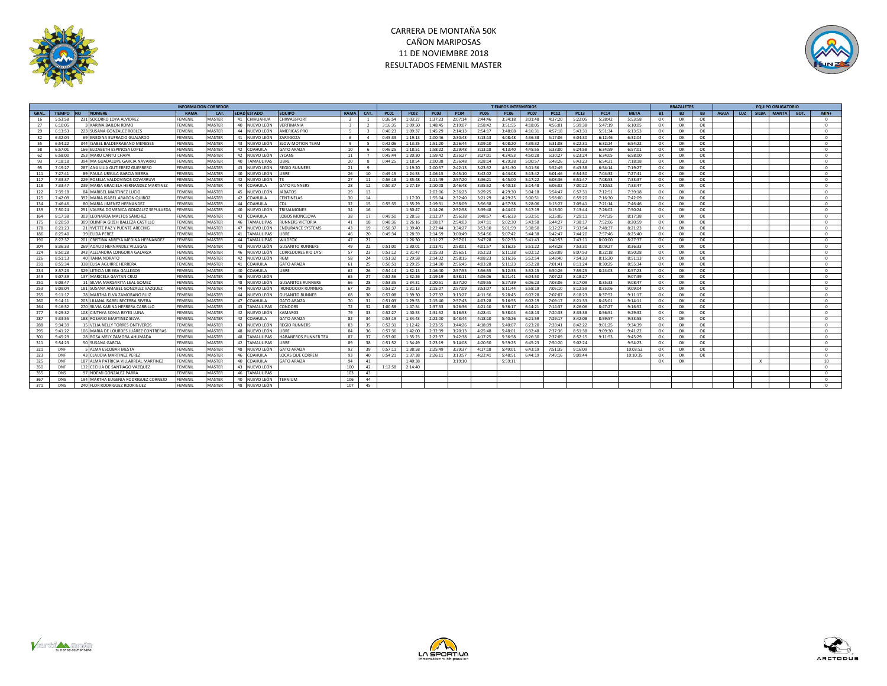# CARRERA DE MONTAÑA 50K
## CAÑON MARIPOSAS
## 11 DE NOVIEMBRE 2018
## RESULTADOS FEMENIL MASTER

| INFORMACION CORREDOR | | | | | | | | | | | TIEMPOS INTERMEDIOS | | | | | | | | | | | | BRAZALETES | | | EQUIPO OBLIGATORIO | | | | | | |
|---|---|---|---|---|---|---|---|---|---|---|---|---|---|---|---|---|---|---|---|---|---|---|---|---|---|---|---|---|---|---|---|---|
| GRAL. | TIEMPO | NO | NOMBRE | RAMA | CAT. | EDAD | ESTADO | EQUIPO | RAMA | CAT. | PC01 | PC02 | PC03 | PC04 | PC05 | PC06 | PC07 | PC12 | PC13 | PC14 | META | B1 | B2 | B3 | AGUA | LUZ | SILBA | MANTA | BOT. | MIN+ |
| 16 | 5:53:58 | 231 | SOCORRO LOYA ALVIDREZ | FEMENIL | MASTER | 41 | CHIHUAHUA | CHIWASSPORT | 2 | 1 | 0:36:54 | 1:03:27 | 1:37:23 | 2:07:14 | 2:44:46 | 3:34:18 | 3:01:48 | 4:37:20 | 5:22:05 | 5:28:42 | 5:53:58 | OK | OK | OK | | | | | | 0 |
| 27 | 6:10:05 | 3 | KARINA BAILON ROMO | FEMENIL | MASTER | 40 | NUEVO LEÓN | VERTIMANIA | 3 | 2 | 3:16:35 | 1:09:50 | 1:48:45 | 2:19:07 | 2:58:42 | 3:51:55 | 4:18:05 | 4:56:01 | 5:39:38 | 5:47:19 | 6:10:05 | OK | OK | OK | | | | | | 0 |
| 29 | 6:13:53 | 223 | SUSANA GONZALEZ ROBLES | FEMENIL | MASTER | 44 | NUEVO LEÓN | AMERICAS PRO | 5 | 3 | 0:40:23 | 1:09:37 | 1:45:29 | 2:14:13 | 2:54:17 | 3:48:08 | 4:16:31 | 4:57:18 | 5:43:31 | 5:51:34 | 6:13:53 | OK | OK | OK | | | | | | 0 |
| 32 | 6:32:04 | 69 | ENEDINA EUFRACIO GUAJARDO | FEMENIL | MASTER | 41 | NUEVO LEÓN | ZARAGOZA | 6 | 4 | 0:45:33 | 1:19:13 | 2:00:46 | 2:30:43 | 3:13:13 | 4:08:48 | 4:36:38 | 5:17:06 | 6:04:30 | 6:12:46 | 6:32:04 | OK | OK | OK | | | | | | 0 |
| 55 | 6:54:22 | 344 | ISABEL BALDERRABANO MENESES | FEMENIL | MASTER | 43 | NUEVO LEÓN | SLOW MOTION TEAM | 9 | 5 | 0:42:06 | 1:13:25 | 1:51:20 | 2:26:44 | 3:09:10 | 4:08:20 | 4:39:32 | 5:31:08 | 6:22:31 | 6:32:24 | 6:54:22 | OK | OK | OK | | | | | | 0 |
| 58 | 6:57:01 | 166 | ELIZABETH ESPINOSA LOPEZ | FEMENIL | MASTER | 42 | COAHUILA | GATO ARAIZA | 10 | 6 | 0:46:25 | 1:18:51 | 1:58:22 | 2:29:48 | 3:13:18 | 4:13:40 | 4:45:55 | 5:33:00 | 6:24:58 | 6:34:59 | 6:57:01 | OK | OK | OK | | | | | | 0 |
| 62 | 6:58:00 | 253 | MARU CANTU CHAPA | FEMENIL | MASTER | 42 | NUEVO LEÓN | LYCANS | 11 | 7 | 0:45:44 | 1:20:30 | 1:59:42 | 2:35:27 | 3:27:01 | 4:24:53 | 4:50:28 | 5:30:27 | 6:23:24 | 6:34:05 | 6:58:00 | OK | OK | OK | | | | | | 0 |
| 93 | 7:18:18 | 394 | MA GUADALUPE GARCIA NAVARRO | FEMENIL | MASTER | 40 | TAMAULIPAS | LIBRE | 20 | 8 | 0:44:25 | 1:18:54 | 2:00:38 | 2:36:48 | 3:28:14 | 4:29:28 | 5:00:57 | 5:48:26 | 6:43:23 | 6:54:21 | 7:18:18 | OK | OK | OK | | | | | | 0 |
| 95 | 7:19:27 | 287 | ANA LILIA GUTIERREZ GUERRERO | FEMENIL | MASTER | 43 | NUEVO LEÓN | REGIO RUNNERS | 21 | 9 | | 1:19:20 | 2:00:57 | 2:42:13 | 3:23:52 | 4:31:30 | 5:01:56 | 5:52:49 | 6:43:38 | 6:54:14 | 7:19:27 | OK | OK | OK | | | | | | 0 |
| 111 | 7:27:41 | 89 | PAULA URSULA GARCIA SIERRA | FEMENIL | MASTER | 40 | NUEVO LEÓN | LIBRE | 26 | 10 | 0:49:15 | 1:24:53 | 2:06:15 | 2:45:10 | 3:42:02 | 4:44:08 | 5:13:42 | 6:01:46 | 6:54:50 | 7:04:32 | 7:27:41 | OK | OK | OK | | | | | | 0 |
| 117 | 7:33:37 | 229 | ROSELIA VALDOVINOS COVARRUVI | FEMENIL | MASTER | 42 | NUEVO LEÓN | T3 | 27 | 11 | 0:56:18 | 1:35:48 | 2:11:49 | 2:57:20 | 3:36:21 | 4:45:00 | 5:17:22 | 6:03:36 | 6:51:47 | 7:08:53 | 7:33:37 | OK | OK | OK | | | | | | 0 |
| 118 | 7:33:47 | 239 | MARIA GRACIELA HERNANDEZ MARTINEZ | FEMENIL | MASTER | 44 | COAHUILA | GATO RUNNERS | 28 | 12 | 0:50:37 | 1:27:19 | 2:10:08 | 2:46:48 | 3:35:52 | 4:40:13 | 5:14:48 | 6:06:02 | 7:00:22 | 7:10:52 | 7:33:47 | OK | OK | OK | | | | | | 0 |
| 122 | 7:39:18 | 84 | MARIBEL MARTINEZ LUCIO | FEMENIL | MASTER | 45 | NUEVO LEÓN | JABATOS | 29 | 13 | | | 2:02:06 | 2:36:23 | 3:29:25 | 4:29:30 | 5:04:18 | 5:54:47 | 6:57:31 | 7:12:51 | 7:39:18 | OK | OK | OK | | | | | | 0 |
| 125 | 7:42:09 | 392 | MARIA ISABEL ARAGON QUIROZ | FEMENIL | MASTER | 42 | COAHUILA | CENTINELAS | 30 | 14 | | 1:17:20 | 1:55:04 | 2:32:40 | 3:21:29 | 4:29:25 | 5:00:51 | 5:58:00 | 6:59:20 | 7:16:30 | 7:42:09 | OK | OK | OK | | | | | | 0 |
| 134 | 7:46:46 | 80 | MARIA JIMENEZ HERNANDEZ | FEMENIL | MASTER | 44 | COAHUILA | CDL | 32 | 15 | 0:55:35 | 1:35:29 | 2:19:31 | 2:58:09 | 3:56:38 | 4:57:38 | 5:28:06 | 6:13:27 | 7:09:41 | 7:21:14 | 7:46:46 | OK | OK | OK | | | | | | 0 |
| 139 | 7:50:24 | 251 | VALERA DOMENICA GONZALEZ SEPULVEDA | FEMENIL | MASTER | 40 | NUEVO LEÓN | TRISALMONES | 34 | 16 | | 1:30:47 | 2:14:26 | 2:52:58 | 3:39:48 | 4:44:02 | 5:17:19 | 6:13:30 | 7:13:44 | 7:26:02 | 7:50:24 | OK | OK | OK | | | | | | 0 |
| 164 | 8:17:38 | 303 | LEONARDA MALTOS SÁNCHEZ | FEMENIL | MASTER | 43 | COAHUILA | LOBOS MONCLOVA | 38 | 17 | 0:49:50 | 1:28:53 | 2:12:37 | 2:56:38 | 3:48:57 | 4:56:33 | 5:32:51 | 6:25:05 | 7:29:11 | 7:47:25 | 8:17:38 | OK | OK | OK | | | | | | 0 |
| 175 | 8:20:59 | 309 | OLIMPIA GIZEH BALLEZA CASTILLO | FEMENIL | MASTER | 46 | TAMAULIPAS | RUNNERS VICTORIA | 41 | 18 | 0:48:36 | 1:26:16 | 2:08:17 | 2:54:03 | 3:47:11 | 5:02:30 | 5:43:58 | 6:44:27 | 7:38:17 | 7:52:06 | 8:20:59 | OK | OK | OK | | | | | | 0 |
| 178 | 8:21:23 | 21 | YVETTE PAZ Y PUENTE ARECHIG | FEMENIL | MASTER | 47 | NUEVO LEÓN | ENDURANCE SYSTEMS | 43 | 19 | 0:58:37 | 1:39:40 | 2:22:44 | 3:34:27 | 3:53:10 | 5:01:59 | 5:38:50 | 6:32:27 | 7:33:54 | 7:48:37 | 8:21:23 | OK | OK | OK | | | | | | 0 |
| 186 | 8:25:40 | 39 | ELIDA PEREZ | FEMENIL | MASTER | 41 | TAMAULIPAS | LIBRE | 46 | 20 | 0:49:34 | 1:28:59 | 2:14:59 | 3:00:49 | 3:54:56 | 5:07:42 | 5:44:38 | 6:42:47 | 7:44:20 | 7:57:46 | 8:25:40 | OK | OK | OK | | | | | | 0 |
| 190 | 8:27:37 | 201 | CRISTINA MIREYA MEDINA HERNANDEZ | FEMENIL | MASTER | 44 | TAMAULIPAS | WILDFOX | 47 | 21 | | 1:26:30 | 2:11:27 | 2:57:01 | 3:47:28 | 5:02:33 | 5:41:43 | 6:40:53 | 7:43:11 | 8:00:00 | 8:27:37 | OK | OK | OK | | | | | | 0 |
| 204 | 8:36:33 | 269 | ADALID HERNANDEZ VILLEGAS | FEMENIL | MASTER | 43 | NUEVO LEÓN | GUSANITO RUNNERS | 49 | 22 | 0:51:00 | 1:30:01 | 2:13:41 | 2:58:01 | 4:01:57 | 5:16:25 | 5:51:22 | 6:48:28 | 7:53:30 | 8:09:27 | 8:36:33 | OK | OK | OK | | | | | | 0 |
| 224 | 8:50:28 | 343 | ALEJANDRA LONGORIA GALARZA | FEMENIL | MASTER | 46 | NUEVO LEÓN | CORREDORES RIO LA SI | 57 | 23 | 0:53:12 | 1:31:47 | 2:15:33 | 2:56:51 | 3:52:23 | 5:11:28 | 6:02:12 | 6:58:09 | 8:07:53 | 8:22:18 | 8:50:28 | OK | OK | OK | | | | | | 0 |
| 226 | 8:51:13 | 40 | TANIA NORATO | FEMENIL | MASTER | 42 | NUEVO LEÓN | RGM | 58 | 24 | 0:51:32 | 1:29:58 | 2:14:32 | 2:58:15 | 4:08:23 | 5:16:36 | 5:52:54 | 6:48:40 | 7:54:33 | 8:15:20 | 8:51:13 | OK | OK | OK | | | | | | 0 |
| 231 | 8:55:34 | 338 | ELISA AGUIRRE HERRERA | FEMENIL | MASTER | 41 | COAHUILA | GATO ARAIZA | 61 | 25 | 0:50:51 | 1:29:25 | 2:14:00 | 2:56:45 | 4:03:28 | 5:11:23 | 5:52:28 | 7:01:41 | 8:11:24 | 8:30:25 | 8:55:34 | OK | OK | OK | | | | | | 0 |
| 234 | 8:57:23 | 329 | LETICIA URIEGA GALLEGOS | FEMENIL | MASTER | 40 | COAHUILA | LIBRE | 62 | 26 | 0:54:14 | 1:32:13 | 2:16:40 | 2:57:55 | 3:56:55 | 5:12:35 | 5:52:15 | 6:50:26 | 7:59:25 | 8:24:03 | 8:57:23 | OK | OK | OK | | | | | | 0 |
| 249 | 9:07:39 | 137 | MARICELA GAYTAN CRUZ | FEMENIL | MASTER | 46 | NUEVO LEÓN | | 65 | 27 | 0:52:56 | 1:32:26 | 2:19:19 | 3:38:11 | 4:06:06 | 5:21:41 | 6:04:50 | 7:07:22 | 8:18:27 | | 9:07:39 | OK | OK | OK | | | | | | 0 |
| 251 | 9:08:47 | 11 | SILVIA MARGARITA LEAL GOMEZ | FEMENIL | MASTER | 48 | NUEVO LEÓN | GUSANITOS RUNNERS | 66 | 28 | 0:53:35 | 1:34:31 | 2:20:51 | 3:37:20 | 4:09:55 | 5:27:39 | 6:06:23 | 7:03:06 | 8:17:09 | 8:35:33 | 9:08:47 | OK | OK | OK | | | | | | 0 |
| 253 | 9:09:04 | 181 | SUSANA AMABEL GONZALEZ VAZQUEZ | FEMENIL | MASTER | 44 | NUEVO LEÓN | IRONDOOR RUNNERS | 67 | 29 | 0:53:27 | 1:31:13 | 2:15:07 | 2:57:09 | 3:53:07 | 5:11:44 | 5:58:19 | 7:05:10 | 8:12:59 | 8:35:06 | 9:09:04 | OK | OK | OK | | | | | | 0 |
| 255 | 9:11:17 | 78 | MARTHA ELVA ZAMORANO RUIZ | FEMENIL | MASTER | 44 | NUEVO LEÓN | GUSANITO RUNNER | 68 | 30 | 0:57:08 | 1:39:30 | 2:27:32 | 3:13:27 | 4:11:56 | 5:28:45 | 6:07:28 | 7:07:07 | 8:18:23 | 8:37:52 | 9:11:17 | OK | OK | OK | | | | | | 0 |
| 260 | 9:14:11 | 203 | LILIANA ISABEL BECERRA RIVERA | FEMENIL | MASTER | 47 | COAHUILA | GATO ARAIZA | 70 | 31 | 0:51:03 | 1:29:53 | 2:15:40 | 2:57:43 | 4:03:28 | 5:25:13 | 6:02:19 | 7:09:17 | 8:21:33 | 8:45:01 | 9:14:11 | OK | OK | OK | | | | | | 0 |
| 264 | 9:16:52 | 270 | SILVIA KARINA HERRERA CARRILLO | FEMENIL | MASTER | 43 | TAMAULIPAS | CONDORS | 72 | 32 | 1:00:58 | 1:47:54 | 2:37:33 | 3:26:36 | 4:21:10 | 5:36:17 | 6:14:21 | 7:14:37 | 8:26:06 | 8:47:27 | 9:16:52 | OK | OK | OK | | | | | | 0 |
| 277 | 9:29:32 | 108 | CINTHYA SONIA REYES LUNA | FEMENIL | MASTER | 42 | NUEVO LEÓN | KAMARGS | 79 | 33 | 0:52:27 | 1:40:53 | 2:31:52 | 3:16:53 | 4:28:41 | 5:38:04 | 6:18:13 | 7:20:33 | 8:33:38 | 8:56:51 | 9:29:32 | OK | OK | OK | | | | | | 0 |
| 287 | 9:33:55 | 188 | ROSARIO MARTINEZ SILVA | FEMENIL | MASTER | 42 | COAHUILA | GATO ARAIZA | 82 | 34 | 0:53:19 | 1:34:43 | 2:22:00 | 3:43:44 | 4:18:10 | 5:40:26 | 6:21:59 | 7:29:17 | 8:42:08 | 8:59:57 | 9:33:55 | OK | OK | OK | | | | | | 0 |
| 288 | 9:34:39 | 15 | VELIA NELLY TORRES ONTIVEROS | FEMENIL | MASTER | 43 | NUEVO LEÓN | REGIO RUNNERS | 83 | 35 | 0:52:31 | 1:12:42 | 2:23:55 | 3:44:26 | 4:18:09 | 5:40:07 | 6:23:20 | 7:28:41 | 8:42:22 | 9:01:25 | 9:34:39 | OK | OK | OK | | | | | | 0 |
| 295 | 9:41:22 | 106 | MARIA DE LOURDES JUÁREZ CONTRERAS | FEMENIL | MASTER | 48 | NUEVO LEÓN | LIBRE | 84 | 36 | 0:57:36 | 1:42:00 | 2:32:39 | 3:20:13 | 4:25:48 | 5:48:01 | 6:32:48 | 7:37:36 | 8:51:38 | 9:09:30 | 9:41:22 | OK | OK | OK | | | | | | 0 |
| 301 | 9:45:29 | 28 | ROSA MELY ZAMORA AHUMADA | FEMENIL | MASTER | 48 | TAMAULIPAS | HABANEROS RUNNER TEA | 87 | 37 | 0:53:00 | 1:35:23 | 2:22:37 | 3:42:38 | 4:17:25 | 5:36:58 | 6:26:30 | 7:37:09 | 8:52:15 | 9:11:53 | 9:45:29 | OK | OK | OK | | | | | | 0 |
| 311 | 9:54:23 | 50 | SUSANA GARCIA | FEMENIL | MASTER | 42 | TAMAULIPAS | LIBRE | 89 | 38 | 0:51:52 | 1:34:49 | 2:23:19 | 3:14:08 | 4:20:50 | 5:59:25 | 6:45:23 | 7:50:20 | 9:02:24 | | 9:54:23 | OK | OK | OK | | | | | | 0 |
| 321 | DNF | 5 | ALMA ESCOBAR MESTA | FEMENIL | MASTER | 48 | NUEVO LEÓN | GATO ARAIZA | 92 | 39 | 0:57:11 | 1:38:58 | 2:25:49 | 3:39:37 | 4:17:18 | 5:49:01 | 6:43:19 | 7:51:35 | 9:16:09 | | 10:03:52 | OK | OK | OK | | | | | | 0 |
| 323 | DNF | 43 | CLAUDIA MARTINEZ PEREZ | FEMENIL | MASTER | 46 | COAHUILA | LOCAS QUE CORREN | 93 | 40 | 0:54:21 | 1:37:38 | 2:26:11 | 3:13:57 | 4:22:41 | 5:48:51 | 6:44:19 | 7:49:16 | 9:09:44 | | 10:10:35 | OK | OK | OK | | | | | | 0 |
| 325 | DNF | 187 | ALMA PATRICIA VILLARREAL MARTINEZ | FEMENIL | MASTER | 40 | COAHUILA | GATO ARAIZA | 94 | 41 | | 1:40:38 | | 3:19:10 | | 5:59:11 | | | | | | OK | OK | | | | X | | | 10 |
| 350 | DNF | 132 | CECILIA DE SANTIAGO VAZQUEZ | FEMENIL | MASTER | 43 | NUEVO LEÓN | | 100 | 42 | 1:12:58 | 2:14:40 | | | | | | | | | | | | | | | | | | 0 |
| 355 | DNS | 97 | NOEMI GONZALEZ PARRA | FEMENIL | MASTER | 46 | TAMAULIPAS | | 103 | 43 | | | | | | | | | | | | | | | | | | | | 0 |
| 367 | DNS | 194 | MARTHA EUGENIA RODRIGUEZ CORNEJO | FEMENIL | MASTER | 40 | NUEVO LEÓN | TERNIUM | 106 | 44 | | | | | | | | | | | | | | | | | | | | 0 |
| 371 | DNS | 240 | FLOR RODRIGUEZ RODRIGUEZ | FEMENIL | MASTER | 48 | NUEVO LEÓN | | 107 | 45 | | | | | | | | | | | | | | | | | | | | 0 |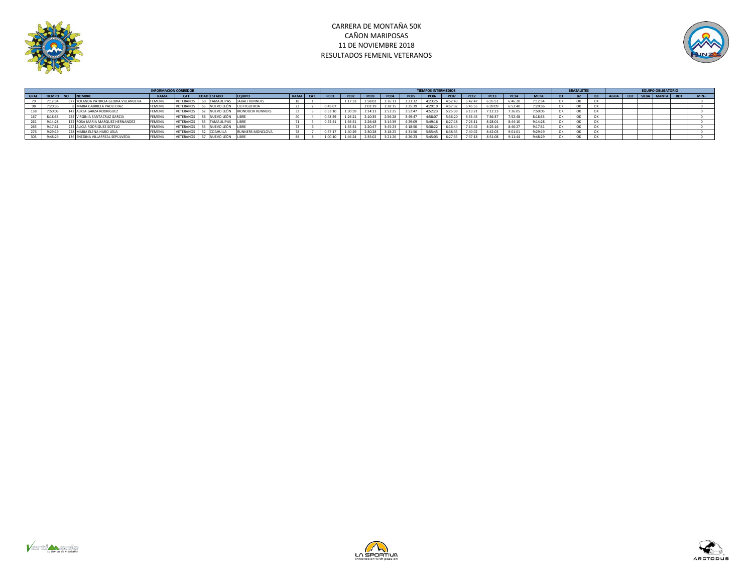# CARRERA DE MONTAÑA 50K
## CAÑON MARIPOSAS
## 11 DE NOVIEMBRE 2018
## RESULTADOS FEMENIL VETERANOS

| INFORMACION CORREDOR | | | | | | | | | | | TIEMPOS INTERMEDIOS | | | | | | | | | | | BRAZALETES | | | EQUIPO OBLIGATORIO | | | | | | |
|---|---|---|---|---|---|---|---|---|---|---|---|---|---|---|---|---|---|---|---|---|---|---|---|---|---|---|---|---|---|---|---|
| GRAL. | TIEMPO | NO | NOMBRE | RAMA | CAT. | EDAD | ESTADO | EQUIPO | RAMA | CAT. | PC01 | PC02 | PC03 | PC04 | PC05 | PC06 | PC07 | PC12 | PC13 | PC14 | META | B1 | B2 | B3 | AGUA | LUZ | SILBA | MANTA | BOT. | MIN+ |
| 79 | 7:12:34 | 377 | YOLANDA PATRICIA GLORIA VILLANUEVA | FEMENIL | VETERANOS | 50 | TAMAULIPAS | JABALI RUNNERS | 18 | 1 | | 1:17:33 | 1:58:02 | 2:36:11 | 3:23:32 | 4:23:25 | 4:52:43 | 5:42:47 | 6:35:51 | 6:46:20 | 7:12:34 | OK | OK | OK | | | | | | 0 |
| 98 | 7:20:36 | 8 | MARIA GABRIELA PAOLI DIAZ | FEMENIL | VETERANOS | 55 | NUEVO LEÓN | LILI FIGUEROA | 23 | 2 | 0:45:07 | | 2:01:39 | 2:38:15 | 3:25:39 | 4:29:19 | 4:57:32 | 5:45:55 | 6:39:09 | 6:53:40 | 7:20:36 | OK | OK | OK | | | | | | 0 |
| 138 | 7:50:05 | 142 | ALICIA GARZA RODRIGUEZ | FEMENIL | VETERANOS | 52 | NUEVO LEÓN | IRONDOOR RUNNERS | 33 | 3 | 0:53:10 | 1:30:59 | 2:14:23 | 2:53:25 | 3:52:47 | 4:52:23 | 5:25:39 | 6:13:21 | 7:12:23 | 7:26:05 | 7:50:05 | OK | OK | OK | | | | | | 0 |
| 167 | 8:18:33 | 255 | VIRGINIA SANTACRUZ GARCIA | FEMENIL | VETERANOS | 56 | NUEVO LEÓN | LIBRE | 40 | 4 | 0:48:59 | 1:26:21 | 2:10:35 | 2:56:28 | 3:49:47 | 4:58:07 | 5:36:20 | 6:35:44 | 7:36:37 | 7:52:48 | 8:18:33 | OK | OK | OK | | | | | | 0 |
| 261 | 9:14:28 | 122 | ROSA MARIA MARQUEZ HERNANDEZ | FEMENIL | VETERANOS | 53 | TAMAULIPAS | LIBRE | 71 | 5 | 0:52:41 | 1:36:51 | 2:26:48 | 3:14:39 | 4:29:09 | 5:49:16 | 6:27:18 | 7:26:11 | 8:28:01 | 8:44:10 | 9:14:28 | OK | OK | OK | | | | | | 0 |
| 265 | 9:17:31 | 222 | ALICIA RODRIGUEZ SOTELO | FEMENIL | VETERANOS | 53 | NUEVO LEÓN | LIBRE | 73 | 6 | | 1:35:31 | 2:20:47 | 3:45:23 | 4:18:50 | 5:38:22 | 6:16:44 | 7:14:42 | 8:25:16 | 8:46:27 | 9:17:31 | OK | OK | OK | | | | | | 0 |
| 276 | 9:29:19 | 228 | MARIA ELENA HARO LEIJA | FEMENIL | VETERANOS | 52 | COAHUILA | RUNNERS MONCLOVA | 78 | 7 | 0:57:17 | 1:40:29 | 2:30:28 | 3:18:25 | 4:31:56 | 5:55:45 | 6:38:35 | 7:40:02 | 8:42:03 | 9:01:01 | 9:29:19 | OK | OK | OK | | | | | | 0 |
| 303 | 9:48:29 | 136 | ENEDINA VILLARREAL SEPULVEDA | FEMENIL | VETERANOS | 57 | NUEVO LEÓN | LIBRE | 88 | 8 | 1:00:10 | 1:46:24 | 2:35:02 | 3:21:26 | 4:26:23 | 5:45:03 | 6:27:35 | 7:37:18 | 8:51:08 | 9:11:44 | 9:48:29 | OK | OK | OK | | | | | | 0 |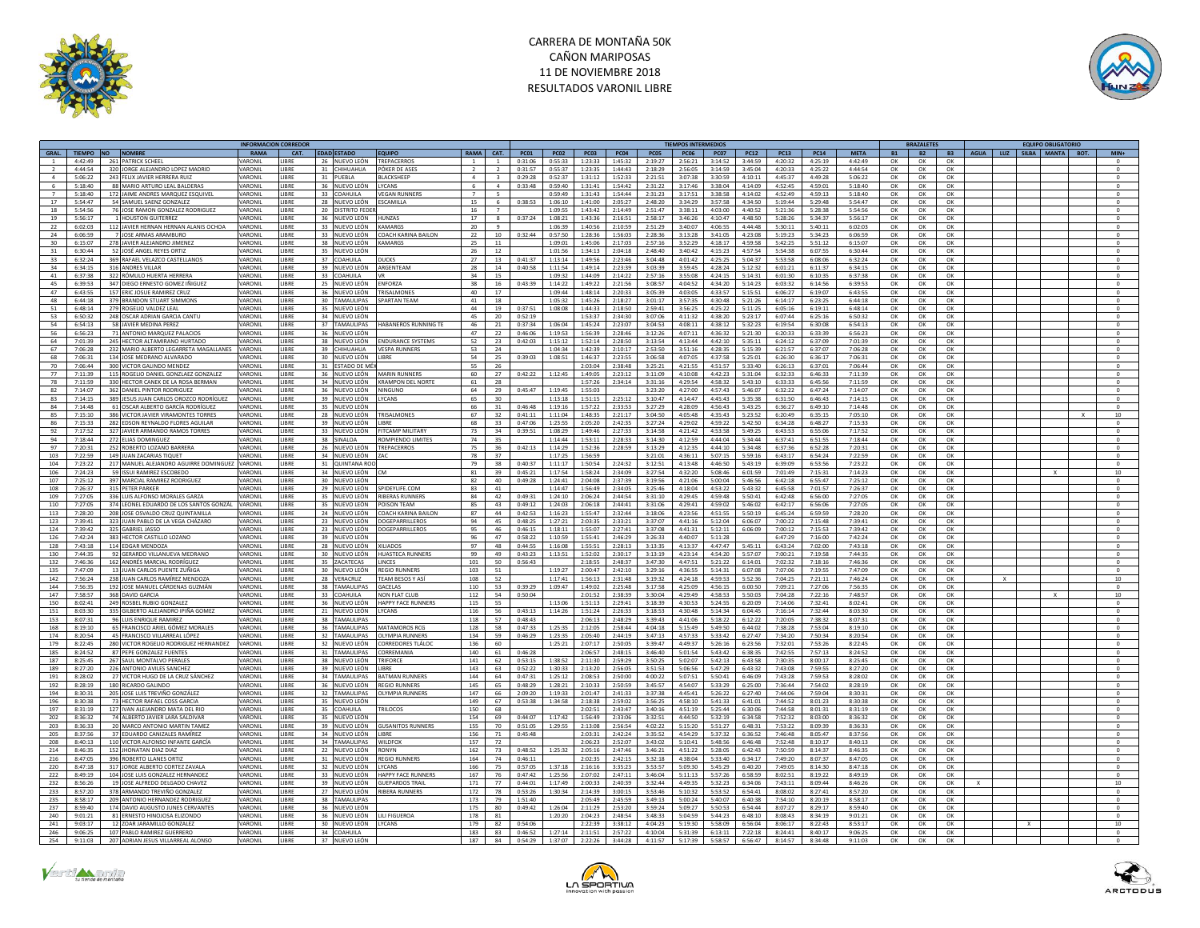# CARRERA DE MONTAÑA 50K
## CAÑON MARIPOSAS
## 11 DE NOVIEMBRE 2018
## RESULTADOS VARONIL LIBRE

| GRAL. | TIEMPO | NO | NOMBRE | RAMA | CAT. | EDAD | ESTADO | EQUIPO | RAMA | CAT. | PC01 | PC02 | PC03 | PC04 | PC05 | PC06 | PC07 | PC12 | PC13 | PC14 | META | B1 | B2 | B3 | AGUA | LUZ | SILBA | MANTA | BOT. | MIN+ |
|---|---|---|---|---|---|---|---|---|---|---|---|---|---|---|---|---|---|---|---|---|---|---|---|---|---|---|---|---|---|---|
| | | | | INFORMACION CORREDOR | | | | | | | TIEMPOS INTERMEDIOS | | | | | | | | | | | BRAZALETES | | | EQUIPO OBLIGATORIO | | | | | |
| 1 | 4:42:49 | 261 | PATRICK SCHEEL | VARONIL | LIBRE | 26 | NUEVO LEÓN | TREPACERROS | 1 | 1 | 0:31:06 | 0:55:33 | 1:23:33 | 1:45:32 | 2:19:27 | 2:56:21 | 3:14:52 | 3:44:59 | 4:20:32 | 4:25:19 | 4:42:49 | OK | OK | OK | | | | | | 0 |
| 2 | 4:44:54 | 320 | JORGE ALEJANDRO LOPEZ MADRID | VARONIL | LIBRE | 31 | CHIHUAHUA | PÓKER DE ASES | 2 | 2 | 0:31:57 | 0:55:37 | 1:23:35 | 1:44:43 | 2:18:29 | 2:56:05 | 3:14:59 | 3:45:04 | 4:20:33 | 4:25:22 | 4:44:54 | OK | OK | OK | | | | | | 0 |
| 4 | 5:06:22 | 243 | FELIX JAVIER HERRERA RUIZ | VARONIL | LIBRE | 31 | PUEBLA | BLACKSHEEP | 4 | 3 | 0:29:28 | 0:52:37 | 1:31:12 | 1:52:33 | 2:21:51 | 3:07:38 | 3:30:59 | 4:10:11 | 4:45:37 | 4:49:28 | 5:06:22 | OK | OK | OK | | | | | | 0 |
| 6 | 5:18:40 | 88 | MARIO ARTURO LEAL BALDERAS | VARONIL | LIBRE | 36 | NUEVO LEÓN | LYCANS | 6 | 4 | 0:33:48 | 0:59:40 | 1:31:41 | 1:54:42 | 2:31:22 | 3:17:46 | 3:38:04 | 4:14:09 | 4:52:45 | 4:59:01 | 5:18:40 | OK | OK | OK | | | | | | 0 |
| 7 | 5:18:40 | 172 | JAIME ANDRES MARQUEZ ESQUIVEL | VARONIL | LIBRE | 33 | COAHUILA | VEGAN RUNNERS | 7 | 5 | | 0:59:49 | 1:31:43 | 1:54:44 | 2:31:23 | 3:17:51 | 3:38:58 | 4:14:02 | 4:52:49 | 4:59:13 | 5:18:40 | OK | OK | OK | | | | | | 0 |
| 17 | 5:54:47 | 54 | SAMUEL SAENZ GONZALEZ | VARONIL | LIBRE | 28 | NUEVO LEÓN | ESCAMILLA | 15 | 6 | 0:38:53 | 1:06:10 | 1:41:00 | 2:05:27 | 2:48:20 | 3:34:29 | 3:57:58 | 4:34:50 | 5:19:44 | 5:29:48 | 5:54:47 | OK | OK | OK | | | | | | 0 |
| 18 | 5:54:56 | 76 | JOSE RAMON GONZALEZ RODRIGUEZ | VARONIL | LIBRE | 20 | DISTRITO FEDER | | 16 | 7 | | 1:09:55 | 1:43:42 | 2:14:49 | 2:51:47 | 3:38:11 | 4:03:00 | 4:40:52 | 5:21:36 | 5:28:38 | 5:54:56 | OK | OK | OK | | | | | | 0 |
| 19 | 5:56:17 | 1 | HOUSTON GUITERREZ | VARONIL | LIBRE | 36 | NUEVO LEÓN | HUNZAS | 17 | 8 | 0:37:24 | 1:08:21 | 1:43:36 | 2:16:51 | 2:58:17 | 3:46:26 | 4:10:47 | 4:48:50 | 5:28:26 | 5:34:37 | 5:56:17 | OK | OK | OK | | | | | | 0 |
| 22 | 6:02:03 | 112 | JAVIER HERNAN HERNAN ALANIS OCHOA | VARONIL | LIBRE | 33 | NUEVO LEÓN | KAMARGS | 20 | 9 | | 1:06:39 | 1:40:56 | 2:10:59 | 2:51:29 | 3:40:07 | 4:06:55 | 4:44:48 | 5:30:11 | 5:40:11 | 6:02:03 | OK | OK | OK | | | | | | 0 |
| 24 | 6:06:59 | 7 | JOSE ARMAS ARAMBURO | VARONIL | LIBRE | 33 | NUEVO LEÓN | COACH KARINA BAILON | 22 | 10 | 0:32:44 | 0:57:50 | 1:28:36 | 1:56:03 | 2:28:36 | 3:13:28 | 3:41:05 | 4:23:08 | 5:19:23 | 5:34:23 | 6:06:59 | OK | OK | OK | | | | | | 0 |
| 30 | 6:15:07 | 278 | JAVIER ALEJANDRO JIMENEZ | VARONIL | LIBRE | 38 | NUEVO LEÓN | KAMARGS | 25 | 11 | | 1:09:01 | 1:45:06 | 2:17:03 | 2:57:16 | 3:52:29 | 4:18:17 | 4:59:58 | 5:42:25 | 5:51:12 | 6:15:07 | OK | OK | OK | | | | | | 0 |
| 31 | 6:30:44 | 52 | JOSÉ ANGEL REYES ORTIZ | VARONIL | LIBRE | 35 | NUEVO LEÓN | | 26 | 12 | | 1:01:56 | 1:34:13 | 2:04:18 | 2:48:40 | 3:40:42 | 4:15:23 | 4:57:54 | 5:54:38 | 6:07:55 | 6:30:44 | OK | OK | OK | | | | | | 0 |
| 33 | 6:32:24 | 369 | RAFAEL VELAZCO CASTELLANOS | VARONIL | LIBRE | 37 | COAHUILA | DUCKS | 27 | 13 | 0:41:37 | 1:13:14 | 1:49:56 | 2:23:46 | 3:04:48 | 4:01:42 | 4:25:25 | 5:04:37 | 5:53:58 | 6:08:06 | 6:32:24 | OK | OK | OK | | | | | | 0 |
| 34 | 6:34:15 | 316 | ANDRES VILLAR | VARONIL | LIBRE | 39 | NUEVO LEÓN | ARGENTEAM | 28 | 14 | 0:40:58 | 1:11:54 | 1:49:14 | 2:23:39 | 3:03:39 | 3:59:45 | 4:28:24 | 5:12:32 | 6:01:21 | 6:11:37 | 6:34:15 | OK | OK | OK | | | | | | 0 |
| 41 | 6:37:38 | 322 | RÓMULO HUERTA HERRERA | VARONIL | LIBRE | 33 | COAHUILA | VR | 34 | 15 | | 1:09:32 | 1:44:09 | 2:14:22 | 2:57:16 | 3:55:08 | 4:24:15 | 5:14:31 | 6:01:30 | 6:10:35 | 6:37:38 | OK | OK | OK | | | | | | 0 |
| 45 | 6:39:53 | 347 | DIEGO ERNESTO GOMEZ IÑIGUEZ | VARONIL | LIBRE | 25 | NUEVO LEÓN | ENFORZA | 38 | 16 | 0:43:39 | 1:14:22 | 1:49:22 | 2:21:56 | 3:08:57 | 4:04:52 | 4:34:20 | 5:14:23 | 6:03:32 | 6:14:56 | 6:39:53 | OK | OK | OK | | | | | | 0 |
| 47 | 6:43:55 | 157 | ERIC JOSUE RAMIREZ CRUZ | VARONIL | LIBRE | 36 | NUEVO LEÓN | TRISALMONES | 40 | 17 | | 1:09:44 | 1:48:14 | 2:20:33 | 3:05:39 | 4:03:05 | 4:33:57 | 5:15:51 | 6:06:27 | 6:19:07 | 6:43:55 | OK | OK | OK | | | | | | 0 |
| 48 | 6:44:18 | 379 | BRANDON STUART SIMMONS | VARONIL | LIBRE | 30 | TAMAULIPAS | SPARTAN TEAM | 41 | 18 | | 1:05:32 | 1:45:26 | 2:18:27 | 3:01:17 | 3:57:35 | 4:30:48 | 5:21:26 | 6:14:17 | 6:23:25 | 6:44:18 | OK | OK | OK | | | | | | 0 |
| 51 | 6:48:14 | 279 | ROGELIO VALDEZ LEAL | VARONIL | LIBRE | 35 | NUEVO LEÓN | | 44 | 19 | 0:37:51 | 1:08:08 | 1:44:33 | 2:18:50 | 2:59:41 | 3:56:25 | 4:25:22 | 5:11:25 | 6:05:16 | 6:19:11 | 6:48:14 | OK | OK | OK | | | | | | 0 |
| 53 | 6:50:32 | 248 | OSCAR ADRIAN GARCIA CANTU | VARONIL | LIBRE | 34 | NUEVO LEÓN | | 45 | 20 | 0:52:19 | | 1:53:37 | 2:34:30 | 3:07:06 | 4:11:32 | 4:38:20 | 5:23:17 | 6:07:44 | 6:25:16 | 6:50:32 | OK | OK | OK | | | | | | 0 |
| 54 | 6:54:13 | 58 | JAVIER MEDINA PEREZ | VARONIL | LIBRE | 37 | TAMAULIPAS | HABANEROS RUNNING TE | 46 | 21 | 0:37:34 | 1:06:04 | 1:45:24 | 2:23:07 | 3:04:53 | 4:08:11 | 4:38:12 | 5:32:23 | 6:19:54 | 6:30:08 | 6:54:13 | OK | OK | OK | | | | | | 0 |
| 56 | 6:56:23 | 71 | ANTONIO MARQUEZ PALACIOS | VARONIL | LIBRE | 36 | NUEVO LEÓN | | 47 | 22 | 0:46:06 | 1:19:53 | 1:56:39 | 2:28:46 | 3:12:26 | 4:07:11 | 4:36:32 | 5:21:30 | 6:20:33 | 6:33:39 | 6:56:23 | OK | OK | OK | | | | | | 0 |
| 64 | 7:01:39 | 245 | HECTOR ALTAMIRANO HURTADO | VARONIL | LIBRE | 38 | NUEVO LEÓN | ENDURANCE SYSTEMS | 52 | 23 | 0:42:03 | 1:15:12 | 1:52:14 | 2:28:50 | 3:13:54 | 4:13:44 | 4:42:10 | 5:35:11 | 6:24:12 | 6:37:09 | 7:01:39 | OK | OK | OK | | | | | | 0 |
| 67 | 7:06:28 | 232 | MARIO ALBERTO LEGARRETA MAGALLANES | VARONIL | LIBRE | 39 | CHIHUAHUA | VESPA RUNNERS | 53 | 24 | | 1:04:34 | 1:42:39 | 2:10:17 | 2:53:50 | 3:51:16 | 4:28:35 | 5:15:39 | 6:21:57 | 6:37:07 | 7:06:28 | OK | OK | OK | | | | | | 0 |
| 68 | 7:06:31 | 134 | JOSE MEDRANO ALVARADO | VARONIL | LIBRE | 30 | NUEVO LEÓN | LIBRE | 54 | 25 | 0:39:03 | 1:08:51 | 1:46:37 | 2:23:55 | 3:06:58 | 4:07:05 | 4:37:58 | 5:25:01 | 6:26:30 | 6:36:17 | 7:06:31 | OK | OK | OK | | | | | | 0 |
| 70 | 7:06:44 | 300 | VICTOR GALINDO MENDEZ | VARONIL | LIBRE | 31 | ESTADO DE MÉX | | 55 | 26 | | | 2:03:04 | 2:38:48 | 3:25:21 | 4:21:55 | 4:51:57 | 5:33:40 | 6:26:13 | 6:37:01 | 7:06:44 | OK | OK | OK | | | | | | 0 |
| 77 | 7:11:39 | 115 | ROGELIO DANIEL GONZLAEZ GONZALEZ | VARONIL | LIBRE | 36 | NUEVO LEÓN | MARIN RUNNERS | 60 | 27 | 0:42:22 | 1:12:45 | 1:49:05 | 2:23:12 | 3:11:09 | 4:10:08 | 4:42:23 | 5:31:04 | 6:32:33 | 6:46:33 | 7:11:39 | OK | OK | OK | | | | | | 0 |
| 78 | 7:11:59 | 330 | HECTOR CANEK DE LA ROSA BERMAN | VARONIL | LIBRE | 34 | NUEVO LEÓN | KRAMPON DEL NORTE | 61 | 28 | | | 1:57:26 | 2:34:14 | 3:31:16 | 4:29:54 | 4:58:32 | 5:43:10 | 6:33:33 | 6:45:56 | 7:11:59 | OK | OK | OK | | | | | | 0 |
| 82 | 7:14:07 | 362 | DANIEL PINTOR RODRIGUEZ | VARONIL | LIBRE | 36 | NUEVO LEÓN | NINGUNO | 64 | 29 | 0:45:47 | 1:19:45 | 1:55:03 | | 3:23:20 | 4:27:00 | 4:57:43 | 5:46:07 | 6:32:22 | 6:47:24 | 7:14:07 | OK | OK | OK | | | | | | 0 |
| 83 | 7:14:15 | 389 | JESUS JUAN CARLOS OROZCO RODRÍGUEZ | VARONIL | LIBRE | 39 | NUEVO LEÓN | LYCANS | 65 | 30 | | 1:13:18 | 1:51:15 | 2:25:12 | 3:10:47 | 4:14:47 | 4:45:43 | 5:35:38 | 6:31:50 | 6:46:43 | 7:14:15 | OK | OK | OK | | | | | | 0 |
| 84 | 7:14:48 | 61 | OSCAR ALBERTO GARCÍA RODRÍGUEZ | VARONIL | LIBRE | 35 | NUEVO LEÓN | | 66 | 31 | 0:46:48 | 1:19:16 | 1:57:22 | 2:33:53 | 3:27:29 | 4:28:09 | 4:56:43 | 5:43:25 | 6:36:27 | 6:49:10 | 7:14:48 | OK | OK | OK | | | | | | 0 |
| 85 | 7:15:10 | 386 | VICTOR JAVIER VIRAMONTES TORRES | VARONIL | LIBRE | 28 | NUEVO LEÓN | TRISALMONES | 67 | 32 | 0:41:11 | 1:11:04 | 1:48:35 | 2:21:17 | 3:04:50 | 4:05:48 | 4:35:43 | 5:23:52 | 6:20:49 | 6:35:15 | 7:05:10 | OK | OK | OK | | | | | X | 10 |
| 86 | 7:15:33 | 282 | EDSON REYNALDO FLORES AGUILAR | VARONIL | LIBRE | 39 | NUEVO LEÓN | LIBRE | 68 | 33 | 0:47:06 | 1:23:55 | 2:05:20 | 2:42:35 | 3:27:24 | 4:29:02 | 4:59:22 | 5:42:50 | 6:34:28 | 6:48:27 | 7:15:33 | OK | OK | OK | | | | | | 0 |
| 92 | 7:17:52 | 327 | JAVIER ARMANDO RAMOS TORRES | VARONIL | LIBRE | 33 | NUEVO LEÓN | FITCAMP MILITARY | 73 | 34 | 0:39:51 | 1:08:29 | 1:49:56 | 2:27:33 | 3:14:58 | 4:21:42 | 4:53:58 | 5:49:25 | 6:43:53 | 6:55:06 | 7:17:52 | OK | OK | OK | | | | | | 0 |
| 94 | 7:18:44 | 272 | ELIAS DOMINGUEZ | VARONIL | LIBRE | 38 | SINALOA | ROMPIENDO LIMITES | 74 | 35 | | 1:14:44 | 1:53:11 | 2:28:33 | 3:14:30 | 4:12:59 | 4:44:04 | 5:34:44 | 6:37:41 | 6:51:55 | 7:18:44 | OK | OK | OK | | | | | | 0 |
| 97 | 7:20:31 | 252 | ROBERTO LOZANO BARRERA | VARONIL | LIBRE | 26 | NUEVO LEÓN | TREPACERROS | 75 | 36 | 0:42:13 | 1:14:29 | 1:52:36 | 2:28:59 | 3:13:29 | 4:12:35 | 4:44:10 | 5:34:48 | 6:37:36 | 6:52:28 | 7:20:31 | OK | OK | OK | | | | | | 0 |
| 103 | 7:22:59 | 149 | JUAN ZACARIAS TIQUET | VARONIL | LIBRE | 34 | NUEVO LEÓN | ZAC | 78 | 37 | | 1:17:25 | 1:56:59 | | 3:21:01 | 4:36:11 | 5:07:15 | 5:59:16 | 6:43:17 | 6:54:24 | 7:22:59 | OK | OK | OK | | | | | | 0 |
| 104 | 7:23:22 | 217 | MANUEL ALEJANDRO AGUIRRE DOMINGUEZ | VARONIL | LIBRE | 31 | QUINTANA ROO | | 79 | 38 | 0:40:37 | 1:11:17 | 1:50:54 | 2:24:32 | 3:12:51 | 4:13:48 | 4:46:50 | 5:43:19 | 6:39:09 | 6:53:56 | 7:23:22 | OK | OK | OK | | | | | | 0 |
| 106 | 7:24:23 | 59 | ISSUI RAMIREZ ESCOBEDO | VARONIL | LIBRE | 34 | NUEVO LEÓN | CM | 81 | 39 | 0:45:21 | 1:17:54 | 1:58:24 | 2:34:09 | 3:27:54 | 4:32:20 | 5:08:46 | 6:01:59 | 7:01:49 | 7:15:31 | 7:14:23 | OK | OK | OK | | | X | | | 10 |
| 107 | 7:25:12 | 397 | MARCIAL RAMIREZ RODRIGUEZ | VARONIL | LIBRE | 30 | NUEVO LEÓN | | 82 | 40 | 0:49:28 | 1:24:41 | 2:04:08 | 2:37:39 | 3:19:56 | 4:21:06 | 5:00:04 | 5:46:56 | 6:42:18 | 6:55:47 | 7:25:12 | OK | OK | OK | | | | | | 0 |
| 108 | 7:26:37 | 315 | PETER PARKER | VARONIL | LIBRE | 29 | NUEVO LEÓN | SPIDEYLIFE.COM | 83 | 41 | | 1:14:47 | 1:56:49 | 2:34:05 | 3:25:46 | 4:18:04 | 4:53:22 | 5:43:32 | 6:45:58 | 7:01:57 | 7:26:37 | OK | OK | OK | | | | | | 0 |
| 109 | 7:27:05 | 336 | LUIS ALFONSO MORALES GARZA | VARONIL | LIBRE | 35 | NUEVO LEÓN | RIBERAS RUNNERS | 84 | 42 | 0:49:31 | 1:24:10 | 2:06:24 | 2:44:54 | 3:31:10 | 4:29:45 | 4:59:48 | 5:50:41 | 6:42:48 | 6:56:00 | 7:27:05 | OK | OK | OK | | | | | | 0 |
| 110 | 7:27:05 | 374 | LEONEL EDUARDO DE LOS SANTOS GONZÁL | VARONIL | LIBRE | 35 | NUEVO LEÓN | POISON TEAM | 85 | 43 | 0:49:12 | 1:24:03 | 2:06:18 | 2:44:41 | 3:31:06 | 4:29:41 | 4:59:02 | 5:46:02 | 6:42:17 | 6:56:06 | 7:27:05 | OK | OK | OK | | | | | | 0 |
| 113 | 7:28:20 | 208 | JOSE OSVALDO CRUZ QUINTANILLA | VARONIL | LIBRE | 24 | NUEVO LEÓN | COACH KARINA BAILON | 87 | 44 | 0:42:53 | 1:16:23 | 1:55:47 | 2:32:44 | 3:18:06 | 4:23:56 | 4:51:55 | 5:50:19 | 6:45:24 | 6:59:59 | 7:28:20 | OK | OK | OK | | | | | | 0 |
| 123 | 7:39:41 | 323 | JUAN PABLO DE LA VEGA CHÁZARO | VARONIL | LIBRE | 23 | NUEVO LEÓN | DOGEPARRILLEROS | 94 | 45 | 0:48:25 | 1:27:21 | 2:03:35 | 2:33:21 | 3:37:07 | 4:41:16 | 5:12:04 | 6:06:07 | 7:00:22 | 7:15:48 | 7:39:41 | OK | OK | OK | | | | | | 0 |
| 124 | 7:39:42 | 325 | GABRIEL JASSO | VARONIL | LIBRE | 23 | NUEVO LEÓN | DOGEPARRILLEROS | 95 | 46 | 0:46:15 | 1:18:11 | 1:55:07 | 2:27:41 | 3:37:08 | 4:41:31 | 5:12:11 | 6:06:09 | 7:00:12 | 7:15:53 | 7:39:42 | OK | OK | OK | | | | | | 0 |
| 126 | 7:42:24 | 383 | HECTOR CASTILLO LOZANO | VARONIL | LIBRE | 39 | NUEVO LEÓN | | 96 | 47 | 0:58:22 | 1:10:59 | 1:55:41 | 2:46:29 | 3:26:33 | 4:40:07 | 5:11:28 | | 6:47:29 | 7:16:00 | 7:42:24 | OK | OK | OK | | | | | | 0 |
| 128 | 7:43:18 | 114 | EDGAR MENDOZA | VARONIL | LIBRE | 28 | NUEVO LEÓN | XILIADOS | 97 | 48 | 0:44:55 | 1:16:08 | 1:55:51 | 2:28:13 | 3:13:35 | 4:13:37 | 4:47:47 | 5:45:11 | 6:43:24 | 7:02:00 | 7:43:18 | OK | OK | OK | | | | | | 0 |
| 130 | 7:44:35 | 92 | GERARDO VILLANUEVA MEDRANO | VARONIL | LIBRE | 30 | NUEVO LEÓN | HUASTECA RUNNERS | 99 | 49 | 0:43:23 | 1:13:51 | 1:52:02 | 2:30:17 | 3:13:19 | 4:23:14 | 4:54:20 | 5:57:07 | 7:00:21 | 7:19:58 | 7:44:35 | OK | OK | OK | | | | | | 0 |
| 132 | 7:46:36 | 162 | ANDRÉS MARCIAL RODRÍGUEZ | VARONIL | LIBRE | 35 | ZACATECAS | LINCES | 101 | 50 | 0:56:43 | | 2:18:55 | 2:48:37 | 3:47:30 | 4:47:51 | 5:21:22 | 6:14:01 | 7:02:32 | 7:18:16 | 7:46:36 | OK | OK | OK | | | | | | 0 |
| 135 | 7:47:09 | 13 | JUAN CARLOS PUENTE ZUÑIGA | VARONIL | LIBRE | 30 | NUEVO LEÓN | REGIO RUNNERS | 103 | 51 | | 1:19:27 | 2:00:47 | 2:42:10 | 3:29:16 | 4:36:55 | 5:14:31 | 6:07:08 | 7:07:06 | 7:19:55 | 7:47:09 | OK | OK | OK | | | | | | 0 |
| 142 | 7:56:24 | 238 | JUAN CARLOS RAMÍREZ MENDOZA | VARONIL | LIBRE | 28 | VERACRUZ | TEAM BESOS Y ASÍ | 108 | 52 | | 1:17:41 | 1:56:13 | 2:31:48 | 3:19:32 | 4:24:18 | 4:59:53 | 5:52:36 | 7:04:25 | 7:21:11 | 7:46:24 | OK | OK | OK | | X | | | | 10 |
| 144 | 7:56:35 | 192 | JOSE MANUEL CÁRDENAS GUZMÁN | VARONIL | LIBRE | 38 | TAMAULIPAS | GACELAS | 110 | 53 | 0:39:29 | 1:09:47 | 1:49:02 | 2:25:48 | 3:17:58 | 4:25:09 | 4:56:15 | 6:00:50 | 7:09:21 | 7:27:06 | 7:56:35 | OK | OK | OK | | | | | | 0 |
| 147 | 7:58:57 | 368 | DAVID GARCIA | VARONIL | LIBRE | 33 | COAHUILA | NON FLAT CLUB | 112 | 54 | 0:50:04 | | 2:01:52 | 2:38:39 | 3:30:04 | 4:29:49 | 4:58:53 | 5:50:03 | 7:04:28 | 7:22:16 | 7:48:57 | OK | OK | OK | | | | X | | 10 |
| 150 | 8:02:41 | 249 | ROSBEL RUBIO GONZALEZ | VARONIL | LIBRE | 36 | NUEVO LEÓN | HAPPY FACE RUNNERS | 115 | 55 | | 1:13:06 | 1:51:13 | 2:29:41 | 3:18:39 | 4:30:53 | 5:24:55 | 6:20:09 | 7:14:06 | 7:32:41 | 8:02:41 | OK | OK | OK | | | | | | 0 |
| 151 | 8:03:30 | 335 | GILBERTO ALEJANDRO IPIÑA GOMEZ | VARONIL | LIBRE | 21 | NUEVO LEÓN | LYCANS | 116 | 56 | 0:43:13 | 1:14:26 | 1:51:24 | 2:26:33 | 3:18:53 | 4:30:48 | 5:14:34 | 6:04:45 | 7:16:14 | 7:32:44 | 8:03:30 | OK | OK | OK | | | | | | 0 |
| 153 | 8:07:31 | 96 | LUIS ENRIQUE RAMIREZ | VARONIL | LIBRE | 38 | TAMAULIPAS | | 118 | 57 | 0:48:43 | | 2:06:13 | 2:48:29 | 3:39:43 | 4:41:06 | 5:18:22 | 6:12:22 | 7:20:05 | 7:38:32 | 8:07:31 | OK | OK | OK | | | | | | 0 |
| 168 | 8:19:10 | 65 | FRANCISCO ARIEL GÓMEZ MORALES | VARONIL | LIBRE | 36 | TAMAULIPAS | MATAMOROS RCG | 128 | 58 | 0:47:33 | 1:25:35 | 2:12:05 | 2:58:44 | 4:04:18 | 5:15:49 | 5:49:50 | 6:44:02 | 7:38:28 | 7:53:04 | 8:19:10 | OK | OK | OK | | | | | | 0 |
| 174 | 8:20:54 | 49 | FRANCISCO VILLARREAL LÓPEZ | VARONIL | LIBRE | 32 | TAMAULIPAS | OLYMPIA RUNNERS | 134 | 59 | 0:46:29 | 1:23:35 | 2:05:40 | 2:44:19 | 3:47:13 | 4:57:33 | 5:33:42 | 6:27:47 | 7:34:20 | 7:50:34 | 8:20:54 | OK | OK | OK | | | | | | 0 |
| 179 | 8:22:45 | 280 | VICTOR ROGELIO RODRIGUEZ HERNANDEZ | VARONIL | LIBRE | 32 | NUEVO LEÓN | CORREDORES TLÁLOC | 136 | 60 | | 1:25:21 | 2:07:17 | 2:50:05 | 3:39:47 | 4:49:37 | 5:26:16 | 6:23:56 | 7:32:01 | 7:53:26 | 8:22:45 | OK | OK | OK | | | | | | 0 |
| 185 | 8:24:52 | 87 | PEPE GONZALEZ FUENTES | VARONIL | LIBRE | 31 | TAMAULIPAS | CORREMANIA | 140 | 61 | 0:46:28 | | 2:06:57 | 2:48:15 | 3:46:40 | 5:01:54 | 5:43:42 | 6:38:35 | 7:42:55 | 7:57:13 | 8:24:52 | OK | OK | OK | | | | | | 0 |
| 187 | 8:25:45 | 267 | SAUL MONTALVO PERALES | VARONIL | LIBRE | 38 | NUEVO LEÓN | TRIFORCE | 141 | 62 | 0:53:15 | 1:38:52 | 2:11:30 | 2:59:29 | 3:50:25 | 5:02:07 | 5:42:13 | 6:43:58 | 7:30:35 | 8:00:17 | 8:25:45 | OK | OK | OK | | | | | | 0 |
| 189 | 8:27:20 | 226 | ANTONIO AVILES SANCHEZ | VARONIL | LIBRE | 39 | NUEVO LEÓN | LIBRE | 143 | 63 | 0:52:22 | 1:30:33 | 2:13:20 | 2:56:05 | 3:51:53 | 5:06:56 | 5:47:29 | 6:43:32 | 7:43:08 | 7:59:55 | 8:27:20 | OK | OK | OK | | | | | | 0 |
| 191 | 8:28:02 | 27 | VICTOR HUGO DE LA CRUZ SÁNCHEZ | VARONIL | LIBRE | 34 | TAMAULIPAS | BATMAN RUNNERS | 144 | 64 | 0:47:31 | 1:25:12 | 2:08:53 | 2:50:00 | 4:00:22 | 5:07:51 | 5:50:41 | 6:46:09 | 7:43:28 | 7:59:53 | 8:28:02 | OK | OK | OK | | | | | | 0 |
| 192 | 8:28:19 | 180 | RICARDO GALINDO | VARONIL | LIBRE | 36 | NUEVO LEÓN | REGIO RUNNERS | 145 | 65 | 0:48:29 | 1:28:21 | 2:10:33 | 2:50:59 | 3:45:57 | 4:54:07 | 5:33:29 | 6:25:00 | 7:36:44 | 7:54:02 | 8:28:19 | OK | OK | OK | | | | | | 0 |
| 194 | 8:30:31 | 205 | JOSE LUIS TREVIÑO GONZÁLEZ | VARONIL | LIBRE | 32 | TAMAULIPAS | OLYMPIA RUNNERS | 147 | 66 | 2:09:20 | 1:19:33 | 2:01:47 | 2:41:33 | 3:37:38 | 4:45:41 | 5:26:22 | 6:27:40 | 7:44:06 | 7:59:04 | 8:30:31 | OK | OK | OK | | | | | | 0 |
| 196 | 8:30:38 | 73 | HECTOR RAFAEL COSS GARCIA | VARONIL | LIBRE | 35 | NUEVO LEÓN | | 149 | 67 | 0:53:38 | 1:34:58 | 2:18:38 | 2:59:02 | 3:56:25 | 4:58:10 | 5:41:33 | 6:41:01 | 7:44:52 | 8:01:23 | 8:30:38 | OK | OK | OK | | | | | | 0 |
| 197 | 8:31:19 | 127 | IVAN ALEJANDRO MATA DEL RIO | VARONIL | LIBRE | 35 | COAHUILA | TRILOCOS | 150 | 68 | | | 2:02:51 | 2:43:47 | 3:40:16 | 4:51:19 | 5:25:44 | 6:30:06 | 7:44:58 | 8:01:31 | 8:31:19 | OK | OK | OK | | | | | | 0 |
| 202 | 8:36:32 | 74 | ALBERTO JAVIER LARA SALDIVAR | VARONIL | LIBRE | 35 | NUEVO LEÓN | | 154 | 69 | 0:44:07 | 1:17:42 | 1:56:49 | 2:33:06 | 3:32:51 | 4:44:50 | 5:32:19 | 6:34:58 | 7:52:32 | 8:03:00 | 8:36:32 | OK | OK | OK | | | | | | 0 |
| 203 | 8:36:33 | 20 | MARCO ANTONIO MARTIN TAMEZ | VARONIL | LIBRE | 39 | NUEVO LEÓN | GUSANITOS RUNNERS | 155 | 70 | 0:51:05 | 1:29:55 | 2:13:08 | 2:56:54 | 4:02:22 | 5:15:20 | 5:51:27 | 6:48:31 | 7:53:22 | 8:09:39 | 8:36:33 | OK | OK | OK | | | | | | 0 |
| 205 | 8:37:56 | 37 | EDUARDO CANIZALES RAMÍREZ | VARONIL | LIBRE | 34 | NUEVO LEÓN | LIBRE | 156 | 71 | 0:45:48 | | 2:03:31 | 2:42:24 | 3:35:52 | 4:54:29 | 5:37:32 | 6:36:52 | 7:46:48 | 8:05:47 | 8:37:56 | OK | OK | OK | | | | | | 0 |
| 208 | 8:40:13 | 110 | VICTOR ALFONSO INFANTE GARCÍA | VARONIL | LIBRE | 34 | TAMAULIPAS | WILDFOX | 157 | 72 | | | 2:06:23 | 2:52:07 | 3:43:02 | 5:10:41 | 5:48:56 | 6:46:48 | 7:52:48 | 8:10:17 | 8:40:13 | OK | OK | OK | | | | | | 0 |
| 214 | 8:46:35 | 152 | JHONATAN DIAZ DIAZ | VARONIL | LIBRE | 22 | NUEVO LEÓN | RONYN | 162 | 73 | 0:48:52 | 1:25:32 | 2:05:16 | 2:47:46 | 3:46:21 | 4:51:22 | 5:28:05 | 6:42:43 | 7:50:59 | 8:14:37 | 8:46:35 | OK | OK | OK | | | | | | 0 |
| 216 | 8:47:05 | 396 | ROBERTO LLANES ORTIZ | VARONIL | LIBRE | 31 | NUEVO LEÓN | REGIO RUNNERS | 164 | 74 | 0:46:11 | | 2:02:35 | 2:42:15 | 3:32:18 | 4:38:04 | 5:33:40 | 6:34:17 | 7:49:20 | 8:07:37 | 8:47:05 | OK | OK | OK | | | | | | 0 |
| 220 | 8:47:18 | 317 | JORGE ALBERTO CORTEZ ZAVALA | VARONIL | LIBRE | 32 | NUEVO LEÓN | LYCANS | 166 | 75 | 0:57:05 | 1:37:18 | 2:16:16 | 3:35:23 | 3:53:57 | 5:09:30 | 5:45:29 | 6:40:20 | 7:49:05 | 8:14:30 | 8:47:18 | OK | OK | OK | | | | | | 0 |
| 222 | 8:49:19 | 104 | JOSE LUIS GONZALEZ HERNANDEZ | VARONIL | LIBRE | 33 | NUEVO LEÓN | HAPPY FACE RUNNERS | 167 | 76 | 0:47:42 | 1:25:56 | 2:07:02 | 2:47:11 | 3:46:04 | 5:11:13 | 5:57:26 | 6:58:59 | 8:02:51 | 8:19:22 | 8:49:19 | OK | OK | OK | | | | | | 0 |
| 232 | 8:56:26 | 19 | JOSE ALFREDO DELGADO CHAVEZ | VARONIL | LIBRE | 39 | NUEVO LEÓN | GUEPARDOS TRAIL | 171 | 77 | 0:44:01 | 1:17:49 | 2:00:33 | 2:40:39 | 3:32:44 | 4:49:35 | 5:32:23 | 6:34:06 | 7:43:11 | 8:09:44 | 8:46:26 | OK | OK | OK | X | | | | | 10 |
| 233 | 8:57:20 | 378 | ARMANDO TREVIÑO GONZALEZ | VARONIL | LIBRE | 27 | NUEVO LEÓN | RIBERA RUNNERS | 172 | 78 | 0:53:26 | 1:30:34 | 2:14:39 | 3:00:15 | 3:53:46 | 5:10:32 | 5:53:52 | 6:54:41 | 8:08:02 | 8:27:41 | 8:57:20 | OK | OK | OK | | | | | | 0 |
| 235 | 8:58:17 | 209 | ANTONIO HERNANDEZ RODRIGUEZ | VARONIL | LIBRE | 38 | TAMAULIPAS | | 173 | 79 | 1:51:40 | | 2:05:49 | 2:45:59 | 3:49:13 | 5:00:24 | 5:40:07 | 6:40:38 | 7:54:10 | 8:20:19 | 8:58:17 | OK | OK | OK | | | | | | 0 |
| 237 | 8:59:40 | 174 | DAVID AUGUSTO JUNES CERVANTES | VARONIL | LIBRE | 36 | NUEVO LEÓN | | 175 | 80 | 0:49:42 | 1:26:04 | 2:11:29 | 2:53:20 | 3:59:24 | 5:09:27 | 5:50:53 | 6:54:44 | 8:07:27 | 8:29:17 | 8:59:40 | OK | OK | OK | | | | | | 0 |
| 240 | 9:01:21 | 81 | ERNESTO HINOJOSA ELIZONDO | VARONIL | LIBRE | 36 | NUEVO LEÓN | LILI FIGUEROA | 178 | 81 | | 1:20:20 | 2:04:23 | 2:48:54 | 3:48:33 | 4:54:59 | 5:44:23 | 6:48:10 | 8:08:43 | 8:34:19 | 9:01:21 | OK | OK | OK | | | | | | 0 |
| 241 | 9:03:17 | 12 | ZOAR JARAMILLO GONZALEZ | VARONIL | LIBRE | 30 | NUEVO LEÓN | LYCANS | 179 | 82 | 0:54:06 | | 2:22:39 | 3:38:12 | 4:04:23 | 5:19:30 | 5:58:09 | 6:56:04 | 8:06:17 | 8:22:43 | 8:53:17 | OK | OK | OK | | X | | | | 10 |
| 246 | 9:06:25 | 107 | PABLO RAMIREZ GUERRERO | VARONIL | LIBRE | 34 | COAHUILA | | 183 | 83 | 0:46:52 | 1:27:14 | 2:11:51 | 2:57:22 | 4:10:04 | 5:31:39 | 6:13:11 | 7:22:18 | 8:24:41 | 8:40:17 | 9:06:25 | OK | OK | OK | | | | | | 0 |
| 254 | 9:11:03 | 207 | ADRIAN JESUS VILLARREAL ALONSO | VARONIL | LIBRE | 37 | NUEVO LEÓN | | 187 | 84 | 0:54:29 | 1:37:07 | 2:22:26 | 3:44:28 | 4:11:57 | 5:17:39 | 5:58:57 | 6:56:47 | 8:14:57 | 8:34:48 | 9:11:03 | OK | OK | OK | | | | | | 0 |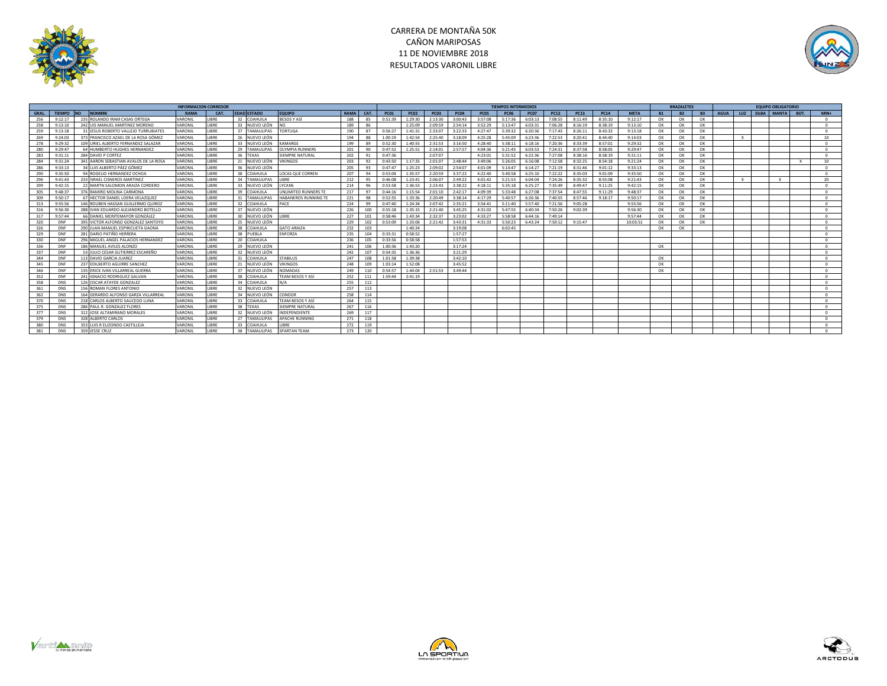# CARRERA DE MONTAÑA 50K
## CAÑON MARIPOSAS
## 11 DE NOVIEMBRE 2018
## RESULTADOS VARONIL LIBRE

| INFORMACION CORREDOR | | | | | | | | | | | TIEMPOS INTERMEDIOS | | | | | | | | | | | | | BRAZALETES | | | EQUIPO OBLIGATORIO | | | | | | |
|---|---|---|---|---|---|---|---|---|---|---|---|---|---|---|---|---|---|---|---|---|---|---|---|---|---|---|---|---|---|---|---|---|---|
| GRAL. | TIEMPO | NO | NOMBRE | RAMA | CAT. | EDAD | ESTADO | EQUIPO | RAMA | CAT. | PC01 | PC02 | PC03 | PC04 | PC05 | PC06 | PC07 | PC12 | PC13 | PC14 | META | B1 | B2 | B3 | AGUA | LUZ | SILBA | MANTA | BOT. | MIN+ |
| 256 | 9:12:17 | 235 | ROLANDO IRAM CASAS ORTEGA | VARONIL | LIBRE | 32 | COAHUILA | BESOS Y ASÍ | 188 | 85 | 0:51:39 | 1:29:30 | 2:13:30 | 3:00:43 | 3:57:08 | 5:17:36 | 6:03:13 | 7:08:55 | 8:11:49 | 8:35:10 | 9:12:17 | OK | OK | OK | | | | | | 0 |
| 258 | 9:13:10 | 242 | LUIS MANUEL MARTINEZ MORENO | VARONIL | LIBRE | 33 | NUEVO LEÓN | NO | 189 | 86 | | 1:25:09 | 2:09:59 | 2:54:14 | 3:52:29 | 5:13:47 | 6:03:31 | 7:06:28 | 8:16:19 | 8:38:19 | 9:13:10 | OK | OK | OK | | | | | | 0 |
| 259 | 9:13:18 | 31 | JESUS ROBERTO VALLEJO TURRUBIATES | VARONIL | LIBRE | 37 | TAMAULIPAS | TORTUGA | 190 | 87 | 0:56:27 | 1:41:31 | 2:33:07 | 3:22:33 | 4:27:47 | 5:39:32 | 6:20:36 | 7:17:43 | 8:26:11 | 8:43:32 | 9:13:18 | OK | OK | OK | | | | | | 0 |
| 269 | 9:24:03 | 373 | FRANCISCO AZAEL DE LA ROSA GÓMEZ | VARONIL | LIBRE | 26 | NUEVO LEÓN | | 194 | 88 | 1:00:19 | 1:42:54 | 2:25:40 | 3:18:09 | 4:25:28 | 5:45:09 | 6:23:36 | 7:22:53 | 8:20:41 | 8:44:40 | 9:14:03 | OK | OK | OK | | X | | | | 10 |
| 278 | 9:29:32 | 109 | URIEL ALBERTO FERNANDEZ SALAZAR | VARONIL | LIBRE | 33 | NUEVO LEÓN | KAMARGS | 199 | 89 | 0:52:30 | 1:40:55 | 2:31:53 | 3:16:50 | 4:28:40 | 5:38:11 | 6:18:16 | 7:20:36 | 8:33:39 | 8:57:01 | 9:29:32 | OK | OK | OK | | | | | | 0 |
| 280 | 9:29:47 | 64 | HUMBERTO HUGHES HERNANDEZ | VARONIL | LIBRE | 29 | TAMAULIPAS | OLYMPIA RUNNERS | 201 | 90 | 0:47:52 | 1:25:51 | 2:14:01 | 2:57:57 | 4:04:36 | 5:21:45 | 6:03:53 | 7:24:31 | 8:37:58 | 8:58:05 | 9:29:47 | OK | OK | OK | | | | | | 0 |
| 283 | 9:31:11 | 284 | DAVID P CORTEZ | VARONIL | LIBRE | 36 | TEXAS | SIEMPRE NATURAL | 202 | 91 | 0:47:36 | | 2:07:07 | | 4:23:01 | 5:31:52 | 6:22:36 | 7:27:08 | 8:38:16 | 8:58:19 | 9:31:11 | OK | OK | OK | | | | | | 0 |
| 284 | 9:31:24 | 341 | AARON SEBASTIAN AVALOS DE LA ROSA | VARONIL | LIBRE | 21 | NUEVO LEÓN | VIKINGOS | 203 | 92 | 0:43:50 | 1:17:35 | 2:01:07 | 2:48:44 | 3:49:06 | 5:26:05 | 6:16:08 | 7:12:58 | 8:32:25 | 8:54:18 | 9:21:24 | OK | OK | OK | | | | | X | 10 |
| 286 | 9:33:13 | 34 | LUIS ALBERTO PÁEZ GÓMEZ | VARONIL | LIBRE | 36 | NUEVO LEÓN | | 205 | 93 | 0:47:47 | 1:25:23 | 2:09:02 | 2:54:07 | 4:01:09 | 5:14:47 | 6:14:27 | 7:21:19 | 8:31:46 | 9:01:12 | 9:33:13 | OK | OK | OK | | | | | | 0 |
| 290 | 9:35:50 | 94 | ROGELIO HERNANDEZ OCHOA | VARONIL | LIBRE | 38 | COAHUILA | LOCAS QUE CORREN | 207 | 94 | 0:53:04 | 1:35:57 | 2:20:59 | 3:37:22 | 4:22:40 | 5:40:58 | 6:25:10 | 7:22:22 | 8:35:03 | 9:01:09 | 9:35:50 | OK | OK | OK | | | | | | 0 |
| 296 | 9:41:43 | 233 | ISRAEL CISNEROS MARTINEZ | VARONIL | LIBRE | 34 | TAMAULIPAS | LIBRE | 212 | 95 | 0:46:08 | 1:23:41 | 2:06:07 | 2:49:22 | 4:01:42 | 5:21:53 | 6:04:04 | 7:24:26 | 8:35:32 | 8:55:08 | 9:21:43 | OK | OK | OK | | X | | X | | 20 |
| 299 | 9:42:15 | 22 | MARTN SALOMON ARAIZA CORDERO | VARONIL | LIBRE | 33 | NUEVO LEÓN | LYCANS | 214 | 96 | 0:53:58 | 1:36:53 | 2:23:43 | 3:38:22 | 4:18:11 | 5:35:18 | 6:25:27 | 7:35:49 | 8:49:47 | 9:11:25 | 9:42:15 | OK | OK | OK | | | | | | 0 |
| 305 | 9:48:37 | 376 | RAMIRO MOLINA CARMONA | VARONIL | LIBRE | 39 | COAHUILA | UNLIMITED RUNNERS TE | 217 | 97 | 0:44:16 | 1:15:54 | 2:01:10 | 2:42:17 | 4:09:39 | 5:33:48 | 6:27:08 | 7:37:54 | 8:47:55 | 9:11:29 | 9:48:37 | OK | OK | OK | | | | | | 0 |
| 309 | 9:50:17 | 67 | HECTOR DANIEL LOERA VELAZQUEZ | VARONIL | LIBRE | 31 | TAMAULIPAS | HABANEROS RUNNING TE | 221 | 98 | 0:52:55 | 1:33:36 | 2:20:49 | 3:38:14 | 4:17:29 | 5:40:57 | 6:26:36 | 7:40:55 | 8:57:46 | 9:18:17 | 9:50:17 | OK | OK | OK | | | | | | 0 |
| 313 | 9:55:56 | 146 | ROUBEN HASSAN GUILLERMO QUIROZ | VARONIL | LIBRE | 32 | COAHUILA | PACE | 224 | 99 | 0:47:40 | 1:24:34 | 2:07:42 | 2:35:21 | 3:54:41 | 5:11:40 | 5:57:40 | 7:21:56 | 9:05:28 | | 9:55:56 | OK | OK | OK | | | | | | 0 |
| 316 | 9:56:30 | 288 | IVAN EDUARDO ALEJANDRO BOTELLO | VARONIL | LIBRE | 37 | NUEVO LEÓN | | 226 | 100 | 0:55:18 | 1:35:15 | 2:21:40 | 3:45:25 | 4:31:02 | 5:47:55 | 6:40:34 | 7:50:26 | 9:02:39 | | 9:56:30 | OK | OK | OK | | | | | | 0 |
| 317 | 9:57:44 | 66 | DANIEL MONTEMAYOR GONZÁLEZ | VARONIL | LIBRE | 30 | NUEVO LEÓN | LIBRE | 227 | 101 | 0:58:46 | 1:43:34 | 2:32:37 | 3:23:02 | 4:33:27 | 5:58:58 | 6:44:16 | 7:49:14 | | | 9:57:44 | OK | OK | OK | | | | | | 0 |
| 320 | DNF | 395 | VICTOR ALFONSO GONZALEZ SANTOYO | VARONIL | LIBRE | 25 | NUEVO LEÓN | | 229 | 102 | 0:53:09 | 1:33:06 | 2:21:42 | 3:43:31 | 4:31:33 | 5:50:23 | 6:43:24 | 7:50:12 | 9:15:47 | | 10:03:51 | OK | OK | OK | | | | | | 0 |
| 326 | DNF | 290 | JUAN MANUEL ESPIRICUETA GAONA | VARONIL | LIBRE | 38 | COAHUILA | GATO ARAIZA | 232 | 103 | | 1:40:24 | | 3:19:08 | | 6:02:45 | | | | | | OK | OK | | | | | | | 0 |
| 329 | DNF | 281 | DARIO PATIÑO HERRERA | VARONIL | LIBRE | 38 | PUEBLA | ENFORZA | 235 | 104 | 0:33:31 | 0:58:52 | | 1:57:27 | | | | | | | | | | | | | | | | 0 |
| 330 | DNF | 296 | MIGUEL ANGEL PALACIOS HERNANDEZ | VARONIL | LIBRE | 20 | COAHUILA | | 236 | 105 | 0:33:56 | 0:58:58 | | 1:57:53 | | | | | | | | | | | | | | | | 0 |
| 336 | DNF | 186 | MANUEL AVILES ALONZO | VARONIL | LIBRE | 29 | NUEVO LEÓN | | 241 | 106 | 1:00:36 | 1:43:20 | | 3:17:24 | | | | | | | | OK | | | | | | | | 0 |
| 337 | DNF | 53 | JULIO CESAR GUTIERREZ ESCAREÑO | VARONIL | LIBRE | 32 | NUEVO LEÓN | | 242 | 107 | 0:54:35 | 1:36:36 | | 3:21:29 | | | | | | | | | | | | | | | | 0 |
| 344 | DNF | 113 | DAVID GARCIA JUAREZ | VARONIL | LIBRE | 31 | COAHUILA | STABILUS | 247 | 108 | 1:01:58 | 1:39:38 | | 3:42:10 | | | | | | | | OK | | | | | | | | 0 |
| 345 | DNF | 237 | EDILBERTO AGUIRRE SANCHEZ | VARONIL | LIBRE | 21 | NUEVO LEÓN | VIKINGOS | 248 | 109 | 1:03:14 | 1:52:08 | | 3:45:52 | | | | | | | | OK | | | | | | | | 0 |
| 346 | DNF | 135 | ERICK IVAN VILLARREAL GUERRA | VARONIL | LIBRE | 37 | NUEVO LEÓN | NOMADAS | 249 | 110 | 0:54:57 | 1:44:04 | 2:51:53 | 3:49:44 | | | | | | | | OK | | | | | | | | 0 |
| 352 | DNF | 241 | IGNACIO RODRIGUEZ GALVAN | VARONIL | LIBRE | 38 | COAHUILA | TEAM BESOS Y ASI | 252 | 111 | 1:59:44 | 2:41:19 | | | | | | | | | | | | | | | | | | 0 |
| 358 | DNS | 126 | OSCAR ATAYDE GONZALEZ | VARONIL | LIBRE | 34 | COAHUILA | N/A | 255 | 112 | | | | | | | | | | | | | | | | | | | | 0 |
| 361 | DNS | 156 | ROMAN FLORES ANTONIO | VARONIL | LIBRE | 32 | NUEVO LEÓN | | 257 | 113 | | | | | | | | | | | | | | | | | | | | 0 |
| 362 | DNS | 164 | GERARDO ALFONSO GARZA VILLARREAL | VARONIL | LIBRE | 34 | NUEVO LEÓN | CONDOR | 258 | 114 | | | | | | | | | | | | | | | | | | | | 0 |
| 370 | DNS | 218 | CARLOS ALBERTO SAUCEDO LUNA | VARONIL | LIBRE | 33 | COAHUILA | TEAM BESOS Y ASÍ | 264 | 115 | | | | | | | | | | | | | | | | | | | | 0 |
| 375 | DNS | 286 | PAUL R. GONZALEZ FLORES | VARONIL | LIBRE | 38 | TEXAS | SIEMPRE NATURAL | 267 | 116 | | | | | | | | | | | | | | | | | | | | 0 |
| 377 | DNS | 312 | JOSE ALTAMIRANO MORALES | VARONIL | LIBRE | 32 | NUEVO LEÓN | INDEPENDIENTE | 269 | 117 | | | | | | | | | | | | | | | | | | | | 0 |
| 379 | DNS | 328 | ALBERTO CARLOS | VARONIL | LIBRE | 27 | TAMAULIPAS | APACHE RUNNING | 271 | 118 | | | | | | | | | | | | | | | | | | | | 0 |
| 380 | DNS | 353 | LUIS R ELIZONDO CASTILLEJA | VARONIL | LIBRE | 33 | COAHUILA | LIBRE | 272 | 119 | | | | | | | | | | | | | | | | | | | | 0 |
| 381 | DNS | 359 | JESSE CRUZ | VARONIL | LIBRE | 38 | TAMAULIPAS | SPARTAN TEAM | 273 | 120 | | | | | | | | | | | | | | | | | | | | 0 |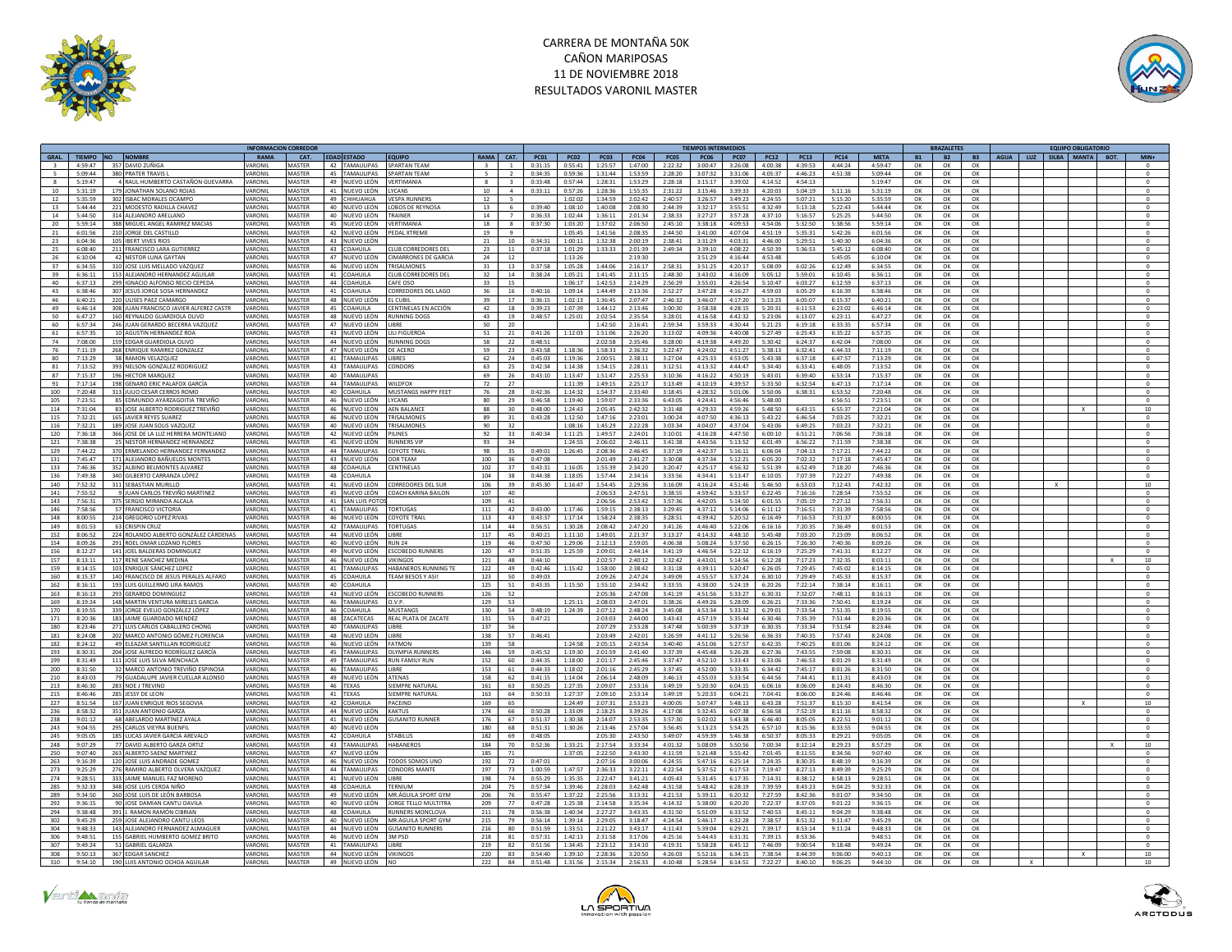# CARRERA DE MONTAÑA 50K
## CAÑON MARIPOSAS
## 11 DE NOVIEMBRE 2018
## RESULTADOS VARONIL MASTER

| GRAL. | TIEMPO | NO | NOMBRE | RAMA | CAT. | EDAD | ESTADO | EQUIPO | RAMA | CAT. | PC01 | PC02 | PC03 | PC04 | PC05 | PC06 | PC07 | PC12 | PC13 | PC14 | META | B1 | B2 | B3 | AGUA | LUZ | SILBA | MANTA | BOT. | MIN+ |
|---|---|---|---|---|---|---|---|---|---|---|---|---|---|---|---|---|---|---|---|---|---|---|---|---|---|---|---|---|---|---|
| 3 | 4:59:47 | 357 | DAVID ZUÑIGA | VARONIL | MASTER | 42 | TAMAULIPAS | SPARTAN TEAM | 3 | 1 | 0:31:15 | 0:55:41 | 1:25:57 | 1:47:00 | 2:22:32 | 3:00:47 | 3:26:08 | 4:00:38 | 4:39:53 | 4:44:24 | 4:59:47 | OK | OK | OK | | | | | | 0 |
| 5 | 5:09:44 | 380 | PRATER TRAVIS L | VARONIL | MASTER | 45 | TAMAULIPAS | SPARTAN TEAM | 5 | 2 | 0:34:35 | 0:59:36 | 1:31:44 | 1:53:59 | 2:28:20 | 3:07:32 | 3:31:06 | 4:05:37 | 4:46:23 | 4:51:38 | 5:09:44 | OK | OK | OK | | | | | | 0 |
| 8 | 5:19:47 | 4 | RAUL HUMBERTO CASTAÑON GUEVARRA | VARONIL | MASTER | 49 | NUEVO LEÓN | VERTIMANIA | 8 | 3 | 0:33:48 | 0:57:44 | 1:28:31 | 1:53:29 | 2:28:18 | 3:15:17 | 3:39:02 | 4:14:52 | 4:54:13 | | 5:19:47 | OK | OK | OK | | | | | | 0 |
| 10 | 5:31:19 | 179 | JONATHAN SOLANO ROJAS | VARONIL | MASTER | 41 | NUEVO LEÓN | LYCANS | 10 | 4 | 0:33:11 | 0:57:26 | 1:28:36 | 1:55:35 | 2:31:22 | 3:15:46 | 3:39:33 | 4:20:03 | 5:04:19 | 5:11:16 | 5:31:19 | OK | OK | OK | | | | | | 0 |
| 12 | 5:35:59 | 302 | ISBAC MORALES OCAMPO | VARONIL | MASTER | 49 | CHIHUAHUA | VESPA RUNNERS | 12 | 5 | | 1:02:02 | 1:34:59 | 2:02:42 | 2:40:57 | 3:26:57 | 3:49:23 | 4:24:55 | 5:07:21 | 5:15:20 | 5:35:59 | OK | OK | OK | | | | | | 0 |
| 13 | 5:44:44 | 221 | MODESTO RADILLA CHAVEZ | VARONIL | MASTER | 40 | NUEVO LEÓN | LOBOS DE REYNOSA | 13 | 6 | 0:39:40 | 1:08:10 | 1:40:08 | 2:08:30 | 2:44:39 | 3:32:17 | 3:55:51 | 4:32:49 | 5:13:18 | 5:22:43 | 5:44:44 | OK | OK | OK | | | | | | 0 |
| 14 | 5:44:50 | 314 | ALEJANDRO ARELLANO | VARONIL | MASTER | 40 | NUEVO LEÓN | TRAINER | 14 | 7 | 0:36:33 | 1:02:44 | 1:36:11 | 2:01:34 | 2:38:33 | 3:27:27 | 3:57:28 | 4:37:10 | 5:16:57 | 5:25:25 | 5:44:50 | OK | OK | OK | | | | | | 0 |
| 20 | 5:59:14 | 388 | MIGUEL ANGEL RAMIREZ MACIAS | VARONIL | MASTER | 45 | NUEVO LEÓN | VERTIMANIA | 18 | 8 | 0:37:30 | 1:03:20 | 1:37:02 | 2:06:50 | 2:45:10 | 3:38:18 | 4:09:53 | 4:54:06 | 5:32:50 | 5:38:56 | 5:59:14 | OK | OK | OK | | | | | | 0 |
| 21 | 6:01:56 | 210 | JORGE DEL CASTILLO | VARONIL | MASTER | 42 | NUEVO LEÓN | PEDAL XTREME | 19 | 9 | | 1:05:45 | 1:41:56 | 2:08:35 | 2:44:50 | 3:41:00 | 4:07:04 | 4:51:19 | 5:35:31 | 5:42:26 | 6:01:56 | OK | OK | OK | | | | | | 0 |
| 23 | 6:04:36 | 105 | IBERT VIVES RIOS | VARONIL | MASTER | 43 | NUEVO LEÓN | | 21 | 10 | 0:34:31 | 1:00:11 | 1:32:38 | 2:00:19 | 2:38:41 | 3:31:29 | 4:03:31 | 4:46:00 | 5:29:51 | 5:40:30 | 6:04:36 | OK | OK | OK | | | | | | 0 |
| 25 | 6:08:40 | 211 | FRANCISCO LARA GUTIERREZ | VARONIL | MASTER | 43 | COAHUILA | CLUB CORREDORES DEL | 23 | 11 | 0:37:18 | 1:01:29 | 1:33:33 | 2:01:39 | 2:49:34 | 3:39:10 | 4:08:22 | 4:50:39 | 5:36:53 | 5:45:12 | 6:08:40 | OK | OK | OK | | | | | | 0 |
| 26 | 6:10:04 | 42 | NESTOR LUNA GAYTAN | VARONIL | MASTER | 47 | NUEVO LEÓN | CIMARRONES DE GARCIA | 24 | 12 | | 1:13:26 | | 2:19:30 | | 3:51:29 | 4:16:44 | 4:53:48 | | 5:45:05 | 6:10:04 | OK | OK | OK | | | | | | 0 |
| 37 | 6:34:55 | 310 | JOSE LUIS MELLADO VAZQUEZ | VARONIL | MASTER | 46 | NUEVO LEÓN | TRISALMONES | 31 | 13 | 0:37:58 | 1:05:28 | 1:44:06 | 2:16:17 | 2:58:31 | 3:51:25 | 4:20:17 | 5:08:09 | 6:02:26 | 6:12:49 | 6:34:55 | OK | OK | OK | | | | | | 0 |
| 39 | 6:36:11 | 153 | ALEJANDRO HERNANDEZ AGUILAR | VARONIL | MASTER | 41 | COAHUILA | CLUB CORREDORES DEL | 32 | 14 | 0:38:24 | 1:05:21 | 1:41:45 | 2:11:15 | 2:48:30 | 3:43:02 | 4:16:09 | 5:05:12 | 5:59:01 | 6:10:45 | 6:36:11 | OK | OK | OK | | | | | | 0 |
| 40 | 6:37:13 | 299 | IGNACIO ALFONSO RECIO CEPEDA | VARONIL | MASTER | 44 | COAHUILA | CAFE OSO | 33 | 15 | | 1:06:17 | 1:42:53 | 2:14:29 | 2:56:29 | 3:55:01 | 4:26:54 | 5:10:47 | 6:03:27 | 6:12:59 | 6:37:13 | OK | OK | OK | | | | | | 0 |
| 43 | 6:38:46 | 307 | JESUS JORGE SOSA HERNANDEZ | VARONIL | MASTER | 41 | COAHUILA | CORREDORES DEL LAGO | 36 | 16 | 0:40:16 | 1:09:14 | 1:44:49 | 2:13:36 | 2:52:27 | 3:47:28 | 4:16:27 | 4:59:03 | 6:05:29 | 6:16:39 | 6:38:46 | OK | OK | OK | | | | | | 0 |
| 46 | 6:40:21 | 220 | ULISES PAEZ CAMARGO | VARONIL | MASTER | 48 | NUEVO LEÓN | EL CUBIL | 39 | 17 | 0:36:15 | 1:02:13 | 1:36:45 | 2:07:47 | 2:46:32 | 3:46:07 | 4:17:20 | 5:13:23 | 6:05:07 | 6:15:37 | 6:40:21 | OK | OK | OK | | | | | | 0 |
| 49 | 6:46:14 | 308 | JUAN FRANCISCO JAVIER ALFEREZ CASTR | VARONIL | MASTER | 45 | COAHUILA | CENTINELAS EN ACCIÓN | 42 | 18 | 0:39:23 | 1:07:39 | 1:44:12 | 2:13:46 | 3:00:30 | 3:58:38 | 4:28:15 | 5:20:31 | 6:11:53 | 6:23:02 | 6:46:14 | OK | OK | OK | | | | | | 0 |
| 50 | 6:47:27 | 160 | REYNALDO GUARDIOLA OLIVO | VARONIL | MASTER | 48 | NUEVO LEÓN | RUNNING DOGS | 43 | 19 | 0:48:57 | 1:25:01 | 2:02:54 | 2:35:54 | 3:28:01 | 4:16:58 | 4:42:32 | 5:23:06 | 6:13:07 | 6:23:11 | 6:47:27 | OK | OK | OK | | | | | | 0 |
| 60 | 6:57:34 | 246 | JUAN GERARDO BECERRA VAZQUEZ | VARONIL | MASTER | 47 | NUEVO LEÓN | LIBRE | 50 | 20 | | | 1:42:50 | 2:16:41 | 2:59:34 | 3:59:33 | 4:30:44 | 5:21:23 | 6:19:18 | 6:33:35 | 6:57:34 | OK | OK | OK | | | | | | 0 |
| 61 | 6:57:35 | 10 | AGUSTIN HERNANDEZ ROA | VARONIL | MASTER | 43 | NUEVO LEÓN | LILI FIGUEROA | 51 | 21 | 0:41:26 | 1:12:03 | 1:51:06 | 2:26:20 | 3:13:02 | 4:09:36 | 4:40:08 | 5:27:49 | 6:25:43 | 6:35:22 | 6:57:35 | OK | OK | OK | | | | | | 0 |
| 74 | 7:08:00 | 159 | EDGAR GUARDIOLA OLIVO | VARONIL | MASTER | 44 | NUEVO LEÓN | RUNNING DOGS | 58 | 22 | 0:48:51 | | 2:02:58 | 2:35:46 | 3:28:00 | 4:19:38 | 4:49:20 | 5:30:42 | 6:24:37 | 6:42:04 | 7:08:00 | OK | OK | OK | | | | | | 0 |
| 76 | 7:11:19 | 268 | ENRIQUE RAMIREZ GONZALEZ | VARONIL | MASTER | 47 | NUEVO LEÓN | DE ACERO | 59 | 23 | 0:43:58 | 1:18:36 | 1:58:33 | 2:36:32 | 3:22:47 | 4:24:02 | 4:51:27 | 5:38:13 | 6:32:41 | 6:44:33 | 7:11:19 | OK | OK | OK | | | | | | 0 |
| 80 | 7:13:29 | 38 | RAMON VELAZQUEZ | VARONIL | MASTER | 41 | TAMAULIPAS | LIBRES | 62 | 24 | 0:45:03 | 1:19:36 | 2:00:51 | 2:38:11 | 3:27:04 | 4:25:33 | 4:53:05 | 5:43:38 | 6:37:18 | 6:47:57 | 7:13:29 | OK | OK | OK | | | | | | 0 |
| 81 | 7:13:52 | 393 | NELSON GONZALEZ RODRIGUEZ | VARONIL | MASTER | 43 | TAMAULIPAS | CONDORS | 63 | 25 | 0:42:34 | 1:14:38 | 1:54:15 | 2:28:11 | 3:12:51 | 4:13:32 | 4:44:47 | 5:34:40 | 6:33:41 | 6:48:05 | 7:13:52 | OK | OK | OK | | | | | | 0 |
| 87 | 7:15:37 | 196 | HECTOR MARQUEZ | VARONIL | MASTER | 40 | TAMAULIPAS | | 69 | 26 | 0:43:10 | 1:13:47 | 1:51:47 | 2:25:53 | 3:10:36 | 4:16:22 | 4:50:19 | 5:43:01 | 6:39:40 | 6:53:14 | 7:15:37 | OK | OK | OK | | | | | | 0 |
| 91 | 7:17:14 | 198 | GENARO ERIC PALAFOX GARCÍA | VARONIL | MASTER | 44 | TAMAULIPAS | WILDFOX | 72 | 27 | | 1:11:39 | 1:49:15 | 2:25:17 | 3:13:49 | 4:10:19 | 4:39:57 | 5:33:50 | 6:32:54 | 6:47:13 | 7:17:14 | OK | OK | OK | | | | | | 0 |
| 100 | 7:20:48 | 313 | JULIO CESAR CERROS ROMO | VARONIL | MASTER | 40 | COAHUILA | MUSTANGS HAPPY FEET | 76 | 28 | 0:42:36 | 1:14:32 | 1:54:37 | 2:33:40 | 3:18:45 | 4:28:32 | 5:01:06 | 5:50:06 | 6:38:31 | 6:53:52 | 7:20:48 | OK | OK | OK | | | | | | 0 |
| 105 | 7:23:51 | 85 | EDMUNDO AYARZAGOITIA TREVIÑO | VARONIL | MASTER | 46 | NUEVO LEÓN | LYCANS | 80 | 29 | 0:46:58 | 1:19:40 | 1:59:07 | 2:33:36 | 3:23:05 | 4:24:41 | 4:56:46 | 5:48:00 | | 6:56:51 | 7:23:51 | OK | OK | OK | | | | | | 0 |
| 114 | 7:31:04 | 83 | JOSE ALBERTO RODRIGUEZ TREVIÑO | VARONIL | MASTER | 46 | NUEVO LEÓN | AEN BALANCE | 88 | 30 | 0:48:00 | 1:24:43 | 2:05:45 | 2:42:32 | 3:31:48 | 4:29:33 | 4:59:26 | 5:48:50 | 6:43:15 | 6:55:37 | 7:21:04 | OK | OK | OK | | | | X | | 10 |
| 115 | 7:32:21 | 165 | JAVIER REYES SUAREZ | VARONIL | MASTER | 46 | NUEVO LEÓN | TRISALMONES | 89 | 31 | 0:43:28 | 1:12:50 | 1:47:16 | 2:23:01 | 3:00:24 | 4:07:50 | 4:36:13 | 5:42:22 | 6:46:54 | 7:03:25 | 7:32:21 | OK | OK | OK | | | | | | 0 |
| 116 | 7:32:21 | 189 | JOSE JUAN SOLIS VAZQUEZ | VARONIL | MASTER | 40 | NUEVO LEÓN | TRISALMONES | 90 | 32 | | 1:08:16 | 1:45:29 | 2:22:28 | 3:03:34 | 4:04:07 | 4:37:04 | 5:43:06 | 6:49:25 | 7:03:23 | 7:32:21 | OK | OK | OK | | | | | | 0 |
| 120 | 7:36:18 | 366 | JOSE DE LA LUZ HERRERA MONTEJANO | VARONIL | MASTER | 42 | NUEVO LEÓN | PILINES | 92 | 33 | 0:40:34 | 1:11:25 | 1:49:57 | 2:24:01 | 3:10:01 | 4:16:28 | 4:47:50 | 6:00:10 | 6:51:21 | 7:06:56 | 7:36:18 | OK | OK | OK | | | | | | 0 |
| 121 | 7:38:38 | 25 | NESTOR HERNANDEZ HERNANDEZ | VARONIL | MASTER | 45 | NUEVO LEÓN | RUNNERS VIP | 93 | 34 | | 1:24:55 | 2:06:02 | 2:46:11 | 3:41:38 | 4:43:56 | 5:13:52 | 6:01:49 | 6:56:22 | 7:11:59 | 7:38:38 | OK | OK | OK | | | | | | 0 |
| 129 | 7:44:22 | 370 | ERMELANDO HERNANDEZ FERNANDEZ | VARONIL | MASTER | 44 | TAMAULIPAS | COYOTE TRAIL | 98 | 35 | 0:49:01 | 1:26:45 | 2:08:36 | 2:46:45 | 3:37:19 | 4:42:37 | 5:16:11 | 6:06:04 | 7:04:13 | 7:17:21 | 7:44:22 | OK | OK | OK | | | | | | 0 |
| 131 | 7:45:47 | 171 | ALEJANDRO BAÑUELOS MONTES | VARONIL | MASTER | 43 | NUEVO LEÓN | DDR TEAM | 100 | 36 | 0:47:08 | | 2:01:49 | 2:41:27 | 3:30:08 | 4:37:34 | 5:12:21 | 6:05:20 | 7:02:32 | 7:17:18 | 7:45:47 | OK | OK | OK | | | | | | 0 |
| 133 | 7:46:36 | 352 | ALBINO BELMONTES ALVAREZ | VARONIL | MASTER | 48 | COAHUILA | CENTINELAS | 102 | 37 | 0:43:31 | 1:16:05 | 1:55:39 | 2:34:20 | 3:20:47 | 4:25:17 | 4:56:32 | 5:51:39 | 6:52:49 | 7:18:20 | 7:46:36 | OK | OK | OK | | | | | | 0 |
| 136 | 7:49:38 | 340 | GILBERTO CARRANZA LÓPEZ | VARONIL | MASTER | 48 | COAHUILA | | 104 | 38 | 0:44:38 | 1:18:05 | 1:57:44 | 2:34:16 | 3:33:56 | 4:34:41 | 5:13:47 | 6:10:05 | 7:07:39 | 7:22:27 | 7:49:38 | OK | OK | OK | | | | | | 0 |
| 140 | 7:52:32 | 311 | SEBASTIAN MURILLO | VARONIL | MASTER | 40 | NUEVO LEÓN | CORREDORES DEL SUR | 106 | 39 | 0:45:30 | 1:16:47 | 1:54:45 | 2:29:36 | 3:16:09 | 4:16:24 | 4:51:46 | 5:46:50 | 6:53:03 | 7:12:43 | 7:42:32 | OK | OK | OK | | X | | | | 10 |
| 141 | 7:55:52 | 9 | JUAN CARLOS TREVIÑO MARTINEZ | VARONIL | MASTER | 45 | NUEVO LEÓN | COACH KARINA BAILON | 107 | 40 | | | 2:06:53 | 2:47:51 | 3:38:55 | 4:59:42 | 5:33:57 | 6:22:45 | 7:16:16 | 7:28:54 | 7:55:52 | OK | OK | OK | | | | | | 0 |
| 143 | 7:56:31 | 375 | SERGIO MIRANDA ALCALA | VARONIL | MASTER | 41 | SAN LUIS POTOS | | 109 | 41 | | | 2:06:56 | 2:53:42 | 3:57:36 | 4:42:05 | 5:14:50 | 6:01:55 | 7:05:19 | 7:27:12 | 7:56:31 | OK | OK | OK | | | | | | 0 |
| 146 | 7:58:56 | 57 | FRANCISCO VICTORIA | VARONIL | MASTER | 41 | TAMAULIPAS | TORTUGAS | 111 | 42 | 0:43:00 | 1:17:46 | 1:59:15 | 2:38:13 | 3:29:45 | 4:37:12 | 5:14:06 | 6:11:12 | 7:16:51 | 7:31:39 | 7:58:56 | OK | OK | OK | | | | | | 0 |
| 148 | 8:00:55 | 214 | GREGORIO LOPEZ RIVAS | VARONIL | MASTER | 46 | NUEVO LEÓN | COYOTE TRAIL | 113 | 43 | 0:43:37 | 1:17:14 | 1:58:24 | 2:38:35 | 3:28:51 | 4:39:42 | 5:20:52 | 6:16:49 | 7:16:53 | 7:31:37 | 8:00:55 | OK | OK | OK | | | | | | 0 |
| 149 | 8:01:53 | 63 | CRISPIN CRUZ | VARONIL | MASTER | 42 | TAMAULIPAS | TORTUGAS | 114 | 44 | 0:56:51 | 1:30:28 | 2:08:42 | 2:47:20 | 3:41:26 | 4:46:40 | 5:22:06 | 6:16:16 | 7:20:35 | 7:36:49 | 8:01:53 | OK | OK | OK | | | | | | 0 |
| 152 | 8:06:52 | 224 | ROLANDO ALBERTO GONZÁLEZ CÁRDENAS | VARONIL | MASTER | 44 | NUEVO LEÓN | LIBRE | 117 | 45 | 0:40:21 | 1:11:10 | 1:49:01 | 2:21:37 | 3:13:27 | 4:14:32 | 4:48:10 | 5:45:48 | 7:03:20 | 7:23:09 | 8:06:52 | OK | OK | OK | | | | | | 0 |
| 154 | 8:09:26 | 291 | ROEL OMAR LOZANO FLORES | VARONIL | MASTER | 40 | NUEVO LEÓN | RUN 24 | 119 | 46 | 0:47:50 | 1:29:06 | 2:12:13 | 2:59:05 | 4:06:38 | 5:08:24 | 5:37:50 | 6:26:15 | 7:26:30 | 7:40:36 | 8:09:26 | OK | OK | OK | | | | | | 0 |
| 156 | 8:12:27 | 141 | JOEL BALDERAS DOMINGUEZ | VARONIL | MASTER | 49 | NUEVO LEÓN | ESCOBEDO RUNNERS | 120 | 47 | 0:51:35 | 1:25:59 | 2:09:01 | 2:44:14 | 3:41:19 | 4:46:54 | 5:22:12 | 6:16:19 | 7:25:29 | 7:41:31 | 8:12:27 | OK | OK | OK | | | | | | 0 |
| 157 | 8:13:11 | 117 | RENE SANCHEZ MEDINA | VARONIL | MASTER | 46 | NUEVO LEÓN | VIKINGOS | 121 | 48 | 0:44:10 | | 2:02:57 | 2:40:12 | 3:32:42 | 4:43:01 | 5:14:56 | 6:12:28 | 7:17:23 | 7:32:35 | 8:03:11 | OK | OK | OK | | | | X | | 10 |
| 159 | 8:14:15 | 103 | ENRIQUE SÁNCHEZ LÓPEZ | VARONIL | MASTER | 41 | TAMAULIPAS | HABANEROS RUNNING TE | 122 | 49 | 0:42:46 | 1:15:42 | 1:58:00 | 2:38:42 | 3:31:18 | 4:39:11 | 5:20:47 | 6:26:05 | 7:29:45 | 7:45:02 | 8:14:15 | OK | OK | OK | | | | | | 0 |
| 160 | 8:15:37 | 140 | FRANCISCO DE JESUS PERALES ALFARO | VARONIL | MASTER | 45 | COAHUILA | TEAM BESOS Y ASI! | 123 | 50 | 0:49:03 | | 2:09:26 | 2:47:24 | 3:49:09 | 4:55:57 | 5:37:24 | 6:30:10 | 7:29:49 | 7:45:33 | 8:15:37 | OK | OK | OK | | | | | | 0 |
| 162 | 8:16:11 | 193 | LUIS GUILLERMO LIRA RAMOS | VARONIL | MASTER | 40 | COAHUILA | | 125 | 51 | 0:43:35 | 1:15:50 | 1:55:10 | 2:34:42 | 3:33:55 | 4:38:00 | 5:24:19 | 6:20:26 | 7:22:14 | 7:38:14 | 8:16:11 | OK | OK | OK | | | | | | 0 |
| 163 | 8:16:13 | 293 | GERARDO DOMINGUEZ | VARONIL | MASTER | 43 | NUEVO LEÓN | ESCOBEDO RUNNERS | 126 | 52 | | | 2:05:36 | 2:47:08 | 3:41:19 | 4:51:56 | 5:33:27 | 6:30:31 | 7:32:07 | 7:48:11 | 8:16:13 | OK | OK | OK | | | | | | 0 |
| 169 | 8:19:24 | 148 | MARTIN VENTURA MIRELES GARCIA | VARONIL | MASTER | 46 | TAMAULIPAS | O.V.P. | 129 | 53 | | 1:25:11 | 2:08:03 | 2:47:01 | 3:38:26 | 4:49:26 | 5:28:09 | 6:26:21 | 7:33:36 | 7:50:41 | 8:19:24 | OK | OK | OK | | | | | | 0 |
| 170 | 8:19:55 | 339 | JORGE EVELIO GONZÁLEZ LÓPEZ | VARONIL | MASTER | 46 | COAHUILA | MUSTANGS | 130 | 54 | 0:48:19 | 1:24:39 | 2:07:12 | 2:48:24 | 3:45:08 | 4:53:34 | 5:33:32 | 6:29:01 | 7:33:54 | 7:51:35 | 8:19:55 | OK | OK | OK | | | | | | 0 |
| 171 | 8:20:36 | 183 | JAIME GUARDADO MENDEZ | VARONIL | MASTER | 48 | ZACATECAS | REAL PLATA DE ZACATE | 131 | 55 | 0:47:21 | | 2:03:03 | 2:44:00 | 3:43:43 | 4:57:19 | 5:35:44 | 6:30:46 | 7:35:39 | 7:51:44 | 8:20:36 | OK | OK | OK | | | | | | 0 |
| 180 | 8:23:46 | 271 | LUIS CARLOS CABALLERO CHONG | VARONIL | MASTER | 40 | TAMAULIPAS | LIBRE | 137 | 56 | | | 2:07:29 | 2:53:28 | 3:47:48 | 5:00:39 | 5:37:19 | 6:30:35 | 7:33:34 | 7:51:54 | 8:23:46 | OK | OK | OK | | | | | | 0 |
| 181 | 8:24:08 | 202 | MARCO ANTONIO GÓMEZ FLORENCIA | VARONIL | MASTER | 48 | NUEVO LEÓN | LIBRE | 138 | 57 | 0:46:41 | | 2:03:49 | 2:42:01 | 3:26:59 | 4:41:12 | 5:26:56 | 6:36:33 | 7:40:35 | 7:57:43 | 8:24:08 | OK | OK | OK | | | | | | 0 |
| 182 | 8:24:12 | 49 | ELEAZAR SANTILLAN RODRIGUEZ | VARONIL | MASTER | 46 | NUEVO LEÓN | FATMON | 139 | 58 | | 1:24:58 | 2:05:15 | 2:43:54 | 3:40:40 | 4:51:06 | 5:27:57 | 6:42:35 | 7:40:25 | 8:01:06 | 8:24:12 | OK | OK | OK | | | | | | 0 |
| 193 | 8:30:31 | 204 | JOSE ALFREDO RODRÍGUEZ GARCÍA | VARONIL | MASTER | 45 | TAMAULIPAS | OLYMPIA RUNNERS | 146 | 59 | 0:45:52 | 1:19:30 | 2:01:59 | 2:41:40 | 3:37:39 | 4:45:48 | 5:26:28 | 6:27:36 | 7:43:55 | 7:59:08 | 8:30:31 | OK | OK | OK | | | | | | 0 |
| 199 | 8:31:49 | 111 | JOSE LUIS SILVA MENCHACA | VARONIL | MASTER | 49 | TAMAULIPAS | RUN FAMILY RUN | 152 | 60 | 0:44:35 | 1:18:00 | 2:01:17 | 2:45:46 | 3:37:47 | 4:52:10 | 5:33:43 | 6:33:06 | 7:46:53 | 8:01:29 | 8:31:49 | OK | OK | OK | | | | | | 0 |
| 200 | 8:31:50 | 32 | MARCO ANTONIO TREVIÑO ESPINOSA | VARONIL | MASTER | 46 | TAMAULIPAS | LIBRE | 153 | 61 | 0:44:33 | 1:18:02 | 2:01:16 | 2:45:29 | 3:37:45 | 4:52:00 | 5:33:35 | 6:34:42 | 7:45:17 | 8:01:26 | 8:31:50 | OK | OK | OK | | | | | | 0 |
| 208 | 8:43:03 | 79 | GUADALUPE JAVIER CUELLAR ALONSO | VARONIL | MASTER | 49 | NUEVO LEÓN | ATENAS | 158 | 62 | 0:41:15 | 1:14:04 | 2:06:24 | 2:48:09 | 3:46:33 | 4:55:03 | 5:33:54 | 6:44:56 | 7:44:41 | 8:11:31 | 8:43:03 | OK | OK | OK | | | | | | 0 |
| 213 | 8:46:30 | 283 | NOE J TREVINO | VARONIL | MASTER | 46 | TEXAS | SIEMPRE NATURAL | 161 | 63 | 0:50:25 | 1:27:35 | 2:09:07 | 2:53:16 | 3:49:19 | 5:20:30 | 6:04:15 | 6:06:16 | 8:06:09 | 8:24:43 | 8:46:30 | OK | OK | OK | | | | | | 0 |
| 215 | 8:46:46 | 285 | JESSY DE LEON | VARONIL | MASTER | 41 | TEXAS | SIEMPRE NATURAL | 163 | 64 | 0:50:33 | 1:27:37 | 2:09:10 | 2:53:14 | 3:49:19 | 5:20:33 | 6:04:21 | 7:04:41 | 8:06:00 | 8:24:46 | 8:46:46 | OK | OK | OK | | | | | | 0 |
| 227 | 8:51:54 | 167 | JUAN ENRIQUE RIOS SEGOVIA | VARONIL | MASTER | 42 | COAHUILA | PACEIND | 169 | 65 | | 1:24:49 | 2:07:31 | 2:53:23 | 4:00:05 | 5:07:47 | 5:48:13 | 6:43:28 | 7:51:37 | 8:15:10 | 8:41:54 | OK | OK | OK | | | | X | | 10 |
| 236 | 8:58:32 | 351 | JUAN ANTONIO GARZA | VARONIL | MASTER | 44 | NUEVO LEÓN | KAKTUS | 174 | 66 | 0:50:28 | 1:33:09 | 2:18:25 | 3:39:26 | 4:17:08 | 5:32:45 | 6:07:38 | 6:56:58 | 7:52:19 | 8:11:16 | 8:58:32 | OK | OK | OK | | | | | | 0 |
| 238 | 9:01:12 | 68 | ABELARDO MARTÍNEZ AYALA | VARONIL | MASTER | 41 | NUEVO LEÓN | GUSANITO RUNNER | 176 | 67 | 0:51:37 | 1:30:38 | 2:14:07 | 2:53:35 | 3:57:30 | 5:02:02 | 5:43:38 | 6:46:40 | 8:05:05 | 8:22:51 | 9:01:12 | OK | OK | OK | | | | | | 0 |
| 243 | 9:04:55 | 295 | CARLOS VIEYRA BUENFIL | VARONIL | MASTER | 40 | NUEVO LEÓN | | 180 | 68 | 0:51:31 | 1:30:26 | 2:13:46 | 2:57:04 | 3:56:45 | 5:13:23 | 5:54:25 | 6:57:10 | 8:15:36 | 8:33:55 | 9:04:55 | OK | OK | OK | | | | | | 0 |
| 245 | 9:05:05 | 185 | LUCAS JAVIER GARCIA AREVALO | VARONIL | MASTER | 42 | COAHUILA | STABILUS | 182 | 69 | 0:48:05 | | 2:05:30 | 2:43:50 | 3:49:07 | 4:59:39 | 5:46:38 | 6:50:37 | 8:05:33 | 8:29:21 | 9:05:05 | OK | OK | OK | | | | | | 0 |
| 248 | 9:07:29 | 77 | DAVID ALBERTO GARZA ORTIZ | VARONIL | MASTER | 43 | TAMAULIPAS | HABANEROS | 184 | 70 | 0:52:36 | 1:33:21 | 2:17:54 | 3:33:34 | 4:01:32 | 5:08:09 | 5:50:56 | 7:00:34 | 8:12:14 | 8:29:23 | 8:57:29 | OK | OK | OK | | | | X | | 10 |
| 250 | 9:07:40 | 263 | ALBERTO SAENZ MARTINEZ | VARONIL | MASTER | 47 | NUEVO LEÓN | | 185 | 71 | | 1:37:05 | 2:22:50 | 3:43:30 | 4:11:59 | 5:21:48 | 5:55:42 | 7:01:45 | 8:11:55 | 8:34:56 | 9:07:40 | OK | OK | OK | | | | | | 0 |
| 263 | 9:16:39 | 120 | JOSE LUIS ANDRADE GOMEZ | VARONIL | MASTER | 46 | NUEVO LEÓN | TODOS SOMOS UNO | 192 | 72 | 0:47:01 | | 2:07:16 | 3:00:06 | 4:24:55 | 5:47:16 | 6:25:14 | 7:24:35 | 8:30:35 | 8:48:19 | 9:16:39 | OK | OK | OK | | | | | | 0 |
| 273 | 9:25:29 | 276 | RAMIRO ALBERTO OLVERA VAZQUEZ | VARONIL | MASTER | 44 | TAMAULIPAS | CONDORS MANTE | 197 | 73 | 1:00:59 | 1:47:57 | 2:36:33 | 3:22:11 | 4:22:54 | 5:37:52 | 6:17:53 | 7:19:47 | 8:27:13 | 8:49:39 | 9:25:29 | OK | OK | OK | | | | | | 0 |
| 274 | 9:28:51 | 333 | JAIME MANUEL FAZ MORENO | VARONIL | MASTER | 41 | NUEVO LEÓN | LIBRE | 198 | 74 | 0:55:29 | 1:35:35 | 2:22:47 | 3:41:21 | 4:05:43 | 5:31:45 | 6:17:35 | 7:14:31 | 8:38:12 | 8:58:13 | 9:28:51 | OK | OK | OK | | | | | | 0 |
| 285 | 9:32:33 | 348 | JOSE LUIS CERDA NIÑO | VARONIL | MASTER | 48 | COAHUILA | TERNIUM | 204 | 75 | 0:57:34 | 1:39:46 | 2:28:03 | 3:42:48 | 4:31:58 | 5:48:42 | 6:28:19 | 7:39:59 | 8:43:23 | 9:04:25 | 9:32:33 | OK | OK | OK | | | | | | 0 |
| 289 | 9:34:50 | 260 | JOSE LUIS DE LEÓN BARBOSA | VARONIL | MASTER | 49 | NUEVO LEÓN | MR.ÁGUILA SPORT GYM | 206 | 76 | 0:55:47 | 1:37:22 | 2:25:56 | 3:13:31 | 4:21:53 | 5:39:11 | 6:20:32 | 7:27:59 | 8:42:36 | 9:01:07 | 9:34:50 | OK | OK | OK | | | | | | 0 |
| 292 | 9:36:15 | 90 | JOSE DAMIAN CANTU DAVILA | VARONIL | MASTER | 40 | NUEVO LEÓN | JORGE TELLO MULTITRA | 209 | 77 | 0:47:28 | 1:25:38 | 2:14:58 | 3:35:34 | 4:14:32 | 5:38:00 | 6:20:20 | 7:22:37 | 8:37:05 | 9:01:22 | 9:36:15 | OK | OK | OK | | | | | | 0 |
| 294 | 9:38:48 | 391 | J. RAMON RAMÓN CIBRIAN | VARONIL | MASTER | 48 | COAHUILA | RUNNERS MONCLOVA | 211 | 78 | 0:56:38 | 1:40:34 | 2:27:27 | 3:43:35 | 4:31:50 | 5:51:09 | 6:33:52 | 7:40:53 | 8:45:11 | 9:04:29 | 9:38:48 | OK | OK | OK | | | | | | 0 |
| 302 | 9:45:29 | 259 | JOSE ALEJANDRO CANTÚ LEOS | VARONIL | MASTER | 40 | NUEVO LEÓN | MR.ÁGUILA SPORT GYM | 215 | 79 | 0:56:14 | 1:39:14 | 2:29:05 | 3:18:47 | 4:24:54 | 5:46:17 | 6:32:28 | 7:38:57 | 8:51:32 | 9:11:47 | 9:45:29 | OK | OK | OK | | | | | | 0 |
| 304 | 9:48:33 | 143 | ALEJANDRO FERNANDEZ ALMAGUER | VARONIL | MASTER | 44 | NUEVO LEÓN | GUSANITO RUNNERS | 216 | 80 | 0:51:59 | 1:33:51 | 2:21:22 | 3:43:17 | 4:11:43 | 5:39:04 | 6:29:21 | 7:39:17 | 8:53:14 | 9:11:24 | 9:48:33 | OK | OK | OK | | | | | | 0 |
| 306 | 9:48:51 | 155 | GABRIEL HUMBERTO GOMEZ BRITO | VARONIL | MASTER | 46 | NUEVO LEÓN | 3M PSD | 218 | 81 | 0:57:31 | 1:42:13 | 2:31:58 | 3:17:06 | 4:25:16 | 5:44:43 | 6:31:31 | 7:39:15 | 8:53:36 | | 9:48:51 | OK | OK | OK | | | | | | 0 |
| 307 | 9:49:24 | 51 | GABRIEL GALARZA | VARONIL | MASTER | 41 | TAMAULIPAS | LIBRE | 219 | 82 | 0:51:56 | 1:34:45 | 2:23:12 | 3:14:10 | 4:19:31 | 5:58:28 | 6:45:12 | 7:46:09 | 9:00:54 | 9:18:48 | 9:49:24 | OK | OK | OK | | | | | | 0 |
| 308 | 9:50:13 | 367 | EDGAR SANCHEZ | VARONIL | MASTER | 44 | NUEVO LEÓN | VIKINGOS | 220 | 83 | 0:54:40 | 1:39:10 | 2:28:36 | 3:20:50 | 4:26:03 | 5:52:16 | 6:34:15 | 7:38:54 | 8:44:39 | 9:06:00 | 9:40:13 | OK | OK | OK | | | | X | | 10 |
| 310 | 9:54:10 | 190 | LUIS ANTONIO OCHOA AGUILAR | VARONIL | MASTER | 49 | NUEVO LEÓN | NO | 222 | 84 | 0:51:48 | 1:31:56 | 2:15:34 | 2:56:33 | 4:10:48 | 5:28:54 | 6:14:51 | 7:22:27 | 8:40:10 | 9:06:25 | 9:44:10 | OK | OK | OK | | X | | | | 10 |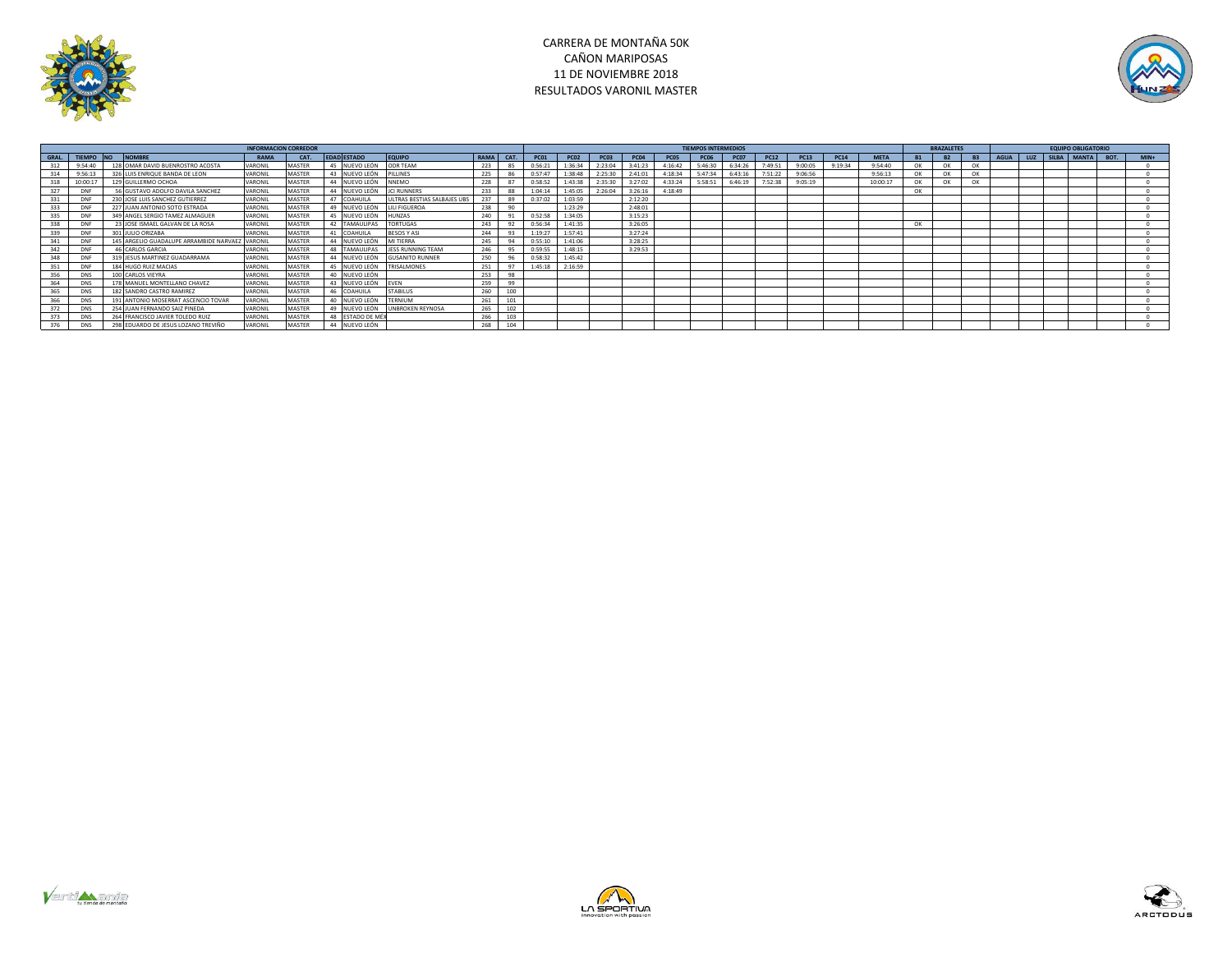# CARRERA DE MONTAÑA 50K
## CAÑON MARIPOSAS
## 11 DE NOVIEMBRE 2018
## RESULTADOS VARONIL MASTER

| INFORMACION CORREDOR | | | | | | | | | | TIEMPOS INTERMEDIOS | | | | | | | | | | | | | BRAZALETES | | | EQUIPO OBLIGATORIO | | | | | | |
|---|---|---|---|---|---|---|---|---|---|---|---|---|---|---|---|---|---|---|---|---|---|---|---|---|---|---|---|---|---|---|---|---|
| GRAL. | TIEMPO | NO | NOMBRE | RAMA | CAT. | EDAD | ESTADO | EQUIPO | RAMA | CAT. | PC01 | PC02 | PC03 | PC04 | PC05 | PC06 | PC07 | PC12 | PC13 | PC14 | META | B1 | B2 | B3 | AGUA | LUZ | SILBA | MANTA | BOT. | MIN+ |
| 312 | 9:54:40 | 128 | OMAR DAVID BUENROSTRO ACOSTA | VARONIL | MASTER | 45 | NUEVO LEÓN | ODR TEAM | 223 | 85 | 0:56:21 | 1:36:34 | 2:23:04 | 3:41:23 | 4:16:42 | 5:46:30 | 6:34:26 | 7:49:51 | 9:00:05 | 9:19:34 | 9:54:40 | OK | OK | OK | | | | | | 0 |
| 314 | 9:56:13 | 326 | LUIS ENRIQUE BANDA DE LEON | VARONIL | MASTER | 43 | NUEVO LEÓN | PILLINES | 225 | 86 | 0:57:47 | 1:38:48 | 2:25:30 | 2:41:01 | 4:18:34 | 5:47:34 | 6:43:16 | 7:51:22 | 9:06:56 | | 9:56:13 | OK | OK | OK | | | | | | 0 |
| 318 | 10:00:17 | 129 | GUILLERMO OCHOA | VARONIL | MASTER | 44 | NUEVO LEÓN | NNEMO | 228 | 87 | 0:58:52 | 1:43:38 | 2:35:30 | 3:27:02 | 4:33:24 | 5:58:51 | 6:46:19 | 7:52:38 | 9:05:19 | | 10:00:17 | OK | OK | OK | | | | | | 0 |
| 327 | DNF | 56 | GUSTAVO ADOLFO DAVILA SANCHEZ | VARONIL | MASTER | 44 | NUEVO LEÓN | JCI RUNNERS | 233 | 88 | 1:04:14 | 1:45:05 | 2:26:04 | 3:26:16 | 4:18:49 | | | | | | | OK | | | | | | | | 0 |
| 331 | DNF | 230 | JOSE LUIS SANCHEZ GUTIERREZ | VARONIL | MASTER | 47 | COAHUILA | ULTRAS BESTIAS SALBAJES UBS | 237 | 89 | 0:37:02 | 1:03:59 | | 2:12:20 | | | | | | | | | | | | | | | | 0 |
| 333 | DNF | 227 | JUAN ANTONIO SOTO ESTRADA | VARONIL | MASTER | 49 | NUEVO LEÓN | LILI FIGUEROA | 238 | 90 | | 1:23:29 | | 2:48:01 | | | | | | | | | | | | | | | | 0 |
| 335 | DNF | 349 | ANGEL SERGIO TAMEZ ALMAGUER | VARONIL | MASTER | 45 | NUEVO LEÓN | HUNZAS | 240 | 91 | 0:52:58 | 1:34:05 | | 3:15:23 | | | | | | | | | | | | | | | | 0 |
| 338 | DNF | 23 | JOSE ISMAEL GALVAN DE LA ROSA | VARONIL | MASTER | 42 | TAMAULIPAS | TORTUGAS | 243 | 92 | 0:56:34 | 1:41:35 | | 3:26:05 | | | | | | | | OK | | | | | | | | 0 |
| 339 | DNF | 301 | JULIO ORIZABA | VARONIL | MASTER | 41 | COAHUILA | BESOS Y ASI | 244 | 93 | 1:19:27 | 1:57:41 | | 3:27:24 | | | | | | | | | | | | | | | | 0 |
| 341 | DNF | 145 | ARGELIO GUADALUPE ARRAMBIDE NARVAEZ | VARONIL | MASTER | 44 | NUEVO LEÓN | MI TIERRA | 245 | 94 | 0:55:10 | 1:41:06 | | 3:28:25 | | | | | | | | | | | | | | | | 0 |
| 342 | DNF | 46 | CARLOS GARCIA | VARONIL | MASTER | 48 | TAMAULIPAS | JESS RUNNING TEAM | 246 | 95 | 0:59:55 | 1:48:15 | | 3:29:53 | | | | | | | | | | | | | | | | 0 |
| 348 | DNF | 319 | JESUS MARTINEZ GUADARRAMA | VARONIL | MASTER | 44 | NUEVO LEÓN | GUSANITO RUNNER | 250 | 96 | 0:58:32 | 1:45:42 | | | | | | | | | | | | | | | | | | 0 |
| 351 | DNF | 184 | HUGO RUIZ MACIAS | VARONIL | MASTER | 45 | NUEVO LEÓN | TRISALMONES | 251 | 97 | 1:45:18 | 2:16:59 | | | | | | | | | | | | | | | | | | 0 |
| 356 | DNS | 100 | CARLOS VIEYRA | VARONIL | MASTER | 40 | NUEVO LEÓN | | 253 | 98 | | | | | | | | | | | | | | | | | | | | 0 |
| 364 | DNS | 178 | MANUEL MONTELLANO CHAVEZ | VARONIL | MASTER | 43 | NUEVO LEÓN | EVEN | 259 | 99 | | | | | | | | | | | | | | | | | | | | 0 |
| 365 | DNS | 182 | SANDRO CASTRO RAMIREZ | VARONIL | MASTER | 46 | COAHUILA | STABILUS | 260 | 100 | | | | | | | | | | | | | | | | | | | | 0 |
| 366 | DNS | 191 | ANTONIO MOSERRAT ASCENCIO TOVAR | VARONIL | MASTER | 40 | NUEVO LEÓN | TERNIUM | 261 | 101 | | | | | | | | | | | | | | | | | | | | 0 |
| 372 | DNS | 254 | JUAN FERNANDO SAIZ PINEDA | VARONIL | MASTER | 49 | NUEVO LEÓN | UNBROKEN REYNOSA | 265 | 102 | | | | | | | | | | | | | | | | | | | | 0 |
| 373 | DNS | 264 | FRANCISCO JAVIER TOLEDO RUIZ | VARONIL | MASTER | 48 | ESTADO DE MÉX | | 266 | 103 | | | | | | | | | | | | | | | | | | | | 0 |
| 376 | DNS | 298 | EDUARDO DE JESUS LOZANO TREVIÑO | VARONIL | MASTER | 44 | NUEVO LEÓN | | 268 | 104 | | | | | | | | | | | | | | | | | | | | 0 |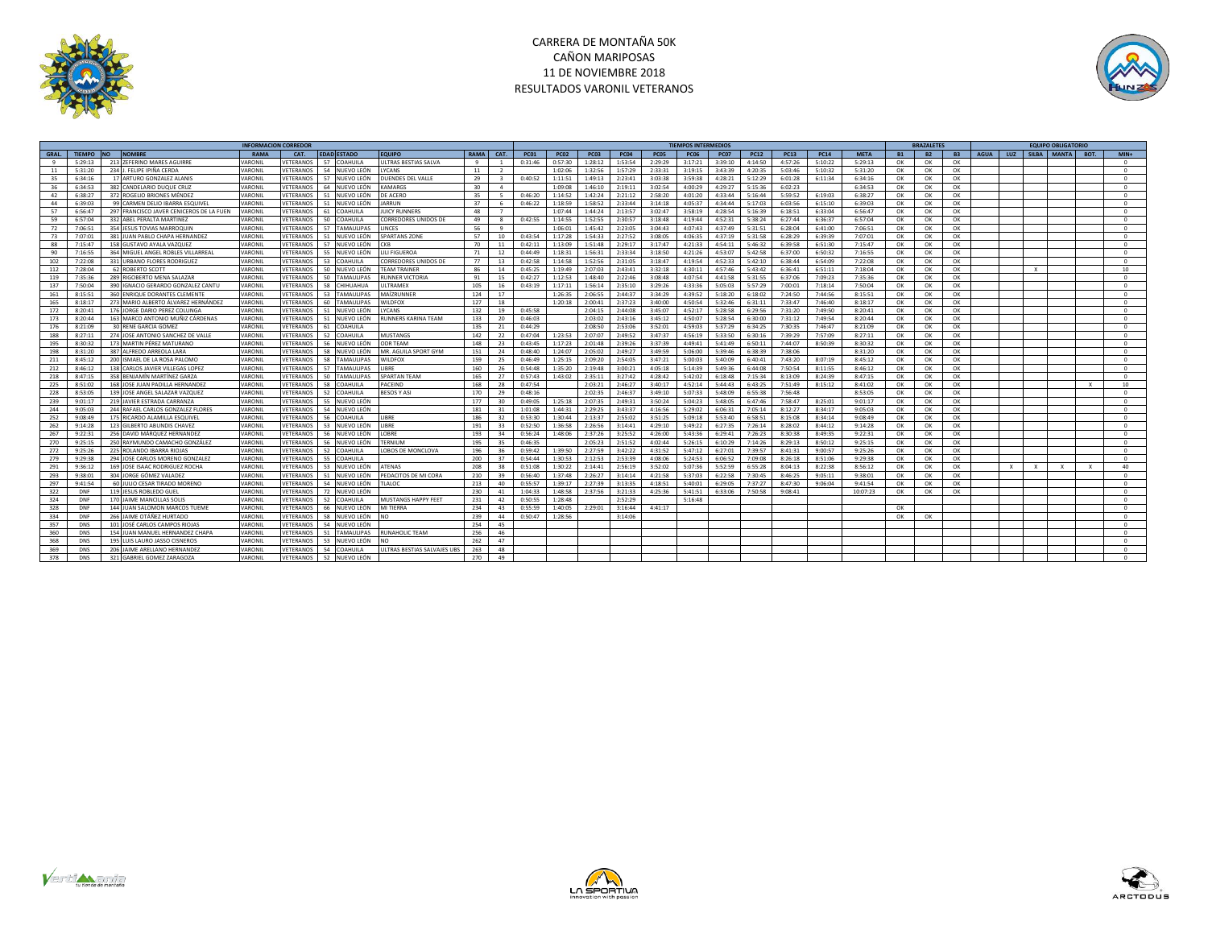# CARRERA DE MONTAÑA 50K
## CAÑON MARIPOSAS
## 11 DE NOVIEMBRE 2018
## RESULTADOS VARONIL VETERANOS

| INFORMACION CORREDOR | | | | | | | | | | | TIEMPOS INTERMEDIOS | | | | | | | | | | | BRAZALETES | | | EQUIPO OBLIGATORIO | | | | | |
|---|---|---|---|---|---|---|---|---|---|---|---|---|---|---|---|---|---|---|---|---|---|---|---|---|---|---|---|---|---|---|
| GRAL. | TIEMPO | NO | NOMBRE | RAMA | CAT. | EDAD | ESTADO | EQUIPO | RAMA | CAT. | PC01 | PC02 | PC03 | PC04 | PC05 | PC06 | PC07 | PC12 | PC13 | PC14 | META | B1 | B2 | B3 | AGUA | LUZ | SILBA | MANTA | BOT. | MIN+ |
| 9 | 5:29:13 | 213 | ZEFERINO MARES AGUIRRE | VARONIL | VETERANOS | 57 | COAHUILA | ULTRAS BESTIAS SALVA | 9 | 1 | 0:31:46 | 0:57:30 | 1:28:12 | 1:53:54 | 2:29:29 | 3:17:21 | 3:39:10 | 4:14:50 | 4:57:26 | 5:10:22 | 5:29:13 | OK | OK | OK | | | | | | 0 |
| 11 | 5:31:20 | 234 | J. FELIPE IPIÑA CERDA | VARONIL | VETERANOS | 54 | NUEVO LEÓN | LYCANS | 11 | 2 | | 1:02:06 | 1:32:56 | 1:57:29 | 2:33:31 | 3:19:15 | 3:43:39 | 4:20:35 | 5:03:46 | 5:10:32 | 5:31:20 | OK | OK | OK | | | | | | 0 |
| 35 | 6:34:16 | 17 | ARTURO GONZALEZ ALANIS | VARONIL | VETERANOS | 57 | NUEVO LEÓN | DUENDES DEL VALLE | 29 | 3 | 0:40:52 | 1:11:51 | 1:49:13 | 2:23:41 | 3:03:38 | 3:59:38 | 4:28:21 | 5:12:29 | 6:01:28 | 6:11:34 | 6:34:16 | OK | OK | OK | | | | | | 0 |
| 36 | 6:34:53 | 382 | CANDELARIO DUQUE CRUZ | VARONIL | VETERANOS | 64 | NUEVO LEÓN | KAMARGS | 30 | 4 | | 1:09:08 | 1:46:10 | 2:19:11 | 3:02:54 | 4:00:29 | 4:29:27 | 5:15:36 | 6:02:23 | | 6:34:53 | OK | OK | OK | | | | | | 0 |
| 42 | 6:38:27 | 372 | ROGELIO BRIONES MÉNDEZ | VARONIL | VETERANOS | 51 | NUEVO LEÓN | DE ACERO | 35 | 5 | 0:46:20 | 1:14:52 | 1:42:24 | 2:21:12 | 2:58:20 | 4:01:20 | 4:33:44 | 5:16:44 | 5:59:52 | 6:19:03 | 6:38:27 | OK | OK | OK | | | | | | 0 |
| 44 | 6:39:03 | 99 | CARMEN DELIO IBARRA ESQUIVEL | VARONIL | VETERANOS | 51 | NUEVO LEÓN | JARRUN | 37 | 6 | 0:46:22 | 1:18:59 | 1:58:52 | 2:33:44 | 3:14:18 | 4:05:37 | 4:34:44 | 5:17:03 | 6:03:56 | 6:15:10 | 6:39:03 | OK | OK | OK | | | | | | 0 |
| 57 | 6:56:47 | 297 | FRANCISCO JAVER CENICEROS DE LA FUEN | VARONIL | VETERANOS | 61 | COAHUILA | JUICY RUNNERS | 48 | 7 | | 1:07:44 | 1:44:24 | 2:13:57 | 3:02:47 | 3:58:19 | 4:28:54 | 5:16:39 | 6:18:51 | 6:33:04 | 6:56:47 | OK | OK | OK | | | | | | 0 |
| 59 | 6:57:04 | 332 | ABEL PERALTA MARTINEZ | VARONIL | VETERANOS | 50 | COAHUILA | CORREDORES UNIDOS DE | 49 | 8 | 0:42:55 | 1:14:55 | 1:52:55 | 2:30:57 | 3:18:48 | 4:19:44 | 4:52:31 | 5:38:24 | 6:27:44 | 6:36:37 | 6:57:04 | OK | OK | OK | | | | | | 0 |
| 72 | 7:06:51 | 354 | JESUS TOVIAS MARROQUIN | VARONIL | VETERANOS | 57 | TAMAULIPAS | LINCES | 56 | 9 | | 1:06:01 | 1:45:42 | 2:23:05 | 3:04:43 | 4:07:43 | 4:37:49 | 5:31:51 | 6:28:04 | 6:41:00 | 7:06:51 | OK | OK | OK | | | | | | 0 |
| 73 | 7:07:01 | 381 | JUAN PABLO CHAPA HERNANDEZ | VARONIL | VETERANOS | 51 | NUEVO LEÓN | SPARTANS ZONE | 57 | 10 | 0:43:54 | 1:17:28 | 1:54:33 | 2:27:52 | 3:08:05 | 4:06:35 | 4:37:19 | 5:31:58 | 6:28:29 | 6:39:39 | 7:07:01 | OK | OK | OK | | | | | | 0 |
| 88 | 7:15:47 | 158 | GUSTAVO AYALA VAZQUEZ | VARONIL | VETERANOS | 57 | NUEVO LEÓN | CKB | 70 | 11 | 0:42:11 | 1:13:09 | 1:51:48 | 2:29:17 | 3:17:47 | 4:21:33 | 4:54:11 | 5:46:32 | 6:39:58 | 6:51:30 | 7:15:47 | OK | OK | OK | | | | | | 0 |
| 90 | 7:16:55 | 364 | MIGUEL ANGEL ROBLES VILLARREAL | VARONIL | VETERANOS | 55 | NUEVO LEÓN | LILI FIGUEROA | 71 | 12 | 0:44:49 | 1:18:31 | 1:56:31 | 2:33:34 | 3:18:50 | 4:21:26 | 4:53:07 | 5:42:58 | 6:37:00 | 6:50:32 | 7:16:55 | OK | OK | OK | | | | | | 0 |
| 102 | 7:22:08 | 331 | URBANO FLORES RODRIGUEZ | VARONIL | VETERANOS | 53 | COAHUILA | CORREDORES UNIDOS DE | 77 | 13 | 0:42:58 | 1:14:58 | 1:52:56 | 2:31:05 | 3:18:47 | 4:19:54 | 4:52:33 | 5:42:10 | 6:38:44 | 6:54:09 | 7:22:08 | OK | OK | OK | | | | | | 0 |
| 112 | 7:28:04 | 62 | ROBERTO SCOTT | VARONIL | VETERANOS | 60 | NUEVO LEÓN | TEAM TRAINER | 86 | 14 | 0:45:25 | 1:19:49 | 2:07:03 | 2:43:41 | 3:32:18 | 4:30:11 | 4:57:46 | 5:43:42 | 6:36:41 | 6:51:11 | 7:18:04 | OK | OK | OK | | | X | | | 10 |
| 119 | 7:35:36 | 289 | RIGOBERTO MENA SALAZAR | VARONIL | VETERANOS | 50 | TAMAULIPAS | RUNNER VICTORIA | 91 | 15 | 0:42:27 | 1:12:53 | 1:48:40 | 2:22:46 | 3:08:48 | 4:07:54 | 4:41:58 | 5:31:55 | 6:37:06 | 7:09:23 | 7:35:36 | OK | OK | OK | | | | | | 0 |
| 137 | 7:50:04 | 390 | IGNACIO GERARDO GONZALEZ CANTU | VARONIL | VETERANOS | 58 | CHIHUAHUA | ULTRAMEX | 105 | 16 | 0:43:19 | 1:17:11 | 1:56:14 | 2:35:10 | 3:29:26 | 4:33:36 | 5:05:03 | 5:57:29 | 7:00:01 | 7:18:14 | 7:50:04 | OK | OK | OK | | | | | | 0 |
| 161 | 8:15:51 | 360 | ENRIQUE DORANTES CLEMENTE | VARONIL | VETERANOS | 53 | TAMAULIPAS | MAÍZRUNNER | 124 | 17 | | 1:26:35 | 2:06:55 | 2:44:37 | 3:34:29 | 4:39:52 | 5:18:20 | 6:18:02 | 7:24:50 | 7:44:56 | 8:15:51 | OK | OK | OK | | | | | | 0 |
| 165 | 8:18:17 | 273 | MARIO ALBERTO ÁLVAREZ HERNÁNDEZ | VARONIL | VETERANOS | 60 | TAMAULIPAS | WILDFOX | 127 | 18 | | 1:20:18 | 2:00:41 | 2:37:23 | 3:40:00 | 4:50:54 | 5:32:46 | 6:31:11 | 7:33:47 | 7:46:40 | 8:18:17 | OK | OK | OK | | | | | | 0 |
| 172 | 8:20:41 | 176 | JORGE DARIO PEREZ COLUNGA | VARONIL | VETERANOS | 51 | NUEVO LEÓN | LYCANS | 132 | 19 | 0:45:58 | | 2:04:15 | 2:44:08 | 3:45:07 | 4:52:17 | 5:28:58 | 6:29:56 | 7:31:20 | 7:49:50 | 8:20:41 | OK | OK | OK | | | | | | 0 |
| 173 | 8:20:44 | 163 | MARCO ANTONIO MUÑIZ CÁRDENAS | VARONIL | VETERANOS | 51 | NUEVO LEÓN | RUNNERS KARINA TEAM | 133 | 20 | 0:46:03 | | 2:03:02 | 2:43:16 | 3:45:12 | 4:50:07 | 5:28:54 | 6:30:00 | 7:31:12 | 7:49:54 | 8:20:44 | OK | OK | OK | | | | | | 0 |
| 176 | 8:21:09 | 30 | RENE GARCIA GOMEZ | VARONIL | VETERANOS | 61 | COAHUILA | | 135 | 21 | 0:44:29 | | 2:08:50 | 2:53:06 | 3:52:01 | 4:59:03 | 5:37:29 | 6:34:25 | 7:30:35 | 7:46:47 | 8:21:09 | OK | OK | OK | | | | | | 0 |
| 188 | 8:27:11 | 274 | JOSE ANTONIO SANCHEZ DE VALLE | VARONIL | VETERANOS | 52 | COAHUILA | MUSTANGS | 142 | 22 | 0:47:04 | 1:23:53 | 2:07:07 | 2:49:52 | 3:47:37 | 4:56:19 | 5:33:50 | 6:30:16 | 7:39:29 | 7:57:09 | 8:27:11 | OK | OK | OK | | | | | | 0 |
| 195 | 8:30:32 | 173 | MARTIN PÉREZ MATURANO | VARONIL | VETERANOS | 56 | NUEVO LEÓN | ODR TEAM | 148 | 23 | 0:43:45 | 1:17:23 | 2:01:48 | 2:39:26 | 3:37:39 | 4:49:41 | 5:41:49 | 6:50:11 | 7:44:07 | 8:50:39 | 8:30:32 | OK | OK | OK | | | | | | 0 |
| 198 | 8:31:20 | 387 | ALFREDO ARREOLA LARA | VARONIL | VETERANOS | 58 | NUEVO LEÓN | MR. AGUILA SPORT GYM | 151 | 24 | 0:48:40 | 1:24:07 | 2:05:02 | 2:49:27 | 3:49:59 | 5:06:00 | 5:39:46 | 6:38:39 | 7:38:06 | | 8:31:20 | OK | OK | OK | | | | | | 0 |
| 211 | 8:45:12 | 200 | ISMAEL DE LA ROSA PALOMO | VARONIL | VETERANOS | 58 | TAMAULIPAS | WILDFOX | 159 | 25 | 0:46:49 | 1:25:15 | 2:09:20 | 2:54:05 | 3:47:21 | 5:00:03 | 5:40:09 | 6:40:41 | 7:43:20 | 8:07:19 | 8:45:12 | OK | OK | OK | | | | | | 0 |
| 212 | 8:46:12 | 138 | CARLOS JAVIER VILLEGAS LOPEZ | VARONIL | VETERANOS | 57 | TAMAULIPAS | LIBRE | 160 | 26 | 0:54:48 | 1:35:20 | 2:19:48 | 3:00:21 | 4:05:18 | 5:14:39 | 5:49:36 | 6:44:08 | 7:50:54 | 8:11:55 | 8:46:12 | OK | OK | OK | | | | | | 0 |
| 218 | 8:47:15 | 358 | BENJAMÍN MARTÍNEZ GARZA | VARONIL | VETERANOS | 50 | TAMAULIPAS | SPARTAN TEAM | 165 | 27 | 0:57:43 | 1:43:02 | 2:35:11 | 3:27:42 | 4:28:42 | 5:42:02 | 6:18:48 | 7:15:34 | 8:13:09 | 8:24:39 | 8:47:15 | OK | OK | OK | | | | | | 0 |
| 225 | 8:51:02 | 168 | JOSE JUAN PADILLA HERNANDEZ | VARONIL | VETERANOS | 58 | COAHUILA | PACEIND | 168 | 28 | 0:47:54 | | 2:03:21 | 2:46:27 | 3:40:17 | 4:52:14 | 5:44:43 | 6:43:25 | 7:51:49 | 8:15:12 | 8:41:02 | OK | OK | OK | | | | | X | 10 |
| 228 | 8:53:05 | 139 | JOSE ANGEL SALAZAR VAZQUEZ | VARONIL | VETERANOS | 52 | COAHUILA | BESOS Y ASI | 170 | 29 | 0:48:16 | | 2:02:35 | 2:46:37 | 3:49:10 | 5:07:33 | 5:48:09 | 6:55:38 | 7:56:48 | | 8:53:05 | OK | OK | OK | | | | | | 0 |
| 239 | 9:01:17 | 219 | JAVIER ESTRADA CARRANZA | VARONIL | VETERANOS | 55 | NUEVO LEÓN | | 177 | 30 | 0:49:05 | 1:25:18 | 2:07:35 | 2:49:31 | 3:50:24 | 5:04:23 | 5:48:05 | 6:47:46 | 7:58:47 | 8:25:01 | 9:01:17 | OK | OK | OK | | | | | | 0 |
| 244 | 9:05:03 | 244 | RAFAEL CARLOS GONZALEZ FLORES | VARONIL | VETERANOS | 54 | NUEVO LEÓN | | 181 | 31 | 1:01:08 | 1:44:31 | 2:29:25 | 3:43:37 | 4:16:56 | 5:29:02 | 6:06:31 | 7:05:14 | 8:12:27 | 8:34:17 | 9:05:03 | OK | OK | OK | | | | | | 0 |
| 252 | 9:08:49 | 175 | RICARDO ALAMILLA ESQUIVEL | VARONIL | VETERANOS | 56 | COAHUILA | LIBRE | 186 | 32 | 0:53:30 | 1:30:44 | 2:13:37 | 2:55:02 | 3:51:25 | 5:09:18 | 5:53:40 | 6:58:51 | 8:15:08 | 8:34:14 | 9:08:49 | OK | OK | OK | | | | | | 0 |
| 262 | 9:14:28 | 123 | GILBERTO ABUNDIS CHAVEZ | VARONIL | VETERANOS | 53 | NUEVO LEÓN | LIBRE | 191 | 33 | 0:52:50 | 1:36:58 | 2:26:56 | 3:14:41 | 4:29:10 | 5:49:22 | 6:27:35 | 7:26:14 | 8:28:02 | 8:44:12 | 9:14:28 | OK | OK | OK | | | | | | 0 |
| 267 | 9:22:31 | 256 | DAVID MÁRQUEZ HERNANDEZ | VARONIL | VETERANOS | 56 | NUEVO LEÓN | LOBRE | 193 | 34 | 0:56:24 | 1:48:06 | 2:37:26 | 3:25:52 | 4:26:00 | 5:43:36 | 6:29:41 | 7:26:23 | 8:30:38 | 8:49:35 | 9:22:31 | OK | OK | OK | | | | | | 0 |
| 270 | 9:25:15 | 250 | RAYMUNDO CAMACHO GONZÁLEZ | VARONIL | VETERANOS | 56 | NUEVO LEÓN | TERNIUM | 195 | 35 | 0:46:35 | | 2:05:23 | 2:51:52 | 4:02:44 | 5:26:15 | 6:10:29 | 7:14:26 | 8:29:13 | 8:50:12 | 9:25:15 | OK | OK | OK | | | | | | 0 |
| 272 | 9:25:26 | 225 | ROLANDO IBARRA RIOJAS | VARONIL | VETERANOS | 52 | COAHUILA | LOBOS DE MONCLOVA | 196 | 36 | 0:59:42 | 1:39:50 | 2:27:59 | 3:42:22 | 4:31:52 | 5:47:12 | 6:27:01 | 7:39:57 | 8:41:31 | 9:00:57 | 9:25:26 | OK | OK | OK | | | | | | 0 |
| 279 | 9:29:38 | 294 | JOSE CARLOS MORENO GONZALEZ | VARONIL | VETERANOS | 55 | COAHUILA | | 200 | 37 | 0:54:44 | 1:30:53 | 2:12:53 | 2:53:39 | 4:08:06 | 5:24:53 | 6:06:52 | 7:09:08 | 8:26:18 | 8:51:06 | 9:29:38 | OK | OK | OK | | | | | | 0 |
| 291 | 9:36:12 | 169 | JOSE ISAAC RODRIGUEZ ROCHA | VARONIL | VETERANOS | 53 | NUEVO LEÓN | ATENAS | 208 | 38 | 0:51:08 | 1:30:22 | 2:14:41 | 2:56:19 | 3:52:02 | 5:07:36 | 5:52:59 | 6:55:28 | 8:04:13 | 8:22:38 | 8:56:12 | OK | OK | OK | | X | X | X | X | 40 |
| 293 | 9:38:01 | 304 | JORGE GÓMEZ VALADEZ | VARONIL | VETERANOS | 51 | NUEVO LEÓN | PEDACITOS DE MI CORA | 210 | 39 | 0:56:40 | 1:37:48 | 2:26:27 | 3:14:14 | 4:21:58 | 5:37:03 | 6:22:58 | 7:30:45 | 8:46:25 | 9:05:11 | 9:38:01 | OK | OK | OK | | | | | | 0 |
| 297 | 9:41:54 | 60 | JULIO CESAR TIRADO MORENO | VARONIL | VETERANOS | 54 | NUEVO LEÓN | TLALOC | 213 | 40 | 0:55:57 | 1:39:17 | 2:27:39 | 3:13:35 | 4:18:51 | 5:40:01 | 6:29:05 | 7:37:27 | 8:47:30 | 9:06:04 | 9:41:54 | OK | OK | OK | | | | | | 0 |
| 322 | DNF | 119 | JESUS ROBLEDO GUEL | VARONIL | VETERANOS | 72 | NUEVO LEÓN | | 230 | 41 | 1:04:33 | 1:48:58 | 2:37:56 | 3:21:33 | 4:25:36 | 5:41:51 | 6:33:06 | 7:50:58 | 9:08:41 | | 10:07:23 | OK | OK | OK | | | | | | 0 |
| 324 | DNF | 170 | JAIME MANCILLAS SOLIS | VARONIL | VETERANOS | 52 | COAHUILA | MUSTANGS HAPPY FEET | 231 | 42 | 0:50:55 | 1:28:48 | | 2:52:29 | | 5:16:48 | | | | | | | | | | | | | | 0 |
| 328 | DNF | 144 | JUAN SALOMON MARCOS TUEME | VARONIL | VETERANOS | 66 | NUEVO LEÓN | MI TIERRA | 234 | 43 | 0:55:59 | 1:40:05 | 2:29:01 | 3:16:44 | 4:41:17 | | | | | | | OK | | | | | | | | 0 |
| 334 | DNF | 266 | JAIME OTAÑEZ HURTADO | VARONIL | VETERANOS | 58 | NUEVO LEÓN | NO | 239 | 44 | 0:50:47 | 1:28:56 | | 3:14:06 | | | | | | | | OK | OK | | | | | | | 0 |
| 357 | DNS | 101 | JOSÉ CARLOS CAMPOS RIOJAS | VARONIL | VETERANOS | 54 | NUEVO LEÓN | | 254 | 45 | | | | | | | | | | | | | | | | | | | | 0 |
| 360 | DNS | 154 | JUAN MANUEL HERNANDEZ CHAPA | VARONIL | VETERANOS | 51 | TAMAULIPAS | RUNAHOLIC TEAM | 256 | 46 | | | | | | | | | | | | | | | | | | | | 0 |
| 368 | DNS | 195 | LUIS LAURO JASSO CISNEROS | VARONIL | VETERANOS | 53 | NUEVO LEÓN | NO | 262 | 47 | | | | | | | | | | | | | | | | | | | | 0 |
| 369 | DNS | 206 | JAIME ARELLANO HERNANDEZ | VARONIL | VETERANOS | 54 | COAHUILA | ULTRAS BESTIAS SALVAJES UBS | 263 | 48 | | | | | | | | | | | | | | | | | | | | 0 |
| 378 | DNS | 321 | GABRIEL GOMEZ ZARAGOZA | VARONIL | VETERANOS | 52 | NUEVO LEÓN | | 270 | 49 | | | | | | | | | | | | | | | | | | | | 0 |